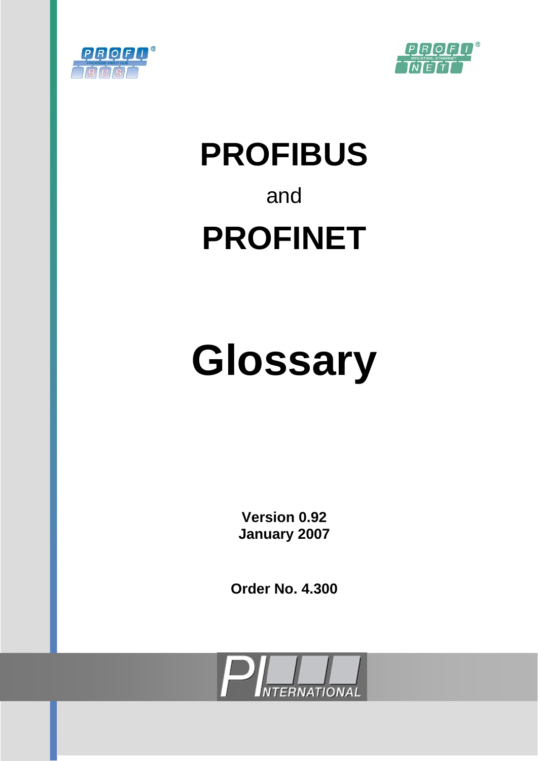# PROFIBUS

and

# PROFINET

# Glossary

**Version 0.92**
**January 2007**

**Order No. 4.300**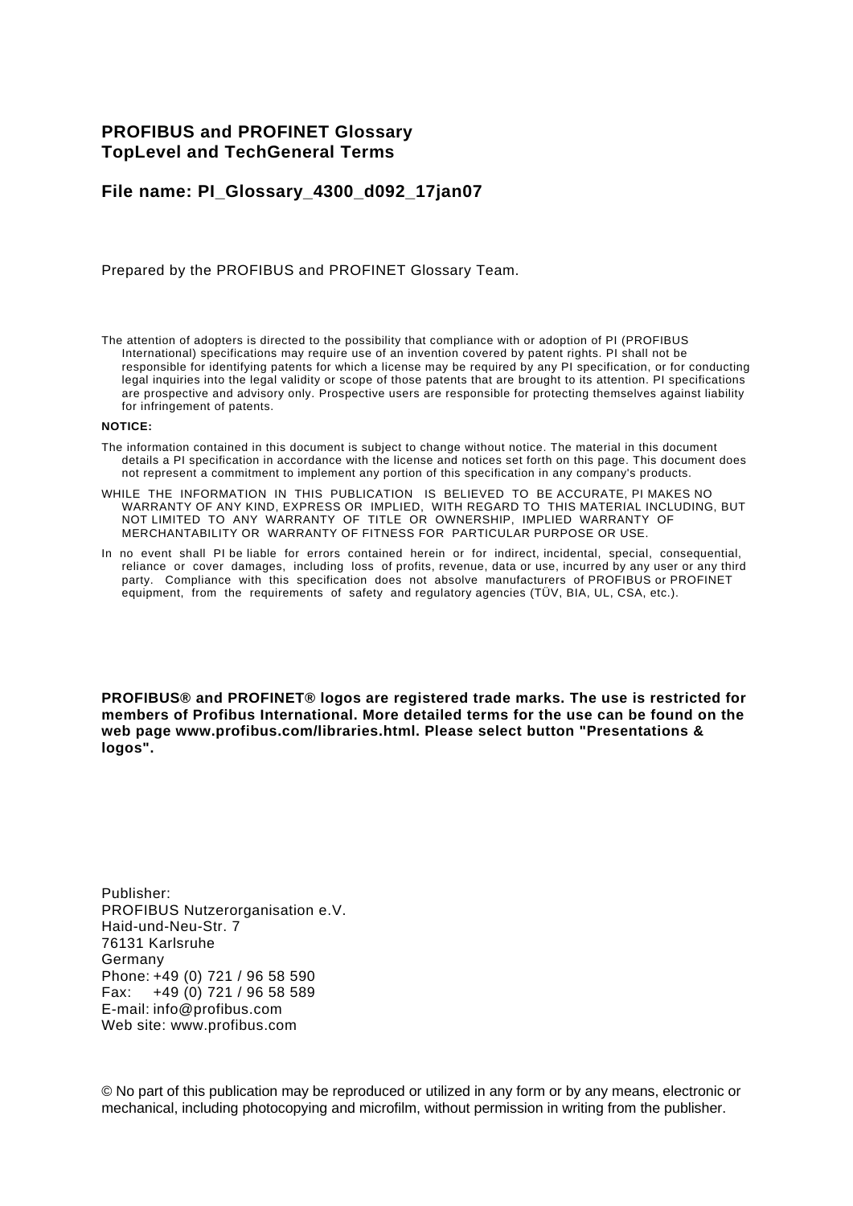**PROFIBUS and PROFINET Glossary**
**TopLevel and TechGeneral Terms**

**File name: PI_Glossary_4300_d092_17jan07**

Prepared by the PROFIBUS and PROFINET Glossary Team.

The attention of adopters is directed to the possibility that compliance with or adoption of PI (PROFIBUS International) specifications may require use of an invention covered by patent rights. PI shall not be responsible for identifying patents for which a license may be required by any PI specification, or for conducting legal inquiries into the legal validity or scope of those patents that are brought to its attention. PI specifications are prospective and advisory only. Prospective users are responsible for protecting themselves against liability for infringement of patents.

**NOTICE:**

The information contained in this document is subject to change without notice. The material in this document details a PI specification in accordance with the license and notices set forth on this page. This document does not represent a commitment to implement any portion of this specification in any company's products.

WHILE THE INFORMATION IN THIS PUBLICATION IS BELIEVED TO BE ACCURATE, PI MAKES NO WARRANTY OF ANY KIND, EXPRESS OR IMPLIED, WITH REGARD TO THIS MATERIAL INCLUDING, BUT NOT LIMITED TO ANY WARRANTY OF TITLE OR OWNERSHIP, IMPLIED WARRANTY OF MERCHANTABILITY OR WARRANTY OF FITNESS FOR PARTICULAR PURPOSE OR USE.

In no event shall PI be liable for errors contained herein or for indirect, incidental, special, consequential, reliance or cover damages, including loss of profits, revenue, data or use, incurred by any user or any third party. Compliance with this specification does not absolve manufacturers of PROFIBUS or PROFINET equipment, from the requirements of safety and regulatory agencies (TÜV, BIA, UL, CSA, etc.).

**PROFIBUS® and PROFINET® logos are registered trade marks. The use is restricted for members of Profibus International. More detailed terms for the use can be found on the web page www.profibus.com/libraries.html. Please select button "Presentations & logos".**

Publisher:
PROFIBUS Nutzerorganisation e.V.
Haid-und-Neu-Str. 7
76131 Karlsruhe
Germany
Phone: +49 (0) 721 / 96 58 590
Fax: +49 (0) 721 / 96 58 589
E-mail: info@profibus.com
Web site: www.profibus.com

© No part of this publication may be reproduced or utilized in any form or by any means, electronic or mechanical, including photocopying and microfilm, without permission in writing from the publisher.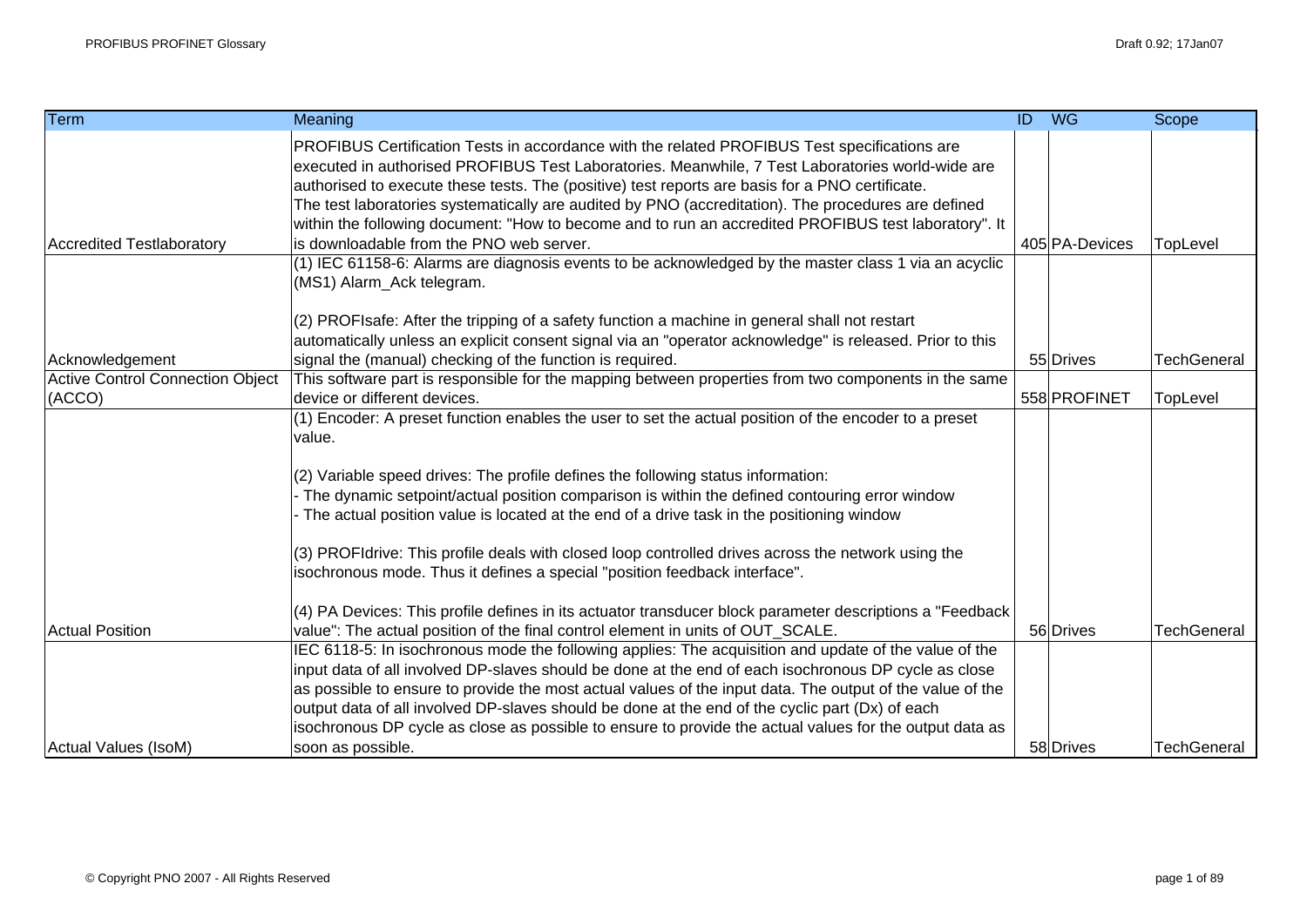| Term | Meaning | ID | WG | Scope |
|---|---|---|---|---|
| Accredited Testlaboratory | PROFIBUS Certification Tests in accordance with the related PROFIBUS Test specifications are executed in authorised PROFIBUS Test Laboratories. Meanwhile, 7 Test Laboratories world-wide are authorised to execute these tests. The (positive) test reports are basis for a PNO certificate.<br>The test laboratories systematically are audited by PNO (accreditation). The procedures are defined within the following document: "How to become and to run an accredited PROFIBUS test laboratory". It is downloadable from the PNO web server. | 405 | PA-Devices | TopLevel |
| Acknowledgement | (1) IEC 61158-6: Alarms are diagnosis events to be acknowledged by the master class 1 via an acyclic (MS1) Alarm_Ack telegram.<br><br>(2) PROFIsafe: After the tripping of a safety function a machine in general shall not restart automatically unless an explicit consent signal via an "operator acknowledge" is released. Prior to this signal the (manual) checking of the function is required. | 55 | Drives | TechGeneral |
| Active Control Connection Object (ACCO) | This software part is responsible for the mapping between properties from two components in the same device or different devices. | 558 | PROFINET | TopLevel |
| Actual Position | (1) Encoder: A preset function enables the user to set the actual position of the encoder to a preset value.<br><br>(2) Variable speed drives: The profile defines the following status information:<br>- The dynamic setpoint/actual position comparison is within the defined contouring error window<br>- The actual position value is located at the end of a drive task in the positioning window<br><br>(3) PROFIdrive: This profile deals with closed loop controlled drives across the network using the isochronous mode. Thus it defines a special "position feedback interface".<br><br>(4) PA Devices: This profile defines in its actuator transducer block parameter descriptions a "Feedback value": The actual position of the final control element in units of OUT_SCALE. | 56 | Drives | TechGeneral |
| Actual Values (IsoM) | IEC 6118-5: In isochronous mode the following applies: The acquisition and update of the value of the input data of all involved DP-slaves should be done at the end of each isochronous DP cycle as close as possible to ensure to provide the most actual values of the input data. The output of the value of the output data of all involved DP-slaves should be done at the end of the cyclic part (Dx) of each isochronous DP cycle as close as possible to ensure to provide the actual values for the output data as soon as possible. | 58 | Drives | TechGeneral |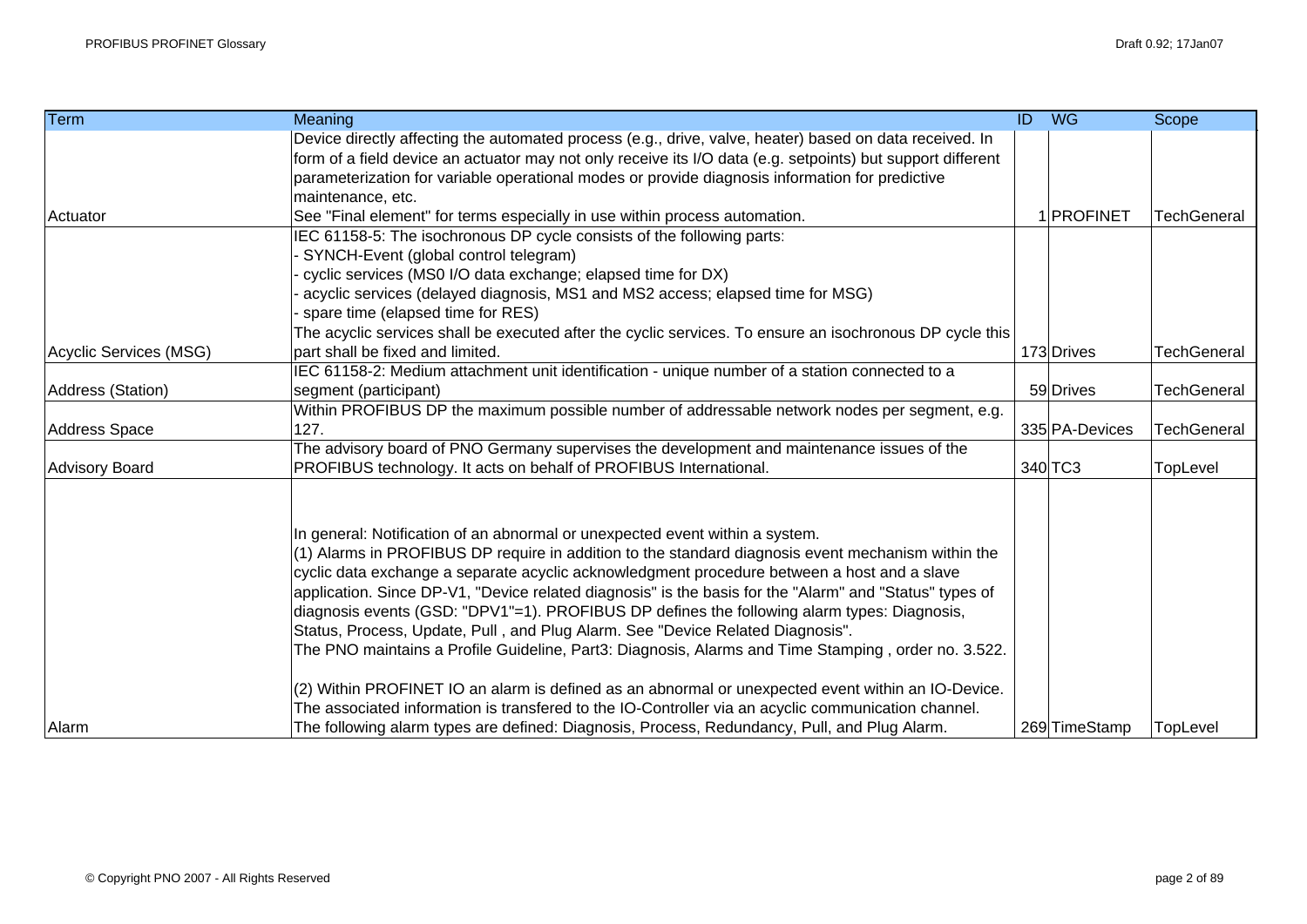| Term | Meaning | ID | WG | Scope |
|---|---|---|---|---|
| Actuator | Device directly affecting the automated process (e.g., drive, valve, heater) based on data received. In form of a field device an actuator may not only receive its I/O data (e.g. setpoints) but support different parameterization for variable operational modes or provide diagnosis information for predictive maintenance, etc.<br>See "Final element" for terms especially in use within process automation. | 1 | PROFINET | TechGeneral |
| Acyclic Services (MSG) | IEC 61158-5: The isochronous DP cycle consists of the following parts:<br>- SYNCH-Event (global control telegram)<br>- cyclic services (MS0 I/O data exchange; elapsed time for DX)<br>- acyclic services (delayed diagnosis, MS1 and MS2 access; elapsed time for MSG)<br>- spare time (elapsed time for RES)<br>The acyclic services shall be executed after the cyclic services. To ensure an isochronous DP cycle this part shall be fixed and limited. | 173 | Drives | TechGeneral |
| Address (Station) | IEC 61158-2: Medium attachment unit identification - unique number of a station connected to a segment (participant) | 59 | Drives | TechGeneral |
| Address Space | Within PROFIBUS DP the maximum possible number of addressable network nodes per segment, e.g. 127. | 335 | PA-Devices | TechGeneral |
| Advisory Board | The advisory board of PNO Germany supervises the development and maintenance issues of the PROFIBUS technology. It acts on behalf of PROFIBUS International. | 340 | TC3 | TopLevel |
| Alarm | In general: Notification of an abnormal or unexpected event within a system.<br>(1) Alarms in PROFIBUS DP require in addition to the standard diagnosis event mechanism within the cyclic data exchange a separate acyclic acknowledgment procedure between a host and a slave application. Since DP-V1, "Device related diagnosis" is the basis for the "Alarm" and "Status" types of diagnosis events (GSD: "DPV1"=1). PROFIBUS DP defines the following alarm types: Diagnosis, Status, Process, Update, Pull , and Plug Alarm. See "Device Related Diagnosis".<br>The PNO maintains a Profile Guideline, Part3: Diagnosis, Alarms and Time Stamping , order no. 3.522.<br><br>(2) Within PROFINET IO an alarm is defined as an abnormal or unexpected event within an IO-Device. The associated information is transfered to the IO-Controller via an acyclic communication channel. The following alarm types are defined: Diagnosis, Process, Redundancy, Pull, and Plug Alarm. | 269 | TimeStamp | TopLevel |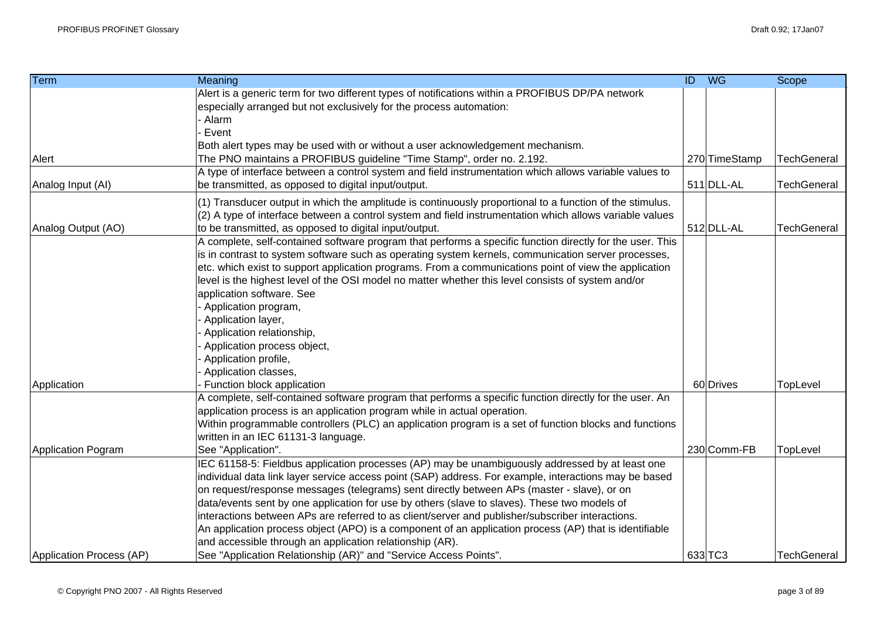| Term | Meaning | ID | WG | Scope |
|---|---|---|---|---|
| Alert | Alert is a generic term for two different types of notifications within a PROFIBUS DP/PA network especially arranged but not exclusively for the process automation:<br>- Alarm<br>- Event<br>Both alert types may be used with or without a user acknowledgement mechanism.<br>The PNO maintains a PROFIBUS guideline "Time Stamp", order no. 2.192. | 270 | TimeStamp | TechGeneral |
| Analog Input (AI) | A type of interface between a control system and field instrumentation which allows variable values to be transmitted, as opposed to digital input/output. | 511 | DLL-AL | TechGeneral |
| Analog Output (AO) | (1) Transducer output in which the amplitude is continuously proportional to a function of the stimulus.<br>(2) A type of interface between a control system and field instrumentation which allows variable values to be transmitted, as opposed to digital input/output. | 512 | DLL-AL | TechGeneral |
| Application | A complete, self-contained software program that performs a specific function directly for the user. This is in contrast to system software such as operating system kernels, communication server processes, etc. which exist to support application programs. From a communications point of view the application level is the highest level of the OSI model no matter whether this level consists of system and/or application software. See<br>- Application program,<br>- Application layer,<br>- Application relationship,<br>- Application process object,<br>- Application profile,<br>- Application classes,<br>- Function block application | 60 | Drives | TopLevel |
| Application Pogram | A complete, self-contained software program that performs a specific function directly for the user. An application process is an application program while in actual operation.<br>Within programmable controllers (PLC) an application program is a set of function blocks and functions written in an IEC 61131-3 language.<br>See "Application". | 230 | Comm-FB | TopLevel |
| Application Process (AP) | IEC 61158-5: Fieldbus application processes (AP) may be unambiguously addressed by at least one individual data link layer service access point (SAP) address. For example, interactions may be based on request/response messages (telegrams) sent directly between APs (master - slave), or on data/events sent by one application for use by others (slave to slaves). These two models of interactions between APs are referred to as client/server and publisher/subscriber interactions.<br>An application process object (APO) is a component of an application process (AP) that is identifiable and accessible through an application relationship (AR).<br>See "Application Relationship (AR)" and "Service Access Points". | 633 | TC3 | TechGeneral |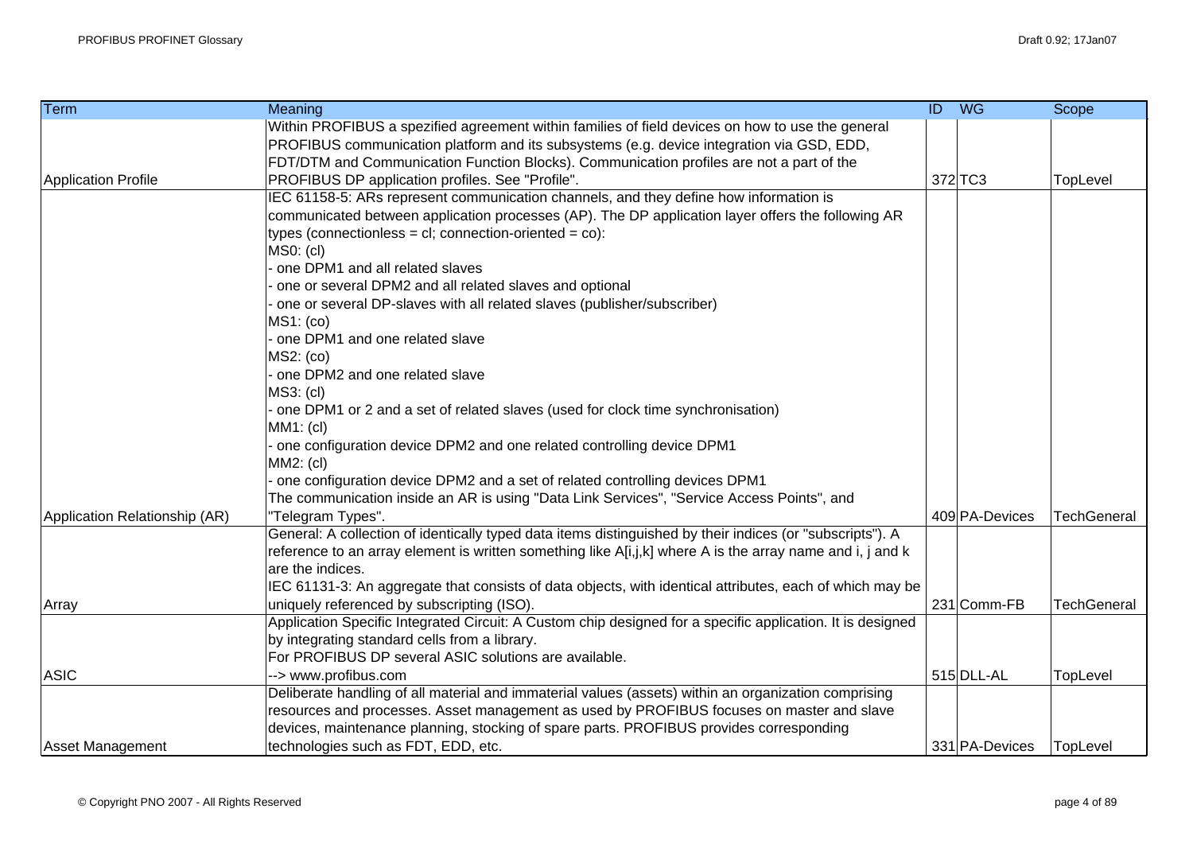| Term | Meaning | ID | WG | Scope |
|---|---|---|---|---|
| Application Profile | Within PROFIBUS a spezified agreement within families of field devices on how to use the general PROFIBUS communication platform and its subsystems (e.g. device integration via GSD, EDD, FDT/DTM and Communication Function Blocks). Communication profiles are not a part of the PROFIBUS DP application profiles. See "Profile". | 372 | TC3 | TopLevel |
| Application Relationship (AR) | IEC 61158-5: ARs represent communication channels, and they define how information is communicated between application processes (AP). The DP application layer offers the following AR types (connectionless = cl; connection-oriented = co):<br>MS0: (cl)<br>- one DPM1 and all related slaves<br>- one or several DPM2 and all related slaves and optional<br>- one or several DP-slaves with all related slaves (publisher/subscriber)<br>MS1: (co)<br>- one DPM1 and one related slave<br>MS2: (co)<br>- one DPM2 and one related slave<br>MS3: (cl)<br>- one DPM1 or 2 and a set of related slaves (used for clock time synchronisation)<br>MM1: (cl)<br>- one configuration device DPM2 and one related controlling device DPM1<br>MM2: (cl)<br>- one configuration device DPM2 and a set of related controlling devices DPM1<br>The communication inside an AR is using "Data Link Services", "Service Access Points", and "Telegram Types". | 409 | PA-Devices | TechGeneral |
| Array | General: A collection of identically typed data items distinguished by their indices (or "subscripts"). A reference to an array element is written something like A[i,j,k] where A is the array name and i, j and k are the indices.<br>IEC 61131-3: An aggregate that consists of data objects, with identical attributes, each of which may be uniquely referenced by subscripting (ISO). | 231 | Comm-FB | TechGeneral |
| ASIC | Application Specific Integrated Circuit: A Custom chip designed for a specific application. It is designed by integrating standard cells from a library.<br>For PROFIBUS DP several ASIC solutions are available.<br>--> www.profibus.com | 515 | DLL-AL | TopLevel |
| Asset Management | Deliberate handling of all material and immaterial values (assets) within an organization comprising resources and processes. Asset management as used by PROFIBUS focuses on master and slave devices, maintenance planning, stocking of spare parts. PROFIBUS provides corresponding technologies such as FDT, EDD, etc. | 331 | PA-Devices | TopLevel |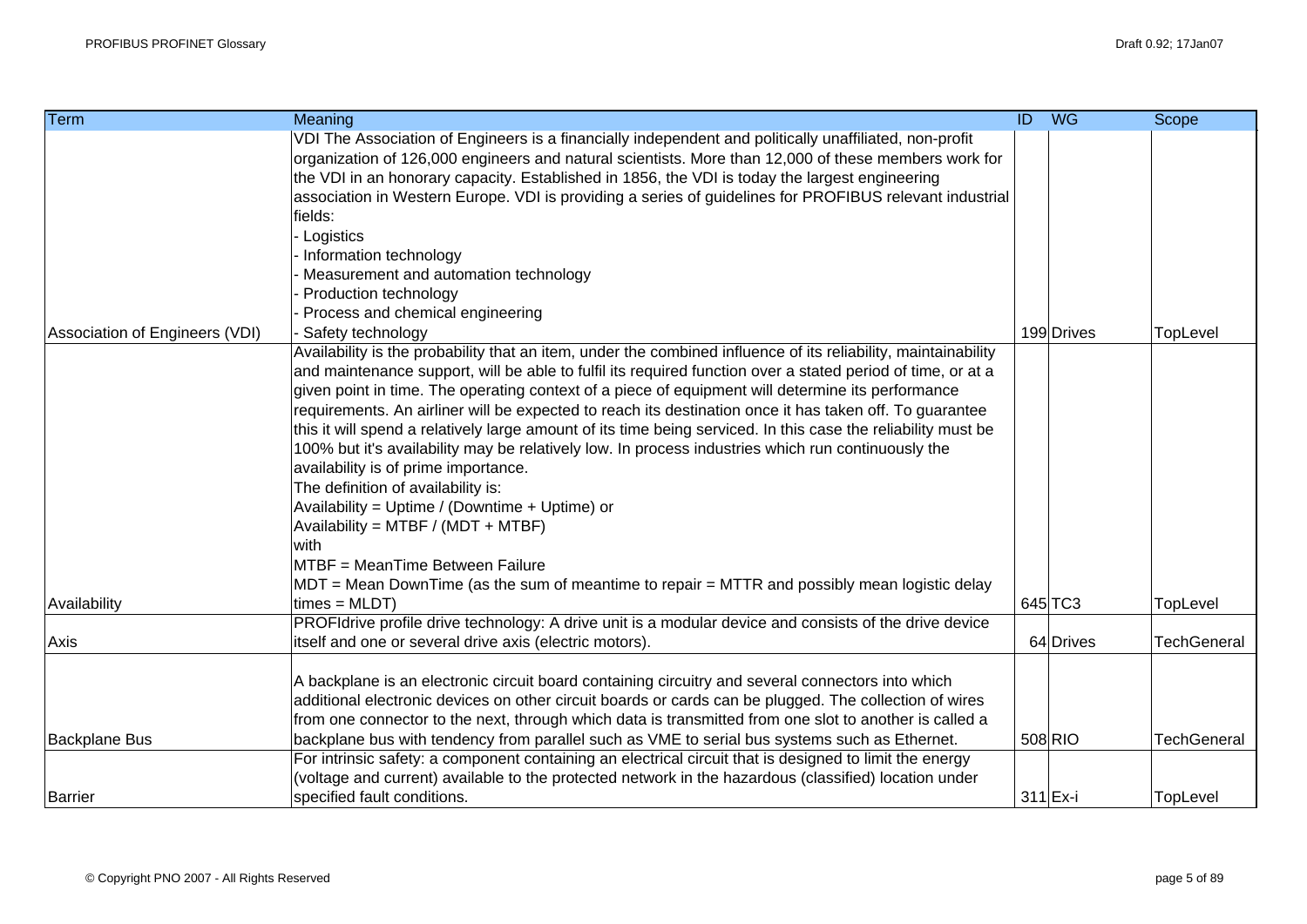| Term | Meaning | ID | WG | Scope |
|---|---|---|---|---|
| Association of Engineers (VDI) | VDI The Association of Engineers is a financially independent and politically unaffiliated, non-profit organization of 126,000 engineers and natural scientists. More than 12,000 of these members work for the VDI in an honorary capacity. Established in 1856, the VDI is today the largest engineering association in Western Europe. VDI is providing a series of guidelines for PROFIBUS relevant industrial fields:<br>- Logistics<br>- Information technology<br>- Measurement and automation technology<br>- Production technology<br>- Process and chemical engineering<br>- Safety technology | 199 | Drives | TopLevel |
| Availability | Availability is the probability that an item, under the combined influence of its reliability, maintainability and maintenance support, will be able to fulfil its required function over a stated period of time, or at a given point in time. The operating context of a piece of equipment will determine its performance requirements. An airliner will be expected to reach its destination once it has taken off. To guarantee this it will spend a relatively large amount of its time being serviced. In this case the reliability must be 100% but it's availability may be relatively low. In process industries which run continuously the availability is of prime importance.<br>The definition of availability is:<br>Availability = Uptime / (Downtime + Uptime) or<br>Availability = MTBF / (MDT + MTBF)<br>with<br>MTBF = MeanTime Between Failure<br>MDT = Mean DownTime (as the sum of meantime to repair = MTTR and possibly mean logistic delay times = MLDT) | 645 | TC3 | TopLevel |
| Axis | PROFIdrive profile drive technology: A drive unit is a modular device and consists of the drive device itself and one or several drive axis (electric motors). | 64 | Drives | TechGeneral |
| Backplane Bus | A backplane is an electronic circuit board containing circuitry and several connectors into which additional electronic devices on other circuit boards or cards can be plugged. The collection of wires from one connector to the next, through which data is transmitted from one slot to another is called a backplane bus with tendency from parallel such as VME to serial bus systems such as Ethernet. | 508 | RIO | TechGeneral |
| Barrier | For intrinsic safety: a component containing an electrical circuit that is designed to limit the energy (voltage and current) available to the protected network in the hazardous (classified) location under specified fault conditions. | 311 | Ex-i | TopLevel |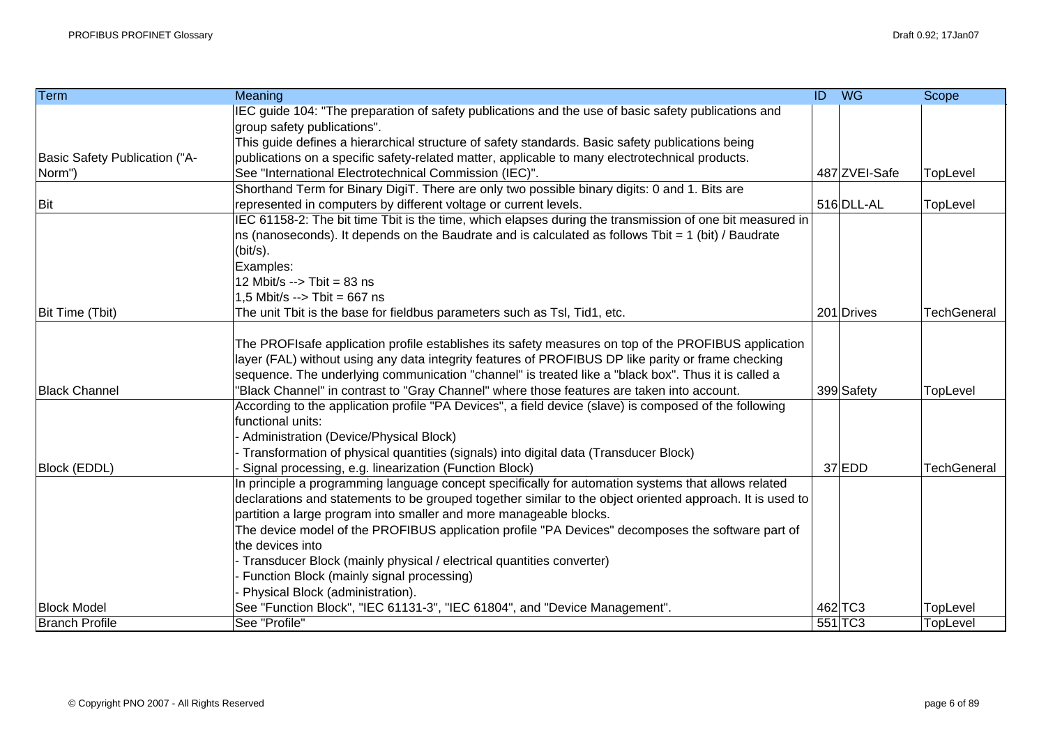| Term | Meaning | ID | WG | Scope |
|---|---|---|---|---|
| Basic Safety Publication ("A-Norm") | IEC guide 104: "The preparation of safety publications and the use of basic safety publications and group safety publications".<br>This guide defines a hierarchical structure of safety standards. Basic safety publications being publications on a specific safety-related matter, applicable to many electrotechnical products.<br>See "International Electrotechnical Commission (IEC)". | 487 | ZVEI-Safe | TopLevel |
| Bit | Shorthand Term for Binary DigiT. There are only two possible binary digits: 0 and 1. Bits are represented in computers by different voltage or current levels. | 516 | DLL-AL | TopLevel |
| Bit Time (Tbit) | IEC 61158-2: The bit time Tbit is the time, which elapses during the transmission of one bit measured in ns (nanoseconds). It depends on the Baudrate and is calculated as follows Tbit = 1 (bit) / Baudrate (bit/s).<br>Examples:<br>12 Mbit/s --> Tbit = 83 ns<br>1,5 Mbit/s --> Tbit = 667 ns<br>The unit Tbit is the base for fieldbus parameters such as Tsl, Tid1, etc. | 201 | Drives | TechGeneral |
| Black Channel | The PROFIsafe application profile establishes its safety measures on top of the PROFIBUS application layer (FAL) without using any data integrity features of PROFIBUS DP like parity or frame checking sequence. The underlying communication "channel" is treated like a "black box". Thus it is called a "Black Channel" in contrast to "Gray Channel" where those features are taken into account. | 399 | Safety | TopLevel |
| Block (EDDL) | According to the application profile "PA Devices", a field device (slave) is composed of the following functional units:<br>- Administration (Device/Physical Block)<br>- Transformation of physical quantities (signals) into digital data (Transducer Block)<br>- Signal processing, e.g. linearization (Function Block) | 37 | EDD | TechGeneral |
| Block Model | In principle a programming language concept specifically for automation systems that allows related declarations and statements to be grouped together similar to the object oriented approach. It is used to partition a large program into smaller and more manageable blocks.<br>The device model of the PROFIBUS application profile "PA Devices" decomposes the software part of the devices into<br>- Transducer Block (mainly physical / electrical quantities converter)<br>- Function Block (mainly signal processing)<br>- Physical Block (administration).<br>See "Function Block", "IEC 61131-3", "IEC 61804", and "Device Management". | 462 | TC3 | TopLevel |
| Branch Profile | See "Profile" | 551 | TC3 | TopLevel |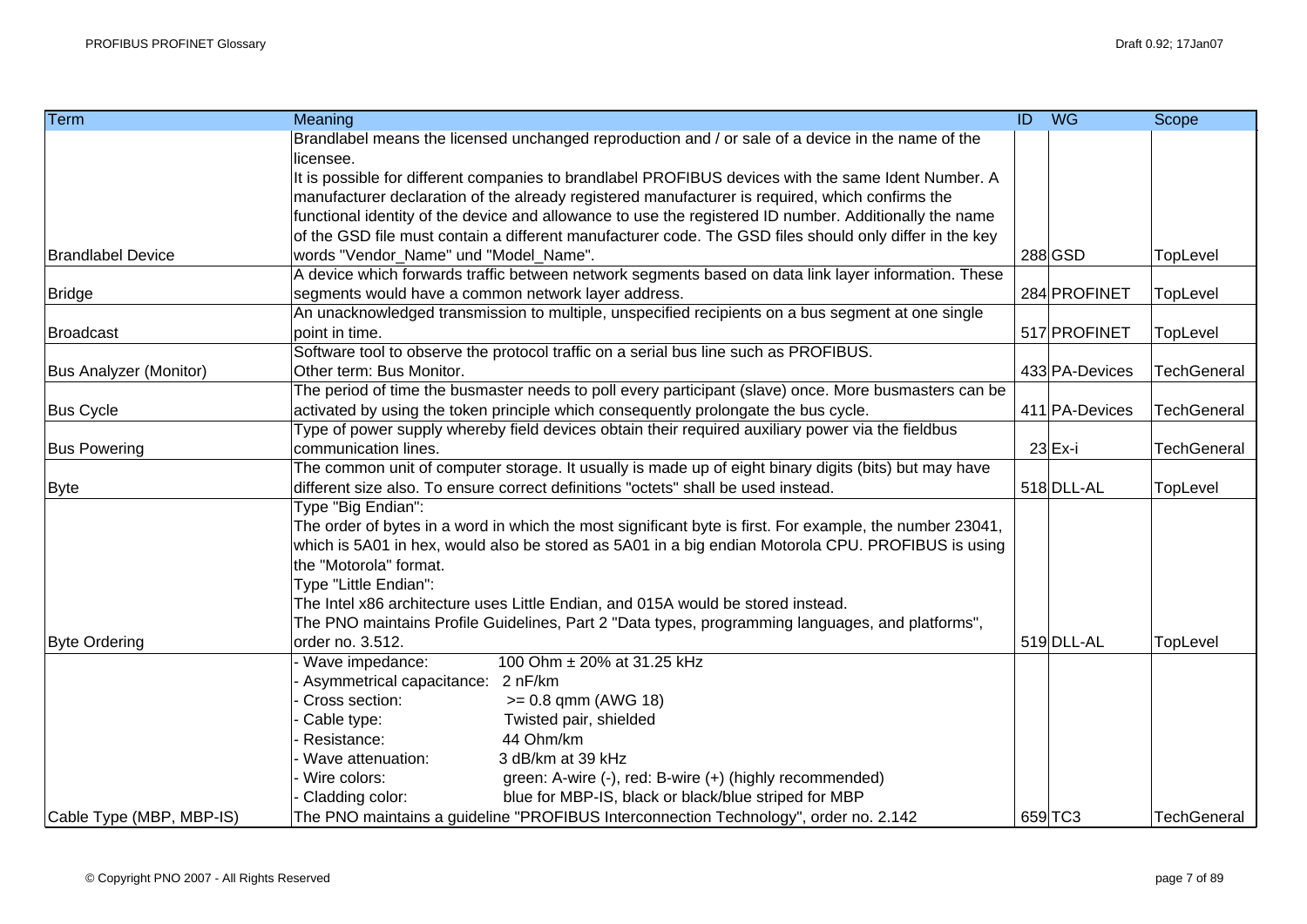| Term | Meaning | ID | WG | Scope |
| --- | --- | --- | --- | --- |
| Brandlabel Device | Brandlabel means the licensed unchanged reproduction and / or sale of a device in the name of the licensee.<br>It is possible for different companies to brandlabel PROFIBUS devices with the same Ident Number. A manufacturer declaration of the already registered manufacturer is required, which confirms the functional identity of the device and allowance to use the registered ID number. Additionally the name of the GSD file must contain a different manufacturer code. The GSD files should only differ in the key words "Vendor_Name" und "Model_Name". | 288 | GSD | TopLevel |
| Bridge | A device which forwards traffic between network segments based on data link layer information. These segments would have a common network layer address. | 284 | PROFINET | TopLevel |
| Broadcast | An unacknowledged transmission to multiple, unspecified recipients on a bus segment at one single point in time. | 517 | PROFINET | TopLevel |
| Bus Analyzer (Monitor) | Software tool to observe the protocol traffic on a serial bus line such as PROFIBUS.<br>Other term: Bus Monitor. | 433 | PA-Devices | TechGeneral |
| Bus Cycle | The period of time the busmaster needs to poll every participant (slave) once. More busmasters can be activated by using the token principle which consequently prolongate the bus cycle. | 411 | PA-Devices | TechGeneral |
| Bus Powering | Type of power supply whereby field devices obtain their required auxiliary power via the fieldbus communication lines. | 23 | Ex-i | TechGeneral |
| Byte | The common unit of computer storage. It usually is made up of eight binary digits (bits) but may have different size also. To ensure correct definitions "octets" shall be used instead. | 518 | DLL-AL | TopLevel |
| Byte Ordering | Type "Big Endian":<br>The order of bytes in a word in which the most significant byte is first. For example, the number 23041, which is 5A01 in hex, would also be stored as 5A01 in a big endian Motorola CPU. PROFIBUS is using the "Motorola" format.<br>Type "Little Endian":<br>The Intel x86 architecture uses Little Endian, and 015A would be stored instead.<br>The PNO maintains Profile Guidelines, Part 2 "Data types, programming languages, and platforms", order no. 3.512. | 519 | DLL-AL | TopLevel |
| Cable Type (MBP, MBP-IS) | - Wave impedance: 100 Ohm ± 20% at 31.25 kHz<br>- Asymmetrical capacitance: 2 nF/km<br>- Cross section: >= 0.8 qmm (AWG 18)<br>- Cable type: Twisted pair, shielded<br>- Resistance: 44 Ohm/km<br>- Wave attenuation: 3 dB/km at 39 kHz<br>- Wire colors: green: A-wire (-), red: B-wire (+) (highly recommended)<br>- Cladding color: blue for MBP-IS, black or black/blue striped for MBP<br>The PNO maintains a guideline "PROFIBUS Interconnection Technology", order no. 2.142 | 659 | TC3 | TechGeneral |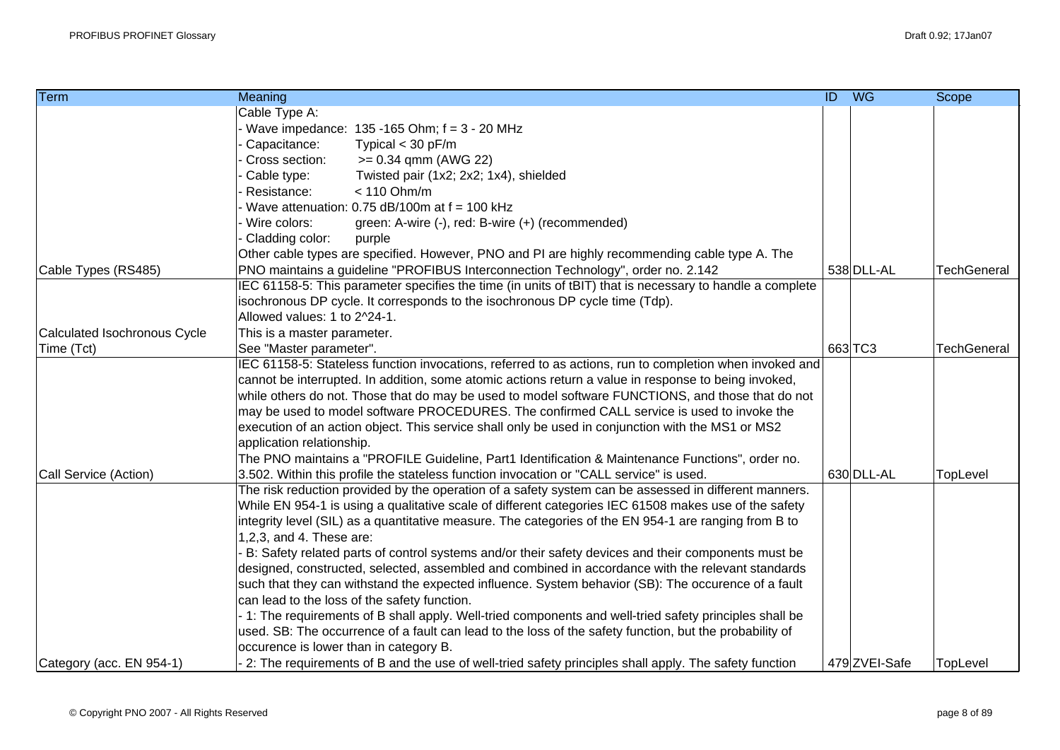| Term | Meaning | ID | WG | Scope |
|---|---|---|---|---|
| Cable Types (RS485) | Cable Type A:<br>- Wave impedance: 135 -165 Ohm; f = 3 - 20 MHz<br>- Capacitance: Typical < 30 pF/m<br>- Cross section: >= 0.34 qmm (AWG 22)<br>- Cable type: Twisted pair (1x2; 2x2; 1x4), shielded<br>- Resistance: < 110 Ohm/m<br>- Wave attenuation: 0.75 dB/100m at f = 100 kHz<br>- Wire colors: green: A-wire (-), red: B-wire (+) (recommended)<br>- Cladding color: purple<br>Other cable types are specified. However, PNO and PI are highly recommending cable type A. The PNO maintains a guideline "PROFIBUS Interconnection Technology", order no. 2.142 | 538 | DLL-AL | TechGeneral |
| Calculated Isochronous Cycle Time (Tct) | IEC 61158-5: This parameter specifies the time (in units of tBIT) that is necessary to handle a complete isochronous DP cycle. It corresponds to the isochronous DP cycle time (Tdp).<br>Allowed values: 1 to 2^24-1.<br>This is a master parameter.<br>See "Master parameter". | 663 | TC3 | TechGeneral |
| Call Service (Action) | IEC 61158-5: Stateless function invocations, referred to as actions, run to completion when invoked and cannot be interrupted. In addition, some atomic actions return a value in response to being invoked, while others do not. Those that do may be used to model software FUNCTIONS, and those that do not may be used to model software PROCEDURES. The confirmed CALL service is used to invoke the execution of an action object. This service shall only be used in conjunction with the MS1 or MS2 application relationship.<br>The PNO maintains a "PROFILE Guideline, Part1 Identification & Maintenance Functions", order no. 3.502. Within this profile the stateless function invocation or "CALL service" is used. | 630 | DLL-AL | TopLevel |
| Category (acc. EN 954-1) | The risk reduction provided by the operation of a safety system can be assessed in different manners. While EN 954-1 is using a qualitative scale of different categories IEC 61508 makes use of the safety integrity level (SIL) as a quantitative measure. The categories of the EN 954-1 are ranging from B to 1,2,3, and 4. These are:<br>- B: Safety related parts of control systems and/or their safety devices and their components must be designed, constructed, selected, assembled and combined in accordance with the relevant standards such that they can withstand the expected influence. System behavior (SB): The occurence of a fault can lead to the loss of the safety function.<br>- 1: The requirements of B shall apply. Well-tried components and well-tried safety principles shall be used. SB: The occurrence of a fault can lead to the loss of the safety function, but the probability of occurence is lower than in category B.<br>- 2: The requirements of B and the use of well-tried safety principles shall apply. The safety function | 479 | ZVEI-Safe | TopLevel |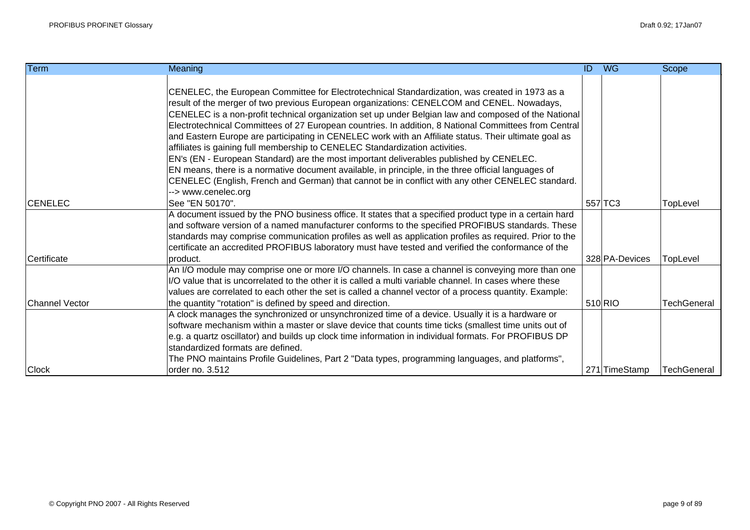| Term | Meaning | ID | WG | Scope |
|---|---|---|---|---|
| CENELEC | CENELEC, the European Committee for Electrotechnical Standardization, was created in 1973 as a result of the merger of two previous European organizations: CENELCOM and CENEL. Nowadays, CENELEC is a non-profit technical organization set up under Belgian law and composed of the National Electrotechnical Committees of 27 European countries. In addition, 8 National Committees from Central and Eastern Europe are participating in CENELEC work with an Affiliate status. Their ultimate goal as affiliates is gaining full membership to CENELEC Standardization activities. EN's (EN - European Standard) are the most important deliverables published by CENELEC. EN means, there is a normative document available, in principle, in the three official languages of CENELEC (English, French and German) that cannot be in conflict with any other CENELEC standard. --> www.cenelec.org See "EN 50170". | 557 | TC3 | TopLevel |
| Certificate | A document issued by the PNO business office. It states that a specified product type in a certain hard and software version of a named manufacturer conforms to the specified PROFIBUS standards. These standards may comprise communication profiles as well as application profiles as required. Prior to the certificate an accredited PROFIBUS laboratory must have tested and verified the conformance of the product. | 328 | PA-Devices | TopLevel |
| Channel Vector | An I/O module may comprise one or more I/O channels. In case a channel is conveying more than one I/O value that is uncorrelated to the other it is called a multi variable channel. In cases where these values are correlated to each other the set is called a channel vector of a process quantity. Example: the quantity "rotation" is defined by speed and direction. | 510 | RIO | TechGeneral |
| Clock | A clock manages the synchronized or unsynchronized time of a device. Usually it is a hardware or software mechanism within a master or slave device that counts time ticks (smallest time units out of e.g. a quartz oscillator) and builds up clock time information in individual formats. For PROFIBUS DP standardized formats are defined. The PNO maintains Profile Guidelines, Part 2 "Data types, programming languages, and platforms", order no. 3.512 | 271 | TimeStamp | TechGeneral |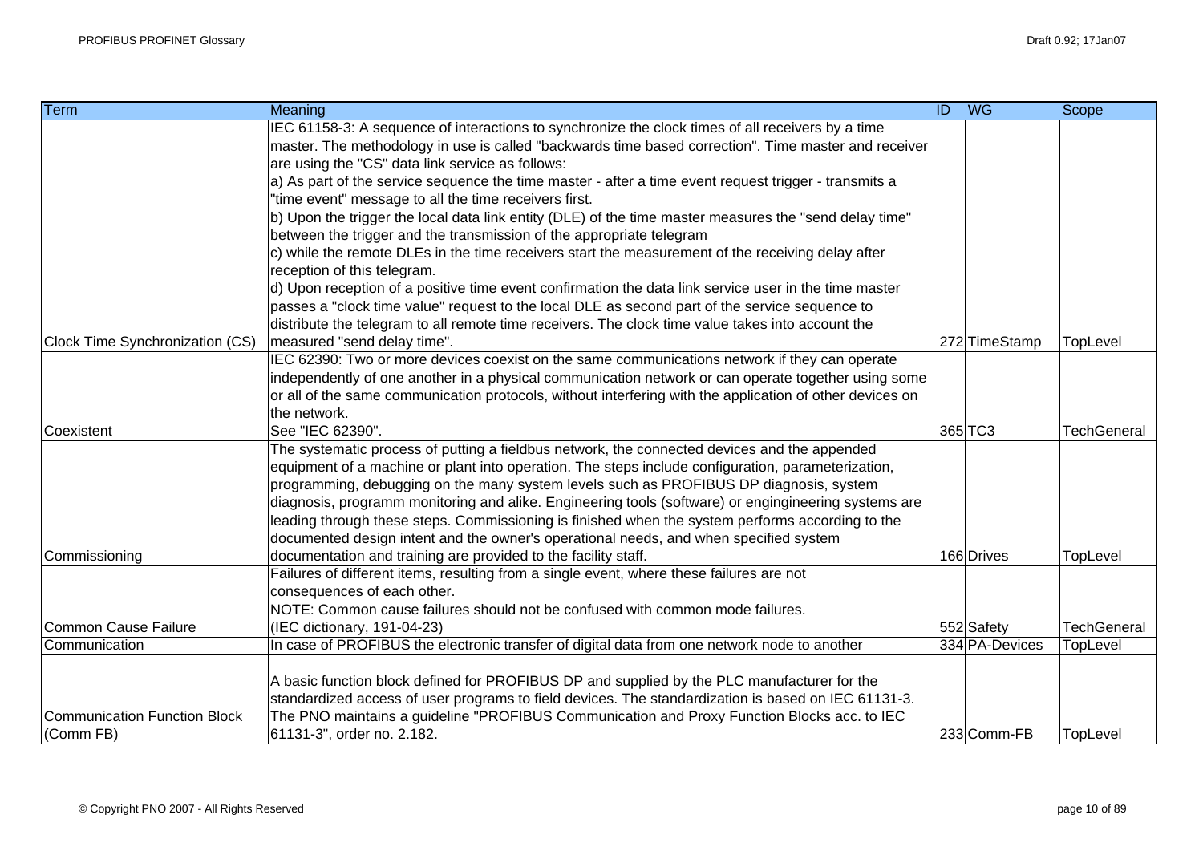| Term | Meaning | ID | WG | Scope |
|---|---|---|---|---|
| Clock Time Synchronization (CS) | IEC 61158-3: A sequence of interactions to synchronize the clock times of all receivers by a time master. The methodology in use is called "backwards time based correction". Time master and receiver are using the "CS" data link service as follows:<br>a) As part of the service sequence the time master - after a time event request trigger - transmits a "time event" message to all the time receivers first.<br>b) Upon the trigger the local data link entity (DLE) of the time master measures the "send delay time" between the trigger and the transmission of the appropriate telegram<br>c) while the remote DLEs in the time receivers start the measurement of the receiving delay after reception of this telegram.<br>d) Upon reception of a positive time event confirmation the data link service user in the time master passes a "clock time value" request to the local DLE as second part of the service sequence to distribute the telegram to all remote time receivers. The clock time value takes into account the measured "send delay time". | 272 | TimeStamp | TopLevel |
| Coexistent | IEC 62390: Two or more devices coexist on the same communications network if they can operate independently of one another in a physical communication network or can operate together using some or all of the same communication protocols, without interfering with the application of other devices on the network.<br>See "IEC 62390". | 365 | TC3 | TechGeneral |
| Commissioning | The systematic process of putting a fieldbus network, the connected devices and the appended equipment of a machine or plant into operation. The steps include configuration, parameterization, programming, debugging on the many system levels such as PROFIBUS DP diagnosis, system diagnosis, programm monitoring and alike. Engineering tools (software) or engingineering systems are leading through these steps. Commissioning is finished when the system performs according to the documented design intent and the owner's operational needs, and when specified system documentation and training are provided to the facility staff. | 166 | Drives | TopLevel |
| Common Cause Failure | Failures of different items, resulting from a single event, where these failures are not consequences of each other.<br>NOTE: Common cause failures should not be confused with common mode failures.<br>(IEC dictionary, 191-04-23) | 552 | Safety | TechGeneral |
| Communication | In case of PROFIBUS the electronic transfer of digital data from one network node to another | 334 | PA-Devices | TopLevel |
| Communication Function Block (Comm FB) | A basic function block defined for PROFIBUS DP and supplied by the PLC manufacturer for the standardized access of user programs to field devices. The standardization is based on IEC 61131-3. The PNO maintains a guideline "PROFIBUS Communication and Proxy Function Blocks acc. to IEC 61131-3", order no. 2.182. | 233 | Comm-FB | TopLevel |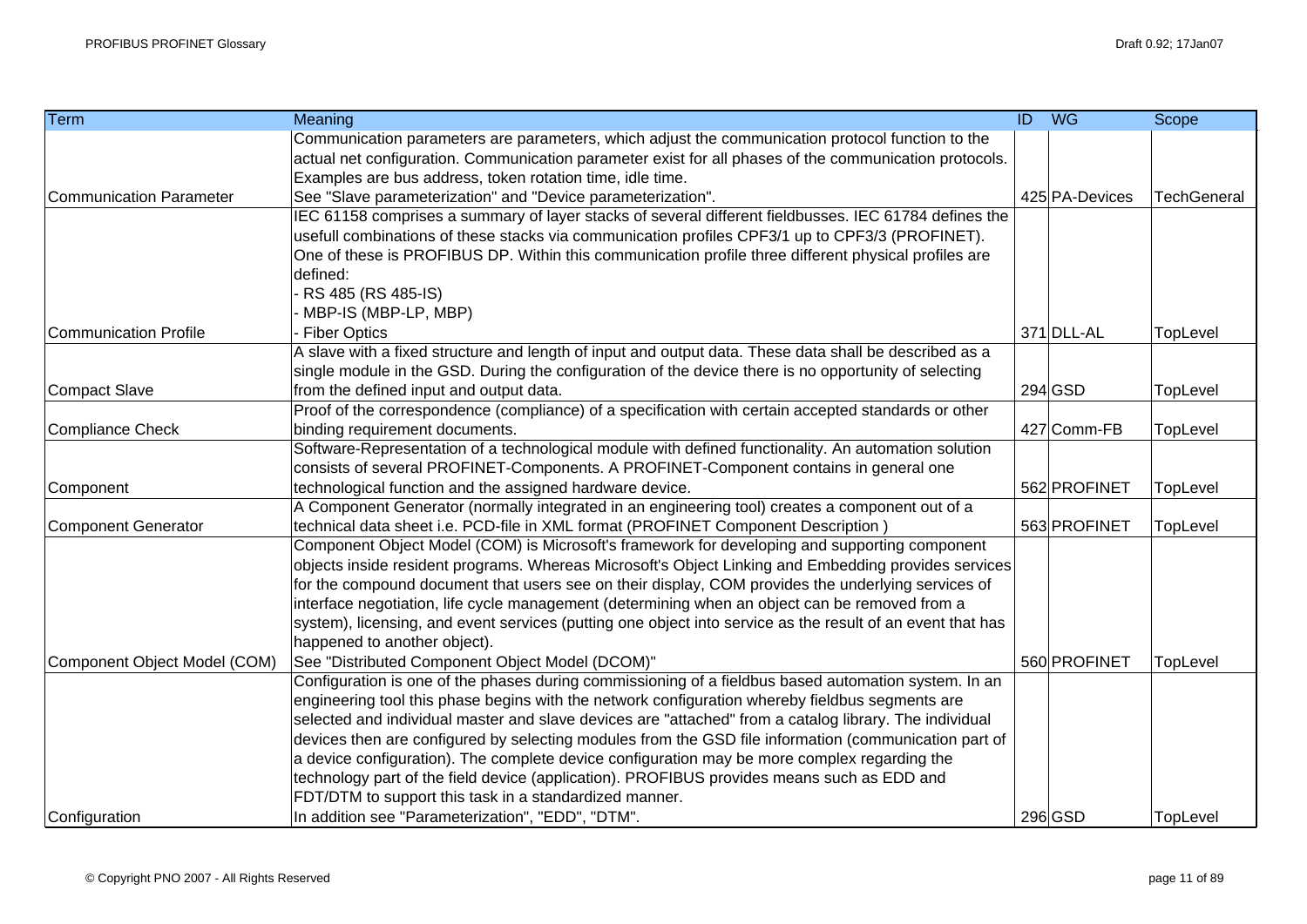| Term | Meaning | ID | WG | Scope |
|---|---|---|---|---|
| Communication Parameter | Communication parameters are parameters, which adjust the communication protocol function to the actual net configuration. Communication parameter exist for all phases of the communication protocols. Examples are bus address, token rotation time, idle time. See "Slave parameterization" and "Device parameterization". | 425 | PA-Devices | TechGeneral |
| Communication Profile | IEC 61158 comprises a summary of layer stacks of several different fieldbusses. IEC 61784 defines the usefull combinations of these stacks via communication profiles CPF3/1 up to CPF3/3 (PROFINET). One of these is PROFIBUS DP. Within this communication profile three different physical profiles are defined:<br>- RS 485 (RS 485-IS)<br>- MBP-IS (MBP-LP, MBP)<br>- Fiber Optics | 371 | DLL-AL | TopLevel |
| Compact Slave | A slave with a fixed structure and length of input and output data. These data shall be described as a single module in the GSD. During the configuration of the device there is no opportunity of selecting from the defined input and output data. | 294 | GSD | TopLevel |
| Compliance Check | Proof of the correspondence (compliance) of a specification with certain accepted standards or other binding requirement documents. | 427 | Comm-FB | TopLevel |
| Component | Software-Representation of a technological module with defined functionality. An automation solution consists of several PROFINET-Components. A PROFINET-Component contains in general one technological function and the assigned hardware device. | 562 | PROFINET | TopLevel |
| Component Generator | A Component Generator (normally integrated in an engineering tool) creates a component out of a technical data sheet i.e. PCD-file in XML format (PROFINET Component Description ) | 563 | PROFINET | TopLevel |
| Component Object Model (COM) | Component Object Model (COM) is Microsoft's framework for developing and supporting component objects inside resident programs. Whereas Microsoft's Object Linking and Embedding provides services for the compound document that users see on their display, COM provides the underlying services of interface negotiation, life cycle management (determining when an object can be removed from a system), licensing, and event services (putting one object into service as the result of an event that has happened to another object).<br>See "Distributed Component Object Model (DCOM)" | 560 | PROFINET | TopLevel |
| Configuration | Configuration is one of the phases during commissioning of a fieldbus based automation system. In an engineering tool this phase begins with the network configuration whereby fieldbus segments are selected and individual master and slave devices are "attached" from a catalog library. The individual devices then are configured by selecting modules from the GSD file information (communication part of a device configuration). The complete device configuration may be more complex regarding the technology part of the field device (application). PROFIBUS provides means such as EDD and FDT/DTM to support this task in a standardized manner.<br>In addition see "Parameterization", "EDD", "DTM". | 296 | GSD | TopLevel |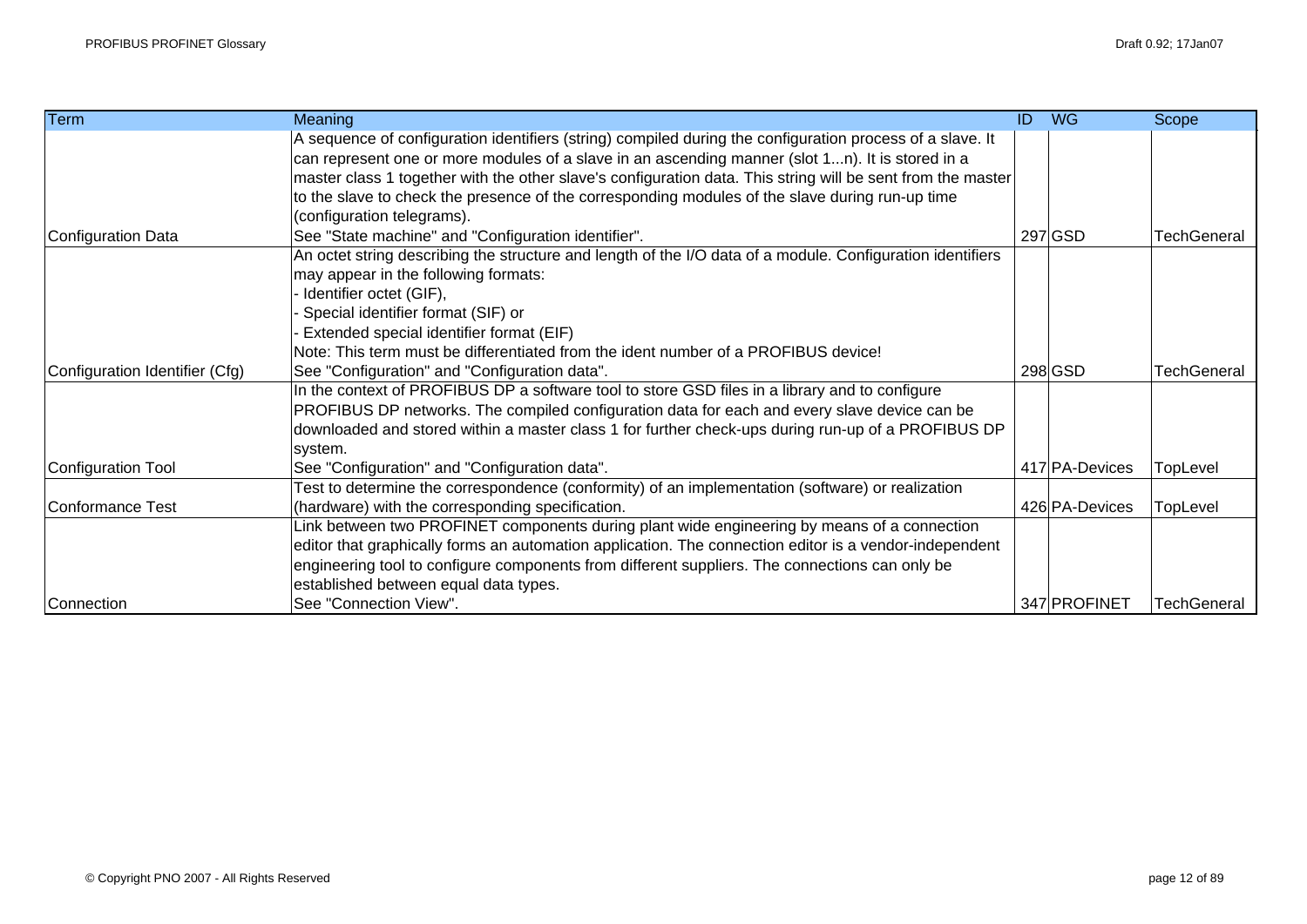| Term | Meaning | ID | WG | Scope |
|---|---|---|---|---|
| Configuration Data | A sequence of configuration identifiers (string) compiled during the configuration process of a slave. It can represent one or more modules of a slave in an ascending manner (slot 1...n). It is stored in a master class 1 together with the other slave's configuration data. This string will be sent from the master to the slave to check the presence of the corresponding modules of the slave during run-up time (configuration telegrams).<br>See "State machine" and "Configuration identifier". | 297 | GSD | TechGeneral |
| Configuration Identifier (Cfg) | An octet string describing the structure and length of the I/O data of a module. Configuration identifiers may appear in the following formats:<br>- Identifier octet (GIF),<br>- Special identifier format (SIF) or<br>- Extended special identifier format (EIF)<br>Note: This term must be differentiated from the ident number of a PROFIBUS device!<br>See "Configuration" and "Configuration data". | 298 | GSD | TechGeneral |
| Configuration Tool | In the context of PROFIBUS DP a software tool to store GSD files in a library and to configure PROFIBUS DP networks. The compiled configuration data for each and every slave device can be downloaded and stored within a master class 1 for further check-ups during run-up of a PROFIBUS DP system.<br>See "Configuration" and "Configuration data". | 417 | PA-Devices | TopLevel |
| Conformance Test | Test to determine the correspondence (conformity) of an implementation (software) or realization (hardware) with the corresponding specification. | 426 | PA-Devices | TopLevel |
| Connection | Link between two PROFINET components during plant wide engineering by means of a connection editor that graphically forms an automation application. The connection editor is a vendor-independent engineering tool to configure components from different suppliers. The connections can only be established between equal data types.<br>See "Connection View". | 347 | PROFINET | TechGeneral |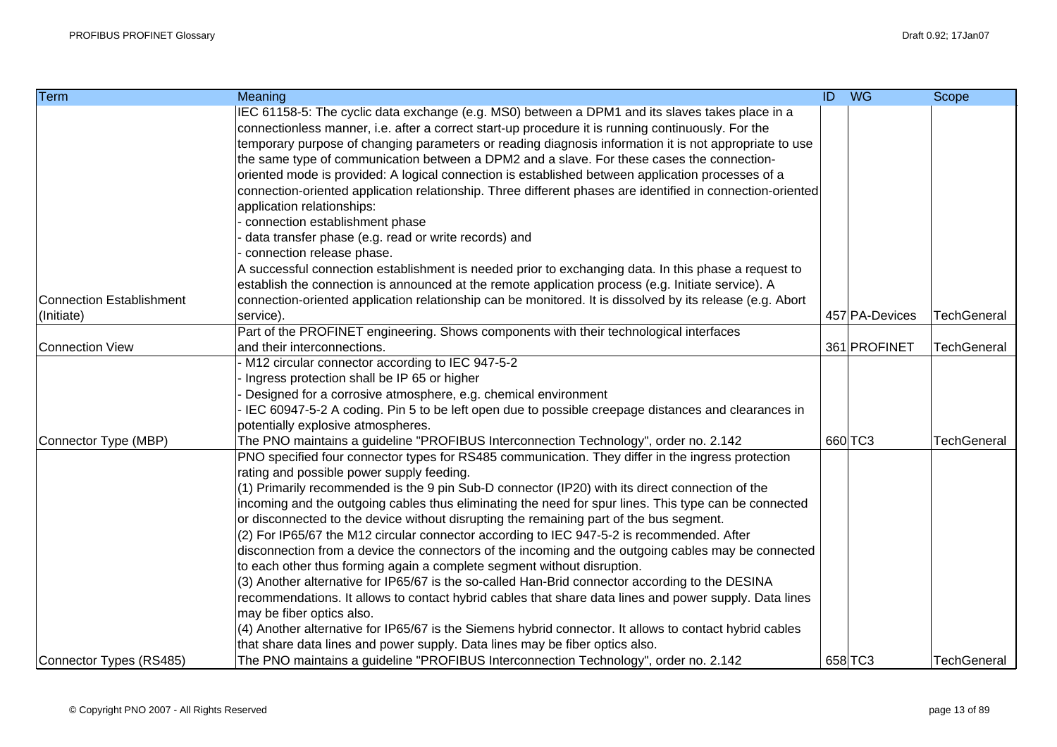| Term | Meaning | ID | WG | Scope |
|---|---|---|---|---|
| Connection Establishment (Initiate) | IEC 61158-5: The cyclic data exchange (e.g. MS0) between a DPM1 and its slaves takes place in a connectionless manner, i.e. after a correct start-up procedure it is running continuously. For the temporary purpose of changing parameters or reading diagnosis information it is not appropriate to use the same type of communication between a DPM2 and a slave. For these cases the connection-oriented mode is provided: A logical connection is established between application processes of a connection-oriented application relationship. Three different phases are identified in connection-oriented application relationships:<br>- connection establishment phase<br>- data transfer phase (e.g. read or write records) and<br>- connection release phase.<br>A successful connection establishment is needed prior to exchanging data. In this phase a request to establish the connection is announced at the remote application process (e.g. Initiate service). A connection-oriented application relationship can be monitored. It is dissolved by its release (e.g. Abort service). | 457 | PA-Devices | TechGeneral |
| Connection View | Part of the PROFINET engineering. Shows components with their technological interfaces and their interconnections. | 361 | PROFINET | TechGeneral |
| Connector Type (MBP) | - M12 circular connector according to IEC 947-5-2<br>- Ingress protection shall be IP 65 or higher<br>- Designed for a corrosive atmosphere, e.g. chemical environment<br>- IEC 60947-5-2 A coding. Pin 5 to be left open due to possible creepage distances and clearances in potentially explosive atmospheres.<br>The PNO maintains a guideline "PROFIBUS Interconnection Technology", order no. 2.142 | 660 | TC3 | TechGeneral |
| Connector Types (RS485) | PNO specified four connector types for RS485 communication. They differ in the ingress protection rating and possible power supply feeding.<br>(1) Primarily recommended is the 9 pin Sub-D connector (IP20) with its direct connection of the incoming and the outgoing cables thus eliminating the need for spur lines. This type can be connected or disconnected to the device without disrupting the remaining part of the bus segment.<br>(2) For IP65/67 the M12 circular connector according to IEC 947-5-2 is recommended. After disconnection from a device the connectors of the incoming and the outgoing cables may be connected to each other thus forming again a complete segment without disruption.<br>(3) Another alternative for IP65/67 is the so-called Han-Brid connector according to the DESINA recommendations. It allows to contact hybrid cables that share data lines and power supply. Data lines may be fiber optics also.<br>(4) Another alternative for IP65/67 is the Siemens hybrid connector. It allows to contact hybrid cables that share data lines and power supply. Data lines may be fiber optics also.<br>The PNO maintains a guideline "PROFIBUS Interconnection Technology", order no. 2.142 | 658 | TC3 | TechGeneral |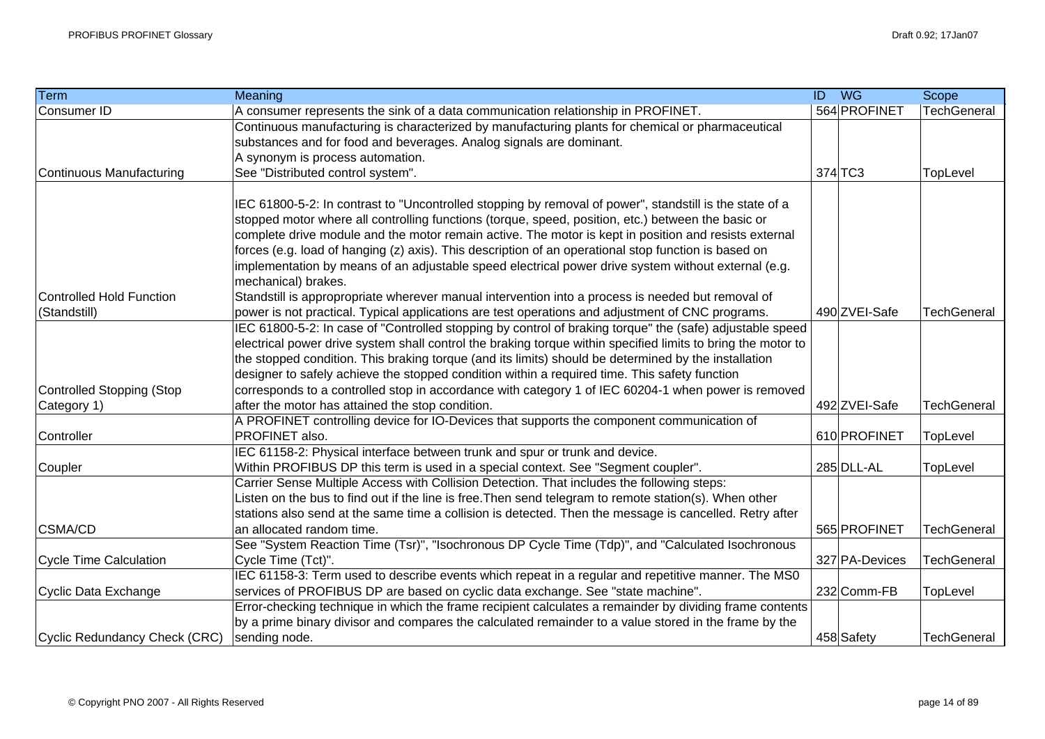| Term | Meaning | ID | WG | Scope |
|---|---|---|---|---|
| Consumer ID | A consumer represents the sink of a data communication relationship in PROFINET. | 564 | PROFINET | TechGeneral |
| Continuous Manufacturing | Continuous manufacturing is characterized by manufacturing plants for chemical or pharmaceutical substances and for food and beverages. Analog signals are dominant.<br>A synonym is process automation.<br>See "Distributed control system". | 374 | TC3 | TopLevel |
| Controlled Hold Function (Standstill) | IEC 61800-5-2: In contrast to "Uncontrolled stopping by removal of power", standstill is the state of a stopped motor where all controlling functions (torque, speed, position, etc.) between the basic or complete drive module and the motor remain active. The motor is kept in position and resists external forces (e.g. load of hanging (z) axis). This description of an operational stop function is based on implementation by means of an adjustable speed electrical power drive system without external (e.g. mechanical) brakes.<br>Standstill is appropropriate wherever manual intervention into a process is needed but removal of power is not practical. Typical applications are test operations and adjustment of CNC programs. | 490 | ZVEI-Safe | TechGeneral |
| Controlled Stopping (Stop Category 1) | IEC 61800-5-2: In case of "Controlled stopping by control of braking torque" the (safe) adjustable speed electrical power drive system shall control the braking torque within specified limits to bring the motor to the stopped condition. This braking torque (and its limits) should be determined by the installation designer to safely achieve the stopped condition within a required time. This safety function corresponds to a controlled stop in accordance with category 1 of IEC 60204-1 when power is removed after the motor has attained the stop condition. | 492 | ZVEI-Safe | TechGeneral |
| Controller | A PROFINET controlling device for IO-Devices that supports the component communication of PROFINET also. | 610 | PROFINET | TopLevel |
| Coupler | IEC 61158-2: Physical interface between trunk and spur or trunk and device.<br>Within PROFIBUS DP this term is used in a special context. See "Segment coupler". | 285 | DLL-AL | TopLevel |
| CSMA/CD | Carrier Sense Multiple Access with Collision Detection. That includes the following steps:<br>Listen on the bus to find out if the line is free.Then send telegram to remote station(s). When other stations also send at the same time a collision is detected. Then the message is cancelled. Retry after an allocated random time. | 565 | PROFINET | TechGeneral |
| Cycle Time Calculation | See "System Reaction Time (Tsr)", "Isochronous DP Cycle Time (Tdp)", and "Calculated Isochronous Cycle Time (Tct)". | 327 | PA-Devices | TechGeneral |
| Cyclic Data Exchange | IEC 61158-3: Term used to describe events which repeat in a regular and repetitive manner. The MS0 services of PROFIBUS DP are based on cyclic data exchange. See "state machine". | 232 | Comm-FB | TopLevel |
| Cyclic Redundancy Check (CRC) | Error-checking technique in which the frame recipient calculates a remainder by dividing frame contents by a prime binary divisor and compares the calculated remainder to a value stored in the frame by the sending node. | 458 | Safety | TechGeneral |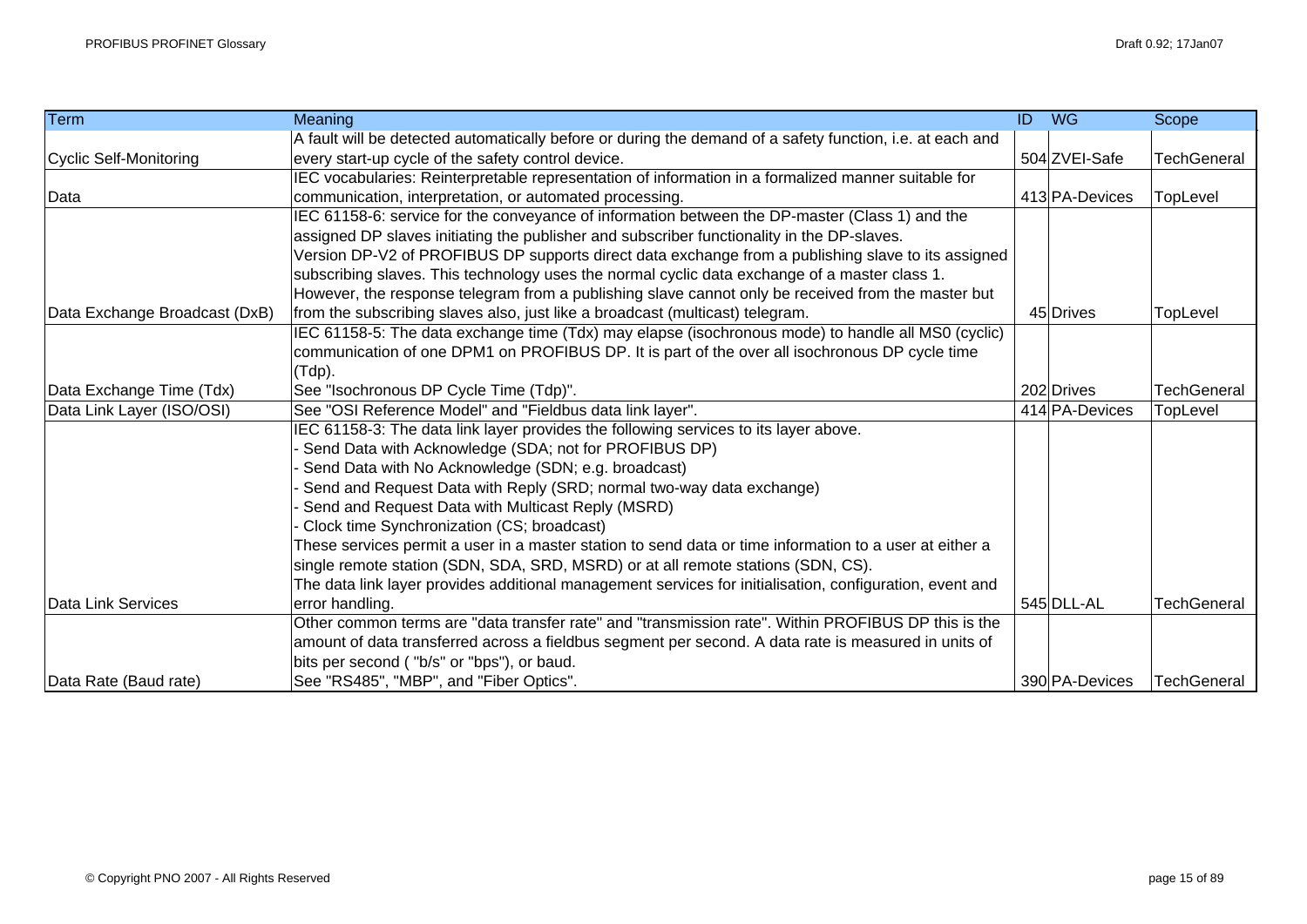| Term | Meaning | ID | WG | Scope |
|---|---|---|---|---|
| Cyclic Self-Monitoring | A fault will be detected automatically before or during the demand of a safety function, i.e. at each and every start-up cycle of the safety control device. | 504 | ZVEI-Safe | TechGeneral |
| Data | IEC vocabularies: Reinterpretable representation of information in a formalized manner suitable for communication, interpretation, or automated processing. | 413 | PA-Devices | TopLevel |
| Data Exchange Broadcast (DxB) | IEC 61158-6: service for the conveyance of information between the DP-master (Class 1) and the assigned DP slaves initiating the publisher and subscriber functionality in the DP-slaves.<br>Version DP-V2 of PROFIBUS DP supports direct data exchange from a publishing slave to its assigned subscribing slaves. This technology uses the normal cyclic data exchange of a master class 1. However, the response telegram from a publishing slave cannot only be received from the master but from the subscribing slaves also, just like a broadcast (multicast) telegram. | 45 | Drives | TopLevel |
| Data Exchange Time (Tdx) | IEC 61158-5: The data exchange time (Tdx) may elapse (isochronous mode) to handle all MS0 (cyclic) communication of one DPM1 on PROFIBUS DP. It is part of the over all isochronous DP cycle time (Tdp).<br>See "Isochronous DP Cycle Time (Tdp)". | 202 | Drives | TechGeneral |
| Data Link Layer (ISO/OSI) | See "OSI Reference Model" and "Fieldbus data link layer". | 414 | PA-Devices | TopLevel |
| Data Link Services | IEC 61158-3: The data link layer provides the following services to its layer above.<br>- Send Data with Acknowledge (SDA; not for PROFIBUS DP)<br>- Send Data with No Acknowledge (SDN; e.g. broadcast)<br>- Send and Request Data with Reply (SRD; normal two-way data exchange)<br>- Send and Request Data with Multicast Reply (MSRD)<br>- Clock time Synchronization (CS; broadcast)<br>These services permit a user in a master station to send data or time information to a user at either a single remote station (SDN, SDA, SRD, MSRD) or at all remote stations (SDN, CS).<br>The data link layer provides additional management services for initialisation, configuration, event and error handling. | 545 | DLL-AL | TechGeneral |
| Data Rate (Baud rate) | Other common terms are "data transfer rate" and "transmission rate". Within PROFIBUS DP this is the amount of data transferred across a fieldbus segment per second. A data rate is measured in units of bits per second ( "b/s" or "bps"), or baud.<br>See "RS485", "MBP", and "Fiber Optics". | 390 | PA-Devices | TechGeneral |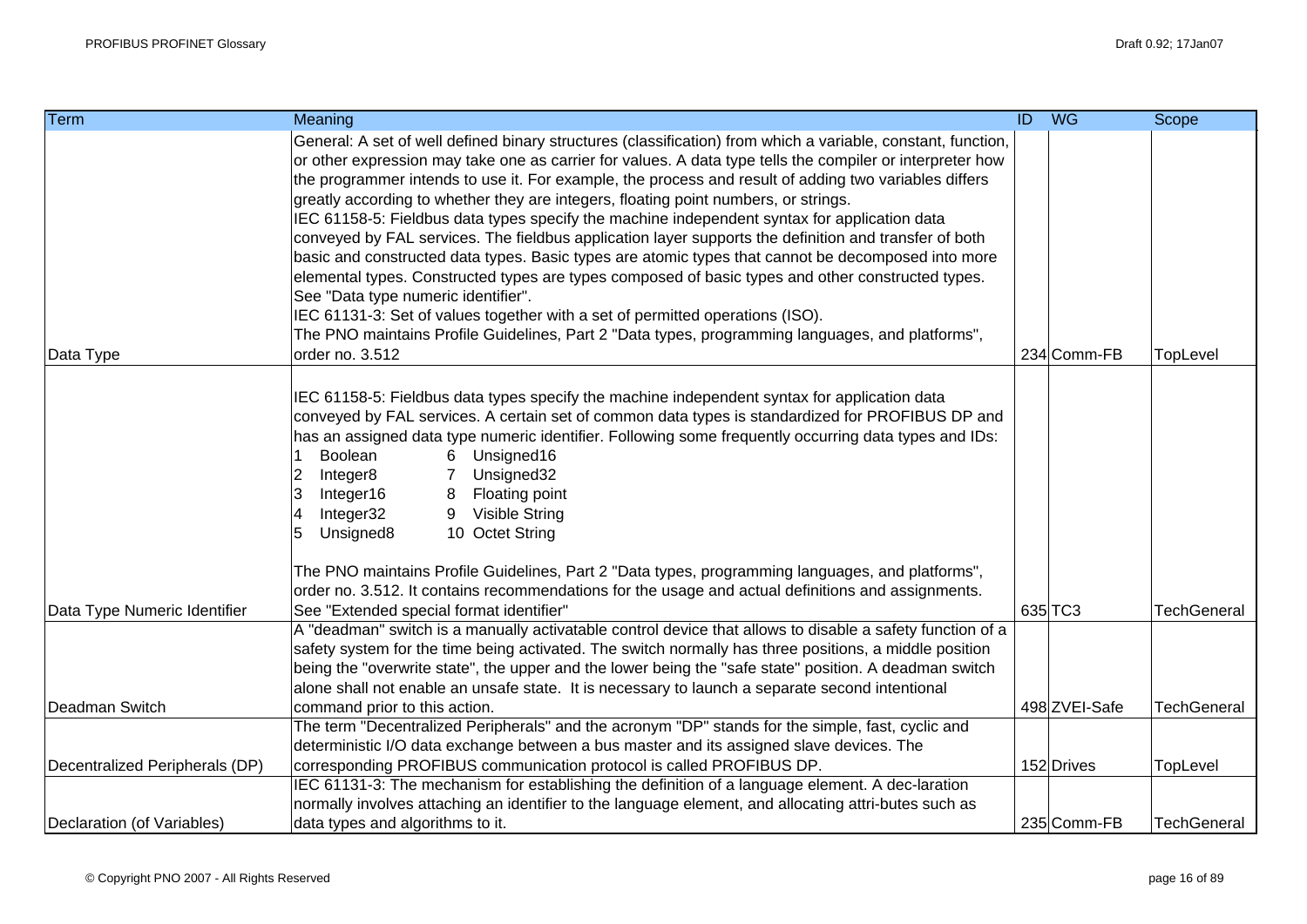| Term | Meaning | ID | WG | Scope |
|---|---|---|---|---|
| Data Type | General: A set of well defined binary structures (classification) from which a variable, constant, function, or other expression may take one as carrier for values. A data type tells the compiler or interpreter how the programmer intends to use it. For example, the process and result of adding two variables differs greatly according to whether they are integers, floating point numbers, or strings.<br>IEC 61158-5: Fieldbus data types specify the machine independent syntax for application data conveyed by FAL services. The fieldbus application layer supports the definition and transfer of both basic and constructed data types. Basic types are atomic types that cannot be decomposed into more elemental types. Constructed types are types composed of basic types and other constructed types. See "Data type numeric identifier".<br>IEC 61131-3: Set of values together with a set of permitted operations (ISO).<br>The PNO maintains Profile Guidelines, Part 2 "Data types, programming languages, and platforms", order no. 3.512 | 234 | Comm-FB | TopLevel |
| Data Type Numeric Identifier | IEC 61158-5: Fieldbus data types specify the machine independent syntax for application data conveyed by FAL services. A certain set of common data types is standardized for PROFIBUS DP and has an assigned data type numeric identifier. Following some frequently occurring data types and IDs:<br>1 Boolean 6 Unsigned16<br>2 Integer8 7 Unsigned32<br>3 Integer16 8 Floating point<br>4 Integer32 9 Visible String<br>5 Unsigned8 10 Octet String<br><br>The PNO maintains Profile Guidelines, Part 2 "Data types, programming languages, and platforms", order no. 3.512. It contains recommendations for the usage and actual definitions and assignments. See "Extended special format identifier" | 635 | TC3 | TechGeneral |
| Deadman Switch | A "deadman" switch is a manually activatable control device that allows to disable a safety function of a safety system for the time being activated. The switch normally has three positions, a middle position being the "overwrite state", the upper and the lower being the "safe state" position. A deadman switch alone shall not enable an unsafe state. It is necessary to launch a separate second intentional command prior to this action. | 498 | ZVEI-Safe | TechGeneral |
| Decentralized Peripherals (DP) | The term "Decentralized Peripherals" and the acronym "DP" stands for the simple, fast, cyclic and deterministic I/O data exchange between a bus master and its assigned slave devices. The corresponding PROFIBUS communication protocol is called PROFIBUS DP. | 152 | Drives | TopLevel |
| Declaration (of Variables) | IEC 61131-3: The mechanism for establishing the definition of a language element. A dec-laration normally involves attaching an identifier to the language element, and allocating attri-butes such as data types and algorithms to it. | 235 | Comm-FB | TechGeneral |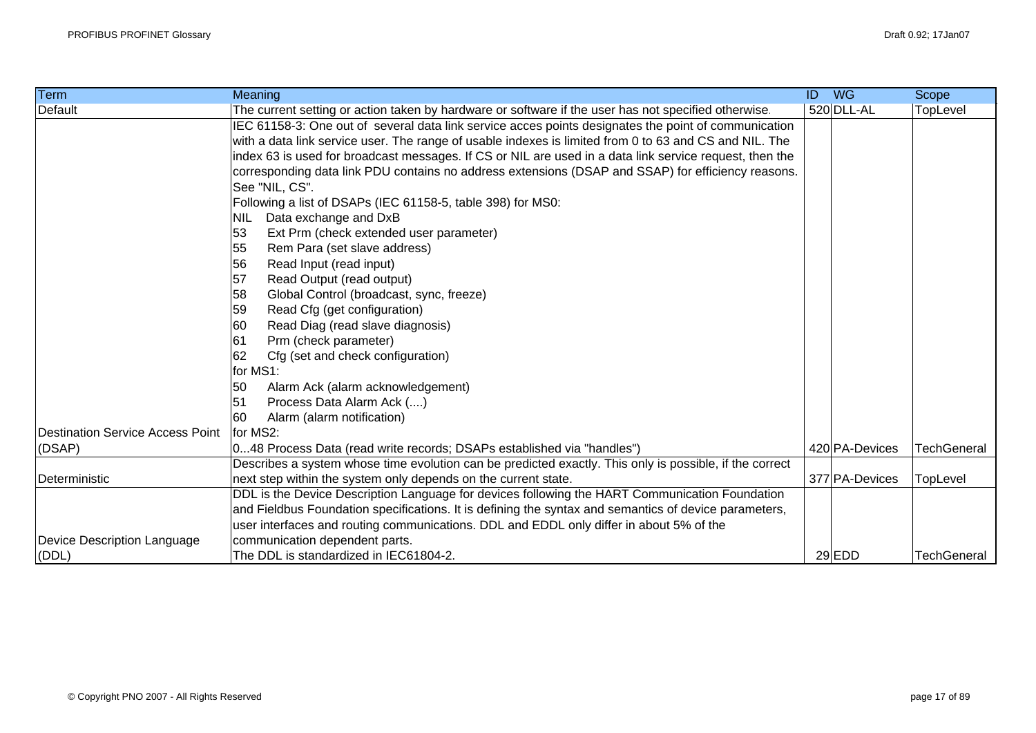| Term | Meaning | ID | WG | Scope |
|---|---|---|---|---|
| Default | The current setting or action taken by hardware or software if the user has not specified otherwise. | 520 | DLL-AL | TopLevel |
| Destination Service Access Point (DSAP) | IEC 61158-3: One out of several data link service acces points designates the point of communication with a data link service user. The range of usable indexes is limited from 0 to 63 and CS and NIL. The index 63 is used for broadcast messages. If CS or NIL are used in a data link service request, then the corresponding data link PDU contains no address extensions (DSAP and SSAP) for efficiency reasons. See "NIL, CS".<br>Following a list of DSAPs (IEC 61158-5, table 398) for MS0:<br>NIL Data exchange and DxB<br>53 Ext Prm (check extended user parameter)<br>55 Rem Para (set slave address)<br>56 Read Input (read input)<br>57 Read Output (read output)<br>58 Global Control (broadcast, sync, freeze)<br>59 Read Cfg (get configuration)<br>60 Read Diag (read slave diagnosis)<br>61 Prm (check parameter)<br>62 Cfg (set and check configuration)<br>for MS1:<br>50 Alarm Ack (alarm acknowledgement)<br>51 Process Data Alarm Ack (....)<br>60 Alarm (alarm notification)<br>for MS2:<br>0...48 Process Data (read write records; DSAPs established via "handles") | 420 | PA-Devices | TechGeneral |
| Deterministic | Describes a system whose time evolution can be predicted exactly. This only is possible, if the correct next step within the system only depends on the current state. | 377 | PA-Devices | TopLevel |
| Device Description Language (DDL) | DDL is the Device Description Language for devices following the HART Communication Foundation and Fieldbus Foundation specifications. It is defining the syntax and semantics of device parameters, user interfaces and routing communications. DDL and EDDL only differ in about 5% of the communication dependent parts.<br>The DDL is standardized in IEC61804-2. | 29 | EDD | TechGeneral |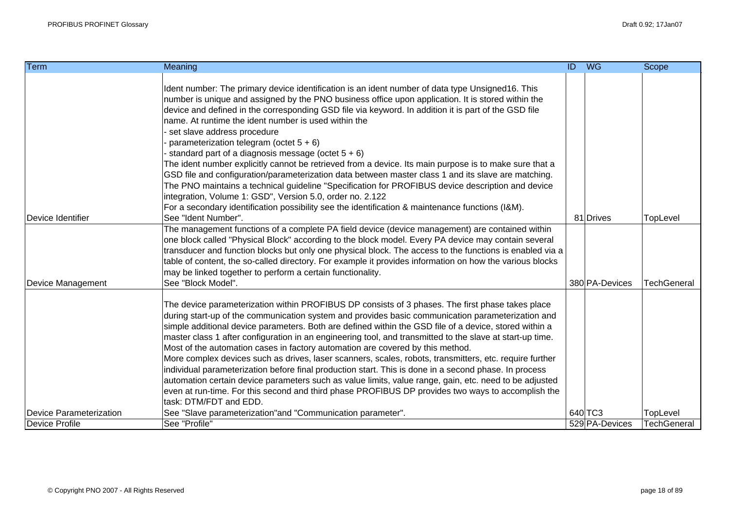| Term | Meaning | ID | WG | Scope |
|---|---|---|---|---|
| Device Identifier | Ident number: The primary device identification is an ident number of data type Unsigned16. This number is unique and assigned by the PNO business office upon application. It is stored within the device and defined in the corresponding GSD file via keyword. In addition it is part of the GSD file name. At runtime the ident number is used within the<br>- set slave address procedure<br>- parameterization telegram (octet 5 + 6)<br>- standard part of a diagnosis message (octet 5 + 6)<br>The ident number explicitly cannot be retrieved from a device. Its main purpose is to make sure that a GSD file and configuration/parameterization data between master class 1 and its slave are matching.<br>The PNO maintains a technical guideline "Specification for PROFIBUS device description and device integration, Volume 1: GSD", Version 5.0, order no. 2.122<br>For a secondary identification possibility see the identification & maintenance functions (I&M).<br>See "Ident Number". | 81 | Drives | TopLevel |
| Device Management | The management functions of a complete PA field device (device management) are contained within one block called "Physical Block" according to the block model. Every PA device may contain several transducer and function blocks but only one physical block. The access to the functions is enabled via a table of content, the so-called directory. For example it provides information on how the various blocks may be linked together to perform a certain functionality.<br>See "Block Model". | 380 | PA-Devices | TechGeneral |
| Device Parameterization | The device parameterization within PROFIBUS DP consists of 3 phases. The first phase takes place during start-up of the communication system and provides basic communication parameterization and simple additional device parameters. Both are defined within the GSD file of a device, stored within a master class 1 after configuration in an engineering tool, and transmitted to the slave at start-up time. Most of the automation cases in factory automation are covered by this method.<br>More complex devices such as drives, laser scanners, scales, robots, transmitters, etc. require further individual parameterization before final production start. This is done in a second phase. In process automation certain device parameters such as value limits, value range, gain, etc. need to be adjusted even at run-time. For this second and third phase PROFIBUS DP provides two ways to accomplish the task: DTM/FDT and EDD.<br>See "Slave parameterization"and "Communication parameter". | 640 | TC3 | TopLevel |
| Device Profile | See "Profile" | 529 | PA-Devices | TechGeneral |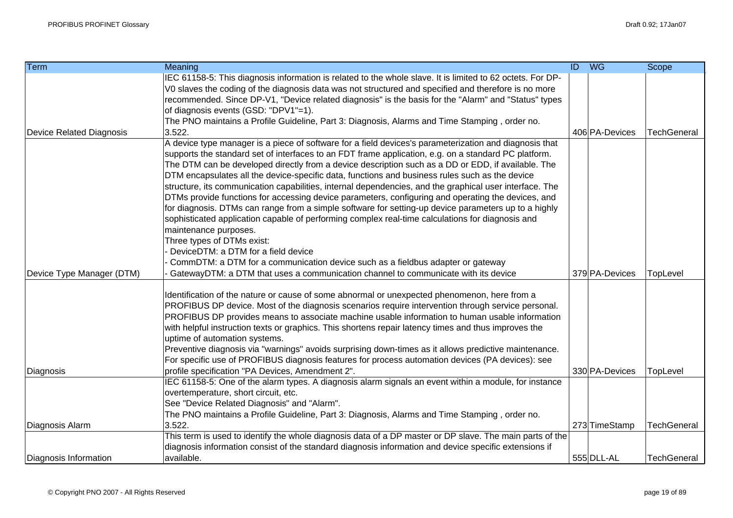| Term | Meaning | ID | WG | Scope |
|---|---|---|---|---|
| Device Related Diagnosis | IEC 61158-5: This diagnosis information is related to the whole slave. It is limited to 62 octets. For DP-V0 slaves the coding of the diagnosis data was not structured and specified and therefore is no more recommended. Since DP-V1, "Device related diagnosis" is the basis for the "Alarm" and "Status" types of diagnosis events (GSD: "DPV1"=1).<br>The PNO maintains a Profile Guideline, Part 3: Diagnosis, Alarms and Time Stamping , order no. 3.522. | 406 | PA-Devices | TechGeneral |
| Device Type Manager (DTM) | A device type manager is a piece of software for a field devices's parameterization and diagnosis that supports the standard set of interfaces to an FDT frame application, e.g. on a standard PC platform. The DTM can be developed directly from a device description such as a DD or EDD, if available. The DTM encapsulates all the device-specific data, functions and business rules such as the device structure, its communication capabilities, internal dependencies, and the graphical user interface. The DTMs provide functions for accessing device parameters, configuring and operating the devices, and for diagnosis. DTMs can range from a simple software for setting-up device parameters up to a highly sophisticated application capable of performing complex real-time calculations for diagnosis and maintenance purposes.<br>Three types of DTMs exist:<br>- DeviceDTM: a DTM for a field device<br>- CommDTM: a DTM for a communication device such as a fieldbus adapter or gateway<br>- GatewayDTM: a DTM that uses a communication channel to communicate with its device | 379 | PA-Devices | TopLevel |
| Diagnosis | Identification of the nature or cause of some abnormal or unexpected phenomenon, here from a PROFIBUS DP device. Most of the diagnosis scenarios require intervention through service personal. PROFIBUS DP provides means to associate machine usable information to human usable information with helpful instruction texts or graphics. This shortens repair latency times and thus improves the uptime of automation systems.<br>Preventive diagnosis via "warnings" avoids surprising down-times as it allows predictive maintenance.<br>For specific use of PROFIBUS diagnosis features for process automation devices (PA devices): see profile specification "PA Devices, Amendment 2". | 330 | PA-Devices | TopLevel |
| Diagnosis Alarm | IEC 61158-5: One of the alarm types. A diagnosis alarm signals an event within a module, for instance overtemperature, short circuit, etc.<br>See "Device Related Diagnosis" and "Alarm".<br>The PNO maintains a Profile Guideline, Part 3: Diagnosis, Alarms and Time Stamping , order no. 3.522. | 273 | TimeStamp | TechGeneral |
| Diagnosis Information | This term is used to identify the whole diagnosis data of a DP master or DP slave. The main parts of the diagnosis information consist of the standard diagnosis information and device specific extensions if available. | 555 | DLL-AL | TechGeneral |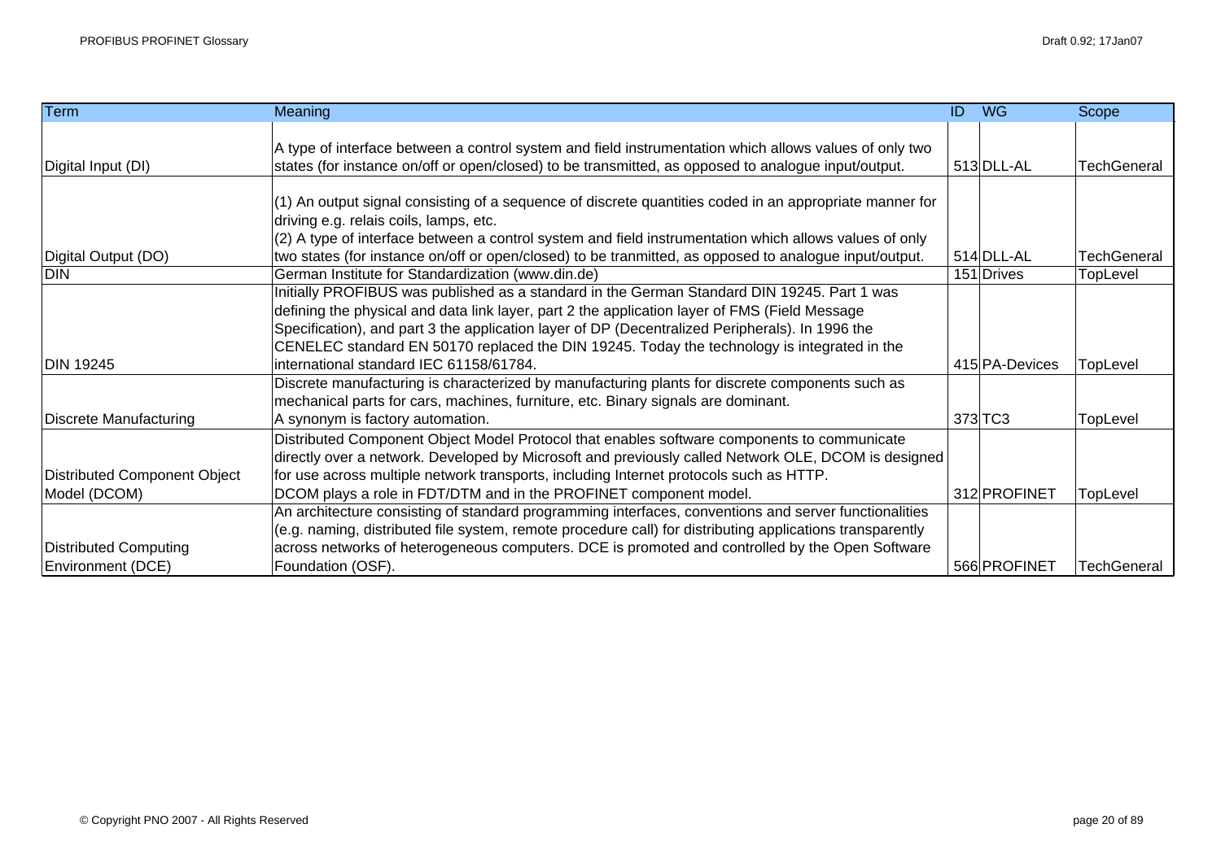| Term | Meaning | ID | WG | Scope |
|---|---|---|---|---|
| Digital Input (DI) | A type of interface between a control system and field instrumentation which allows values of only two states (for instance on/off or open/closed) to be transmitted, as opposed to analogue input/output. | 513 | DLL-AL | TechGeneral |
| Digital Output (DO) | (1) An output signal consisting of a sequence of discrete quantities coded in an appropriate manner for driving e.g. relais coils, lamps, etc.<br>(2) A type of interface between a control system and field instrumentation which allows values of only two states (for instance on/off or open/closed) to be tranmitted, as opposed to analogue input/output. | 514 | DLL-AL | TechGeneral |
| DIN | German Institute for Standardization (www.din.de) | 151 | Drives | TopLevel |
| DIN 19245 | Initially PROFIBUS was published as a standard in the German Standard DIN 19245. Part 1 was defining the physical and data link layer, part 2 the application layer of FMS (Field Message Specification), and part 3 the application layer of DP (Decentralized Peripherals). In 1996 the CENELEC standard EN 50170 replaced the DIN 19245. Today the technology is integrated in the international standard IEC 61158/61784. | 415 | PA-Devices | TopLevel |
| Discrete Manufacturing | Discrete manufacturing is characterized by manufacturing plants for discrete components such as mechanical parts for cars, machines, furniture, etc. Binary signals are dominant.<br>A synonym is factory automation. | 373 | TC3 | TopLevel |
| Distributed Component Object Model (DCOM) | Distributed Component Object Model Protocol that enables software components to communicate directly over a network. Developed by Microsoft and previously called Network OLE, DCOM is designed for use across multiple network transports, including Internet protocols such as HTTP.<br>DCOM plays a role in FDT/DTM and in the PROFINET component model. | 312 | PROFINET | TopLevel |
| Distributed Computing Environment (DCE) | An architecture consisting of standard programming interfaces, conventions and server functionalities (e.g. naming, distributed file system, remote procedure call) for distributing applications transparently across networks of heterogeneous computers. DCE is promoted and controlled by the Open Software Foundation (OSF). | 566 | PROFINET | TechGeneral |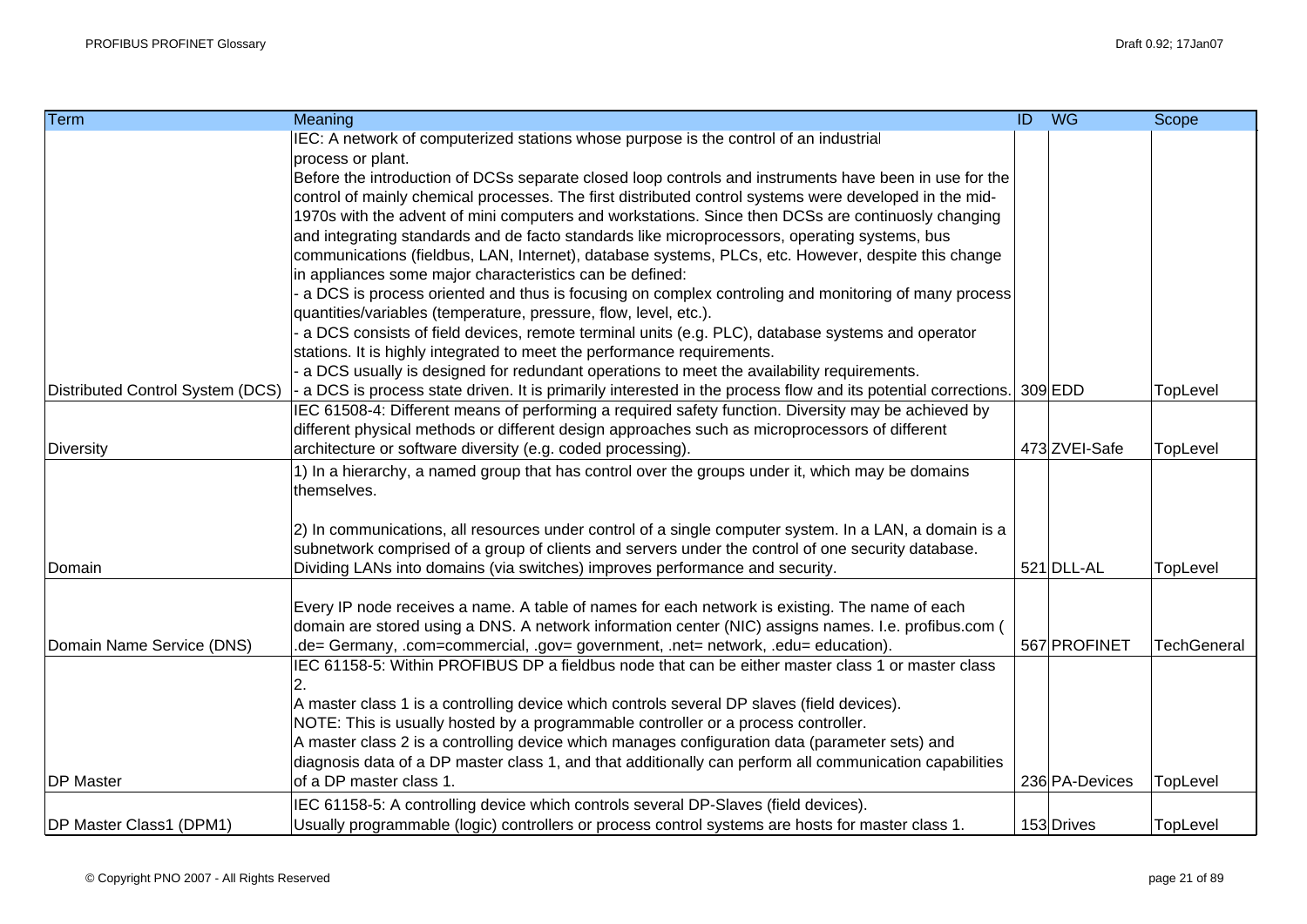| Term | Meaning | ID | WG | Scope |
|---|---|---|---|---|
| Distributed Control System (DCS) | IEC: A network of computerized stations whose purpose is the control of an industrial process or plant.<br>Before the introduction of DCSs separate closed loop controls and instruments have been in use for the control of mainly chemical processes. The first distributed control systems were developed in the mid-1970s with the advent of mini computers and workstations. Since then DCSs are continuosly changing and integrating standards and de facto standards like microprocessors, operating systems, bus communications (fieldbus, LAN, Internet), database systems, PLCs, etc. However, despite this change in appliances some major characteristics can be defined:<br>- a DCS is process oriented and thus is focusing on complex controling and monitoring of many process quantities/variables (temperature, pressure, flow, level, etc.).<br>- a DCS consists of field devices, remote terminal units (e.g. PLC), database systems and operator stations. It is highly integrated to meet the performance requirements.<br>- a DCS usually is designed for redundant operations to meet the availability requirements.<br>- a DCS is process state driven. It is primarily interested in the process flow and its potential corrections. | 309 | EDD | TopLevel |
| Diversity | IEC 61508-4: Different means of performing a required safety function. Diversity may be achieved by different physical methods or different design approaches such as microprocessors of different architecture or software diversity (e.g. coded processing). | 473 | ZVEI-Safe | TopLevel |
| Domain | 1) In a hierarchy, a named group that has control over the groups under it, which may be domains themselves.<br><br>2) In communications, all resources under control of a single computer system. In a LAN, a domain is a subnetwork comprised of a group of clients and servers under the control of one security database. Dividing LANs into domains (via switches) improves performance and security. | 521 | DLL-AL | TopLevel |
| Domain Name Service (DNS) | Every IP node receives a name. A table of names for each network is existing. The name of each domain are stored using a DNS. A network information center (NIC) assigns names. I.e. profibus.com ( .de= Germany, .com=commercial, .gov= government, .net= network, .edu= education). | 567 | PROFINET | TechGeneral |
| DP Master | IEC 61158-5: Within PROFIBUS DP a fieldbus node that can be either master class 1 or master class 2.<br>A master class 1 is a controlling device which controls several DP slaves (field devices).<br>NOTE: This is usually hosted by a programmable controller or a process controller.<br>A master class 2 is a controlling device which manages configuration data (parameter sets) and diagnosis data of a DP master class 1, and that additionally can perform all communication capabilities of a DP master class 1. | 236 | PA-Devices | TopLevel |
| DP Master Class1 (DPM1) | IEC 61158-5: A controlling device which controls several DP-Slaves (field devices).<br>Usually programmable (logic) controllers or process control systems are hosts for master class 1. | 153 | Drives | TopLevel |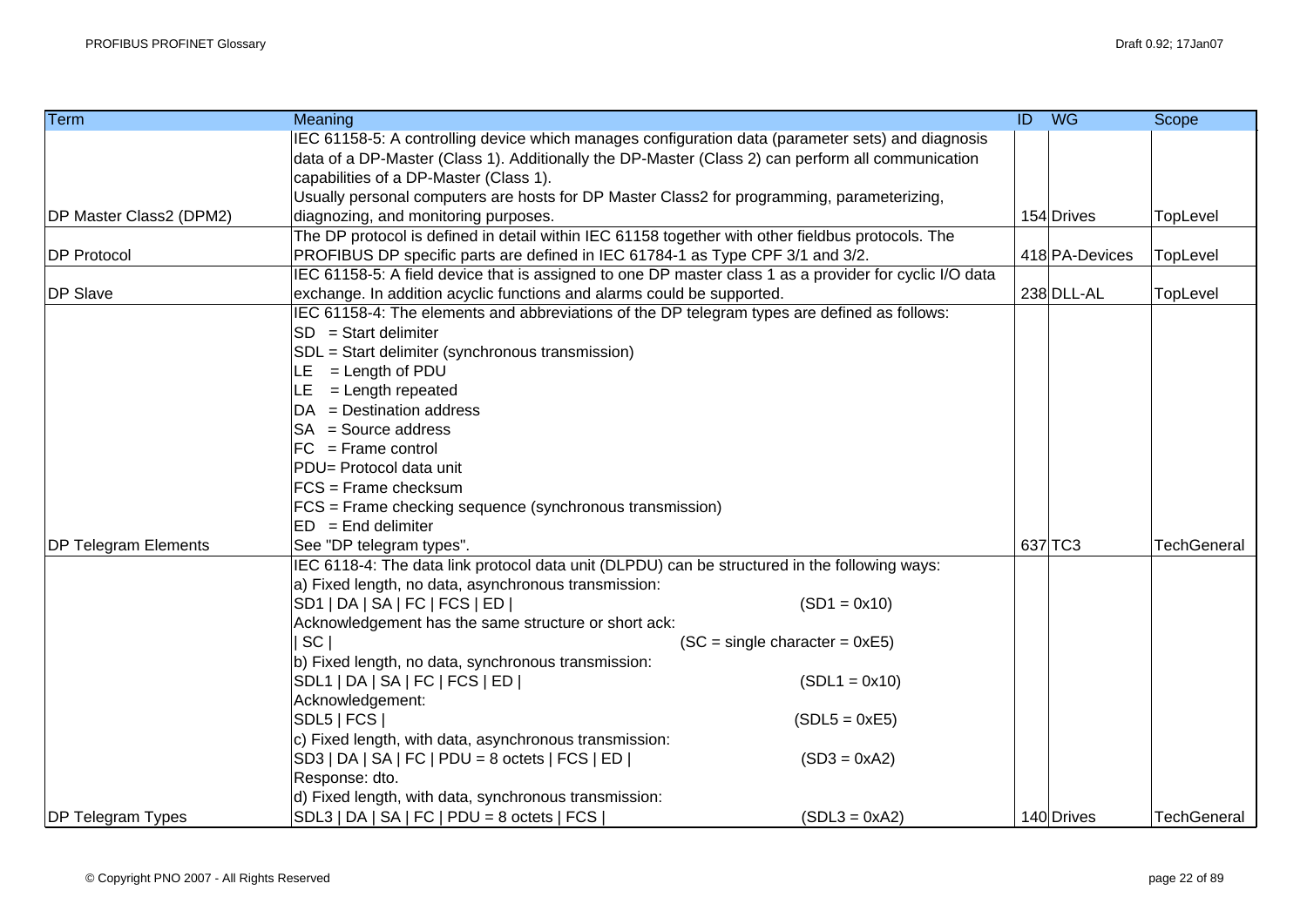| Term | Meaning | ID | WG | Scope |
|---|---|---|---|---|
| DP Master Class2 (DPM2) | IEC 61158-5: A controlling device which manages configuration data (parameter sets) and diagnosis data of a DP-Master (Class 1). Additionally the DP-Master (Class 2) can perform all communication capabilities of a DP-Master (Class 1).<br>Usually personal computers are hosts for DP Master Class2 for programming, parameterizing, diagnozing, and monitoring purposes. | 154 | Drives | TopLevel |
| DP Protocol | The DP protocol is defined in detail within IEC 61158 together with other fieldbus protocols. The PROFIBUS DP specific parts are defined in IEC 61784-1 as Type CPF 3/1 and 3/2. | 418 | PA-Devices | TopLevel |
| DP Slave | IEC 61158-5: A field device that is assigned to one DP master class 1 as a provider for cyclic I/O data exchange. In addition acyclic functions and alarms could be supported. | 238 | DLL-AL | TopLevel |
| DP Telegram Elements | IEC 61158-4: The elements and abbreviations of the DP telegram types are defined as follows:<br>SD = Start delimiter<br>SDL = Start delimiter (synchronous transmission)<br>LE = Length of PDU<br>LE = Length repeated<br>DA = Destination address<br>SA = Source address<br>FC = Frame control<br>PDU= Protocol data unit<br>FCS = Frame checksum<br>FCS = Frame checking sequence (synchronous transmission)<br>ED = End delimiter<br>See "DP telegram types". | 637 | TC3 | TechGeneral |
| DP Telegram Types | IEC 6118-4: The data link protocol data unit (DLPDU) can be structured in the following ways:<br>a) Fixed length, no data, asynchronous transmission:<br>SD1 \| DA \| SA \| FC \| FCS \| ED \| (SD1 = 0x10)<br>Acknowledgement has the same structure or short ack:<br>\| SC \| (SC = single character = 0xE5)<br>b) Fixed length, no data, synchronous transmission:<br>SDL1 \| DA \| SA \| FC \| FCS \| ED \| (SDL1 = 0x10)<br>Acknowledgement:<br>SDL5 \| FCS \| (SDL5 = 0xE5)<br>c) Fixed length, with data, asynchronous transmission:<br>SD3 \| DA \| SA \| FC \| PDU = 8 octets \| FCS \| ED \| (SD3 = 0xA2)<br>Response: dto.<br>d) Fixed length, with data, synchronous transmission:<br>SDL3 \| DA \| SA \| FC \| PDU = 8 octets \| FCS \| (SDL3 = 0xA2) | 140 | Drives | TechGeneral |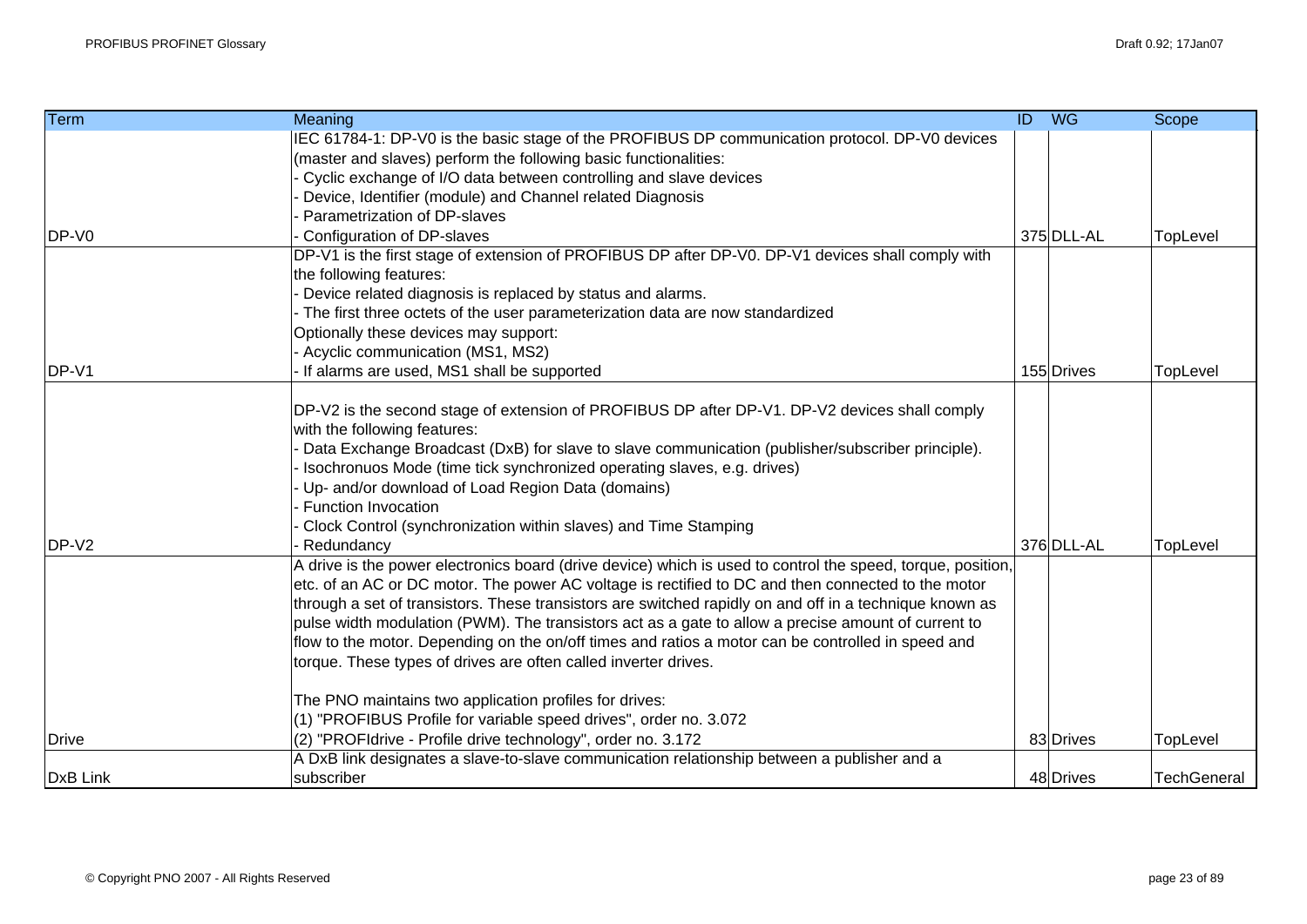| Term | Meaning | ID | WG | Scope |
|---|---|---|---|---|
| DP-V0 | IEC 61784-1: DP-V0 is the basic stage of the PROFIBUS DP communication protocol. DP-V0 devices (master and slaves) perform the following basic functionalities:<br>- Cyclic exchange of I/O data between controlling and slave devices<br>- Device, Identifier (module) and Channel related Diagnosis<br>- Parametrization of DP-slaves<br>- Configuration of DP-slaves | 375 | DLL-AL | TopLevel |
| DP-V1 | DP-V1 is the first stage of extension of PROFIBUS DP after DP-V0. DP-V1 devices shall comply with the following features:<br>- Device related diagnosis is replaced by status and alarms.<br>- The first three octets of the user parameterization data are now standardized<br>Optionally these devices may support:<br>- Acyclic communication (MS1, MS2)<br>- If alarms are used, MS1 shall be supported | 155 | Drives | TopLevel |
| DP-V2 | DP-V2 is the second stage of extension of PROFIBUS DP after DP-V1. DP-V2 devices shall comply with the following features:<br>- Data Exchange Broadcast (DxB) for slave to slave communication (publisher/subscriber principle).<br>- Isochronuos Mode (time tick synchronized operating slaves, e.g. drives)<br>- Up- and/or download of Load Region Data (domains)<br>- Function Invocation<br>- Clock Control (synchronization within slaves) and Time Stamping<br>- Redundancy | 376 | DLL-AL | TopLevel |
| Drive | A drive is the power electronics board (drive device) which is used to control the speed, torque, position, etc. of an AC or DC motor. The power AC voltage is rectified to DC and then connected to the motor through a set of transistors. These transistors are switched rapidly on and off in a technique known as pulse width modulation (PWM). The transistors act as a gate to allow a precise amount of current to flow to the motor. Depending on the on/off times and ratios a motor can be controlled in speed and torque. These types of drives are often called inverter drives.<br><br>The PNO maintains two application profiles for drives:<br>(1) "PROFIBUS Profile for variable speed drives", order no. 3.072<br>(2) "PROFIdrive - Profile drive technology", order no. 3.172 | 83 | Drives | TopLevel |
| DxB Link | A DxB link designates a slave-to-slave communication relationship between a publisher and a subscriber | 48 | Drives | TechGeneral |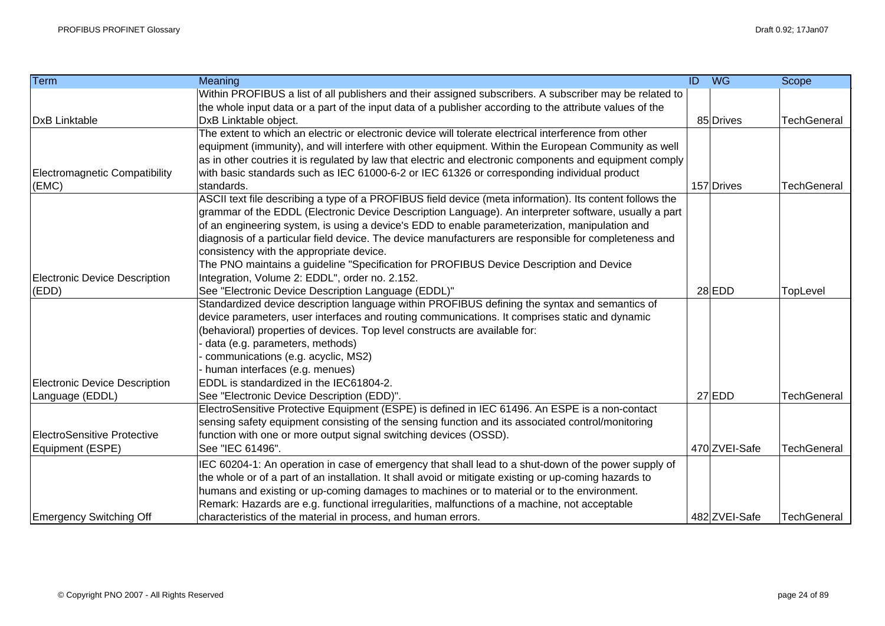| Term | Meaning | ID | WG | Scope |
|---|---|---|---|---|
| DxB Linktable | Within PROFIBUS a list of all publishers and their assigned subscribers. A subscriber may be related to the whole input data or a part of the input data of a publisher according to the attribute values of the DxB Linktable object. | 85 | Drives | TechGeneral |
| Electromagnetic Compatibility (EMC) | The extent to which an electric or electronic device will tolerate electrical interference from other equipment (immunity), and will interfere with other equipment. Within the European Community as well as in other coutries it is regulated by law that electric and electronic components and equipment comply with basic standards such as IEC 61000-6-2 or IEC 61326 or corresponding individual product standards. | 157 | Drives | TechGeneral |
| Electronic Device Description (EDD) | ASCII text file describing a type of a PROFIBUS field device (meta information). Its content follows the grammar of the EDDL (Electronic Device Description Language). An interpreter software, usually a part of an engineering system, is using a device's EDD to enable parameterization, manipulation and diagnosis of a particular field device. The device manufacturers are responsible for completeness and consistency with the appropriate device.<br>The PNO maintains a guideline "Specification for PROFIBUS Device Description and Device Integration, Volume 2: EDDL", order no. 2.152.<br>See "Electronic Device Description Language (EDDL)" | 28 | EDD | TopLevel |
| Electronic Device Description Language (EDDL) | Standardized device description language within PROFIBUS defining the syntax and semantics of device parameters, user interfaces and routing communications. It comprises static and dynamic (behavioral) properties of devices. Top level constructs are available for:<br>- data (e.g. parameters, methods)<br>- communications (e.g. acyclic, MS2)<br>- human interfaces (e.g. menues)<br>EDDL is standardized in the IEC61804-2.<br>See "Electronic Device Description (EDD)". | 27 | EDD | TechGeneral |
| ElectroSensitive Protective Equipment (ESPE) | ElectroSensitive Protective Equipment (ESPE) is defined in IEC 61496. An ESPE is a non-contact sensing safety equipment consisting of the sensing function and its associated control/monitoring function with one or more output signal switching devices (OSSD).<br>See "IEC 61496". | 470 | ZVEI-Safe | TechGeneral |
| Emergency Switching Off | IEC 60204-1: An operation in case of emergency that shall lead to a shut-down of the power supply of the whole or of a part of an installation. It shall avoid or mitigate existing or up-coming hazards to humans and existing or up-coming damages to machines or to material or to the environment.<br>Remark: Hazards are e.g. functional irregularities, malfunctions of a machine, not acceptable characteristics of the material in process, and human errors. | 482 | ZVEI-Safe | TechGeneral |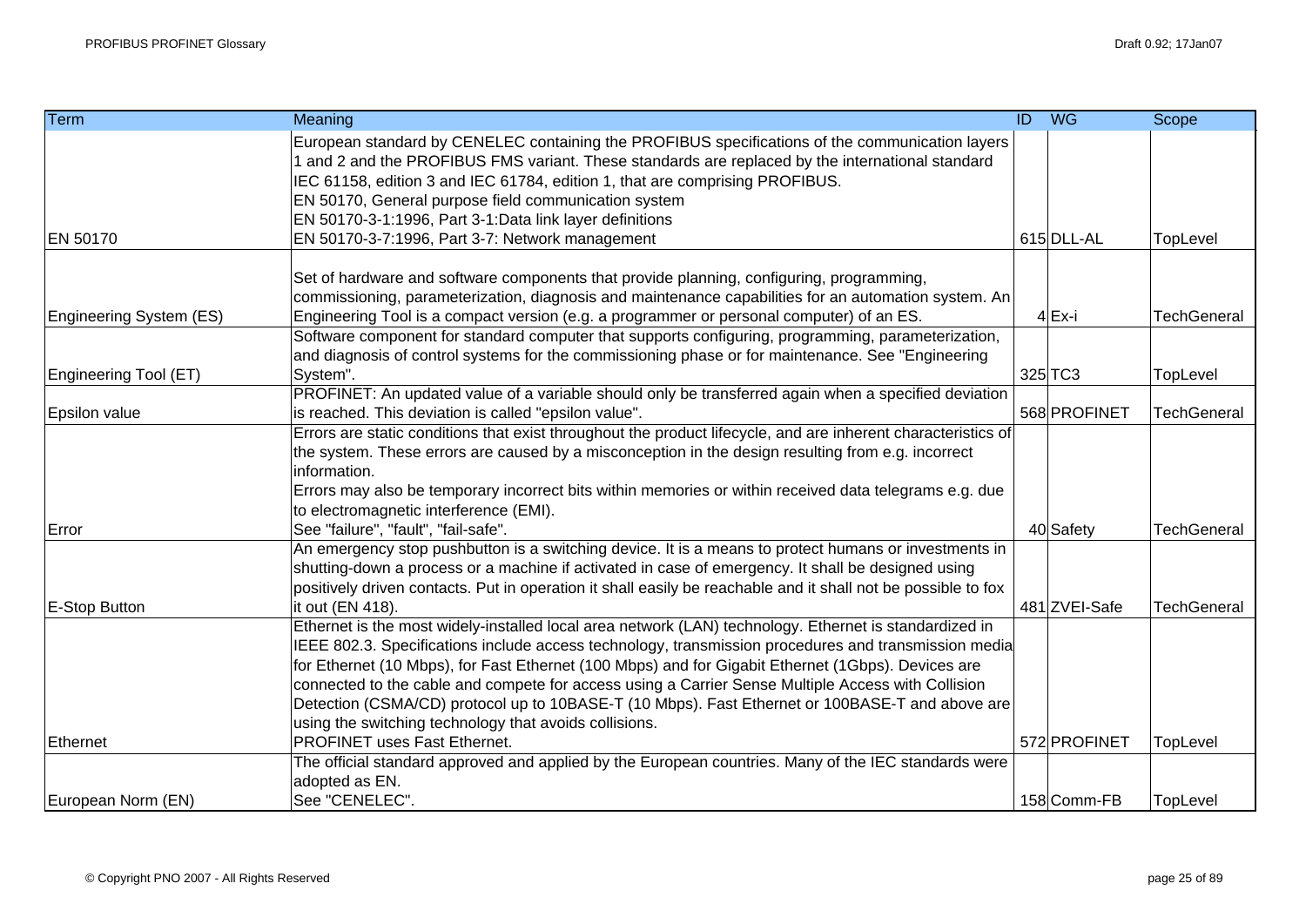| Term | Meaning | ID | WG | Scope |
|---|---|---|---|---|
| EN 50170 | European standard by CENELEC containing the PROFIBUS specifications of the communication layers 1 and 2 and the PROFIBUS FMS variant. These standards are replaced by the international standard IEC 61158, edition 3 and IEC 61784, edition 1, that are comprising PROFIBUS.<br>EN 50170, General purpose field communication system<br>EN 50170-3-1:1996, Part 3-1:Data link layer definitions<br>EN 50170-3-7:1996, Part 3-7: Network management | 615 | DLL-AL | TopLevel |
| Engineering System (ES) | Set of hardware and software components that provide planning, configuring, programming, commissioning, parameterization, diagnosis and maintenance capabilities for an automation system. An Engineering Tool is a compact version (e.g. a programmer or personal computer) of an ES. | 4 | Ex-i | TechGeneral |
| Engineering Tool (ET) | Software component for standard computer that supports configuring, programming, parameterization, and diagnosis of control systems for the commissioning phase or for maintenance. See "Engineering System". | 325 | TC3 | TopLevel |
| Epsilon value | PROFINET: An updated value of a variable should only be transferred again when a specified deviation is reached. This deviation is called "epsilon value". | 568 | PROFINET | TechGeneral |
| Error | Errors are static conditions that exist throughout the product lifecycle, and are inherent characteristics of the system. These errors are caused by a misconception in the design resulting from e.g. incorrect information.<br>Errors may also be temporary incorrect bits within memories or within received data telegrams e.g. due to electromagnetic interference (EMI).<br>See "failure", "fault", "fail-safe". | 40 | Safety | TechGeneral |
| E-Stop Button | An emergency stop pushbutton is a switching device. It is a means to protect humans or investments in shutting-down a process or a machine if activated in case of emergency. It shall be designed using positively driven contacts. Put in operation it shall easily be reachable and it shall not be possible to fox it out (EN 418). | 481 | ZVEI-Safe | TechGeneral |
| Ethernet | Ethernet is the most widely-installed local area network (LAN) technology. Ethernet is standardized in IEEE 802.3. Specifications include access technology, transmission procedures and transmission media for Ethernet (10 Mbps), for Fast Ethernet (100 Mbps) and for Gigabit Ethernet (1Gbps). Devices are connected to the cable and compete for access using a Carrier Sense Multiple Access with Collision Detection (CSMA/CD) protocol up to 10BASE-T (10 Mbps). Fast Ethernet or 100BASE-T and above are using the switching technology that avoids collisions.<br>PROFINET uses Fast Ethernet. | 572 | PROFINET | TopLevel |
| European Norm (EN) | The official standard approved and applied by the European countries. Many of the IEC standards were adopted as EN.<br>See "CENELEC". | 158 | Comm-FB | TopLevel |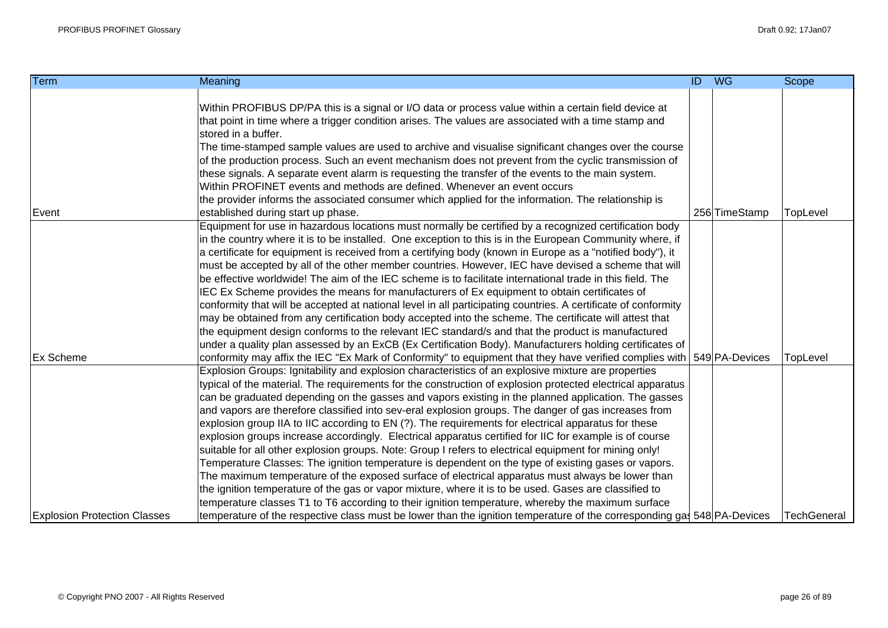| Term | Meaning | ID | WG | Scope |
|---|---|---|---|---|
| Event | Within PROFIBUS DP/PA this is a signal or I/O data or process value within a certain field device at that point in time where a trigger condition arises. The values are associated with a time stamp and stored in a buffer. The time-stamped sample values are used to archive and visualise significant changes over the course of the production process. Such an event mechanism does not prevent from the cyclic transmission of these signals. A separate event alarm is requesting the transfer of the events to the main system. Within PROFINET events and methods are defined. Whenever an event occurs the provider informs the associated consumer which applied for the information. The relationship is established during start up phase. | 256 | TimeStamp | TopLevel |
| Ex Scheme | Equipment for use in hazardous locations must normally be certified by a recognized certification body in the country where it is to be installed. One exception to this is in the European Community where, if a certificate for equipment is received from a certifying body (known in Europe as a "notified body"), it must be accepted by all of the other member countries. However, IEC have devised a scheme that will be effective worldwide! The aim of the IEC scheme is to facilitate international trade in this field. The IEC Ex Scheme provides the means for manufacturers of Ex equipment to obtain certificates of conformity that will be accepted at national level in all participating countries. A certificate of conformity may be obtained from any certification body accepted into the scheme. The certificate will attest that the equipment design conforms to the relevant IEC standard/s and that the product is manufactured under a quality plan assessed by an ExCB (Ex Certification Body). Manufacturers holding certificates of conformity may affix the IEC "Ex Mark of Conformity" to equipment that they have verified complies with | 549 | PA-Devices | TopLevel |
| Explosion Protection Classes | Explosion Groups: Ignitability and explosion characteristics of an explosive mixture are properties typical of the material. The requirements for the construction of explosion protected electrical apparatus can be graduated depending on the gasses and vapors existing in the planned application. The gasses and vapors are therefore classified into sev-eral explosion groups. The danger of gas increases from explosion group IIA to IIC according to EN (?). The requirements for electrical apparatus for these explosion groups increase accordingly. Electrical apparatus certified for IIC for example is of course suitable for all other explosion groups. Note: Group I refers to electrical equipment for mining only! Temperature Classes: The ignition temperature is dependent on the type of existing gases or vapors. The maximum temperature of the exposed surface of electrical apparatus must always be lower than the ignition temperature of the gas or vapor mixture, where it is to be used. Gases are classified to temperature classes T1 to T6 according to their ignition temperature, whereby the maximum surface temperature of the respective class must be lower than the ignition temperature of the corresponding gas | 548 | PA-Devices | TechGeneral |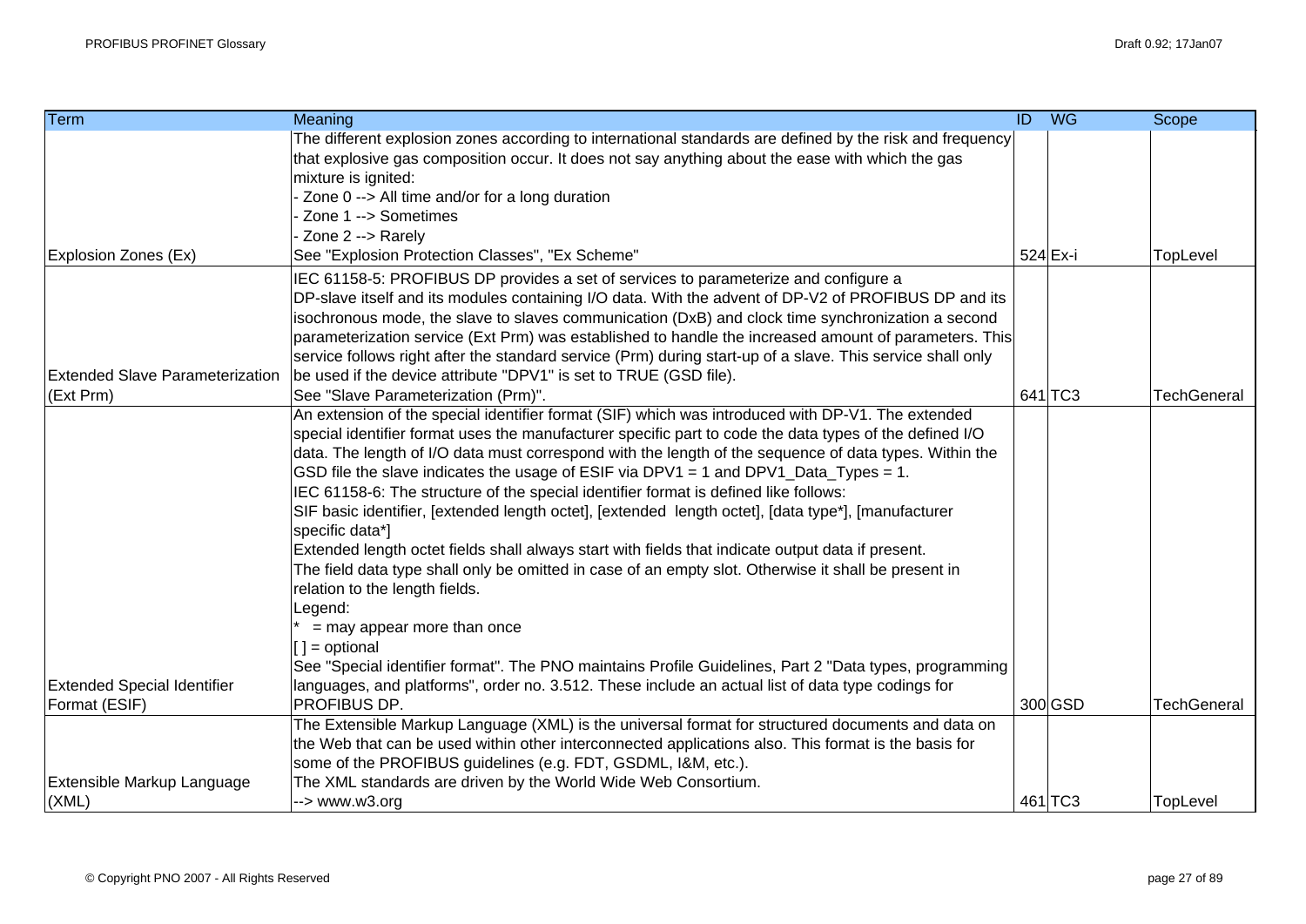| Term | Meaning | ID | WG | Scope |
|---|---|---|---|---|
| Explosion Zones (Ex) | The different explosion zones according to international standards are defined by the risk and frequency that explosive gas composition occur. It does not say anything about the ease with which the gas mixture is ignited:<br>- Zone 0 --> All time and/or for a long duration<br>- Zone 1 --> Sometimes<br>- Zone 2 --> Rarely<br>See "Explosion Protection Classes", "Ex Scheme" | 524 | Ex-i | TopLevel |
| Extended Slave Parameterization (Ext Prm) | IEC 61158-5: PROFIBUS DP provides a set of services to parameterize and configure a DP-slave itself and its modules containing I/O data. With the advent of DP-V2 of PROFIBUS DP and its isochronous mode, the slave to slaves communication (DxB) and clock time synchronization a second parameterization service (Ext Prm) was established to handle the increased amount of parameters. This service follows right after the standard service (Prm) during start-up of a slave. This service shall only be used if the device attribute "DPV1" is set to TRUE (GSD file).<br>See "Slave Parameterization (Prm)". | 641 | TC3 | TechGeneral |
| Extended Special Identifier Format (ESIF) | An extension of the special identifier format (SIF) which was introduced with DP-V1. The extended special identifier format uses the manufacturer specific part to code the data types of the defined I/O data. The length of I/O data must correspond with the length of the sequence of data types. Within the GSD file the slave indicates the usage of ESIF via DPV1 = 1 and DPV1_Data_Types = 1.<br>IEC 61158-6: The structure of the special identifier format is defined like follows:<br>SIF basic identifier, [extended length octet], [extended length octet], [data type*], [manufacturer specific data*]<br>Extended length octet fields shall always start with fields that indicate output data if present.<br>The field data type shall only be omitted in case of an empty slot. Otherwise it shall be present in relation to the length fields.<br>Legend:<br>* = may appear more than once<br>[ ] = optional<br>See "Special identifier format". The PNO maintains Profile Guidelines, Part 2 "Data types, programming languages, and platforms", order no. 3.512. These include an actual list of data type codings for PROFIBUS DP. | 300 | GSD | TechGeneral |
| Extensible Markup Language (XML) | The Extensible Markup Language (XML) is the universal format for structured documents and data on the Web that can be used within other interconnected applications also. This format is the basis for some of the PROFIBUS guidelines (e.g. FDT, GSDML, I&M, etc.).<br>The XML standards are driven by the World Wide Web Consortium.<br>--> www.w3.org | 461 | TC3 | TopLevel |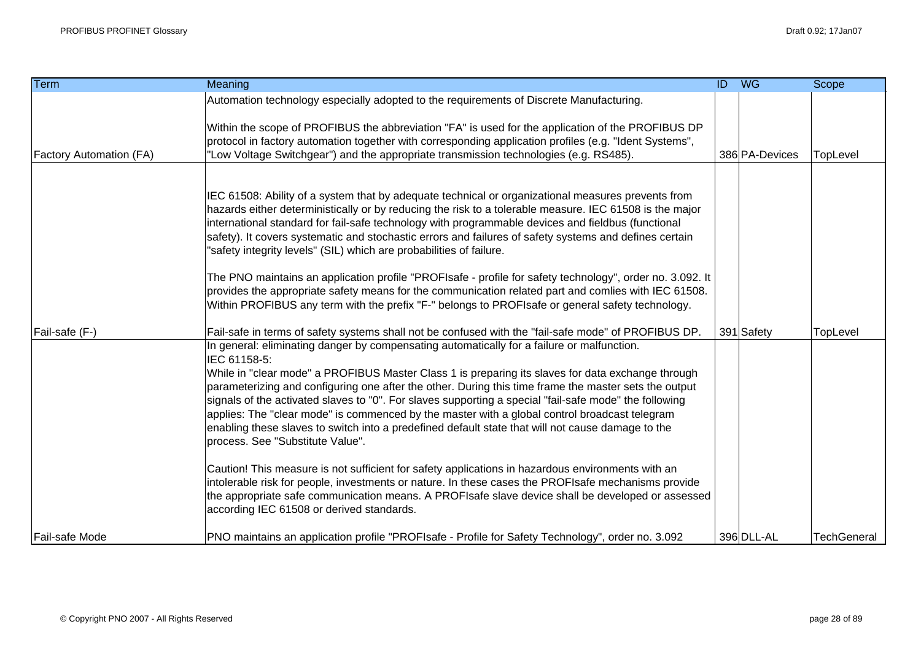| Term | Meaning | ID | WG | Scope |
|---|---|---|---|---|
| Factory Automation (FA) | Automation technology especially adopted to the requirements of Discrete Manufacturing.<br><br>Within the scope of PROFIBUS the abbreviation "FA" is used for the application of the PROFIBUS DP protocol in factory automation together with corresponding application profiles (e.g. "Ident Systems", "Low Voltage Switchgear") and the appropriate transmission technologies (e.g. RS485). | 386 | PA-Devices | TopLevel |
| Fail-safe (F-) | IEC 61508: Ability of a system that by adequate technical or organizational measures prevents from hazards either deterministically or by reducing the risk to a tolerable measure. IEC 61508 is the major international standard for fail-safe technology with programmable devices and fieldbus (functional safety). It covers systematic and stochastic errors and failures of safety systems and defines certain "safety integrity levels" (SIL) which are probabilities of failure.<br><br>The PNO maintains an application profile "PROFIsafe - profile for safety technology", order no. 3.092. It provides the appropriate safety means for the communication related part and comlies with IEC 61508. Within PROFIBUS any term with the prefix "F-" belongs to PROFIsafe or general safety technology.<br><br>Fail-safe in terms of safety systems shall not be confused with the "fail-safe mode" of PROFIBUS DP. | 391 | Safety | TopLevel |
| Fail-safe Mode | In general: eliminating danger by compensating automatically for a failure or malfunction.<br>IEC 61158-5:<br>While in "clear mode" a PROFIBUS Master Class 1 is preparing its slaves for data exchange through parameterizing and configuring one after the other. During this time frame the master sets the output signals of the activated slaves to "0". For slaves supporting a special "fail-safe mode" the following applies: The "clear mode" is commenced by the master with a global control broadcast telegram enabling these slaves to switch into a predefined default state that will not cause damage to the process. See "Substitute Value".<br><br>Caution! This measure is not sufficient for safety applications in hazardous environments with an intolerable risk for people, investments or nature. In these cases the PROFIsafe mechanisms provide the appropriate safe communication means. A PROFIsafe slave device shall be developed or assessed according IEC 61508 or derived standards.<br><br>PNO maintains an application profile "PROFIsafe - Profile for Safety Technology", order no. 3.092 | 396 | DLL-AL | TechGeneral |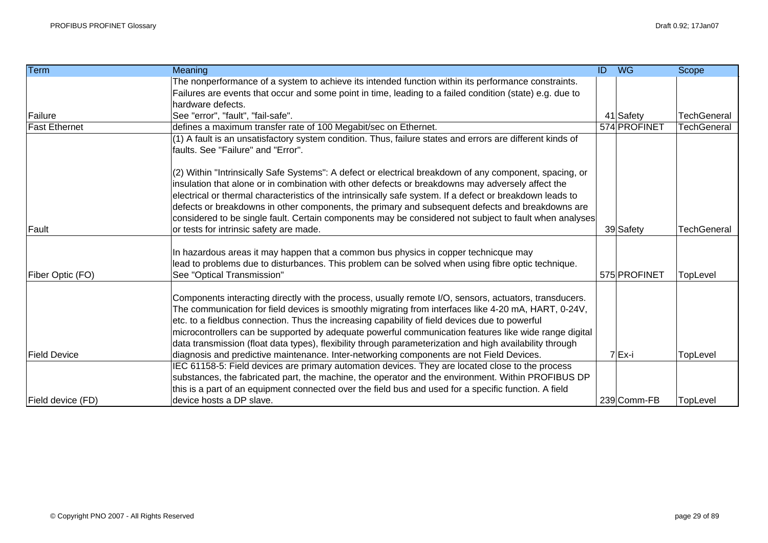| Term | Meaning | ID | WG | Scope |
|---|---|---|---|---|
| Failure | The nonperformance of a system to achieve its intended function within its performance constraints. Failures are events that occur and some point in time, leading to a failed condition (state) e.g. due to hardware defects. See "error", "fault", "fail-safe". | 41 | Safety | TechGeneral |
| Fast Ethernet | defines a maximum transfer rate of 100 Megabit/sec on Ethernet. | 574 | PROFINET | TechGeneral |
| Fault | (1) A fault is an unsatisfactory system condition. Thus, failure states and errors are different kinds of faults. See "Failure" and "Error".<br><br>(2) Within "Intrinsically Safe Systems": A defect or electrical breakdown of any component, spacing, or insulation that alone or in combination with other defects or breakdowns may adversely affect the electrical or thermal characteristics of the intrinsically safe system. If a defect or breakdown leads to defects or breakdowns in other components, the primary and subsequent defects and breakdowns are considered to be single fault. Certain components may be considered not subject to fault when analyses or tests for intrinsic safety are made. | 39 | Safety | TechGeneral |
| Fiber Optic (FO) | In hazardous areas it may happen that a common bus physics in copper technicque may lead to problems due to disturbances. This problem can be solved when using fibre optic technique. See "Optical Transmission" | 575 | PROFINET | TopLevel |
| Field Device | Components interacting directly with the process, usually remote I/O, sensors, actuators, transducers. The communication for field devices is smoothly migrating from interfaces like 4-20 mA, HART, 0-24V, etc. to a fieldbus connection. Thus the increasing capability of field devices due to powerful microcontrollers can be supported by adequate powerful communication features like wide range digital data transmission (float data types), flexibility through parameterization and high availability through diagnosis and predictive maintenance. Inter-networking components are not Field Devices. | 7 | Ex-i | TopLevel |
| Field device (FD) | IEC 61158-5: Field devices are primary automation devices. They are located close to the process substances, the fabricated part, the machine, the operator and the environment. Within PROFIBUS DP this is a part of an equipment connected over the field bus and used for a specific function. A field device hosts a DP slave. | 239 | Comm-FB | TopLevel |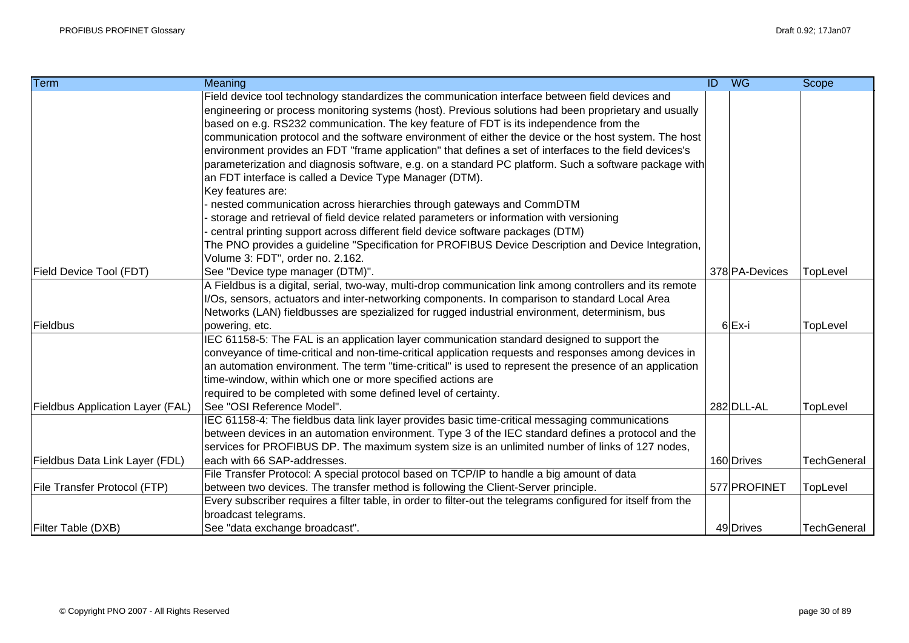| Term | Meaning | ID | WG | Scope |
|---|---|---|---|---|
| Field Device Tool (FDT) | Field device tool technology standardizes the communication interface between field devices and engineering or process monitoring systems (host). Previous solutions had been proprietary and usually based on e.g. RS232 communication. The key feature of FDT is its independence from the communication protocol and the software environment of either the device or the host system. The host environment provides an FDT "frame application" that defines a set of interfaces to the field devices's parameterization and diagnosis software, e.g. on a standard PC platform. Such a software package with an FDT interface is called a Device Type Manager (DTM).<br>Key features are:<br>- nested communication across hierarchies through gateways and CommDTM<br>- storage and retrieval of field device related parameters or information with versioning<br>- central printing support across different field device software packages (DTM)<br>The PNO provides a guideline "Specification for PROFIBUS Device Description and Device Integration, Volume 3: FDT", order no. 2.162.<br>See "Device type manager (DTM)". | 378 | PA-Devices | TopLevel |
| Fieldbus | A Fieldbus is a digital, serial, two-way, multi-drop communication link among controllers and its remote I/Os, sensors, actuators and inter-networking components. In comparison to standard Local Area Networks (LAN) fieldbusses are spezialized for rugged industrial environment, determinism, bus powering, etc. | 6 | Ex-i | TopLevel |
| Fieldbus Application Layer (FAL) | IEC 61158-5: The FAL is an application layer communication standard designed to support the conveyance of time-critical and non-time-critical application requests and responses among devices in an automation environment. The term "time-critical" is used to represent the presence of an application time-window, within which one or more specified actions are required to be completed with some defined level of certainty.<br>See "OSI Reference Model". | 282 | DLL-AL | TopLevel |
| Fieldbus Data Link Layer (FDL) | IEC 61158-4: The fieldbus data link layer provides basic time-critical messaging communications between devices in an automation environment. Type 3 of the IEC standard defines a protocol and the services for PROFIBUS DP. The maximum system size is an unlimited number of links of 127 nodes, each with 66 SAP-addresses. | 160 | Drives | TechGeneral |
| File Transfer Protocol (FTP) | File Transfer Protocol: A special protocol based on TCP/IP to handle a big amount of data between two devices. The transfer method is following the Client-Server principle. | 577 | PROFINET | TopLevel |
| Filter Table (DXB) | Every subscriber requires a filter table, in order to filter-out the telegrams configured for itself from the broadcast telegrams.<br>See "data exchange broadcast". | 49 | Drives | TechGeneral |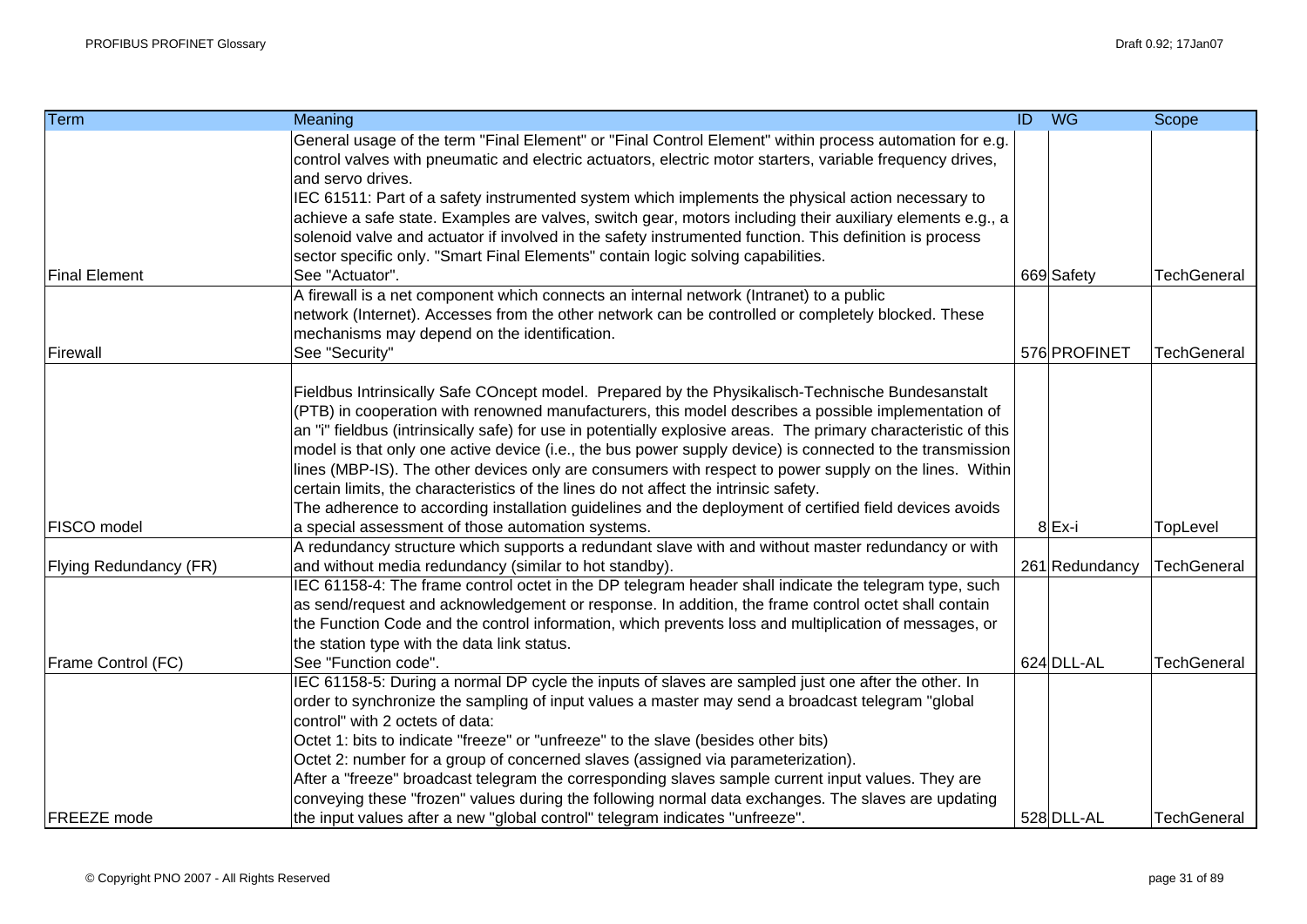| Term | Meaning | ID | WG | Scope |
|---|---|---|---|---|
| Final Element | General usage of the term "Final Element" or "Final Control Element" within process automation for e.g. control valves with pneumatic and electric actuators, electric motor starters, variable frequency drives, and servo drives.<br>IEC 61511: Part of a safety instrumented system which implements the physical action necessary to achieve a safe state. Examples are valves, switch gear, motors including their auxiliary elements e.g., a solenoid valve and actuator if involved in the safety instrumented function. This definition is process sector specific only. "Smart Final Elements" contain logic solving capabilities.<br>See "Actuator". | 669 | Safety | TechGeneral |
| Firewall | A firewall is a net component which connects an internal network (Intranet) to a public network (Internet). Accesses from the other network can be controlled or completely blocked. These mechanisms may depend on the identification.<br>See "Security" | 576 | PROFINET | TechGeneral |
| FISCO model | Fieldbus Intrinsically Safe COncept model. Prepared by the Physikalisch-Technische Bundesanstalt (PTB) in cooperation with renowned manufacturers, this model describes a possible implementation of an "i" fieldbus (intrinsically safe) for use in potentially explosive areas. The primary characteristic of this model is that only one active device (i.e., the bus power supply device) is connected to the transmission lines (MBP-IS). The other devices only are consumers with respect to power supply on the lines. Within certain limits, the characteristics of the lines do not affect the intrinsic safety.<br>The adherence to according installation guidelines and the deployment of certified field devices avoids a special assessment of those automation systems. | 8 | Ex-i | TopLevel |
| Flying Redundancy (FR) | A redundancy structure which supports a redundant slave with and without master redundancy or with and without media redundancy (similar to hot standby). | 261 | Redundancy | TechGeneral |
| Frame Control (FC) | IEC 61158-4: The frame control octet in the DP telegram header shall indicate the telegram type, such as send/request and acknowledgement or response. In addition, the frame control octet shall contain the Function Code and the control information, which prevents loss and multiplication of messages, or the station type with the data link status.<br>See "Function code". | 624 | DLL-AL | TechGeneral |
| FREEZE mode | IEC 61158-5: During a normal DP cycle the inputs of slaves are sampled just one after the other. In order to synchronize the sampling of input values a master may send a broadcast telegram "global control" with 2 octets of data:<br>Octet 1: bits to indicate "freeze" or "unfreeze" to the slave (besides other bits)<br>Octet 2: number for a group of concerned slaves (assigned via parameterization).<br>After a "freeze" broadcast telegram the corresponding slaves sample current input values. They are conveying these "frozen" values during the following normal data exchanges. The slaves are updating the input values after a new "global control" telegram indicates "unfreeze". | 528 | DLL-AL | TechGeneral |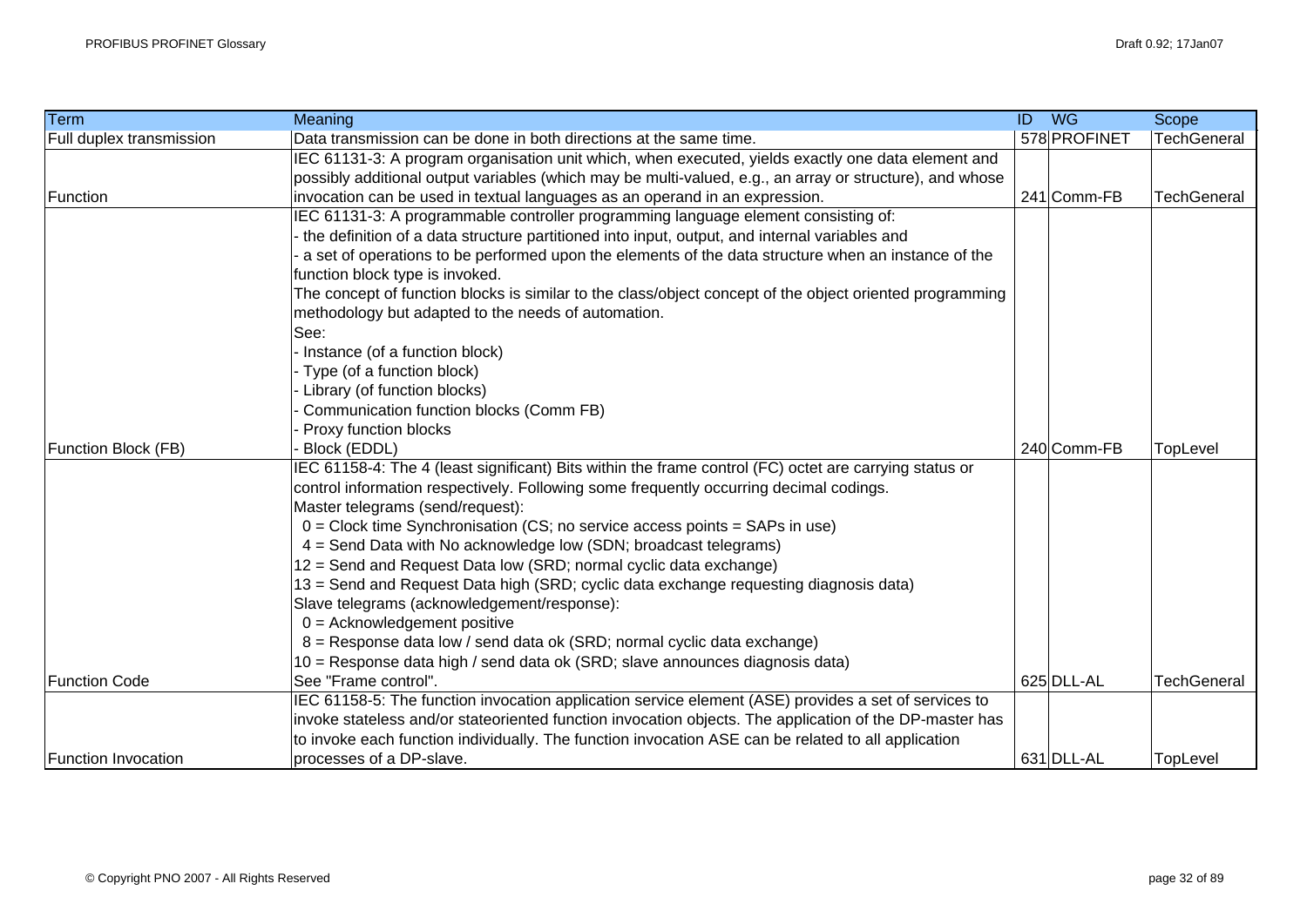| Term | Meaning | ID | WG | Scope |
|---|---|---|---|---|
| Full duplex transmission | Data transmission can be done in both directions at the same time. | 578 | PROFINET | TechGeneral |
| Function | IEC 61131-3: A program organisation unit which, when executed, yields exactly one data element and possibly additional output variables (which may be multi-valued, e.g., an array or structure), and whose invocation can be used in textual languages as an operand in an expression. | 241 | Comm-FB | TechGeneral |
| Function Block (FB) | IEC 61131-3: A programmable controller programming language element consisting of:<br>- the definition of a data structure partitioned into input, output, and internal variables and<br>- a set of operations to be performed upon the elements of the data structure when an instance of the function block type is invoked.<br>The concept of function blocks is similar to the class/object concept of the object oriented programming methodology but adapted to the needs of automation.<br>See:<br>- Instance (of a function block)<br>- Type (of a function block)<br>- Library (of function blocks)<br>- Communication function blocks (Comm FB)<br>- Proxy function blocks<br>- Block (EDDL) | 240 | Comm-FB | TopLevel |
| Function Code | IEC 61158-4: The 4 (least significant) Bits within the frame control (FC) octet are carrying status or control information respectively. Following some frequently occurring decimal codings.<br>Master telegrams (send/request):<br>0 = Clock time Synchronisation (CS; no service access points = SAPs in use)<br>4 = Send Data with No acknowledge low (SDN; broadcast telegrams)<br>12 = Send and Request Data low (SRD; normal cyclic data exchange)<br>13 = Send and Request Data high (SRD; cyclic data exchange requesting diagnosis data)<br>Slave telegrams (acknowledgement/response):<br>0 = Acknowledgement positive<br>8 = Response data low / send data ok (SRD; normal cyclic data exchange)<br>10 = Response data high / send data ok (SRD; slave announces diagnosis data)<br>See "Frame control". | 625 | DLL-AL | TechGeneral |
| Function Invocation | IEC 61158-5: The function invocation application service element (ASE) provides a set of services to invoke stateless and/or stateoriented function invocation objects. The application of the DP-master has to invoke each function individually. The function invocation ASE can be related to all application processes of a DP-slave. | 631 | DLL-AL | TopLevel |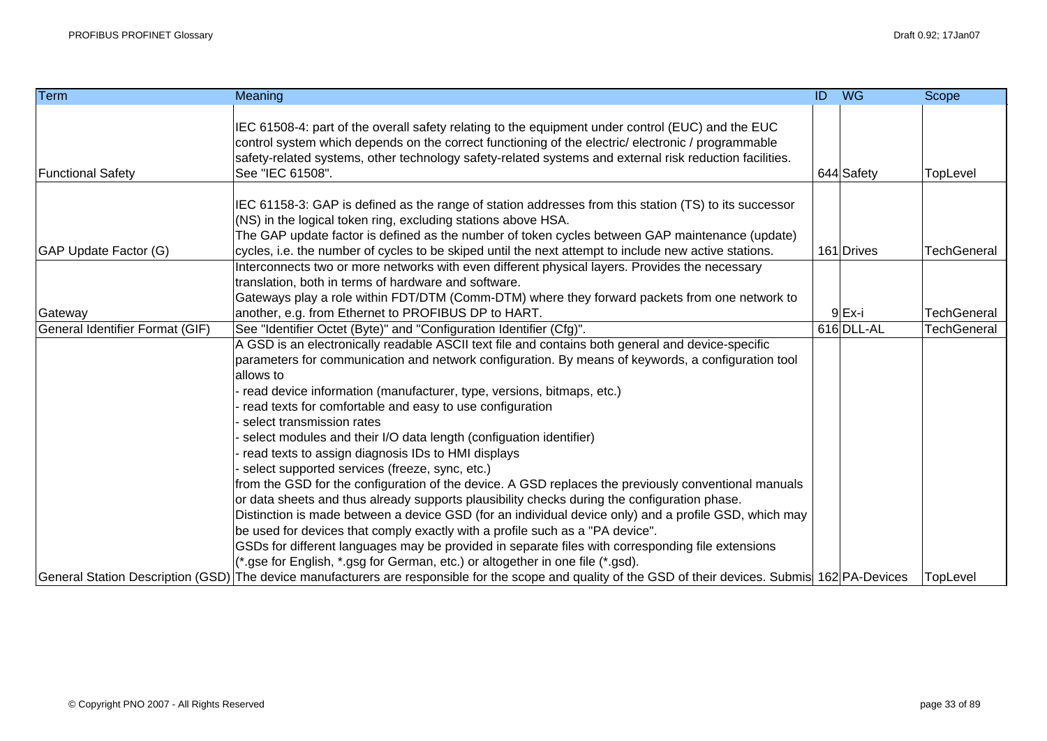| Term | Meaning | ID | WG | Scope |
|---|---|---|---|---|
| Functional Safety | IEC 61508-4: part of the overall safety relating to the equipment under control (EUC) and the EUC control system which depends on the correct functioning of the electric/ electronic / programmable safety-related systems, other technology safety-related systems and external risk reduction facilities. See "IEC 61508". | 644 | Safety | TopLevel |
| GAP Update Factor (G) | IEC 61158-3: GAP is defined as the range of station addresses from this station (TS) to its successor (NS) in the logical token ring, excluding stations above HSA.<br>The GAP update factor is defined as the number of token cycles between GAP maintenance (update) cycles, i.e. the number of cycles to be skiped until the next attempt to include new active stations. | 161 | Drives | TechGeneral |
| Gateway | Interconnects two or more networks with even different physical layers. Provides the necessary translation, both in terms of hardware and software.<br>Gateways play a role within FDT/DTM (Comm-DTM) where they forward packets from one network to another, e.g. from Ethernet to PROFIBUS DP to HART. | 9 | Ex-i | TechGeneral |
| General Identifier Format (GIF) | See "Identifier Octet (Byte)" and "Configuration Identifier (Cfg)". | 616 | DLL-AL | TechGeneral |
| General Station Description (GSD) | A GSD is an electronically readable ASCII text file and contains both general and device-specific parameters for communication and network configuration. By means of keywords, a configuration tool allows to<br>- read device information (manufacturer, type, versions, bitmaps, etc.)<br>- read texts for comfortable and easy to use configuration<br>- select transmission rates<br>- select modules and their I/O data length (configuation identifier)<br>- read texts to assign diagnosis IDs to HMI displays<br>- select supported services (freeze, sync, etc.)<br>from the GSD for the configuration of the device. A GSD replaces the previously conventional manuals or data sheets and thus already supports plausibility checks during the configuration phase.<br>Distinction is made between a device GSD (for an individual device only) and a profile GSD, which may be used for devices that comply exactly with a profile such as a "PA device".<br>GSDs for different languages may be provided in separate files with corresponding file extensions (*.gse for English, *.gsg for German, etc.) or altogether in one file (*.gsd).<br>The device manufacturers are responsible for the scope and quality of the GSD of their devices. Submis | 162 | PA-Devices | TopLevel |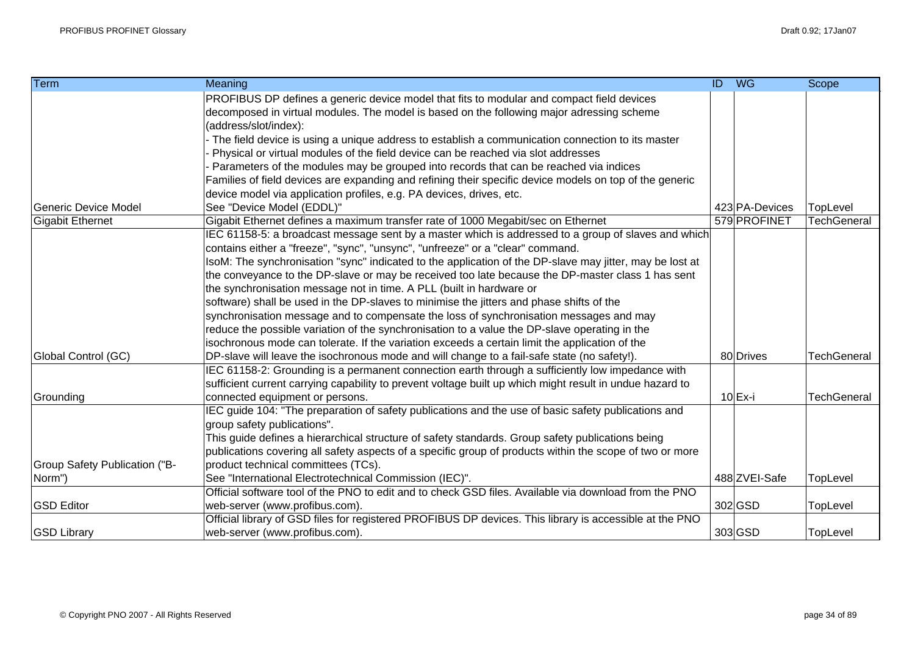| Term | Meaning | ID | WG | Scope |
|---|---|---|---|---|
| Generic Device Model | PROFIBUS DP defines a generic device model that fits to modular and compact field devices decomposed in virtual modules. The model is based on the following major adressing scheme (address/slot/index):<br>- The field device is using a unique address to establish a communication connection to its master<br>- Physical or virtual modules of the field device can be reached via slot addresses<br>- Parameters of the modules may be grouped into records that can be reached via indices<br>Families of field devices are expanding and refining their specific device models on top of the generic device model via application profiles, e.g. PA devices, drives, etc.<br>See "Device Model (EDDL)" | 423 | PA-Devices | TopLevel |
| Gigabit Ethernet | Gigabit Ethernet defines a maximum transfer rate of 1000 Megabit/sec on Ethernet | 579 | PROFINET | TechGeneral |
| Global Control (GC) | IEC 61158-5: a broadcast message sent by a master which is addressed to a group of slaves and which contains either a "freeze", "sync", "unsync", "unfreeze" or a "clear" command.<br>IsoM: The synchronisation "sync" indicated to the application of the DP-slave may jitter, may be lost at the conveyance to the DP-slave or may be received too late because the DP-master class 1 has sent the synchronisation message not in time. A PLL (built in hardware or software) shall be used in the DP-slaves to minimise the jitters and phase shifts of the synchronisation message and to compensate the loss of synchronisation messages and may reduce the possible variation of the synchronisation to a value the DP-slave operating in the isochronous mode can tolerate. If the variation exceeds a certain limit the application of the DP-slave will leave the isochronous mode and will change to a fail-safe state (no safety!). | 80 | Drives | TechGeneral |
| Grounding | IEC 61158-2: Grounding is a permanent connection earth through a sufficiently low impedance with sufficient current carrying capability to prevent voltage built up which might result in undue hazard to connected equipment or persons. | 10 | Ex-i | TechGeneral |
| Group Safety Publication ("B-Norm") | IEC guide 104: "The preparation of safety publications and the use of basic safety publications and group safety publications".<br>This guide defines a hierarchical structure of safety standards. Group safety publications being publications covering all safety aspects of a specific group of products within the scope of two or more product technical committees (TCs).<br>See "International Electrotechnical Commission (IEC)". | 488 | ZVEI-Safe | TopLevel |
| GSD Editor | Official software tool of the PNO to edit and to check GSD files. Available via download from the PNO web-server (www.profibus.com). | 302 | GSD | TopLevel |
| GSD Library | Official library of GSD files for registered PROFIBUS DP devices. This library is accessible at the PNO web-server (www.profibus.com). | 303 | GSD | TopLevel |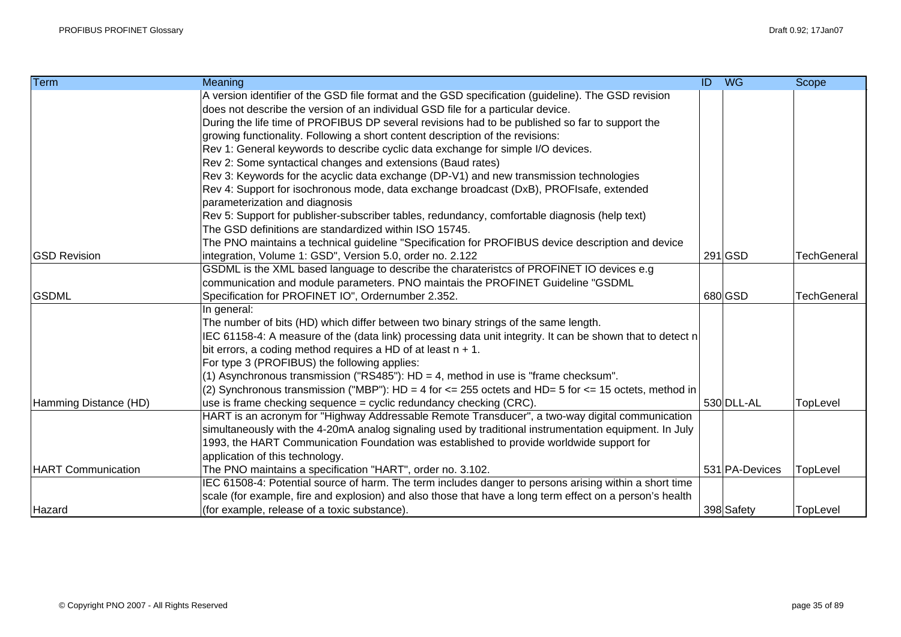| Term | Meaning | ID | WG | Scope |
| --- | --- | --- | --- | --- |
| GSD Revision | A version identifier of the GSD file format and the GSD specification (guideline). The GSD revision does not describe the version of an individual GSD file for a particular device.<br>During the life time of PROFIBUS DP several revisions had to be published so far to support the growing functionality. Following a short content description of the revisions:<br>Rev 1: General keywords to describe cyclic data exchange for simple I/O devices.<br>Rev 2: Some syntactical changes and extensions (Baud rates)<br>Rev 3: Keywords for the acyclic data exchange (DP-V1) and new transmission technologies<br>Rev 4: Support for isochronous mode, data exchange broadcast (DxB), PROFIsafe, extended parameterization and diagnosis<br>Rev 5: Support for publisher-subscriber tables, redundancy, comfortable diagnosis (help text)<br>The GSD definitions are standardized within ISO 15745.<br>The PNO maintains a technical guideline "Specification for PROFIBUS device description and device integration, Volume 1: GSD", Version 5.0, order no. 2.122 | 291 | GSD | TechGeneral |
| GSDML | GSDML is the XML based language to describe the charateristcs of PROFINET IO devices e.g communication and module parameters. PNO maintais the PROFINET Guideline "GSDML Specification for PROFINET IO", Ordernumber 2.352. | 680 | GSD | TechGeneral |
| Hamming Distance (HD) | In general:<br>The number of bits (HD) which differ between two binary strings of the same length.<br>IEC 61158-4: A measure of the (data link) processing data unit integrity. It can be shown that to detect n bit errors, a coding method requires a HD of at least n + 1.<br>For type 3 (PROFIBUS) the following applies:<br>(1) Asynchronous transmission ("RS485"): HD = 4, method in use is "frame checksum".<br>(2) Synchronous transmission ("MBP"): HD = 4 for <= 255 octets and HD= 5 for <= 15 octets, method in use is frame checking sequence = cyclic redundancy checking (CRC). | 530 | DLL-AL | TopLevel |
| HART Communication | HART is an acronym for "Highway Addressable Remote Transducer", a two-way digital communication simultaneously with the 4-20mA analog signaling used by traditional instrumentation equipment. In July 1993, the HART Communication Foundation was established to provide worldwide support for application of this technology.<br>The PNO maintains a specification "HART", order no. 3.102. | 531 | PA-Devices | TopLevel |
| Hazard | IEC 61508-4: Potential source of harm. The term includes danger to persons arising within a short time scale (for example, fire and explosion) and also those that have a long term effect on a person's health (for example, release of a toxic substance). | 398 | Safety | TopLevel |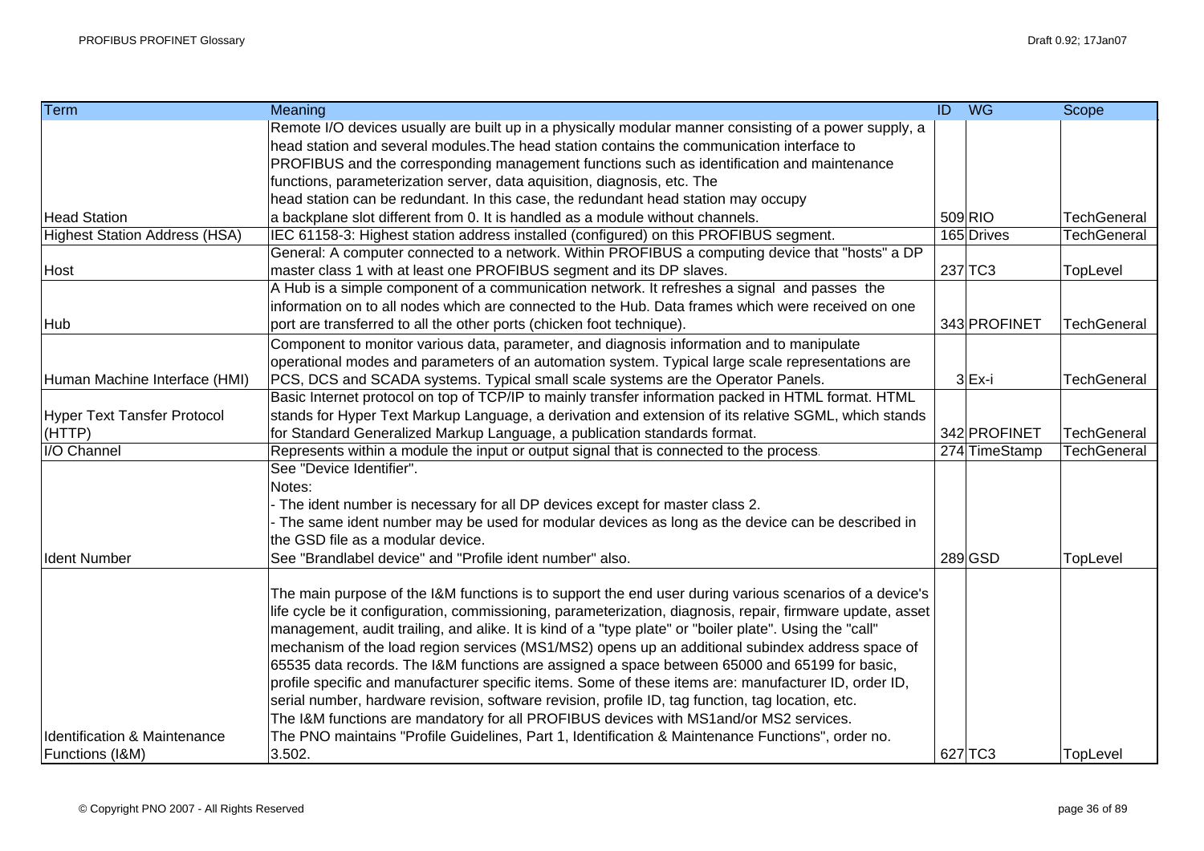| Term | Meaning | ID | WG | Scope |
|---|---|---|---|---|
| Head Station | Remote I/O devices usually are built up in a physically modular manner consisting of a power supply, a head station and several modules.The head station contains the communication interface to PROFIBUS and the corresponding management functions such as identification and maintenance functions, parameterization server, data aquisition, diagnosis, etc. The head station can be redundant. In this case, the redundant head station may occupy a backplane slot different from 0. It is handled as a module without channels. | 509 | RIO | TechGeneral |
| Highest Station Address (HSA) | IEC 61158-3: Highest station address installed (configured) on this PROFIBUS segment. | 165 | Drives | TechGeneral |
| Host | General: A computer connected to a network. Within PROFIBUS a computing device that "hosts" a DP master class 1 with at least one PROFIBUS segment and its DP slaves. | 237 | TC3 | TopLevel |
| Hub | A Hub is a simple component of a communication network. It refreshes a signal and passes the information on to all nodes which are connected to the Hub. Data frames which were received on one port are transferred to all the other ports (chicken foot technique). | 343 | PROFINET | TechGeneral |
| Human Machine Interface (HMI) | Component to monitor various data, parameter, and diagnosis information and to manipulate operational modes and parameters of an automation system. Typical large scale representations are PCS, DCS and SCADA systems. Typical small scale systems are the Operator Panels. | 3 | Ex-i | TechGeneral |
| Hyper Text Tansfer Protocol (HTTP) | Basic Internet protocol on top of TCP/IP to mainly transfer information packed in HTML format. HTML stands for Hyper Text Markup Language, a derivation and extension of its relative SGML, which stands for Standard Generalized Markup Language, a publication standards format. | 342 | PROFINET | TechGeneral |
| I/O Channel | Represents within a module the input or output signal that is connected to the process. | 274 | TimeStamp | TechGeneral |
| Ident Number | See "Device Identifier".<br>Notes:<br>- The ident number is necessary for all DP devices except for master class 2.<br>- The same ident number may be used for modular devices as long as the device can be described in the GSD file as a modular device.<br>See "Brandlabel device" and "Profile ident number" also. | 289 | GSD | TopLevel |
| Identification & Maintenance Functions (I&M) | The main purpose of the I&M functions is to support the end user during various scenarios of a device's life cycle be it configuration, commissioning, parameterization, diagnosis, repair, firmware update, asset management, audit trailing, and alike. It is kind of a "type plate" or "boiler plate". Using the "call" mechanism of the load region services (MS1/MS2) opens up an additional subindex address space of 65535 data records. The I&M functions are assigned a space between 65000 and 65199 for basic, profile specific and manufacturer specific items. Some of these items are: manufacturer ID, order ID, serial number, hardware revision, software revision, profile ID, tag function, tag location, etc.<br>The I&M functions are mandatory for all PROFIBUS devices with MS1and/or MS2 services.<br>The PNO maintains "Profile Guidelines, Part 1, Identification & Maintenance Functions", order no. 3.502. | 627 | TC3 | TopLevel |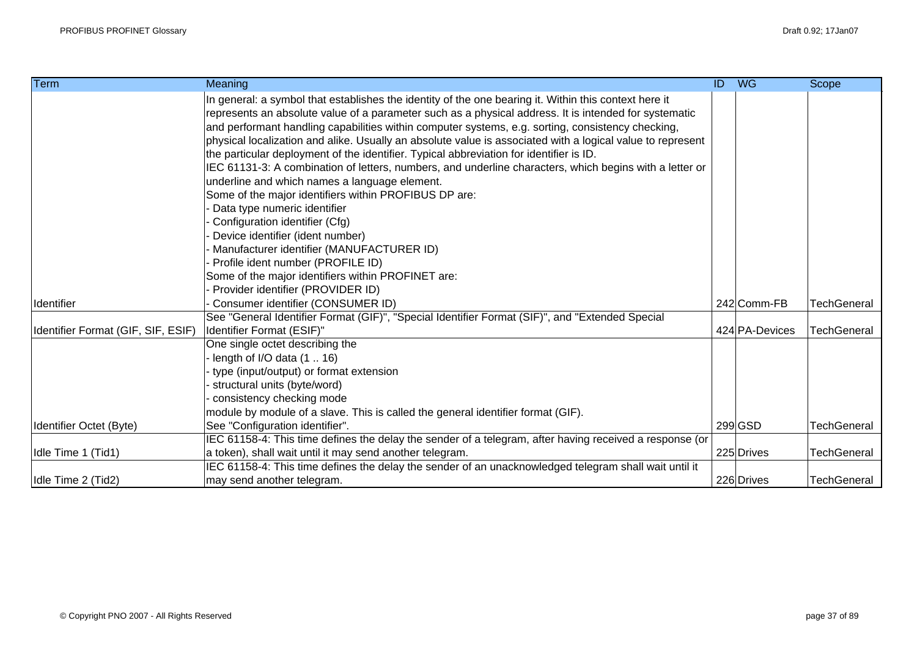| Term | Meaning | ID | WG | Scope |
|---|---|---|---|---|
| Identifier | In general: a symbol that establishes the identity of the one bearing it. Within this context here it represents an absolute value of a parameter such as a physical address. It is intended for systematic and performant handling capabilities within computer systems, e.g. sorting, consistency checking, physical localization and alike. Usually an absolute value is associated with a logical value to represent the particular deployment of the identifier. Typical abbreviation for identifier is ID.<br>IEC 61131-3: A combination of letters, numbers, and underline characters, which begins with a letter or underline and which names a language element.<br>Some of the major identifiers within PROFIBUS DP are:<br>- Data type numeric identifier<br>- Configuration identifier (Cfg)<br>- Device identifier (ident number)<br>- Manufacturer identifier (MANUFACTURER ID)<br>- Profile ident number (PROFILE ID)<br>Some of the major identifiers within PROFINET are:<br>- Provider identifier (PROVIDER ID)<br>- Consumer identifier (CONSUMER ID) | 242 | Comm-FB | TechGeneral |
| Identifier Format (GIF, SIF, ESIF) | See "General Identifier Format (GIF)", "Special Identifier Format (SIF)", and "Extended Special Identifier Format (ESIF)" | 424 | PA-Devices | TechGeneral |
| Identifier Octet (Byte) | One single octet describing the<br>- length of I/O data (1 .. 16)<br>- type (input/output) or format extension<br>- structural units (byte/word)<br>- consistency checking mode<br>module by module of a slave. This is called the general identifier format (GIF).<br>See "Configuration identifier". | 299 | GSD | TechGeneral |
| Idle Time 1 (Tid1) | IEC 61158-4: This time defines the delay the sender of a telegram, after having received a response (or a token), shall wait until it may send another telegram. | 225 | Drives | TechGeneral |
| Idle Time 2 (Tid2) | IEC 61158-4: This time defines the delay the sender of an unacknowledged telegram shall wait until it may send another telegram. | 226 | Drives | TechGeneral |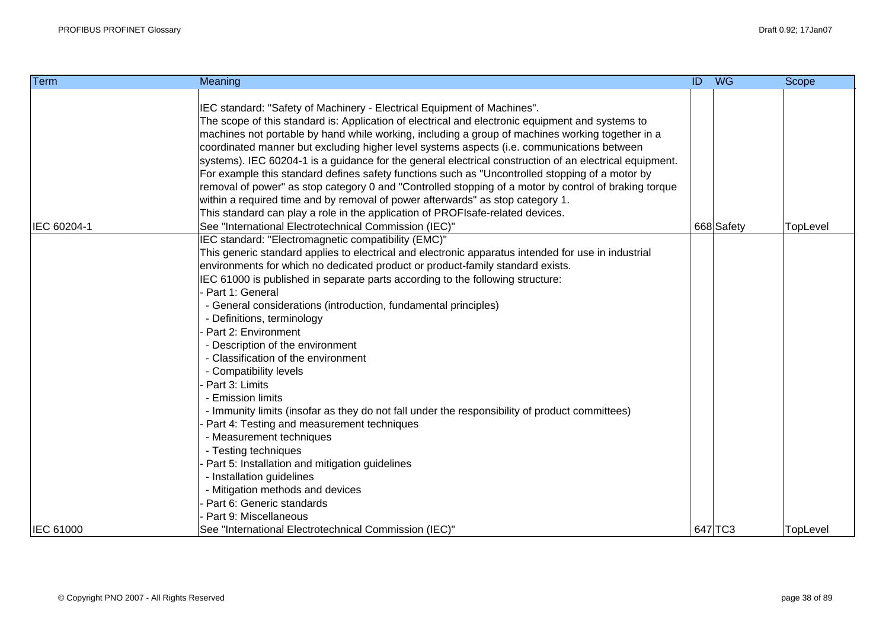| Term | Meaning | ID | WG | Scope |
|---|---|---|---|---|
| IEC 60204-1 | IEC standard: "Safety of Machinery - Electrical Equipment of Machines".<br>The scope of this standard is: Application of electrical and electronic equipment and systems to machines not portable by hand while working, including a group of machines working together in a coordinated manner but excluding higher level systems aspects (i.e. communications between systems). IEC 60204-1 is a guidance for the general electrical construction of an electrical equipment. For example this standard defines safety functions such as "Uncontrolled stopping of a motor by removal of power" as stop category 0 and "Controlled stopping of a motor by control of braking torque within a required time and by removal of power afterwards" as stop category 1.<br>This standard can play a role in the application of PROFIsafe-related devices.<br>See "International Electrotechnical Commission (IEC)" | 668 | Safety | TopLevel |
| IEC 61000 | IEC standard: "Electromagnetic compatibility (EMC)"<br>This generic standard applies to electrical and electronic apparatus intended for use in industrial environments for which no dedicated product or product-family standard exists.<br>IEC 61000 is published in separate parts according to the following structure:<br>- Part 1: General<br>&nbsp;&nbsp;- General considerations (introduction, fundamental principles)<br>&nbsp;&nbsp;- Definitions, terminology<br>- Part 2: Environment<br>&nbsp;&nbsp;- Description of the environment<br>&nbsp;&nbsp;- Classification of the environment<br>&nbsp;&nbsp;- Compatibility levels<br>- Part 3: Limits<br>&nbsp;&nbsp;- Emission limits<br>&nbsp;&nbsp;- Immunity limits (insofar as they do not fall under the responsibility of product committees)<br>- Part 4: Testing and measurement techniques<br>&nbsp;&nbsp;- Measurement techniques<br>&nbsp;&nbsp;- Testing techniques<br>- Part 5: Installation and mitigation guidelines<br>&nbsp;&nbsp;- Installation guidelines<br>&nbsp;&nbsp;- Mitigation methods and devices<br>- Part 6: Generic standards<br>- Part 9: Miscellaneous<br>See "International Electrotechnical Commission (IEC)" | 647 | TC3 | TopLevel |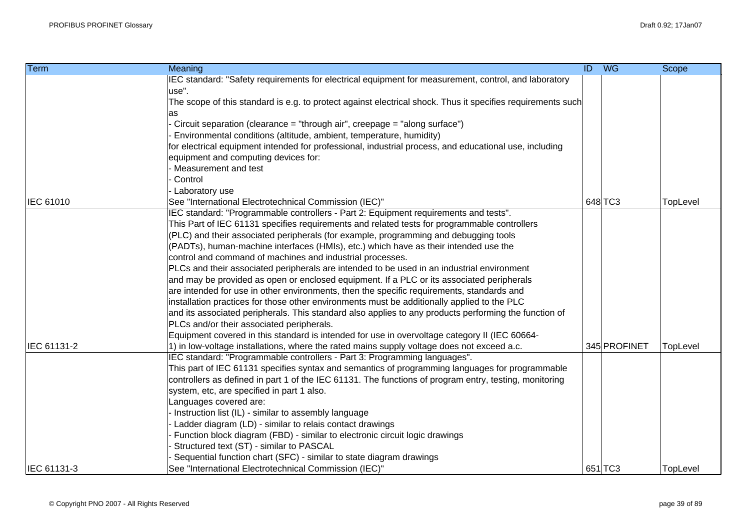| Term | Meaning | ID | WG | Scope |
|---|---|---|---|---|
| IEC 61010 | IEC standard: "Safety requirements for electrical equipment for measurement, control, and laboratory use".<br>The scope of this standard is e.g. to protect against electrical shock. Thus it specifies requirements such as<br>- Circuit separation (clearance = "through air", creepage = "along surface")<br>- Environmental conditions (altitude, ambient, temperature, humidity)<br>for electrical equipment intended for professional, industrial process, and educational use, including equipment and computing devices for:<br>- Measurement and test<br>- Control<br>- Laboratory use<br>See "International Electrotechnical Commission (IEC)" | 648 | TC3 | TopLevel |
| IEC 61131-2 | IEC standard: "Programmable controllers - Part 2: Equipment requirements and tests".<br>This Part of IEC 61131 specifies requirements and related tests for programmable controllers (PLC) and their associated peripherals (for example, programming and debugging tools (PADTs), human-machine interfaces (HMIs), etc.) which have as their intended use the control and command of machines and industrial processes.<br>PLCs and their associated peripherals are intended to be used in an industrial environment and may be provided as open or enclosed equipment. If a PLC or its associated peripherals are intended for use in other environments, then the specific requirements, standards and installation practices for those other environments must be additionally applied to the PLC and its associated peripherals. This standard also applies to any products performing the function of PLCs and/or their associated peripherals.<br>Equipment covered in this standard is intended for use in overvoltage category II (IEC 60664-1) in low-voltage installations, where the rated mains supply voltage does not exceed a.c. | 345 | PROFINET | TopLevel |
| IEC 61131-3 | IEC standard: "Programmable controllers - Part 3: Programming languages".<br>This part of IEC 61131 specifies syntax and semantics of programming languages for programmable controllers as defined in part 1 of the IEC 61131. The functions of program entry, testing, monitoring system, etc, are specified in part 1 also.<br>Languages covered are:<br>- Instruction list (IL) - similar to assembly language<br>- Ladder diagram (LD) - similar to relais contact drawings<br>- Function block diagram (FBD) - similar to electronic circuit logic drawings<br>- Structured text (ST) - similar to PASCAL<br>- Sequential function chart (SFC) - similar to state diagram drawings<br>See "International Electrotechnical Commission (IEC)" | 651 | TC3 | TopLevel |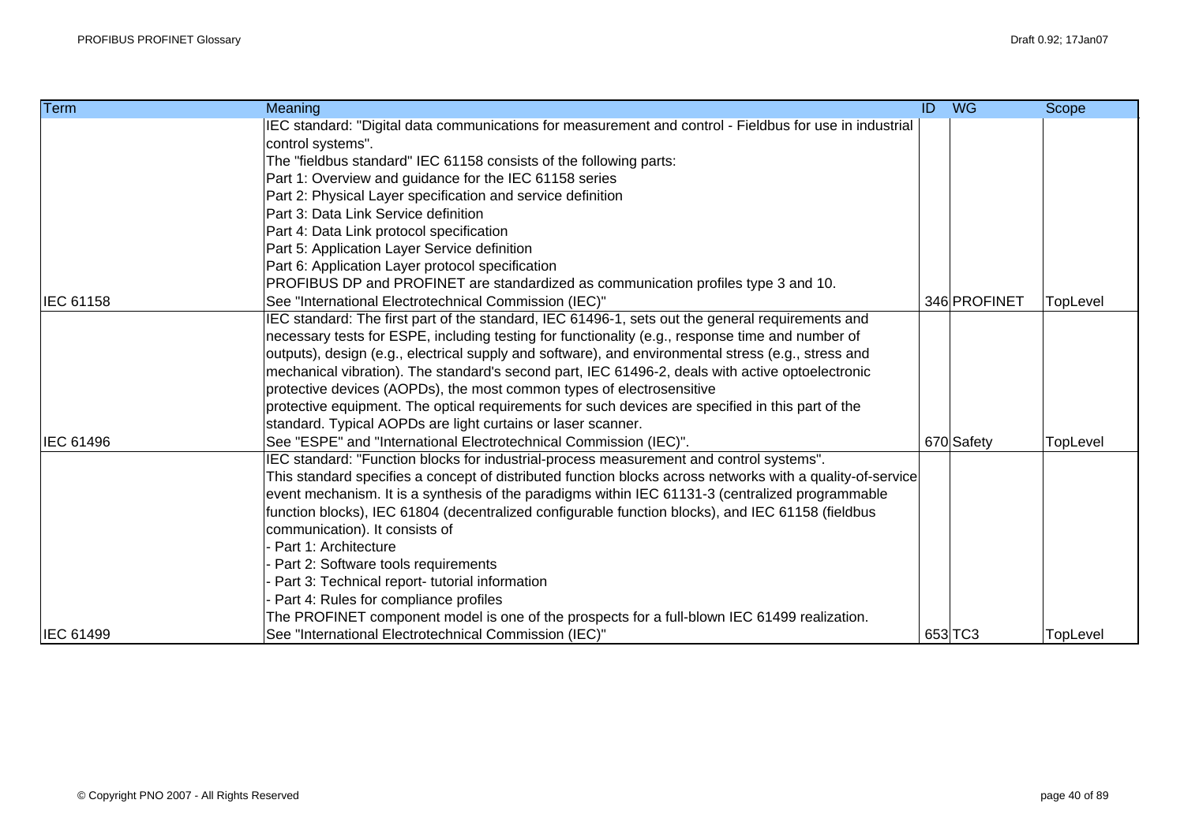| Term | Meaning | ID | WG | Scope |
|---|---|---|---|---|
| IEC 61158 | IEC standard: "Digital data communications for measurement and control - Fieldbus for use in industrial control systems".<br>The "fieldbus standard" IEC 61158 consists of the following parts:<br>Part 1: Overview and guidance for the IEC 61158 series<br>Part 2: Physical Layer specification and service definition<br>Part 3: Data Link Service definition<br>Part 4: Data Link protocol specification<br>Part 5: Application Layer Service definition<br>Part 6: Application Layer protocol specification<br>PROFIBUS DP and PROFINET are standardized as communication profiles type 3 and 10.<br>See "International Electrotechnical Commission (IEC)" | 346 | PROFINET | TopLevel |
| IEC 61496 | IEC standard: The first part of the standard, IEC 61496-1, sets out the general requirements and necessary tests for ESPE, including testing for functionality (e.g., response time and number of outputs), design (e.g., electrical supply and software), and environmental stress (e.g., stress and mechanical vibration). The standard's second part, IEC 61496-2, deals with active optoelectronic protective devices (AOPDs), the most common types of electrosensitive protective equipment. The optical requirements for such devices are specified in this part of the standard. Typical AOPDs are light curtains or laser scanner.<br>See "ESPE" and "International Electrotechnical Commission (IEC)". | 670 | Safety | TopLevel |
| IEC 61499 | IEC standard: "Function blocks for industrial-process measurement and control systems".<br>This standard specifies a concept of distributed function blocks across networks with a quality-of-service event mechanism. It is a synthesis of the paradigms within IEC 61131-3 (centralized programmable function blocks), IEC 61804 (decentralized configurable function blocks), and IEC 61158 (fieldbus communication). It consists of<br>- Part 1: Architecture<br>- Part 2: Software tools requirements<br>- Part 3: Technical report- tutorial information<br>- Part 4: Rules for compliance profiles<br>The PROFINET component model is one of the prospects for a full-blown IEC 61499 realization.<br>See "International Electrotechnical Commission (IEC)" | 653 | TC3 | TopLevel |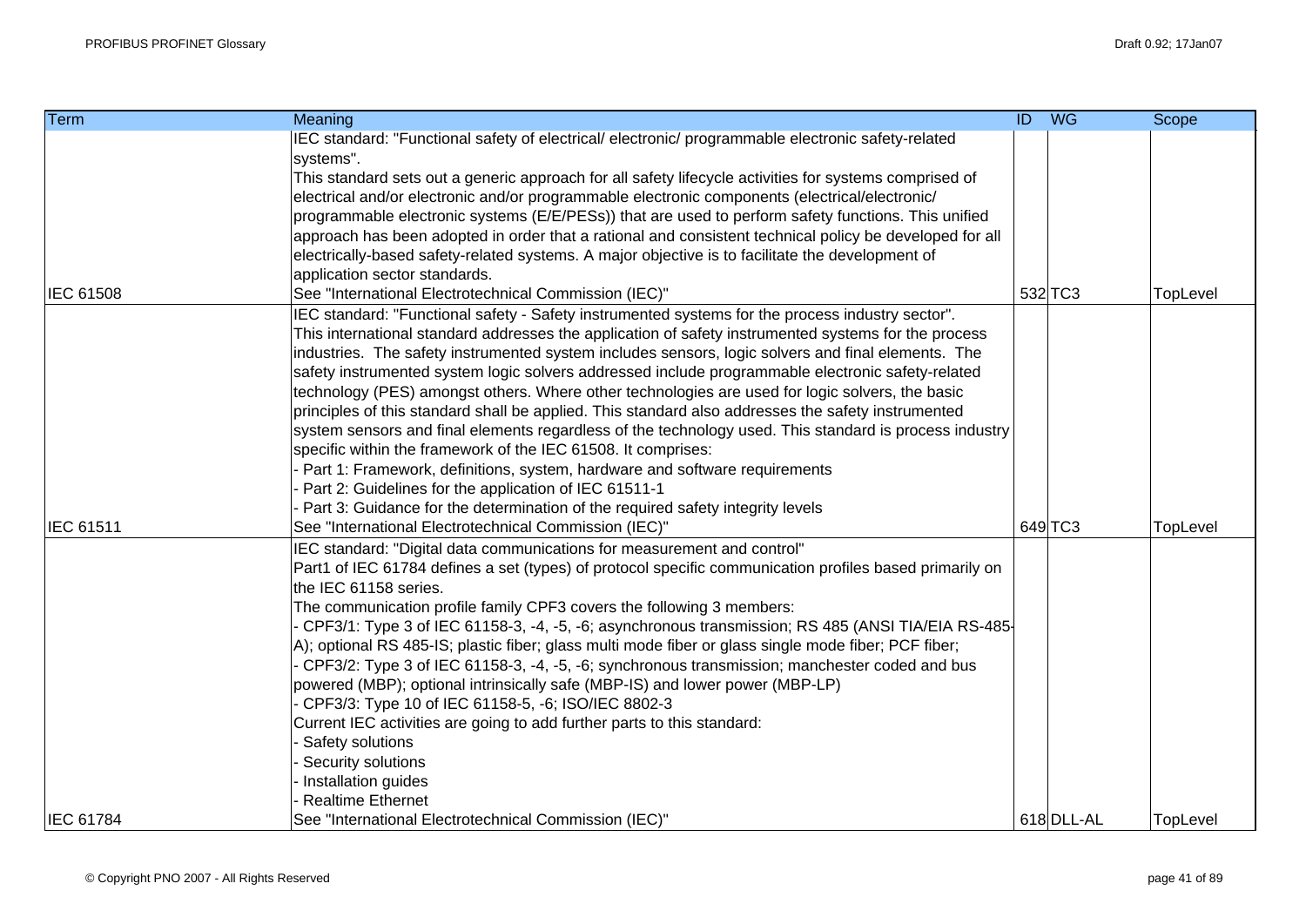| Term | Meaning | ID | WG | Scope |
|---|---|---|---|---|
| IEC 61508 | IEC standard: "Functional safety of electrical/ electronic/ programmable electronic safety-related systems".<br>This standard sets out a generic approach for all safety lifecycle activities for systems comprised of electrical and/or electronic and/or programmable electronic components (electrical/electronic/ programmable electronic systems (E/E/PESs)) that are used to perform safety functions. This unified approach has been adopted in order that a rational and consistent technical policy be developed for all electrically-based safety-related systems. A major objective is to facilitate the development of application sector standards.<br>See "International Electrotechnical Commission (IEC)" | 532 | TC3 | TopLevel |
| IEC 61511 | IEC standard: "Functional safety - Safety instrumented systems for the process industry sector".<br>This international standard addresses the application of safety instrumented systems for the process industries. The safety instrumented system includes sensors, logic solvers and final elements. The safety instrumented system logic solvers addressed include programmable electronic safety-related technology (PES) amongst others. Where other technologies are used for logic solvers, the basic principles of this standard shall be applied. This standard also addresses the safety instrumented system sensors and final elements regardless of the technology used. This standard is process industry specific within the framework of the IEC 61508. It comprises:<br>- Part 1: Framework, definitions, system, hardware and software requirements<br>- Part 2: Guidelines for the application of IEC 61511-1<br>- Part 3: Guidance for the determination of the required safety integrity levels<br>See "International Electrotechnical Commission (IEC)" | 649 | TC3 | TopLevel |
| IEC 61784 | IEC standard: "Digital data communications for measurement and control"<br>Part1 of IEC 61784 defines a set (types) of protocol specific communication profiles based primarily on the IEC 61158 series.<br>The communication profile family CPF3 covers the following 3 members:<br>- CPF3/1: Type 3 of IEC 61158-3, -4, -5, -6; asynchronous transmission; RS 485 (ANSI TIA/EIA RS-485-A); optional RS 485-IS; plastic fiber; glass multi mode fiber or glass single mode fiber; PCF fiber;<br>- CPF3/2: Type 3 of IEC 61158-3, -4, -5, -6; synchronous transmission; manchester coded and bus powered (MBP); optional intrinsically safe (MBP-IS) and lower power (MBP-LP)<br>- CPF3/3: Type 10 of IEC 61158-5, -6; ISO/IEC 8802-3<br>Current IEC activities are going to add further parts to this standard:<br>- Safety solutions<br>- Security solutions<br>- Installation guides<br>- Realtime Ethernet<br>See "International Electrotechnical Commission (IEC)" | 618 | DLL-AL | TopLevel |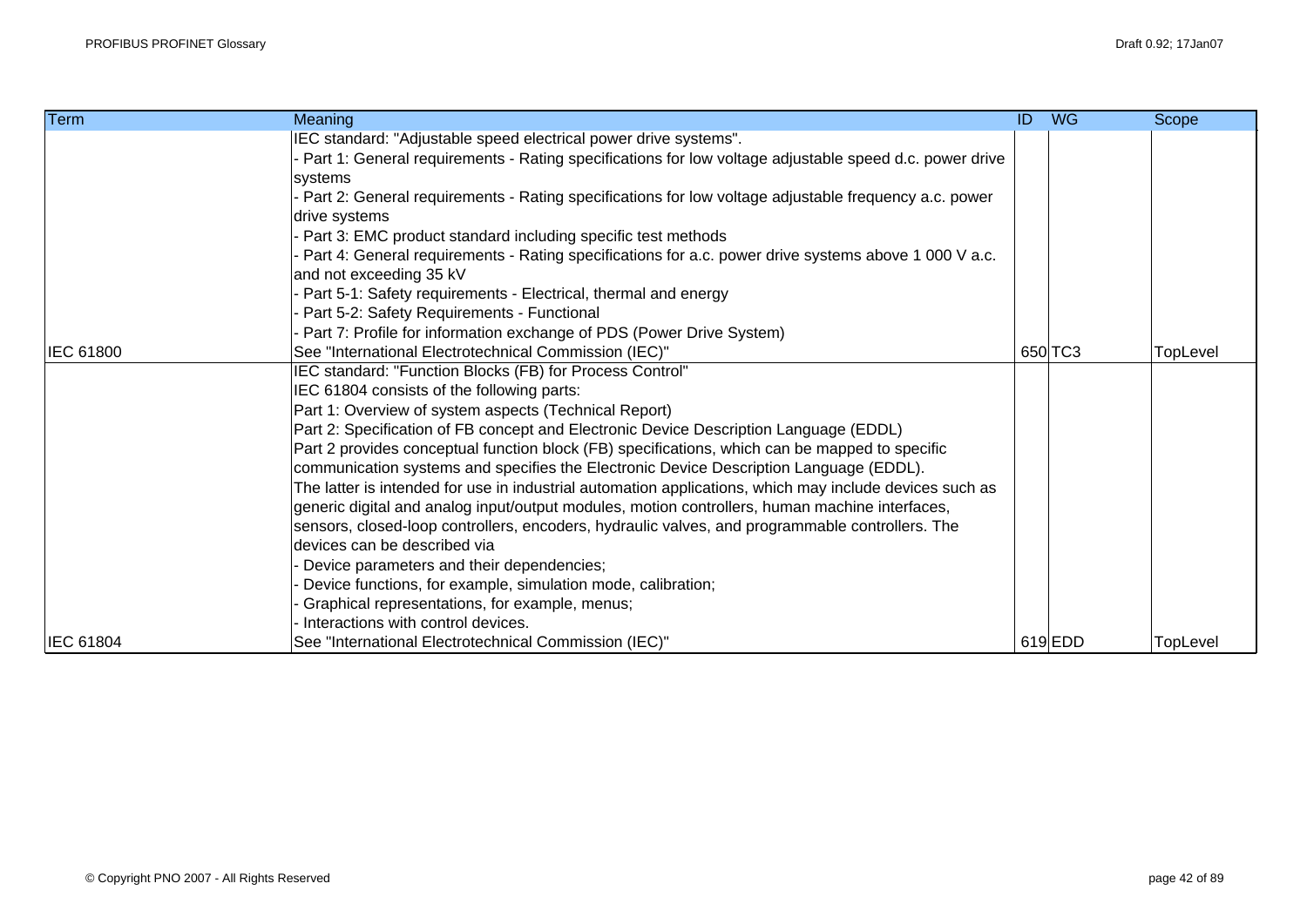| Term | Meaning | ID | WG | Scope |
|---|---|---|---|---|
| IEC 61800 | IEC standard: "Adjustable speed electrical power drive systems".<br>- Part 1: General requirements - Rating specifications for low voltage adjustable speed d.c. power drive systems<br>- Part 2: General requirements - Rating specifications for low voltage adjustable frequency a.c. power drive systems<br>- Part 3: EMC product standard including specific test methods<br>- Part 4: General requirements - Rating specifications for a.c. power drive systems above 1 000 V a.c. and not exceeding 35 kV<br>- Part 5-1: Safety requirements - Electrical, thermal and energy<br>- Part 5-2: Safety Requirements - Functional<br>- Part 7: Profile for information exchange of PDS (Power Drive System)<br>See "International Electrotechnical Commission (IEC)" | 650 | TC3 | TopLevel |
| IEC 61804 | IEC standard: "Function Blocks (FB) for Process Control"<br>IEC 61804 consists of the following parts:<br>Part 1: Overview of system aspects (Technical Report)<br>Part 2: Specification of FB concept and Electronic Device Description Language (EDDL)<br>Part 2 provides conceptual function block (FB) specifications, which can be mapped to specific communication systems and specifies the Electronic Device Description Language (EDDL).<br>The latter is intended for use in industrial automation applications, which may include devices such as generic digital and analog input/output modules, motion controllers, human machine interfaces, sensors, closed-loop controllers, encoders, hydraulic valves, and programmable controllers. The devices can be described via<br>- Device parameters and their dependencies;<br>- Device functions, for example, simulation mode, calibration;<br>- Graphical representations, for example, menus;<br>- Interactions with control devices.<br>See "International Electrotechnical Commission (IEC)" | 619 | EDD | TopLevel |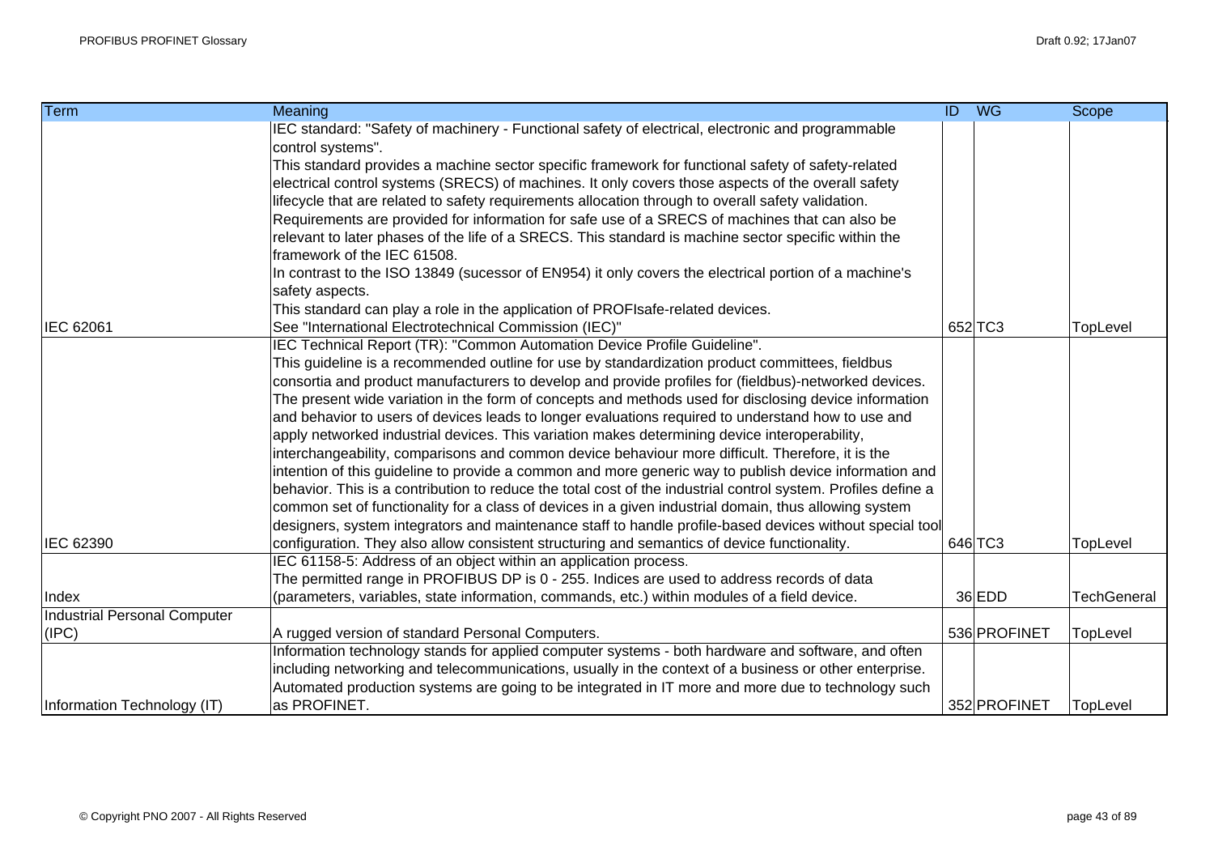| Term | Meaning | ID | WG | Scope |
|---|---|---|---|---|
| IEC 62061 | IEC standard: "Safety of machinery - Functional safety of electrical, electronic and programmable control systems". This standard provides a machine sector specific framework for functional safety of safety-related electrical control systems (SRECS) of machines. It only covers those aspects of the overall safety lifecycle that are related to safety requirements allocation through to overall safety validation. Requirements are provided for information for safe use of a SRECS of machines that can also be relevant to later phases of the life of a SRECS. This standard is machine sector specific within the framework of the IEC 61508. In contrast to the ISO 13849 (sucessor of EN954) it only covers the electrical portion of a machine's safety aspects. This standard can play a role in the application of PROFIsafe-related devices. See "International Electrotechnical Commission (IEC)" | 652 | TC3 | TopLevel |
| IEC 62390 | IEC Technical Report (TR): "Common Automation Device Profile Guideline". This guideline is a recommended outline for use by standardization product committees, fieldbus consortia and product manufacturers to develop and provide profiles for (fieldbus)-networked devices. The present wide variation in the form of concepts and methods used for disclosing device information and behavior to users of devices leads to longer evaluations required to understand how to use and apply networked industrial devices. This variation makes determining device interoperability, interchangeability, comparisons and common device behaviour more difficult. Therefore, it is the intention of this guideline to provide a common and more generic way to publish device information and behavior. This is a contribution to reduce the total cost of the industrial control system. Profiles define a common set of functionality for a class of devices in a given industrial domain, thus allowing system designers, system integrators and maintenance staff to handle profile-based devices without special tool configuration. They also allow consistent structuring and semantics of device functionality. | 646 | TC3 | TopLevel |
| Index | IEC 61158-5: Address of an object within an application process. The permitted range in PROFIBUS DP is 0 - 255. Indices are used to address records of data (parameters, variables, state information, commands, etc.) within modules of a field device. | 36 | EDD | TechGeneral |
| Industrial Personal Computer (IPC) | A rugged version of standard Personal Computers. | 536 | PROFINET | TopLevel |
| Information Technology (IT) | Information technology stands for applied computer systems - both hardware and software, and often including networking and telecommunications, usually in the context of a business or other enterprise. Automated production systems are going to be integrated in IT more and more due to technology such as PROFINET. | 352 | PROFINET | TopLevel |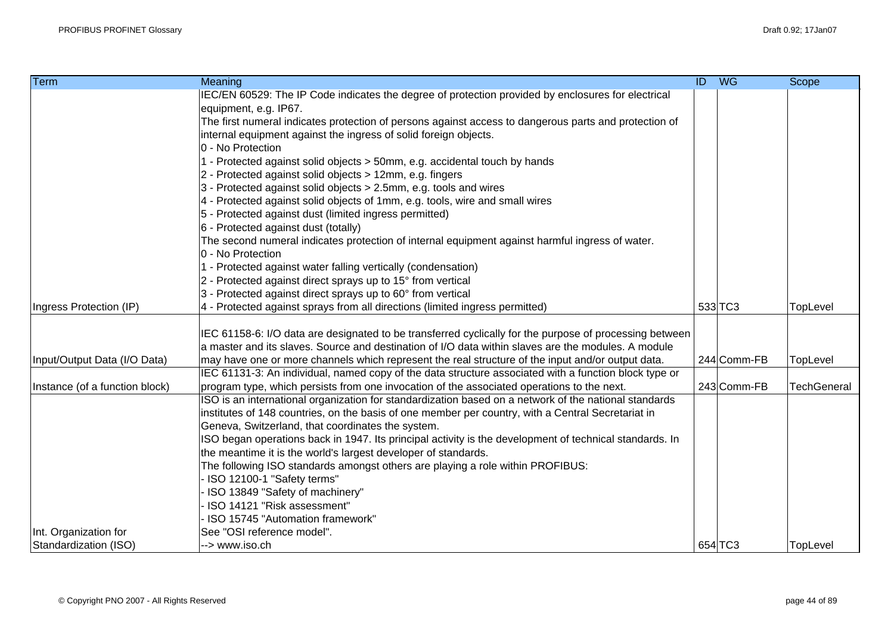| Term | Meaning | ID | WG | Scope |
|---|---|---|---|---|
| Ingress Protection (IP) | IEC/EN 60529: The IP Code indicates the degree of protection provided by enclosures for electrical equipment, e.g. IP67.<br>The first numeral indicates protection of persons against access to dangerous parts and protection of internal equipment against the ingress of solid foreign objects.<br>0 - No Protection<br>1 - Protected against solid objects > 50mm, e.g. accidental touch by hands<br>2 - Protected against solid objects > 12mm, e.g. fingers<br>3 - Protected against solid objects > 2.5mm, e.g. tools and wires<br>4 - Protected against solid objects of 1mm, e.g. tools, wire and small wires<br>5 - Protected against dust (limited ingress permitted)<br>6 - Protected against dust (totally)<br>The second numeral indicates protection of internal equipment against harmful ingress of water.<br>0 - No Protection<br>1 - Protected against water falling vertically (condensation)<br>2 - Protected against direct sprays up to 15° from vertical<br>3 - Protected against direct sprays up to 60° from vertical<br>4 - Protected against sprays from all directions (limited ingress permitted) | 533 | TC3 | TopLevel |
| Input/Output Data (I/O Data) | IEC 61158-6: I/O data are designated to be transferred cyclically for the purpose of processing between a master and its slaves. Source and destination of I/O data within slaves are the modules. A module may have one or more channels which represent the real structure of the input and/or output data. | 244 | Comm-FB | TopLevel |
| Instance (of a function block) | IEC 61131-3: An individual, named copy of the data structure associated with a function block type or program type, which persists from one invocation of the associated operations to the next. | 243 | Comm-FB | TechGeneral |
| Int. Organization for Standardization (ISO) | ISO is an international organization for standardization based on a network of the national standards institutes of 148 countries, on the basis of one member per country, with a Central Secretariat in Geneva, Switzerland, that coordinates the system.<br>ISO began operations back in 1947. Its principal activity is the development of technical standards. In the meantime it is the world's largest developer of standards.<br>The following ISO standards amongst others are playing a role within PROFIBUS:<br>- ISO 12100-1 "Safety terms"<br>- ISO 13849 "Safety of machinery"<br>- ISO 14121 "Risk assessment"<br>- ISO 15745 "Automation framework"<br>See "OSI reference model".<br>--> www.iso.ch | 654 | TC3 | TopLevel |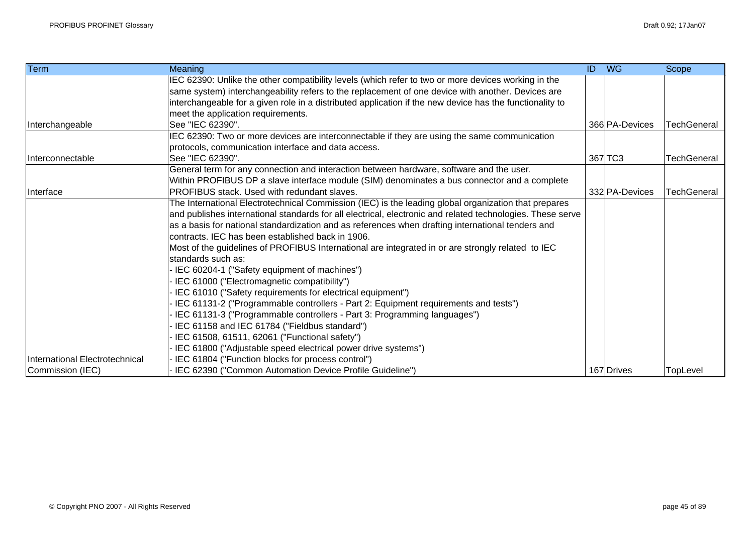| Term | Meaning | ID | WG | Scope |
|---|---|---|---|---|
| Interchangeable | IEC 62390: Unlike the other compatibility levels (which refer to two or more devices working in the same system) interchangeability refers to the replacement of one device with another. Devices are interchangeable for a given role in a distributed application if the new device has the functionality to meet the application requirements.<br>See "IEC 62390". | 366 | PA-Devices | TechGeneral |
| Interconnectable | IEC 62390: Two or more devices are interconnectable if they are using the same communication protocols, communication interface and data access.<br>See "IEC 62390". | 367 | TC3 | TechGeneral |
| Interface | General term for any connection and interaction between hardware, software and the user.<br>Within PROFIBUS DP a slave interface module (SIM) denominates a bus connector and a complete PROFIBUS stack. Used with redundant slaves. | 332 | PA-Devices | TechGeneral |
| International Electrotechnical Commission (IEC) | The International Electrotechnical Commission (IEC) is the leading global organization that prepares and publishes international standards for all electrical, electronic and related technologies. These serve as a basis for national standardization and as references when drafting international tenders and contracts. IEC has been established back in 1906.<br>Most of the guidelines of PROFIBUS International are integrated in or are strongly related to IEC standards such as:<br>- IEC 60204-1 ("Safety equipment of machines")<br>- IEC 61000 ("Electromagnetic compatibility")<br>- IEC 61010 ("Safety requirements for electrical equipment")<br>- IEC 61131-2 ("Programmable controllers - Part 2: Equipment requirements and tests")<br>- IEC 61131-3 ("Programmable controllers - Part 3: Programming languages")<br>- IEC 61158 and IEC 61784 ("Fieldbus standard")<br>- IEC 61508, 61511, 62061 ("Functional safety")<br>- IEC 61800 ("Adjustable speed electrical power drive systems")<br>- IEC 61804 ("Function blocks for process control")<br>- IEC 62390 ("Common Automation Device Profile Guideline") | 167 | Drives | TopLevel |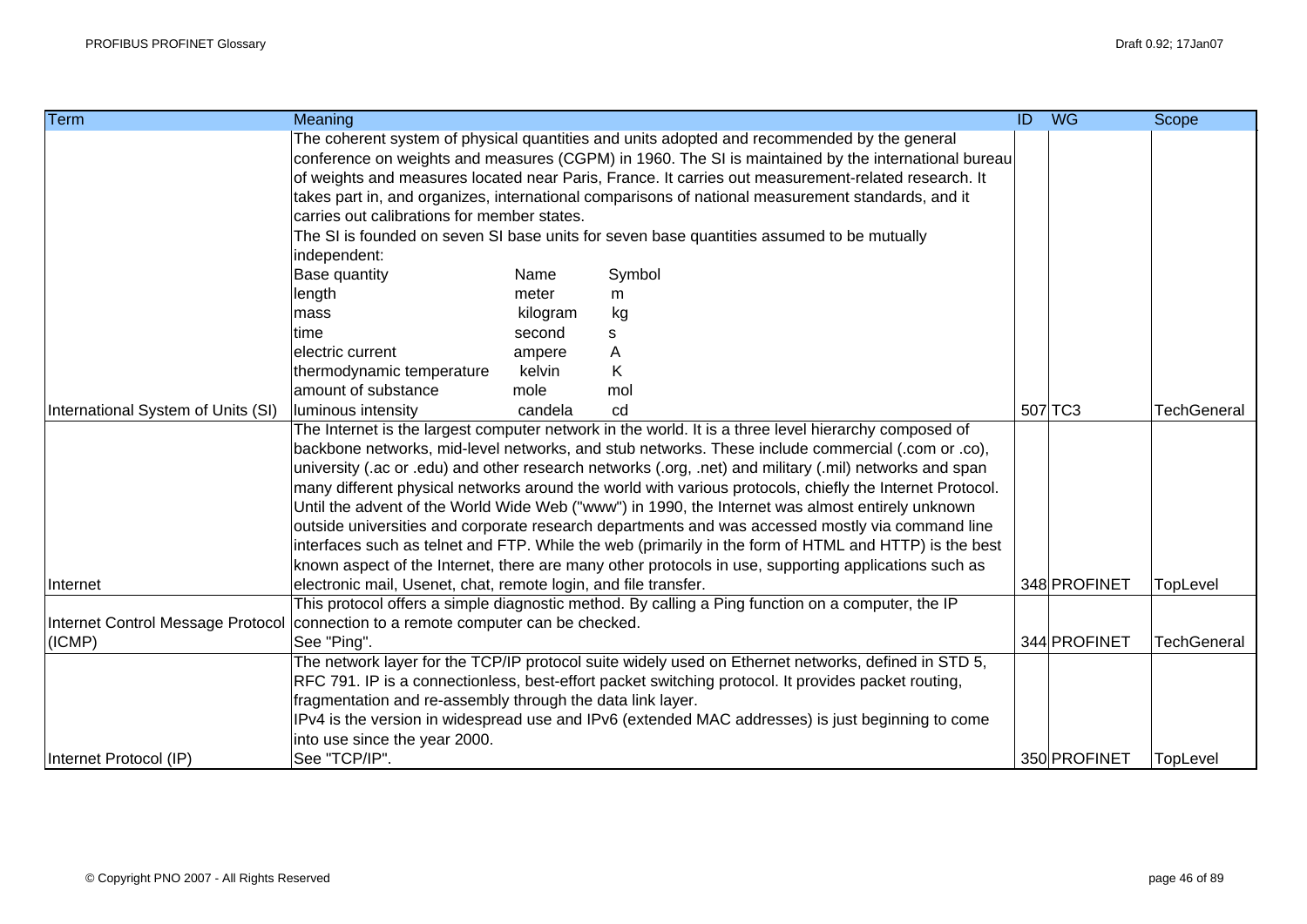| Term | Meaning | ID | WG | Scope |
|---|---|---|---|---|
| International System of Units (SI) | The coherent system of physical quantities and units adopted and recommended by the general conference on weights and measures (CGPM) in 1960. The SI is maintained by the international bureau of weights and measures located near Paris, France. It carries out measurement-related research. It takes part in, and organizes, international comparisons of national measurement standards, and it carries out calibrations for member states.<br>The SI is founded on seven SI base units for seven base quantities assumed to be mutually independent:<br>Base quantity — Name — Symbol<br>length — meter — m<br>mass — kilogram — kg<br>time — second — s<br>electric current — ampere — A<br>thermodynamic temperature — kelvin — K<br>amount of substance — mole — mol<br>luminous intensity — candela — cd | 507 | TC3 | TechGeneral |
| Internet | The Internet is the largest computer network in the world. It is a three level hierarchy composed of backbone networks, mid-level networks, and stub networks. These include commercial (.com or .co), university (.ac or .edu) and other research networks (.org, .net) and military (.mil) networks and span many different physical networks around the world with various protocols, chiefly the Internet Protocol. Until the advent of the World Wide Web ("www") in 1990, the Internet was almost entirely unknown outside universities and corporate research departments and was accessed mostly via command line interfaces such as telnet and FTP. While the web (primarily in the form of HTML and HTTP) is the best known aspect of the Internet, there are many other protocols in use, supporting applications such as electronic mail, Usenet, chat, remote login, and file transfer. | 348 | PROFINET | TopLevel |
| Internet Control Message Protocol (ICMP) | This protocol offers a simple diagnostic method. By calling a Ping function on a computer, the IP connection to a remote computer can be checked.<br>See "Ping". | 344 | PROFINET | TechGeneral |
| Internet Protocol (IP) | The network layer for the TCP/IP protocol suite widely used on Ethernet networks, defined in STD 5, RFC 791. IP is a connectionless, best-effort packet switching protocol. It provides packet routing, fragmentation and re-assembly through the data link layer.<br>IPv4 is the version in widespread use and IPv6 (extended MAC addresses) is just beginning to come into use since the year 2000.<br>See "TCP/IP". | 350 | PROFINET | TopLevel |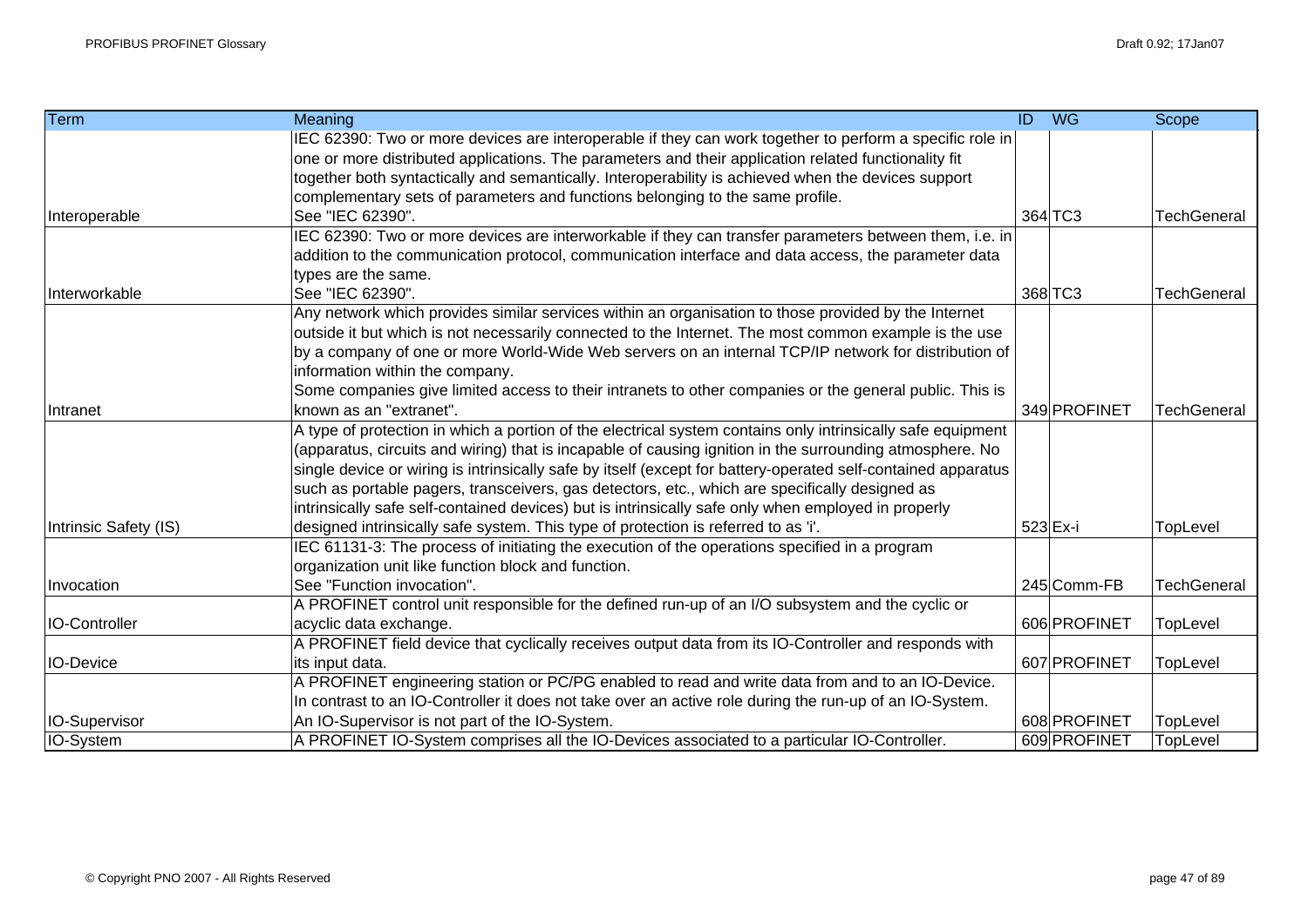| Term | Meaning | ID | WG | Scope |
|---|---|---|---|---|
| Interoperable | IEC 62390: Two or more devices are interoperable if they can work together to perform a specific role in one or more distributed applications. The parameters and their application related functionality fit together both syntactically and semantically. Interoperability is achieved when the devices support complementary sets of parameters and functions belonging to the same profile. See "IEC 62390". | 364 | TC3 | TechGeneral |
| Interworkable | IEC 62390: Two or more devices are interworkable if they can transfer parameters between them, i.e. in addition to the communication protocol, communication interface and data access, the parameter data types are the same. See "IEC 62390". | 368 | TC3 | TechGeneral |
| Intranet | Any network which provides similar services within an organisation to those provided by the Internet outside it but which is not necessarily connected to the Internet. The most common example is the use by a company of one or more World-Wide Web servers on an internal TCP/IP network for distribution of information within the company. Some companies give limited access to their intranets to other companies or the general public. This is known as an "extranet". | 349 | PROFINET | TechGeneral |
| Intrinsic Safety (IS) | A type of protection in which a portion of the electrical system contains only intrinsically safe equipment (apparatus, circuits and wiring) that is incapable of causing ignition in the surrounding atmosphere. No single device or wiring is intrinsically safe by itself (except for battery-operated self-contained apparatus such as portable pagers, transceivers, gas detectors, etc., which are specifically designed as intrinsically safe self-contained devices) but is intrinsically safe only when employed in properly designed intrinsically safe system. This type of protection is referred to as 'i'. | 523 | Ex-i | TopLevel |
| Invocation | IEC 61131-3: The process of initiating the execution of the operations specified in a program organization unit like function block and function. See "Function invocation". | 245 | Comm-FB | TechGeneral |
| IO-Controller | A PROFINET control unit responsible for the defined run-up of an I/O subsystem and the cyclic or acyclic data exchange. | 606 | PROFINET | TopLevel |
| IO-Device | A PROFINET field device that cyclically receives output data from its IO-Controller and responds with its input data. | 607 | PROFINET | TopLevel |
| IO-Supervisor | A PROFINET engineering station or PC/PG enabled to read and write data from and to an IO-Device. In contrast to an IO-Controller it does not take over an active role during the run-up of an IO-System. An IO-Supervisor is not part of the IO-System. | 608 | PROFINET | TopLevel |
| IO-System | A PROFINET IO-System comprises all the IO-Devices associated to a particular IO-Controller. | 609 | PROFINET | TopLevel |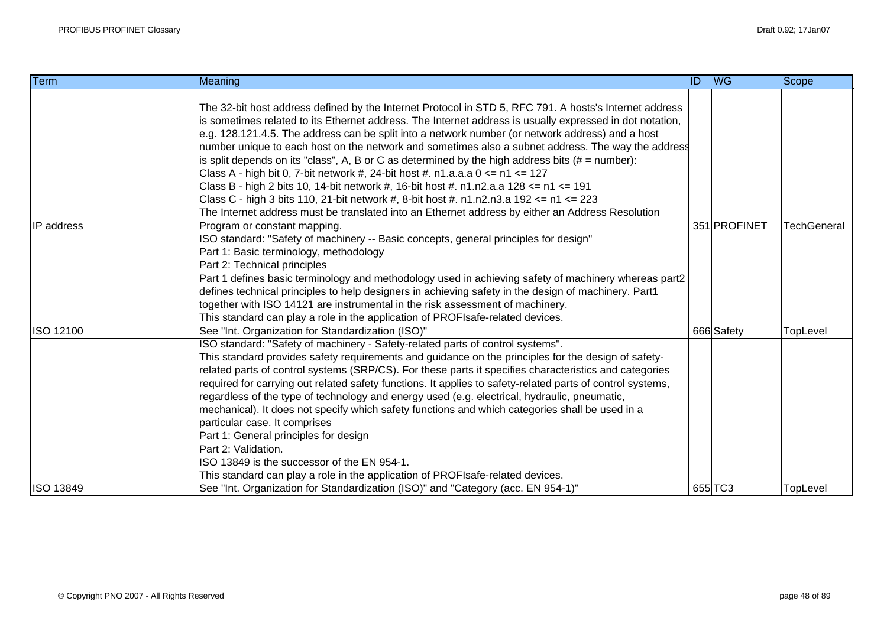| Term | Meaning | ID | WG | Scope |
|---|---|---|---|---|
| IP address | The 32-bit host address defined by the Internet Protocol in STD 5, RFC 791. A hosts's Internet address is sometimes related to its Ethernet address. The Internet address is usually expressed in dot notation, e.g. 128.121.4.5. The address can be split into a network number (or network address) and a host number unique to each host on the network and sometimes also a subnet address. The way the address is split depends on its "class", A, B or C as determined by the high address bits (# = number):<br>Class A - high bit 0, 7-bit network #, 24-bit host #. n1.a.a.a 0 <= n1 <= 127<br>Class B - high 2 bits 10, 14-bit network #, 16-bit host #. n1.n2.a.a 128 <= n1 <= 191<br>Class C - high 3 bits 110, 21-bit network #, 8-bit host #. n1.n2.n3.a 192 <= n1 <= 223<br>The Internet address must be translated into an Ethernet address by either an Address Resolution Program or constant mapping. | 351 | PROFINET | TechGeneral |
| ISO 12100 | ISO standard: "Safety of machinery -- Basic concepts, general principles for design"<br>Part 1: Basic terminology, methodology<br>Part 2: Technical principles<br>Part 1 defines basic terminology and methodology used in achieving safety of machinery whereas part2 defines technical principles to help designers in achieving safety in the design of machinery. Part1 together with ISO 14121 are instrumental in the risk assessment of machinery.<br>This standard can play a role in the application of PROFIsafe-related devices.<br>See "Int. Organization for Standardization (ISO)" | 666 | Safety | TopLevel |
| ISO 13849 | ISO standard: "Safety of machinery - Safety-related parts of control systems".<br>This standard provides safety requirements and guidance on the principles for the design of safety-related parts of control systems (SRP/CS). For these parts it specifies characteristics and categories required for carrying out related safety functions. It applies to safety-related parts of control systems, regardless of the type of technology and energy used (e.g. electrical, hydraulic, pneumatic, mechanical). It does not specify which safety functions and which categories shall be used in a particular case. It comprises<br>Part 1: General principles for design<br>Part 2: Validation.<br>ISO 13849 is the successor of the EN 954-1.<br>This standard can play a role in the application of PROFIsafe-related devices.<br>See "Int. Organization for Standardization (ISO)" and "Category (acc. EN 954-1)" | 655 | TC3 | TopLevel |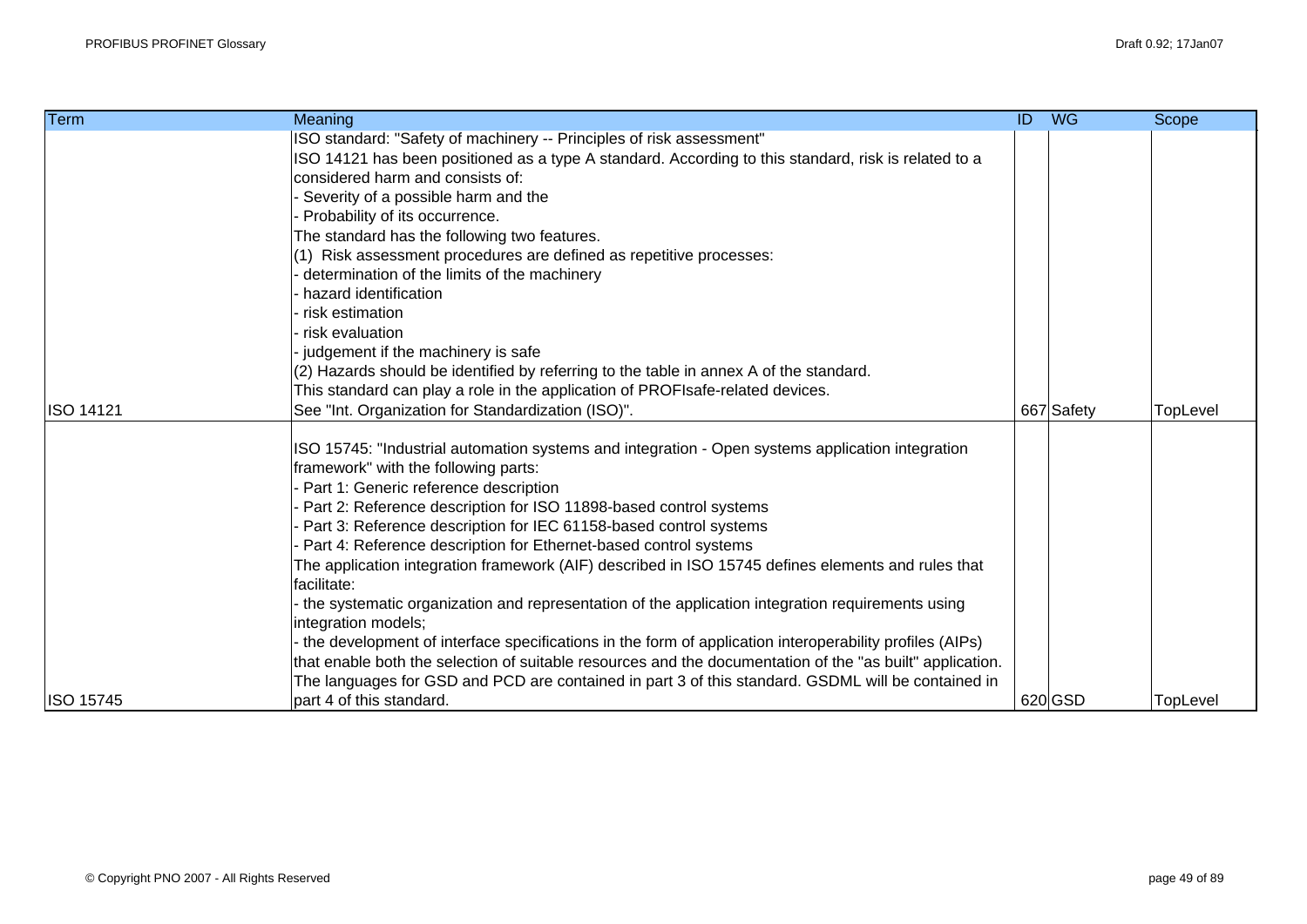| Term | Meaning | ID | WG | Scope |
|---|---|---|---|---|
| ISO 14121 | ISO standard: "Safety of machinery -- Principles of risk assessment"<br>ISO 14121 has been positioned as a type A standard. According to this standard, risk is related to a considered harm and consists of:<br>- Severity of a possible harm and the<br>- Probability of its occurrence.<br>The standard has the following two features.<br>(1) Risk assessment procedures are defined as repetitive processes:<br>- determination of the limits of the machinery<br>- hazard identification<br>- risk estimation<br>- risk evaluation<br>- judgement if the machinery is safe<br>(2) Hazards should be identified by referring to the table in annex A of the standard.<br>This standard can play a role in the application of PROFIsafe-related devices.<br>See "Int. Organization for Standardization (ISO)". | 667 | Safety | TopLevel |
| ISO 15745 | ISO 15745: "Industrial automation systems and integration - Open systems application integration framework" with the following parts:<br>- Part 1: Generic reference description<br>- Part 2: Reference description for ISO 11898-based control systems<br>- Part 3: Reference description for IEC 61158-based control systems<br>- Part 4: Reference description for Ethernet-based control systems<br>The application integration framework (AIF) described in ISO 15745 defines elements and rules that facilitate:<br>- the systematic organization and representation of the application integration requirements using integration models;<br>- the development of interface specifications in the form of application interoperability profiles (AIPs) that enable both the selection of suitable resources and the documentation of the "as built" application.<br>The languages for GSD and PCD are contained in part 3 of this standard. GSDML will be contained in part 4 of this standard. | 620 | GSD | TopLevel |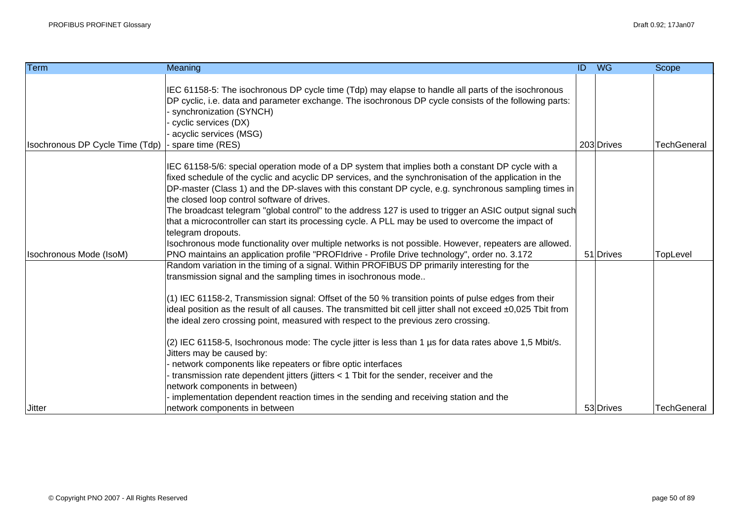| Term | Meaning | ID | WG | Scope |
|---|---|---|---|---|
| Isochronous DP Cycle Time (Tdp) | IEC 61158-5: The isochronous DP cycle time (Tdp) may elapse to handle all parts of the isochronous DP cyclic, i.e. data and parameter exchange. The isochronous DP cycle consists of the following parts:<br>- synchronization (SYNCH)<br>- cyclic services (DX)<br>- acyclic services (MSG)<br>- spare time (RES) | 203 | Drives | TechGeneral |
| Isochronous Mode (IsoM) | IEC 61158-5/6: special operation mode of a DP system that implies both a constant DP cycle with a fixed schedule of the cyclic and acyclic DP services, and the synchronisation of the application in the DP-master (Class 1) and the DP-slaves with this constant DP cycle, e.g. synchronous sampling times in the closed loop control software of drives.<br>The broadcast telegram "global control" to the address 127 is used to trigger an ASIC output signal such that a microcontroller can start its processing cycle. A PLL may be used to overcome the impact of telegram dropouts.<br>Isochronous mode functionality over multiple networks is not possible. However, repeaters are allowed. PNO maintains an application profile "PROFIdrive - Profile Drive technology", order no. 3.172 | 51 | Drives | TopLevel |
| Jitter | Random variation in the timing of a signal. Within PROFIBUS DP primarily interesting for the transmission signal and the sampling times in isochronous mode..<br><br>(1) IEC 61158-2, Transmission signal: Offset of the 50 % transition points of pulse edges from their ideal position as the result of all causes. The transmitted bit cell jitter shall not exceed ±0,025 Tbit from the ideal zero crossing point, measured with respect to the previous zero crossing.<br><br>(2) IEC 61158-5, Isochronous mode: The cycle jitter is less than 1 µs for data rates above 1,5 Mbit/s. Jitters may be caused by:<br>- network components like repeaters or fibre optic interfaces<br>- transmission rate dependent jitters (jitters < 1 Tbit for the sender, receiver and the network components in between)<br>- implementation dependent reaction times in the sending and receiving station and the network components in between | 53 | Drives | TechGeneral |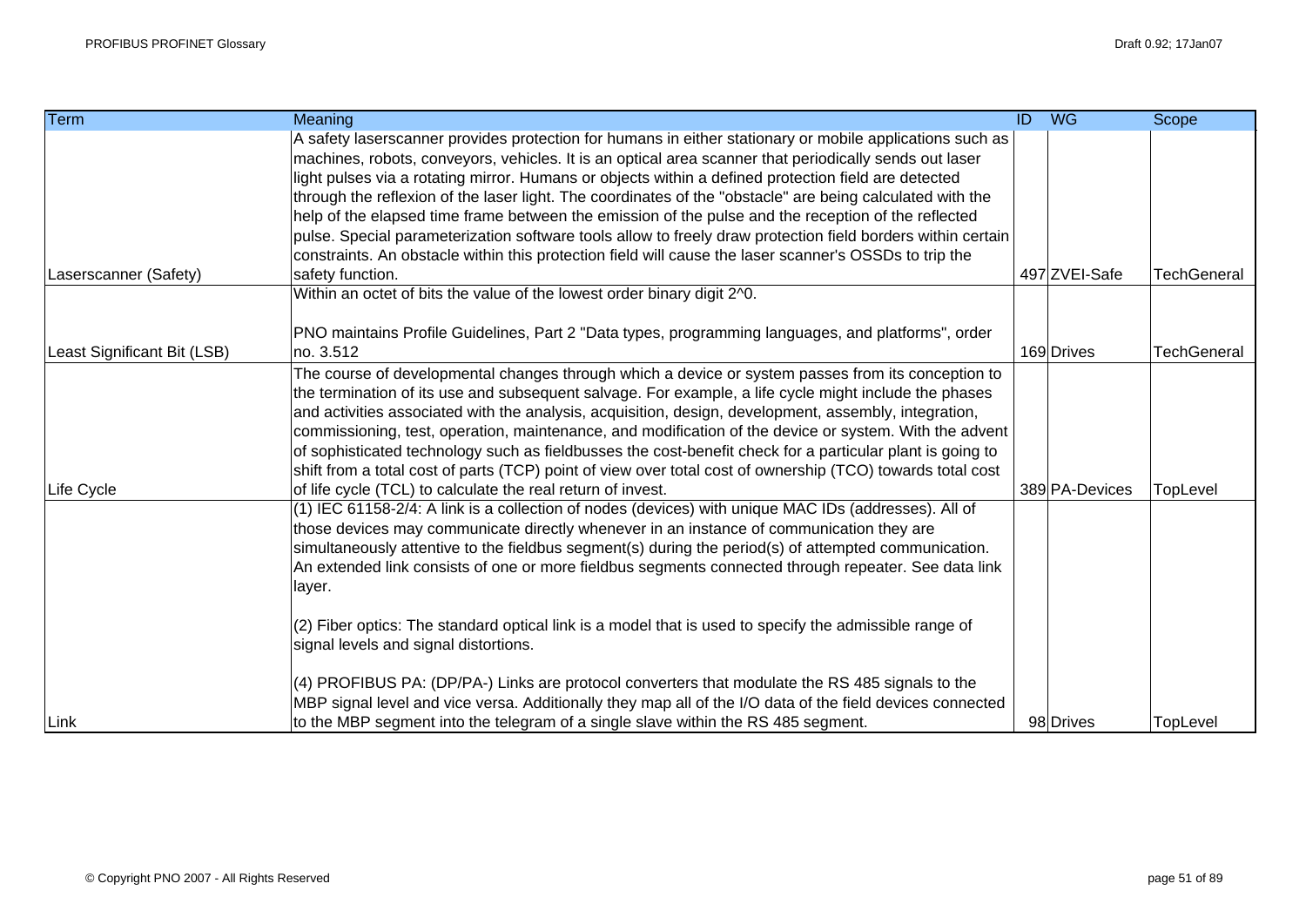| Term | Meaning | ID | WG | Scope |
|---|---|---|---|---|
| Laserscanner (Safety) | A safety laserscanner provides protection for humans in either stationary or mobile applications such as machines, robots, conveyors, vehicles. It is an optical area scanner that periodically sends out laser light pulses via a rotating mirror. Humans or objects within a defined protection field are detected through the reflexion of the laser light. The coordinates of the "obstacle" are being calculated with the help of the elapsed time frame between the emission of the pulse and the reception of the reflected pulse. Special parameterization software tools allow to freely draw protection field borders within certain constraints. An obstacle within this protection field will cause the laser scanner's OSSDs to trip the safety function. | 497 | ZVEI-Safe | TechGeneral |
| Least Significant Bit (LSB) | Within an octet of bits the value of the lowest order binary digit 2^0.<br><br>PNO maintains Profile Guidelines, Part 2 "Data types, programming languages, and platforms", order no. 3.512 | 169 | Drives | TechGeneral |
| Life Cycle | The course of developmental changes through which a device or system passes from its conception to the termination of its use and subsequent salvage. For example, a life cycle might include the phases and activities associated with the analysis, acquisition, design, development, assembly, integration, commissioning, test, operation, maintenance, and modification of the device or system. With the advent of sophisticated technology such as fieldbusses the cost-benefit check for a particular plant is going to shift from a total cost of parts (TCP) point of view over total cost of ownership (TCO) towards total cost of life cycle (TCL) to calculate the real return of invest. | 389 | PA-Devices | TopLevel |
| Link | (1) IEC 61158-2/4: A link is a collection of nodes (devices) with unique MAC IDs (addresses). All of those devices may communicate directly whenever in an instance of communication they are simultaneously attentive to the fieldbus segment(s) during the period(s) of attempted communication. An extended link consists of one or more fieldbus segments connected through repeater. See data link layer.<br><br>(2) Fiber optics: The standard optical link is a model that is used to specify the admissible range of signal levels and signal distortions.<br><br>(4) PROFIBUS PA: (DP/PA-) Links are protocol converters that modulate the RS 485 signals to the MBP signal level and vice versa. Additionally they map all of the I/O data of the field devices connected to the MBP segment into the telegram of a single slave within the RS 485 segment. | 98 | Drives | TopLevel |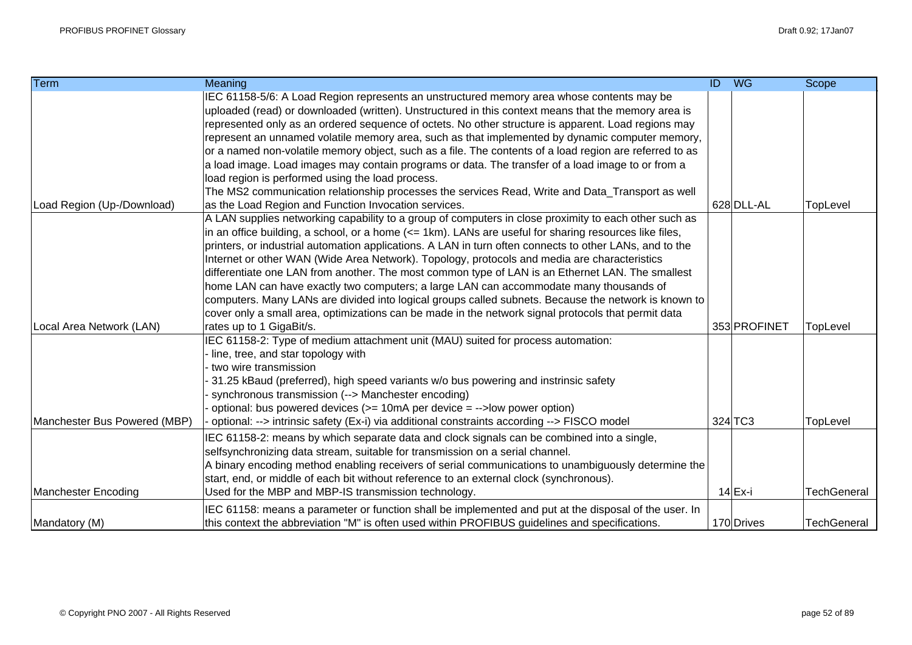| Term | Meaning | ID | WG | Scope |
|---|---|---|---|---|
| Load Region (Up-/Download) | IEC 61158-5/6: A Load Region represents an unstructured memory area whose contents may be uploaded (read) or downloaded (written). Unstructured in this context means that the memory area is represented only as an ordered sequence of octets. No other structure is apparent. Load regions may represent an unnamed volatile memory area, such as that implemented by dynamic computer memory, or a named non-volatile memory object, such as a file. The contents of a load region are referred to as a load image. Load images may contain programs or data. The transfer of a load image to or from a load region is performed using the load process.<br>The MS2 communication relationship processes the services Read, Write and Data_Transport as well as the Load Region and Function Invocation services. | 628 | DLL-AL | TopLevel |
| Local Area Network (LAN) | A LAN supplies networking capability to a group of computers in close proximity to each other such as in an office building, a school, or a home (<= 1km). LANs are useful for sharing resources like files, printers, or industrial automation applications. A LAN in turn often connects to other LANs, and to the Internet or other WAN (Wide Area Network). Topology, protocols and media are characteristics differentiate one LAN from another. The most common type of LAN is an Ethernet LAN. The smallest home LAN can have exactly two computers; a large LAN can accommodate many thousands of computers. Many LANs are divided into logical groups called subnets. Because the network is known to cover only a small area, optimizations can be made in the network signal protocols that permit data rates up to 1 GigaBit/s. | 353 | PROFINET | TopLevel |
| Manchester Bus Powered (MBP) | IEC 61158-2: Type of medium attachment unit (MAU) suited for process automation:<br>- line, tree, and star topology with<br>- two wire transmission<br>- 31.25 kBaud (preferred), high speed variants w/o bus powering and instrinsic safety<br>- synchronous transmission (--> Manchester encoding)<br>- optional: bus powered devices (>= 10mA per device = -->low power option)<br>- optional: --> intrinsic safety (Ex-i) via additional constraints according --> FISCO model | 324 | TC3 | TopLevel |
| Manchester Encoding | IEC 61158-2: means by which separate data and clock signals can be combined into a single, selfsynchronizing data stream, suitable for transmission on a serial channel.<br>A binary encoding method enabling receivers of serial communications to unambiguously determine the start, end, or middle of each bit without reference to an external clock (synchronous).<br>Used for the MBP and MBP-IS transmission technology. | 14 | Ex-i | TechGeneral |
| Mandatory (M) | IEC 61158: means a parameter or function shall be implemented and put at the disposal of the user. In this context the abbreviation "M" is often used within PROFIBUS guidelines and specifications. | 170 | Drives | TechGeneral |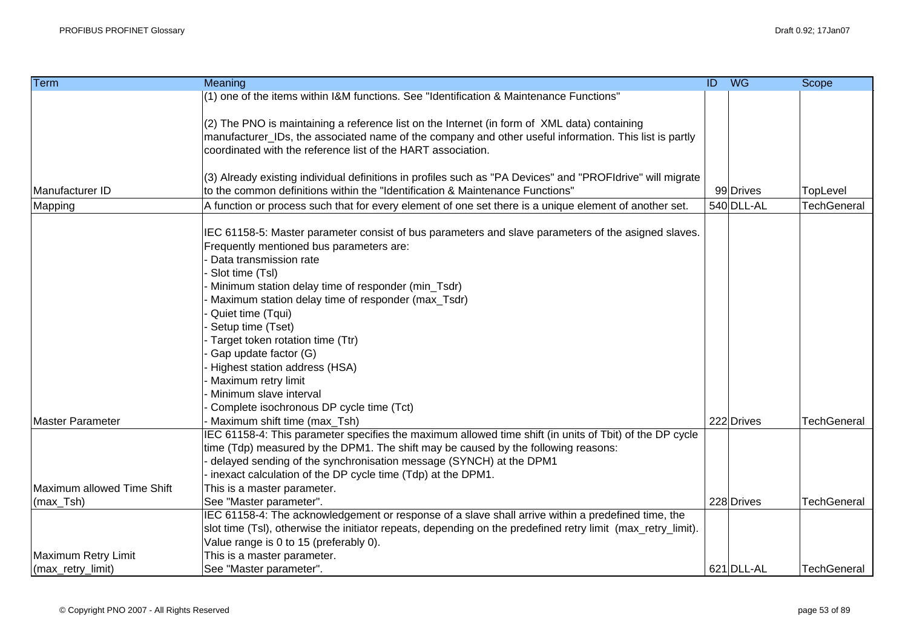| Term | Meaning | ID | WG | Scope |
|---|---|---|---|---|
| Manufacturer ID | (1) one of the items within I&M functions. See "Identification & Maintenance Functions"<br><br>(2) The PNO is maintaining a reference list on the Internet (in form of XML data) containing manufacturer_IDs, the associated name of the company and other useful information. This list is partly coordinated with the reference list of the HART association.<br><br>(3) Already existing individual definitions in profiles such as "PA Devices" and "PROFIdrive" will migrate to the common definitions within the "Identification & Maintenance Functions" | 99 | Drives | TopLevel |
| Mapping | A function or process such that for every element of one set there is a unique element of another set. | 540 | DLL-AL | TechGeneral |
| Master Parameter | IEC 61158-5: Master parameter consist of bus parameters and slave parameters of the asigned slaves.<br>Frequently mentioned bus parameters are:<br>- Data transmission rate<br>- Slot time (Tsl)<br>- Minimum station delay time of responder (min_Tsdr)<br>- Maximum station delay time of responder (max_Tsdr)<br>- Quiet time (Tqui)<br>- Setup time (Tset)<br>- Target token rotation time (Ttr)<br>- Gap update factor (G)<br>- Highest station address (HSA)<br>- Maximum retry limit<br>- Minimum slave interval<br>- Complete isochronous DP cycle time (Tct)<br>- Maximum shift time (max_Tsh) | 222 | Drives | TechGeneral |
| Maximum allowed Time Shift (max_Tsh) | IEC 61158-4: This parameter specifies the maximum allowed time shift (in units of Tbit) of the DP cycle time (Tdp) measured by the DPM1. The shift may be caused by the following reasons:<br>- delayed sending of the synchronisation message (SYNCH) at the DPM1<br>- inexact calculation of the DP cycle time (Tdp) at the DPM1.<br>This is a master parameter.<br>See "Master parameter". | 228 | Drives | TechGeneral |
| Maximum Retry Limit (max_retry_limit) | IEC 61158-4: The acknowledgement or response of a slave shall arrive within a predefined time, the slot time (Tsl), otherwise the initiator repeats, depending on the predefined retry limit (max_retry_limit).<br>Value range is 0 to 15 (preferably 0).<br>This is a master parameter.<br>See "Master parameter". | 621 | DLL-AL | TechGeneral |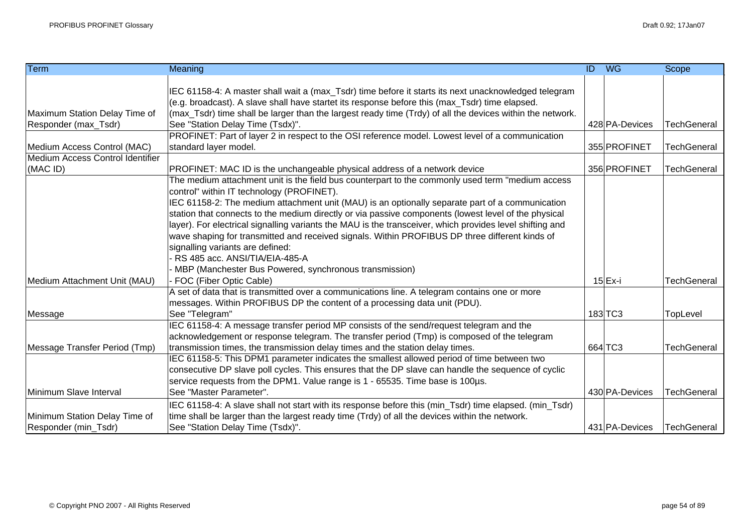| Term | Meaning | ID | WG | Scope |
|---|---|---|---|---|
| Maximum Station Delay Time of Responder (max_Tsdr) | IEC 61158-4: A master shall wait a (max_Tsdr) time before it starts its next unacknowledged telegram (e.g. broadcast). A slave shall have startet its response before this (max_Tsdr) time elapsed. (max_Tsdr) time shall be larger than the largest ready time (Trdy) of all the devices within the network. See "Station Delay Time (Tsdx)". | 428 | PA-Devices | TechGeneral |
| Medium Access Control (MAC) | PROFINET: Part of layer 2 in respect to the OSI reference model. Lowest level of a communication standard layer model. | 355 | PROFINET | TechGeneral |
| Medium Access Control Identifier (MAC ID) | PROFINET: MAC ID is the unchangeable physical address of a network device | 356 | PROFINET | TechGeneral |
| Medium Attachment Unit (MAU) | The medium attachment unit is the field bus counterpart to the commonly used term "medium access control" within IT technology (PROFINET).<br>IEC 61158-2: The medium attachment unit (MAU) is an optionally separate part of a communication station that connects to the medium directly or via passive components (lowest level of the physical layer). For electrical signalling variants the MAU is the transceiver, which provides level shifting and wave shaping for transmitted and received signals. Within PROFIBUS DP three different kinds of signalling variants are defined:<br>- RS 485 acc. ANSI/TIA/EIA-485-A<br>- MBP (Manchester Bus Powered, synchronous transmission)<br>- FOC (Fiber Optic Cable) | 15 | Ex-i | TechGeneral |
| Message | A set of data that is transmitted over a communications line. A telegram contains one or more messages. Within PROFIBUS DP the content of a processing data unit (PDU).<br>See "Telegram" | 183 | TC3 | TopLevel |
| Message Transfer Period (Tmp) | IEC 61158-4: A message transfer period MP consists of the send/request telegram and the acknowledgement or response telegram. The transfer period (Tmp) is composed of the telegram transmission times, the transmission delay times and the station delay times. | 664 | TC3 | TechGeneral |
| Minimum Slave Interval | IEC 61158-5: This DPM1 parameter indicates the smallest allowed period of time between two consecutive DP slave poll cycles. This ensures that the DP slave can handle the sequence of cyclic service requests from the DPM1. Value range is 1 - 65535. Time base is 100µs.<br>See "Master Parameter". | 430 | PA-Devices | TechGeneral |
| Minimum Station Delay Time of Responder (min_Tsdr) | IEC 61158-4: A slave shall not start with its response before this (min_Tsdr) time elapsed. (min_Tsdr) time shall be larger than the largest ready time (Trdy) of all the devices within the network.<br>See "Station Delay Time (Tsdx)". | 431 | PA-Devices | TechGeneral |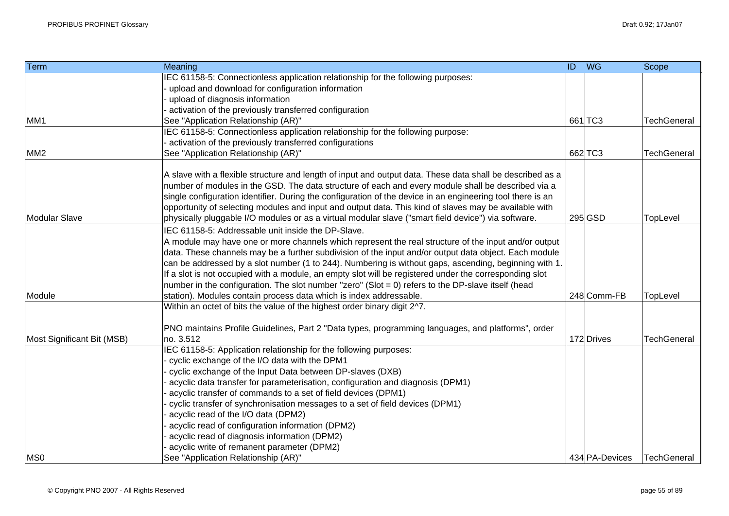| Term | Meaning | ID | WG | Scope |
|---|---|---|---|---|
| MM1 | IEC 61158-5: Connectionless application relationship for the following purposes:<br>- upload and download for configuration information<br>- upload of diagnosis information<br>- activation of the previously transferred configuration<br>See "Application Relationship (AR)" | 661 | TC3 | TechGeneral |
| MM2 | IEC 61158-5: Connectionless application relationship for the following purpose:<br>- activation of the previously transferred configurations<br>See "Application Relationship (AR)" | 662 | TC3 | TechGeneral |
| Modular Slave | A slave with a flexible structure and length of input and output data. These data shall be described as a number of modules in the GSD. The data structure of each and every module shall be described via a single configuration identifier. During the configuration of the device in an engineering tool there is an opportunity of selecting modules and input and output data. This kind of slaves may be available with physically pluggable I/O modules or as a virtual modular slave ("smart field device") via software. | 295 | GSD | TopLevel |
| Module | IEC 61158-5: Addressable unit inside the DP-Slave.<br>A module may have one or more channels which represent the real structure of the input and/or output data. These channels may be a further subdivision of the input and/or output data object. Each module can be addressed by a slot number (1 to 244). Numbering is without gaps, ascending, beginning with 1. If a slot is not occupied with a module, an empty slot will be registered under the corresponding slot number in the configuration. The slot number "zero" (Slot = 0) refers to the DP-slave itself (head station). Modules contain process data which is index addressable. | 248 | Comm-FB | TopLevel |
| Most Significant Bit (MSB) | Within an octet of bits the value of the highest order binary digit $2^7$.<br><br>PNO maintains Profile Guidelines, Part 2 "Data types, programming languages, and platforms", order no. 3.512 | 172 | Drives | TechGeneral |
| MS0 | IEC 61158-5: Application relationship for the following purposes:<br>- cyclic exchange of the I/O data with the DPM1<br>- cyclic exchange of the Input Data between DP-slaves (DXB)<br>- acyclic data transfer for parameterisation, configuration and diagnosis (DPM1)<br>- acyclic transfer of commands to a set of field devices (DPM1)<br>- cyclic transfer of synchronisation messages to a set of field devices (DPM1)<br>- acyclic read of the I/O data (DPM2)<br>- acyclic read of configuration information (DPM2)<br>- acyclic read of diagnosis information (DPM2)<br>- acyclic write of remanent parameter (DPM2)<br>See "Application Relationship (AR)" | 434 | PA-Devices | TechGeneral |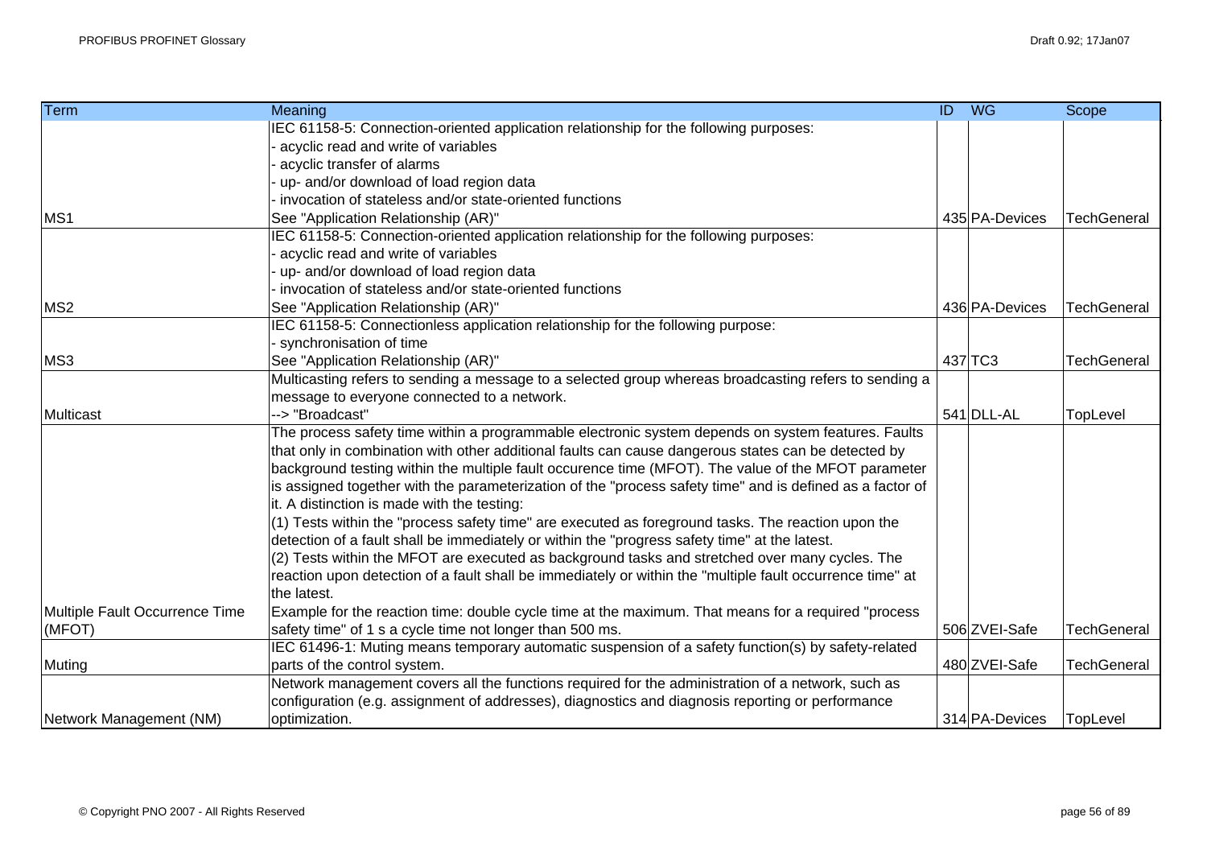| Term | Meaning | ID | WG | Scope |
|---|---|---|---|---|
| MS1 | IEC 61158-5: Connection-oriented application relationship for the following purposes:<br>- acyclic read and write of variables<br>- acyclic transfer of alarms<br>- up- and/or download of load region data<br>- invocation of stateless and/or state-oriented functions<br>See "Application Relationship (AR)" | 435 | PA-Devices | TechGeneral |
| MS2 | IEC 61158-5: Connection-oriented application relationship for the following purposes:<br>- acyclic read and write of variables<br>- up- and/or download of load region data<br>- invocation of stateless and/or state-oriented functions<br>See "Application Relationship (AR)" | 436 | PA-Devices | TechGeneral |
| MS3 | IEC 61158-5: Connectionless application relationship for the following purpose:<br>- synchronisation of time<br>See "Application Relationship (AR)" | 437 | TC3 | TechGeneral |
| Multicast | Multicasting refers to sending a message to a selected group whereas broadcasting refers to sending a message to everyone connected to a network.<br>--> "Broadcast" | 541 | DLL-AL | TopLevel |
| Multiple Fault Occurrence Time (MFOT) | The process safety time within a programmable electronic system depends on system features. Faults that only in combination with other additional faults can cause dangerous states can be detected by background testing within the multiple fault occurence time (MFOT). The value of the MFOT parameter is assigned together with the parameterization of the "process safety time" and is defined as a factor of it. A distinction is made with the testing:<br>(1) Tests within the "process safety time" are executed as foreground tasks. The reaction upon the detection of a fault shall be immediately or within the "progress safety time" at the latest.<br>(2) Tests within the MFOT are executed as background tasks and stretched over many cycles. The reaction upon detection of a fault shall be immediately or within the "multiple fault occurrence time" at the latest.<br>Example for the reaction time: double cycle time at the maximum. That means for a required "process safety time" of 1 s a cycle time not longer than 500 ms. | 506 | ZVEI-Safe | TechGeneral |
| Muting | IEC 61496-1: Muting means temporary automatic suspension of a safety function(s) by safety-related parts of the control system. | 480 | ZVEI-Safe | TechGeneral |
| Network Management (NM) | Network management covers all the functions required for the administration of a network, such as configuration (e.g. assignment of addresses), diagnostics and diagnosis reporting or performance optimization. | 314 | PA-Devices | TopLevel |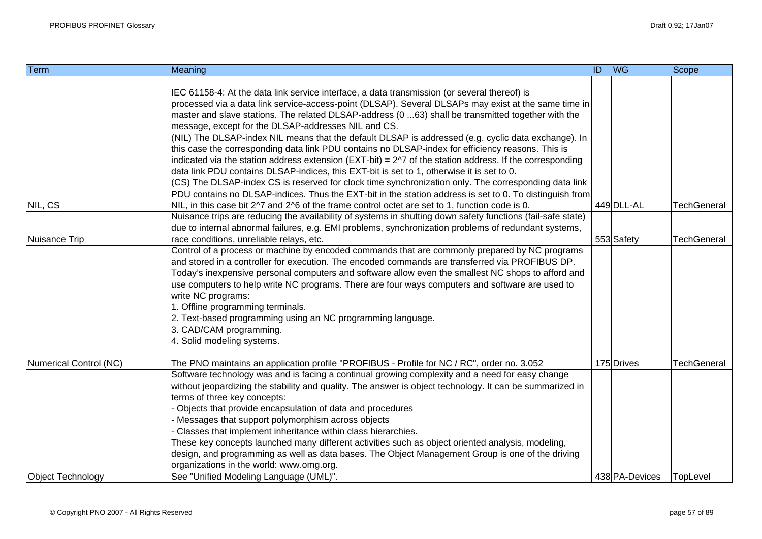| Term | Meaning | ID | WG | Scope |
|---|---|---|---|---|
| NIL, CS | IEC 61158-4: At the data link service interface, a data transmission (or several thereof) is processed via a data link service-access-point (DLSAP). Several DLSAPs may exist at the same time in master and slave stations. The related DLSAP-address (0 ...63) shall be transmitted together with the message, except for the DLSAP-addresses NIL and CS.<br>(NIL) The DLSAP-index NIL means that the default DLSAP is addressed (e.g. cyclic data exchange). In this case the corresponding data link PDU contains no DLSAP-index for efficiency reasons. This is indicated via the station address extension (EXT-bit) = $2^7$ of the station address. If the corresponding data link PDU contains DLSAP-indices, this EXT-bit is set to 1, otherwise it is set to 0.<br>(CS) The DLSAP-index CS is reserved for clock time synchronization only. The corresponding data link PDU contains no DLSAP-indices. Thus the EXT-bit in the station address is set to 0. To distinguish from NIL, in this case bit $2^7$ and $2^6$ of the frame control octet are set to 1, function code is 0. | 449 | DLL-AL | TechGeneral |
| Nuisance Trip | Nuisance trips are reducing the availability of systems in shutting down safety functions (fail-safe state) due to internal abnormal failures, e.g. EMI problems, synchronization problems of redundant systems, race conditions, unreliable relays, etc. | 553 | Safety | TechGeneral |
| Numerical Control (NC) | Control of a process or machine by encoded commands that are commonly prepared by NC programs and stored in a controller for execution. The encoded commands are transferred via PROFIBUS DP. Today's inexpensive personal computers and software allow even the smallest NC shops to afford and use computers to help write NC programs. There are four ways computers and software are used to write NC programs:<br>1. Offline programming terminals.<br>2. Text-based programming using an NC programming language.<br>3. CAD/CAM programming.<br>4. Solid modeling systems.<br><br>The PNO maintains an application profile "PROFIBUS - Profile for NC / RC", order no. 3.052 | 175 | Drives | TechGeneral |
| Object Technology | Software technology was and is facing a continual growing complexity and a need for easy change without jeopardizing the stability and quality. The answer is object technology. It can be summarized in terms of three key concepts:<br>- Objects that provide encapsulation of data and procedures<br>- Messages that support polymorphism across objects<br>- Classes that implement inheritance within class hierarchies.<br>These key concepts launched many different activities such as object oriented analysis, modeling, design, and programming as well as data bases. The Object Management Group is one of the driving organizations in the world: www.omg.org.<br>See "Unified Modeling Language (UML)". | 438 | PA-Devices | TopLevel |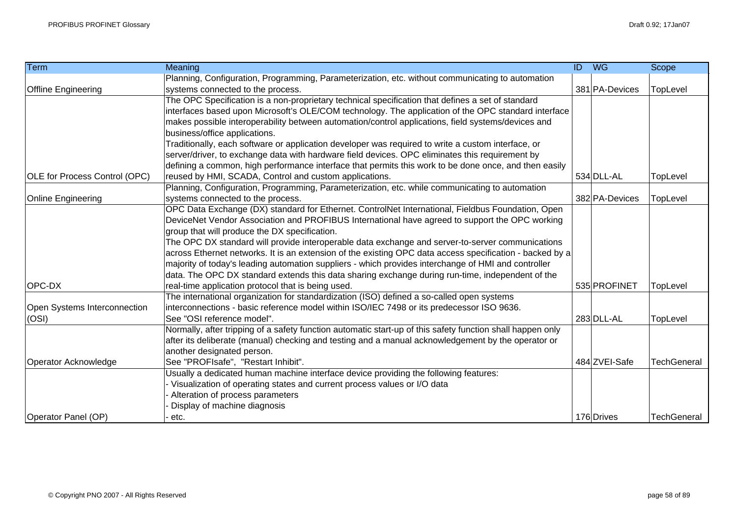| Term | Meaning | ID | WG | Scope |
|---|---|---|---|---|
| Offline Engineering | Planning, Configuration, Programming, Parameterization, etc. without communicating to automation systems connected to the process. | 381 | PA-Devices | TopLevel |
| OLE for Process Control (OPC) | The OPC Specification is a non-proprietary technical specification that defines a set of standard interfaces based upon Microsoft's OLE/COM technology. The application of the OPC standard interface makes possible interoperability between automation/control applications, field systems/devices and business/office applications.<br>Traditionally, each software or application developer was required to write a custom interface, or server/driver, to exchange data with hardware field devices. OPC eliminates this requirement by defining a common, high performance interface that permits this work to be done once, and then easily reused by HMI, SCADA, Control and custom applications. | 534 | DLL-AL | TopLevel |
| Online Engineering | Planning, Configuration, Programming, Parameterization, etc. while communicating to automation systems connected to the process. | 382 | PA-Devices | TopLevel |
| OPC-DX | OPC Data Exchange (DX) standard for Ethernet. ControlNet International, Fieldbus Foundation, Open DeviceNet Vendor Association and PROFIBUS International have agreed to support the OPC working group that will produce the DX specification.<br>The OPC DX standard will provide interoperable data exchange and server-to-server communications across Ethernet networks. It is an extension of the existing OPC data access specification - backed by a majority of today's leading automation suppliers - which provides interchange of HMI and controller data. The OPC DX standard extends this data sharing exchange during run-time, independent of the real-time application protocol that is being used. | 535 | PROFINET | TopLevel |
| Open Systems Interconnection (OSI) | The international organization for standardization (ISO) defined a so-called open systems interconnections - basic reference model within ISO/IEC 7498 or its predecessor ISO 9636.<br>See "OSI reference model". | 283 | DLL-AL | TopLevel |
| Operator Acknowledge | Normally, after tripping of a safety function automatic start-up of this safety function shall happen only after its deliberate (manual) checking and testing and a manual acknowledgement by the operator or another designated person.<br>See "PROFIsafe", "Restart Inhibit". | 484 | ZVEI-Safe | TechGeneral |
| Operator Panel (OP) | Usually a dedicated human machine interface device providing the following features:<br>- Visualization of operating states and current process values or I/O data<br>- Alteration of process parameters<br>- Display of machine diagnosis<br>- etc. | 176 | Drives | TechGeneral |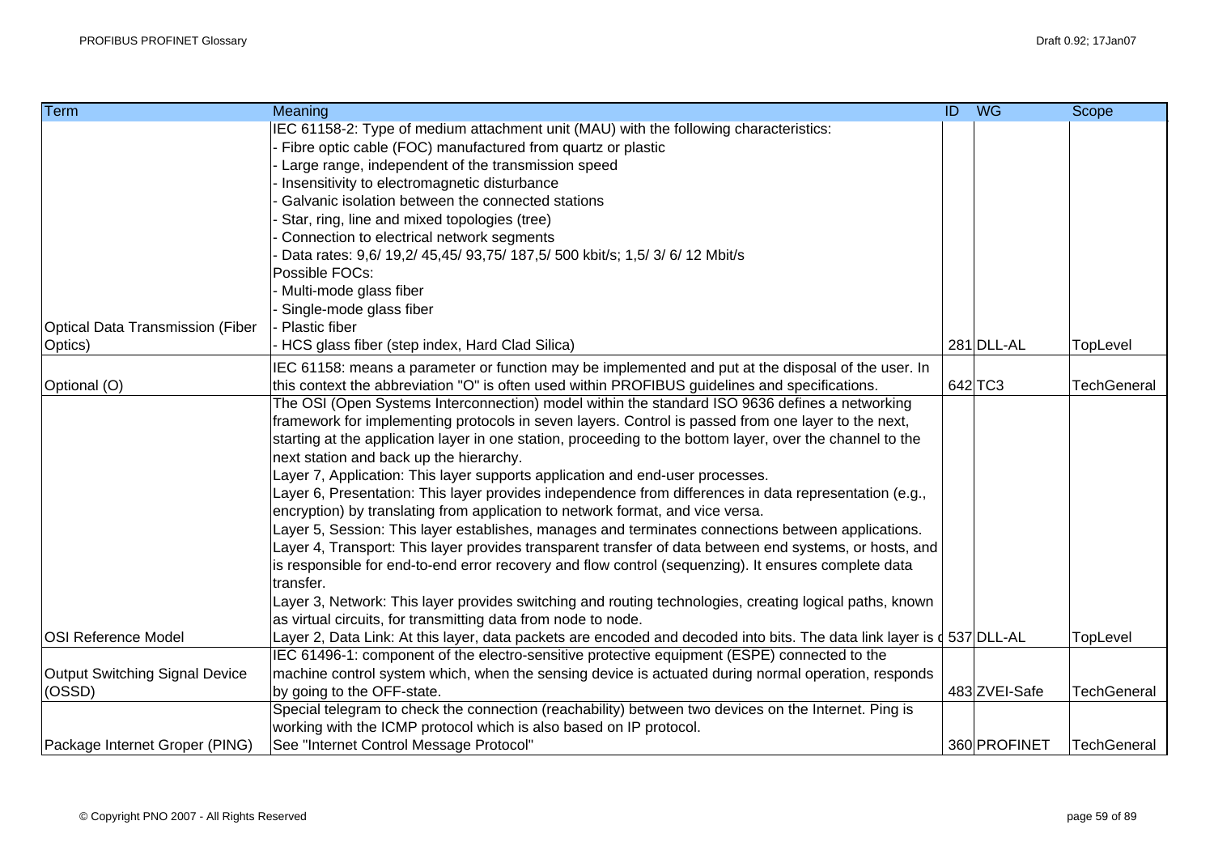| Term | Meaning | ID | WG | Scope |
|---|---|---|---|---|
| Optical Data Transmission (Fiber Optics) | IEC 61158-2: Type of medium attachment unit (MAU) with the following characteristics:<br>- Fibre optic cable (FOC) manufactured from quartz or plastic<br>- Large range, independent of the transmission speed<br>- Insensitivity to electromagnetic disturbance<br>- Galvanic isolation between the connected stations<br>- Star, ring, line and mixed topologies (tree)<br>- Connection to electrical network segments<br>- Data rates: 9,6/ 19,2/ 45,45/ 93,75/ 187,5/ 500 kbit/s; 1,5/ 3/ 6/ 12 Mbit/s<br>Possible FOCs:<br>- Multi-mode glass fiber<br>- Single-mode glass fiber<br>- Plastic fiber<br>- HCS glass fiber (step index, Hard Clad Silica) | 281 | DLL-AL | TopLevel |
| Optional (O) | IEC 61158: means a parameter or function may be implemented and put at the disposal of the user. In this context the abbreviation "O" is often used within PROFIBUS guidelines and specifications. | 642 | TC3 | TechGeneral |
| OSI Reference Model | The OSI (Open Systems Interconnection) model within the standard ISO 9636 defines a networking framework for implementing protocols in seven layers. Control is passed from one layer to the next, starting at the application layer in one station, proceeding to the bottom layer, over the channel to the next station and back up the hierarchy.<br>Layer 7, Application: This layer supports application and end-user processes.<br>Layer 6, Presentation: This layer provides independence from differences in data representation (e.g., encryption) by translating from application to network format, and vice versa.<br>Layer 5, Session: This layer establishes, manages and terminates connections between applications.<br>Layer 4, Transport: This layer provides transparent transfer of data between end systems, or hosts, and is responsible for end-to-end error recovery and flow control (sequenzing). It ensures complete data transfer.<br>Layer 3, Network: This layer provides switching and routing technologies, creating logical paths, known as virtual circuits, for transmitting data from node to node.<br>Layer 2, Data Link: At this layer, data packets are encoded and decoded into bits. The data link layer is d | 537 | DLL-AL | TopLevel |
| Output Switching Signal Device (OSSD) | IEC 61496-1: component of the electro-sensitive protective equipment (ESPE) connected to the machine control system which, when the sensing device is actuated during normal operation, responds by going to the OFF-state. | 483 | ZVEI-Safe | TechGeneral |
| Package Internet Groper (PING) | Special telegram to check the connection (reachability) between two devices on the Internet. Ping is working with the ICMP protocol which is also based on IP protocol.<br>See "Internet Control Message Protocol" | 360 | PROFINET | TechGeneral |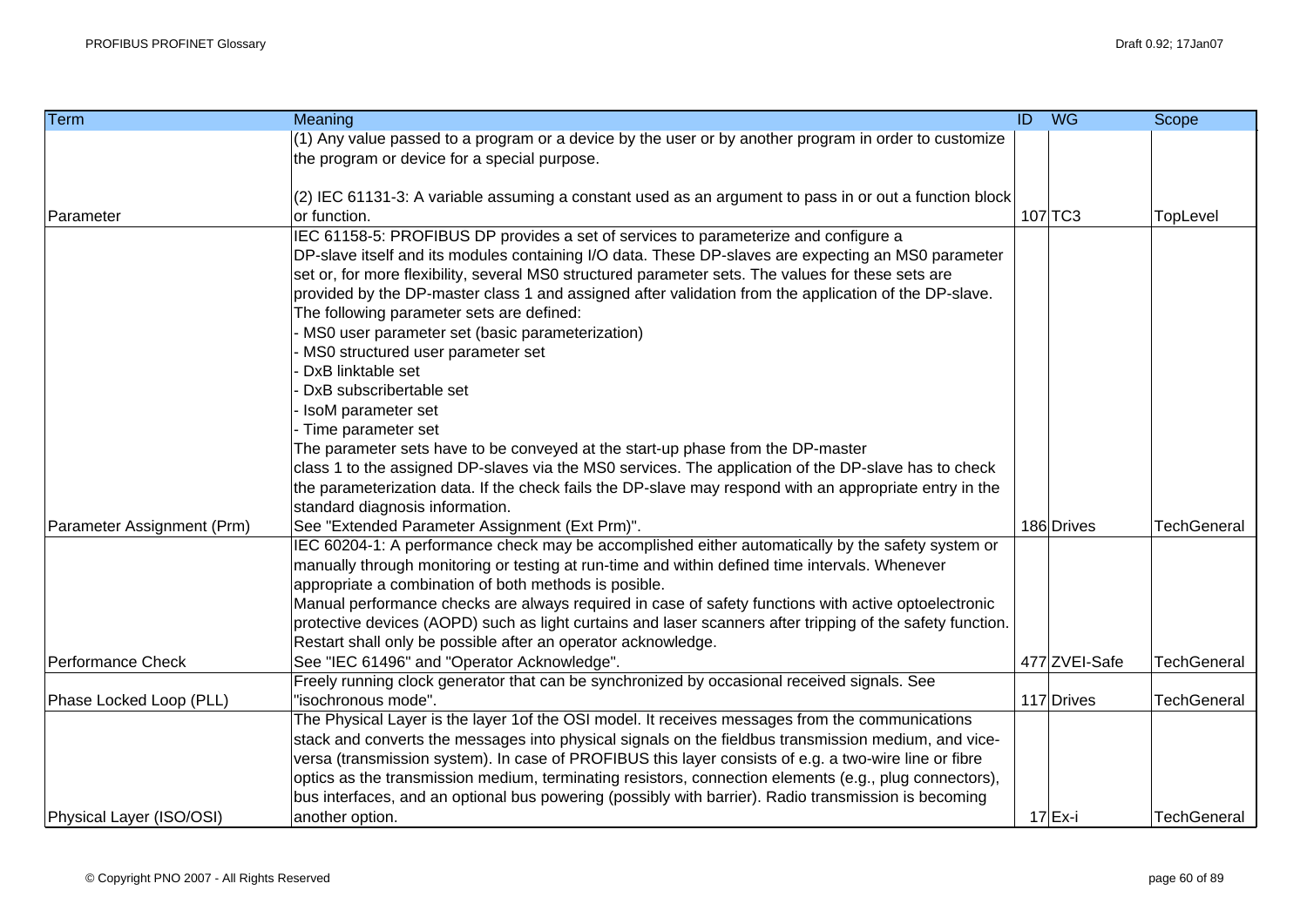| Term | Meaning | ID | WG | Scope |
|---|---|---|---|---|
| Parameter | (1) Any value passed to a program or a device by the user or by another program in order to customize the program or device for a special purpose.<br><br>(2) IEC 61131-3: A variable assuming a constant used as an argument to pass in or out a function block or function. | 107 | TC3 | TopLevel |
| Parameter Assignment (Prm) | IEC 61158-5: PROFIBUS DP provides a set of services to parameterize and configure a DP-slave itself and its modules containing I/O data. These DP-slaves are expecting an MS0 parameter set or, for more flexibility, several MS0 structured parameter sets. The values for these sets are provided by the DP-master class 1 and assigned after validation from the application of the DP-slave. The following parameter sets are defined:<br>- MS0 user parameter set (basic parameterization)<br>- MS0 structured user parameter set<br>- DxB linktable set<br>- DxB subscribertable set<br>- IsoM parameter set<br>- Time parameter set<br>The parameter sets have to be conveyed at the start-up phase from the DP-master class 1 to the assigned DP-slaves via the MS0 services. The application of the DP-slave has to check the parameterization data. If the check fails the DP-slave may respond with an appropriate entry in the standard diagnosis information.<br>See "Extended Parameter Assignment (Ext Prm)". | 186 | Drives | TechGeneral |
| Performance Check | IEC 60204-1: A performance check may be accomplished either automatically by the safety system or manually through monitoring or testing at run-time and within defined time intervals. Whenever appropriate a combination of both methods is posible.<br>Manual performance checks are always required in case of safety functions with active optoelectronic protective devices (AOPD) such as light curtains and laser scanners after tripping of the safety function. Restart shall only be possible after an operator acknowledge.<br>See "IEC 61496" and "Operator Acknowledge". | 477 | ZVEI-Safe | TechGeneral |
| Phase Locked Loop (PLL) | Freely running clock generator that can be synchronized by occasional received signals. See "isochronous mode". | 117 | Drives | TechGeneral |
| Physical Layer (ISO/OSI) | The Physical Layer is the layer 1of the OSI model. It receives messages from the communications stack and converts the messages into physical signals on the fieldbus transmission medium, and vice-versa (transmission system). In case of PROFIBUS this layer consists of e.g. a two-wire line or fibre optics as the transmission medium, terminating resistors, connection elements (e.g., plug connectors), bus interfaces, and an optional bus powering (possibly with barrier). Radio transmission is becoming another option. | 17 | Ex-i | TechGeneral |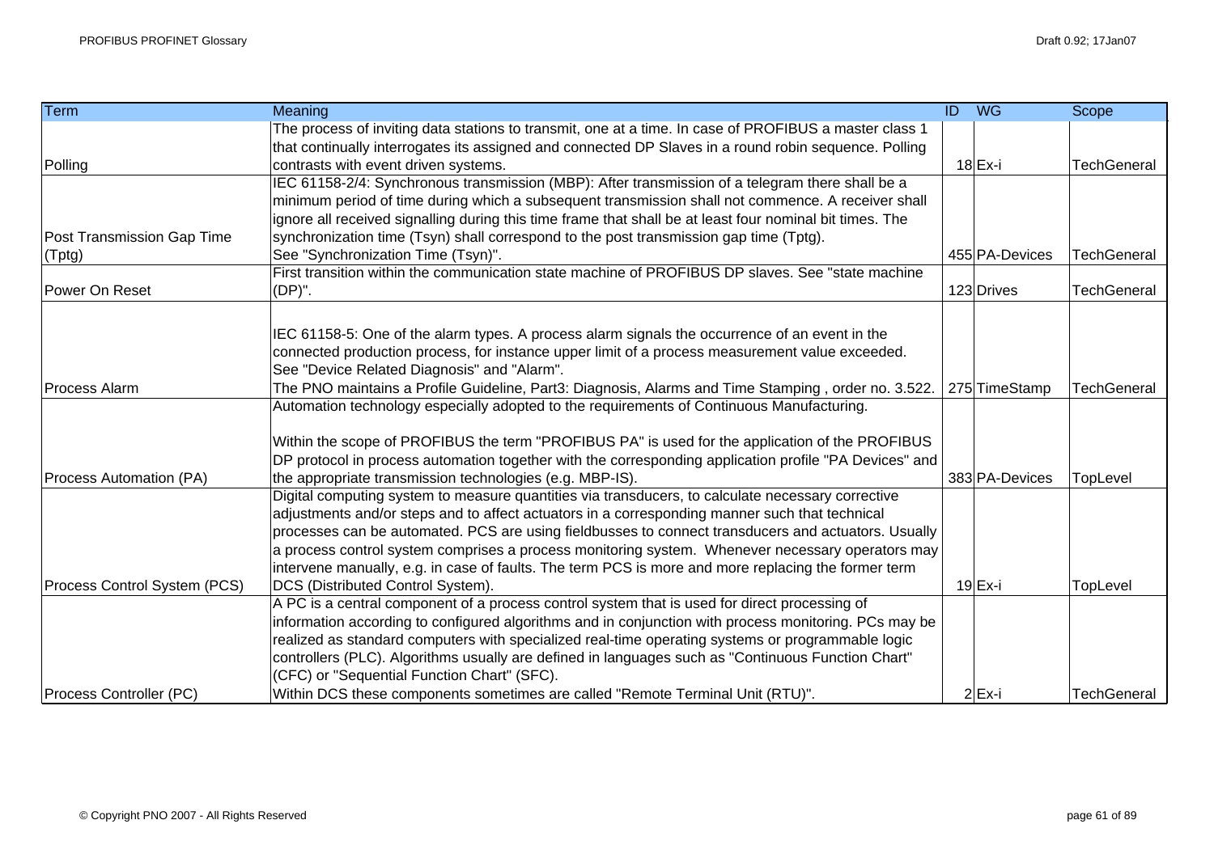| Term | Meaning | ID | WG | Scope |
|---|---|---|---|---|
| Polling | The process of inviting data stations to transmit, one at a time. In case of PROFIBUS a master class 1 that continually interrogates its assigned and connected DP Slaves in a round robin sequence. Polling contrasts with event driven systems. | 18 | Ex-i | TechGeneral |
| Post Transmission Gap Time (Tptg) | IEC 61158-2/4: Synchronous transmission (MBP): After transmission of a telegram there shall be a minimum period of time during which a subsequent transmission shall not commence. A receiver shall ignore all received signalling during this time frame that shall be at least four nominal bit times. The synchronization time (Tsyn) shall correspond to the post transmission gap time (Tptg). See "Synchronization Time (Tsyn)". | 455 | PA-Devices | TechGeneral |
| Power On Reset | First transition within the communication state machine of PROFIBUS DP slaves. See "state machine (DP)". | 123 | Drives | TechGeneral |
| Process Alarm | IEC 61158-5: One of the alarm types. A process alarm signals the occurrence of an event in the connected production process, for instance upper limit of a process measurement value exceeded. See "Device Related Diagnosis" and "Alarm". The PNO maintains a Profile Guideline, Part3: Diagnosis, Alarms and Time Stamping , order no. 3.522. | 275 | TimeStamp | TechGeneral |
| Process Automation (PA) | Automation technology especially adopted to the requirements of Continuous Manufacturing. Within the scope of PROFIBUS the term "PROFIBUS PA" is used for the application of the PROFIBUS DP protocol in process automation together with the corresponding application profile "PA Devices" and the appropriate transmission technologies (e.g. MBP-IS). | 383 | PA-Devices | TopLevel |
| Process Control System (PCS) | Digital computing system to measure quantities via transducers, to calculate necessary corrective adjustments and/or steps and to affect actuators in a corresponding manner such that technical processes can be automated. PCS are using fieldbusses to connect transducers and actuators. Usually a process control system comprises a process monitoring system. Whenever necessary operators may intervene manually, e.g. in case of faults. The term PCS is more and more replacing the former term DCS (Distributed Control System). | 19 | Ex-i | TopLevel |
| Process Controller (PC) | A PC is a central component of a process control system that is used for direct processing of information according to configured algorithms and in conjunction with process monitoring. PCs may be realized as standard computers with specialized real-time operating systems or programmable logic controllers (PLC). Algorithms usually are defined in languages such as "Continuous Function Chart" (CFC) or "Sequential Function Chart" (SFC). Within DCS these components sometimes are called "Remote Terminal Unit (RTU)". | 2 | Ex-i | TechGeneral |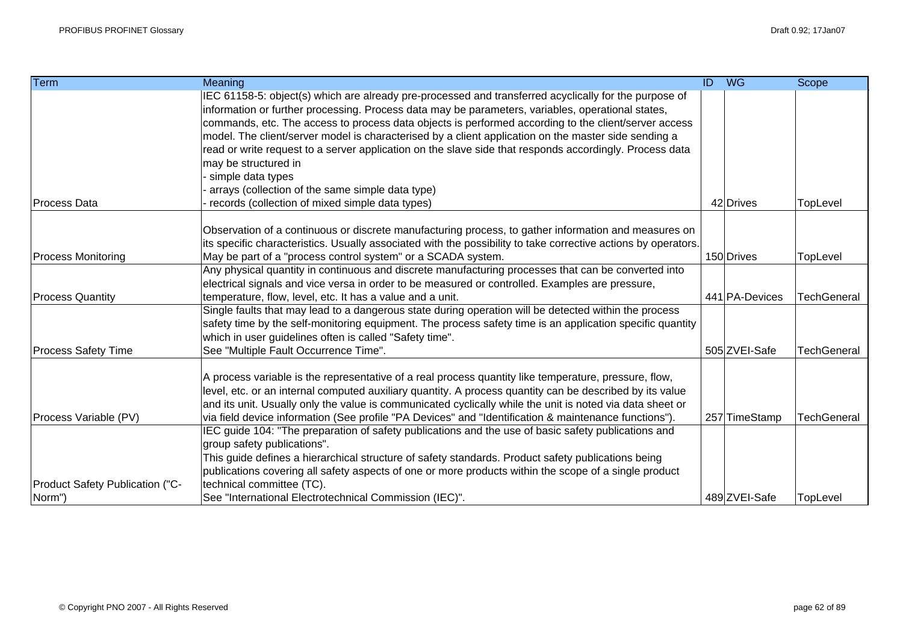| Term | Meaning | ID | WG | Scope |
|---|---|---|---|---|
| Process Data | IEC 61158-5: object(s) which are already pre-processed and transferred acyclically for the purpose of information or further processing. Process data may be parameters, variables, operational states, commands, etc. The access to process data objects is performed according to the client/server access model. The client/server model is characterised by a client application on the master side sending a read or write request to a server application on the slave side that responds accordingly. Process data may be structured in<br>- simple data types<br>- arrays (collection of the same simple data type)<br>- records (collection of mixed simple data types) | 42 | Drives | TopLevel |
| Process Monitoring | Observation of a continuous or discrete manufacturing process, to gather information and measures on its specific characteristics. Usually associated with the possibility to take corrective actions by operators. May be part of a "process control system" or a SCADA system. | 150 | Drives | TopLevel |
| Process Quantity | Any physical quantity in continuous and discrete manufacturing processes that can be converted into electrical signals and vice versa in order to be measured or controlled. Examples are pressure, temperature, flow, level, etc. It has a value and a unit. | 441 | PA-Devices | TechGeneral |
| Process Safety Time | Single faults that may lead to a dangerous state during operation will be detected within the process safety time by the self-monitoring equipment. The process safety time is an application specific quantity which in user guidelines often is called "Safety time".<br>See "Multiple Fault Occurrence Time". | 505 | ZVEI-Safe | TechGeneral |
| Process Variable (PV) | A process variable is the representative of a real process quantity like temperature, pressure, flow, level, etc. or an internal computed auxiliary quantity. A process quantity can be described by its value and its unit. Usually only the value is communicated cyclically while the unit is noted via data sheet or via field device information (See profile "PA Devices" and "Identification & maintenance functions"). | 257 | TimeStamp | TechGeneral |
| Product Safety Publication ("C-Norm") | IEC guide 104: "The preparation of safety publications and the use of basic safety publications and group safety publications".<br>This guide defines a hierarchical structure of safety standards. Product safety publications being publications covering all safety aspects of one or more products within the scope of a single product technical committee (TC).<br>See "International Electrotechnical Commission (IEC)". | 489 | ZVEI-Safe | TopLevel |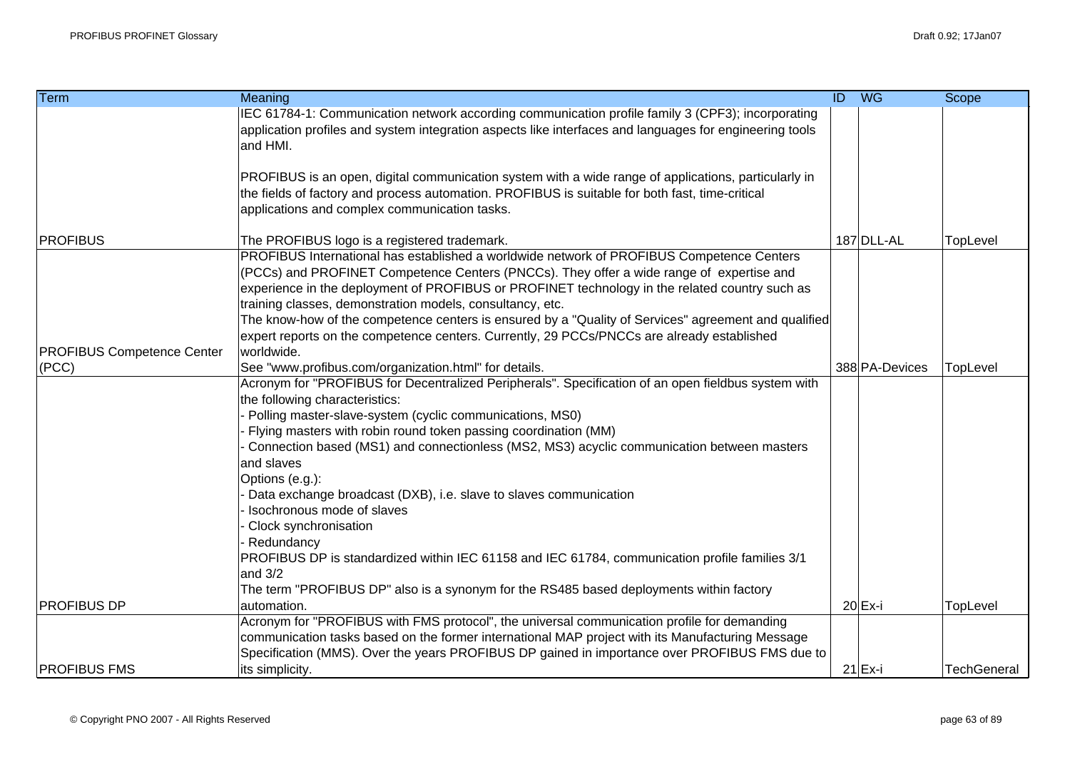| Term | Meaning | ID | WG | Scope |
| --- | --- | --- | --- | --- |
| PROFIBUS | IEC 61784-1: Communication network according communication profile family 3 (CPF3); incorporating application profiles and system integration aspects like interfaces and languages for engineering tools and HMI.<br><br>PROFIBUS is an open, digital communication system with a wide range of applications, particularly in the fields of factory and process automation. PROFIBUS is suitable for both fast, time-critical applications and complex communication tasks.<br><br>The PROFIBUS logo is a registered trademark. | 187 | DLL-AL | TopLevel |
| PROFIBUS Competence Center (PCC) | PROFIBUS International has established a worldwide network of PROFIBUS Competence Centers (PCCs) and PROFINET Competence Centers (PNCCs). They offer a wide range of expertise and experience in the deployment of PROFIBUS or PROFINET technology in the related country such as training classes, demonstration models, consultancy, etc.<br>The know-how of the competence centers is ensured by a "Quality of Services" agreement and qualified expert reports on the competence centers. Currently, 29 PCCs/PNCCs are already established worldwide.<br>See "www.profibus.com/organization.html" for details. | 388 | PA-Devices | TopLevel |
| PROFIBUS DP | Acronym for "PROFIBUS for Decentralized Peripherals". Specification of an open fieldbus system with the following characteristics:<br>- Polling master-slave-system (cyclic communications, MS0)<br>- Flying masters with robin round token passing coordination (MM)<br>- Connection based (MS1) and connectionless (MS2, MS3) acyclic communication between masters and slaves<br>Options (e.g.):<br>- Data exchange broadcast (DXB), i.e. slave to slaves communication<br>- Isochronous mode of slaves<br>- Clock synchronisation<br>- Redundancy<br>PROFIBUS DP is standardized within IEC 61158 and IEC 61784, communication profile families 3/1 and 3/2<br>The term "PROFIBUS DP" also is a synonym for the RS485 based deployments within factory automation. | 20 | Ex-i | TopLevel |
| PROFIBUS FMS | Acronym for "PROFIBUS with FMS protocol", the universal communication profile for demanding communication tasks based on the former international MAP project with its Manufacturing Message Specification (MMS). Over the years PROFIBUS DP gained in importance over PROFIBUS FMS due to its simplicity. | 21 | Ex-i | TechGeneral |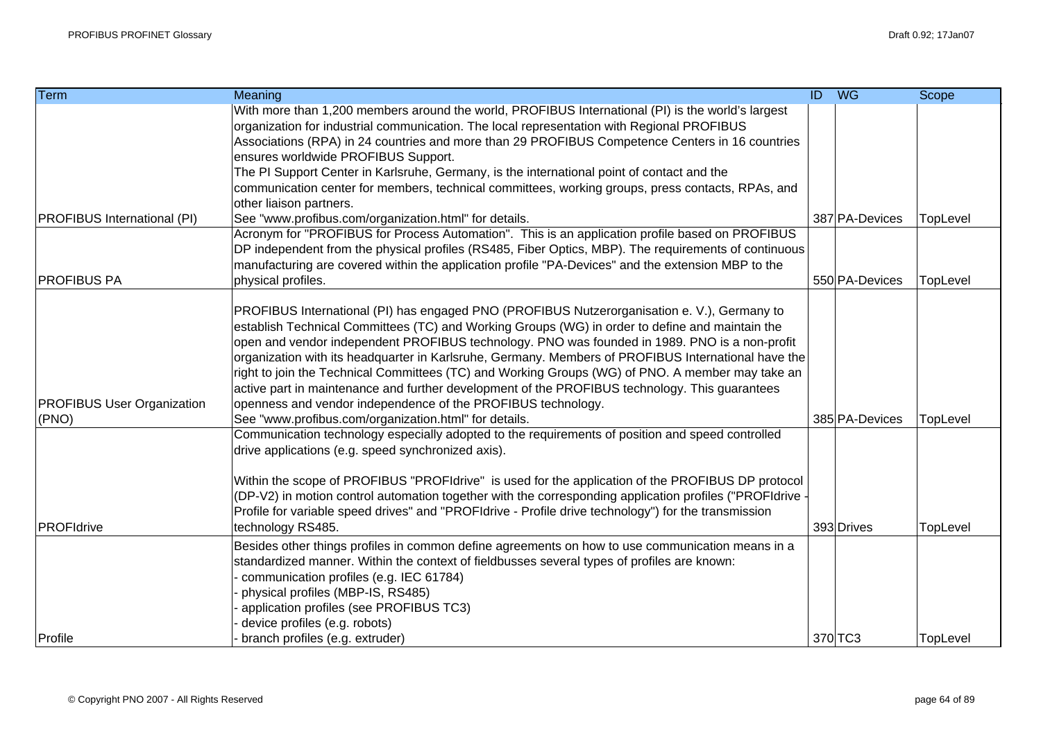| Term | Meaning | ID | WG | Scope |
|---|---|---|---|---|
| PROFIBUS International (PI) | With more than 1,200 members around the world, PROFIBUS International (PI) is the world's largest organization for industrial communication. The local representation with Regional PROFIBUS Associations (RPA) in 24 countries and more than 29 PROFIBUS Competence Centers in 16 countries ensures worldwide PROFIBUS Support.<br>The PI Support Center in Karlsruhe, Germany, is the international point of contact and the communication center for members, technical committees, working groups, press contacts, RPAs, and other liaison partners.<br>See "www.profibus.com/organization.html" for details. | 387 | PA-Devices | TopLevel |
| PROFIBUS PA | Acronym for "PROFIBUS for Process Automation". This is an application profile based on PROFIBUS DP independent from the physical profiles (RS485, Fiber Optics, MBP). The requirements of continuous manufacturing are covered within the application profile "PA-Devices" and the extension MBP to the physical profiles. | 550 | PA-Devices | TopLevel |
| PROFIBUS User Organization (PNO) | PROFIBUS International (PI) has engaged PNO (PROFIBUS Nutzerorganisation e. V.), Germany to establish Technical Committees (TC) and Working Groups (WG) in order to define and maintain the open and vendor independent PROFIBUS technology. PNO was founded in 1989. PNO is a non-profit organization with its headquarter in Karlsruhe, Germany. Members of PROFIBUS International have the right to join the Technical Committees (TC) and Working Groups (WG) of PNO. A member may take an active part in maintenance and further development of the PROFIBUS technology. This guarantees openness and vendor independence of the PROFIBUS technology.<br>See "www.profibus.com/organization.html" for details. | 385 | PA-Devices | TopLevel |
| PROFIdrive | Communication technology especially adopted to the requirements of position and speed controlled drive applications (e.g. speed synchronized axis).<br><br>Within the scope of PROFIBUS "PROFIdrive" is used for the application of the PROFIBUS DP protocol (DP-V2) in motion control automation together with the corresponding application profiles ("PROFIdrive - Profile for variable speed drives" and "PROFIdrive - Profile drive technology") for the transmission technology RS485. | 393 | Drives | TopLevel |
| Profile | Besides other things profiles in common define agreements on how to use communication means in a standardized manner. Within the context of fieldbusses several types of profiles are known:<br>- communication profiles (e.g. IEC 61784)<br>- physical profiles (MBP-IS, RS485)<br>- application profiles (see PROFIBUS TC3)<br>- device profiles (e.g. robots)<br>- branch profiles (e.g. extruder) | 370 | TC3 | TopLevel |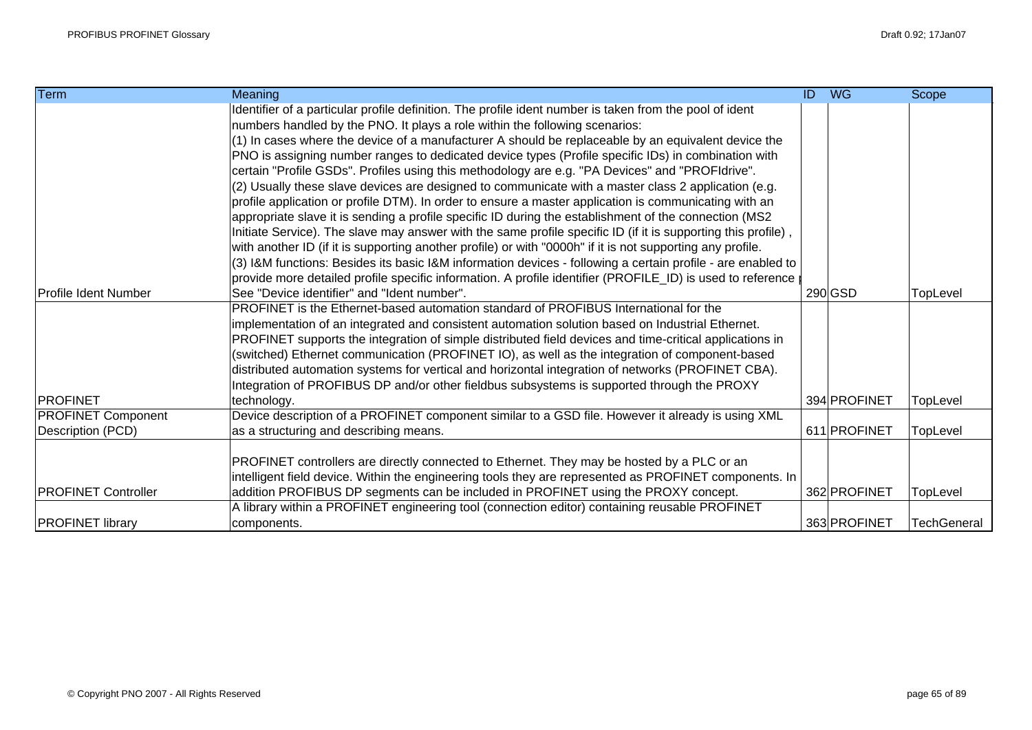| Term | Meaning | ID | WG | Scope |
|---|---|---|---|---|
| Profile Ident Number | Identifier of a particular profile definition. The profile ident number is taken from the pool of ident numbers handled by the PNO. It plays a role within the following scenarios: (1) In cases where the device of a manufacturer A should be replaceable by an equivalent device the PNO is assigning number ranges to dedicated device types (Profile specific IDs) in combination with certain "Profile GSDs". Profiles using this methodology are e.g. "PA Devices" and "PROFIdrive". (2) Usually these slave devices are designed to communicate with a master class 2 application (e.g. profile application or profile DTM). In order to ensure a master application is communicating with an appropriate slave it is sending a profile specific ID during the establishment of the connection (MS2 Initiate Service). The slave may answer with the same profile specific ID (if it is supporting this profile) , with another ID (if it is supporting another profile) or with "0000h" if it is not supporting any profile. (3) I&M functions: Besides its basic I&M information devices - following a certain profile - are enabled to provide more detailed profile specific information. A profile identifier (PROFILE_ID) is used to reference p See "Device identifier" and "Ident number". | 290 | GSD | TopLevel |
| PROFINET | PROFINET is the Ethernet-based automation standard of PROFIBUS International for the implementation of an integrated and consistent automation solution based on Industrial Ethernet. PROFINET supports the integration of simple distributed field devices and time-critical applications in (switched) Ethernet communication (PROFINET IO), as well as the integration of component-based distributed automation systems for vertical and horizontal integration of networks (PROFINET CBA). Integration of PROFIBUS DP and/or other fieldbus subsystems is supported through the PROXY technology. | 394 | PROFINET | TopLevel |
| PROFINET Component Description (PCD) | Device description of a PROFINET component similar to a GSD file. However it already is using XML as a structuring and describing means. | 611 | PROFINET | TopLevel |
| PROFINET Controller | PROFINET controllers are directly connected to Ethernet. They may be hosted by a PLC or an intelligent field device. Within the engineering tools they are represented as PROFINET components. In addition PROFIBUS DP segments can be included in PROFINET using the PROXY concept. | 362 | PROFINET | TopLevel |
| PROFINET library | A library within a PROFINET engineering tool (connection editor) containing reusable PROFINET components. | 363 | PROFINET | TechGeneral |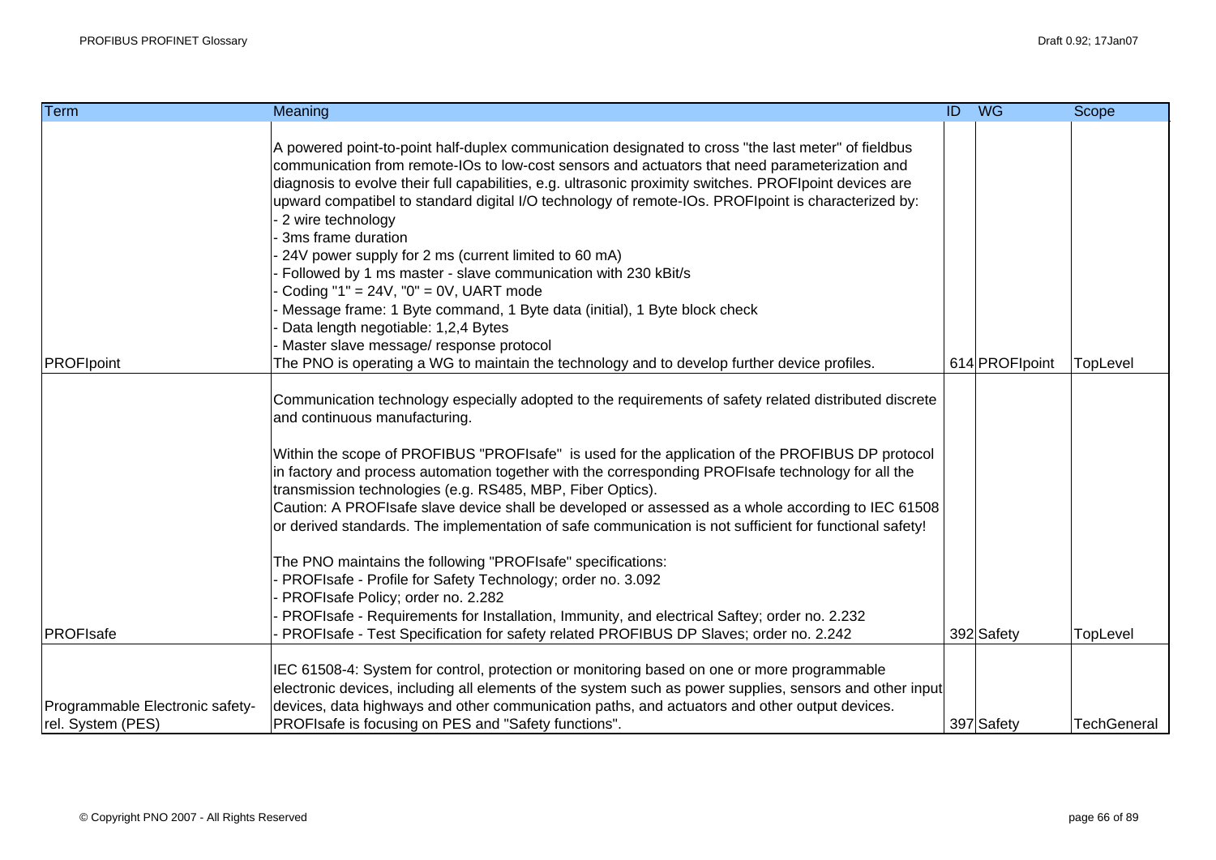| Term | Meaning | ID | WG | Scope |
|---|---|---|---|---|
| PROFIpoint | A powered point-to-point half-duplex communication designated to cross "the last meter" of fieldbus communication from remote-IOs to low-cost sensors and actuators that need parameterization and diagnosis to evolve their full capabilities, e.g. ultrasonic proximity switches. PROFIpoint devices are upward compatibel to standard digital I/O technology of remote-IOs. PROFIpoint is characterized by:<br>- 2 wire technology<br>- 3ms frame duration<br>- 24V power supply for 2 ms (current limited to 60 mA)<br>- Followed by 1 ms master - slave communication with 230 kBit/s<br>- Coding "1" = 24V, "0" = 0V, UART mode<br>- Message frame: 1 Byte command, 1 Byte data (initial), 1 Byte block check<br>- Data length negotiable: 1,2,4 Bytes<br>- Master slave message/ response protocol<br>The PNO is operating a WG to maintain the technology and to develop further device profiles. | 614 | PROFIpoint | TopLevel |
| PROFIsafe | Communication technology especially adopted to the requirements of safety related distributed discrete and continuous manufacturing.<br><br>Within the scope of PROFIBUS "PROFIsafe" is used for the application of the PROFIBUS DP protocol in factory and process automation together with the corresponding PROFIsafe technology for all the transmission technologies (e.g. RS485, MBP, Fiber Optics).<br>Caution: A PROFIsafe slave device shall be developed or assessed as a whole according to IEC 61508 or derived standards. The implementation of safe communication is not sufficient for functional safety!<br><br>The PNO maintains the following "PROFIsafe" specifications:<br>- PROFIsafe - Profile for Safety Technology; order no. 3.092<br>- PROFIsafe Policy; order no. 2.282<br>- PROFIsafe - Requirements for Installation, Immunity, and electrical Saftey; order no. 2.232<br>- PROFIsafe - Test Specification for safety related PROFIBUS DP Slaves; order no. 2.242 | 392 | Safety | TopLevel |
| Programmable Electronic safety-rel. System (PES) | IEC 61508-4: System for control, protection or monitoring based on one or more programmable electronic devices, including all elements of the system such as power supplies, sensors and other input devices, data highways and other communication paths, and actuators and other output devices.<br>PROFIsafe is focusing on PES and "Safety functions". | 397 | Safety | TechGeneral |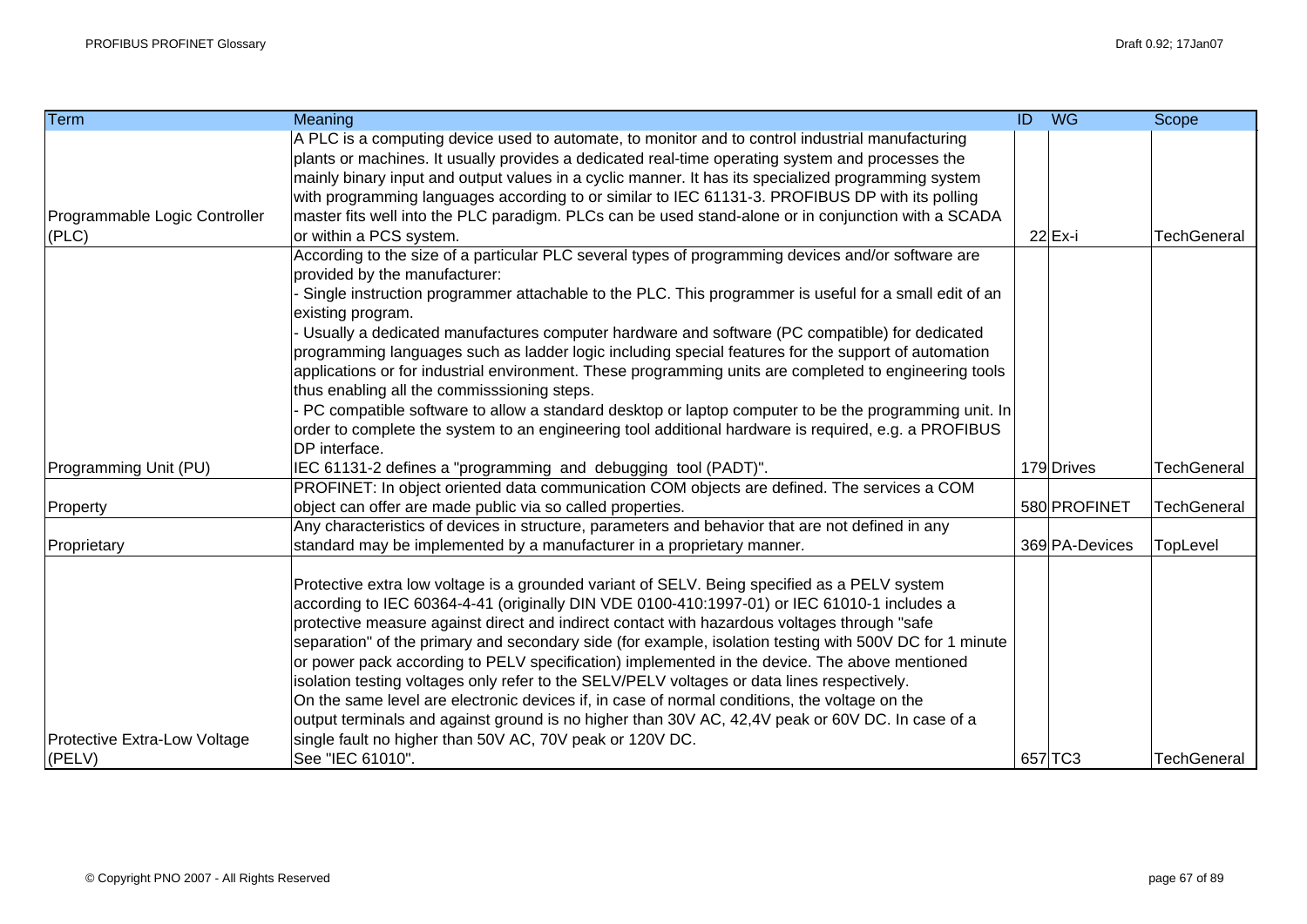| Term | Meaning | ID | WG | Scope |
|---|---|---|---|---|
| Programmable Logic Controller (PLC) | A PLC is a computing device used to automate, to monitor and to control industrial manufacturing plants or machines. It usually provides a dedicated real-time operating system and processes the mainly binary input and output values in a cyclic manner. It has its specialized programming system with programming languages according to or similar to IEC 61131-3. PROFIBUS DP with its polling master fits well into the PLC paradigm. PLCs can be used stand-alone or in conjunction with a SCADA or within a PCS system. | 22 | Ex-i | TechGeneral |
| Programming Unit (PU) | According to the size of a particular PLC several types of programming devices and/or software are provided by the manufacturer:<br>- Single instruction programmer attachable to the PLC. This programmer is useful for a small edit of an existing program.<br>- Usually a dedicated manufactures computer hardware and software (PC compatible) for dedicated programming languages such as ladder logic including special features for the support of automation applications or for industrial environment. These programming units are completed to engineering tools thus enabling all the commisssioning steps.<br>- PC compatible software to allow a standard desktop or laptop computer to be the programming unit. In order to complete the system to an engineering tool additional hardware is required, e.g. a PROFIBUS DP interface.<br>IEC 61131-2 defines a "programming and debugging tool (PADT)". | 179 | Drives | TechGeneral |
| Property | PROFINET: In object oriented data communication COM objects are defined. The services a COM object can offer are made public via so called properties. | 580 | PROFINET | TechGeneral |
| Proprietary | Any characteristics of devices in structure, parameters and behavior that are not defined in any standard may be implemented by a manufacturer in a proprietary manner. | 369 | PA-Devices | TopLevel |
| Protective Extra-Low Voltage (PELV) | Protective extra low voltage is a grounded variant of SELV. Being specified as a PELV system according to IEC 60364-4-41 (originally DIN VDE 0100-410:1997-01) or IEC 61010-1 includes a protective measure against direct and indirect contact with hazardous voltages through "safe separation" of the primary and secondary side (for example, isolation testing with 500V DC for 1 minute or power pack according to PELV specification) implemented in the device. The above mentioned isolation testing voltages only refer to the SELV/PELV voltages or data lines respectively.<br>On the same level are electronic devices if, in case of normal conditions, the voltage on the output terminals and against ground is no higher than 30V AC, 42,4V peak or 60V DC. In case of a single fault no higher than 50V AC, 70V peak or 120V DC.<br>See "IEC 61010". | 657 | TC3 | TechGeneral |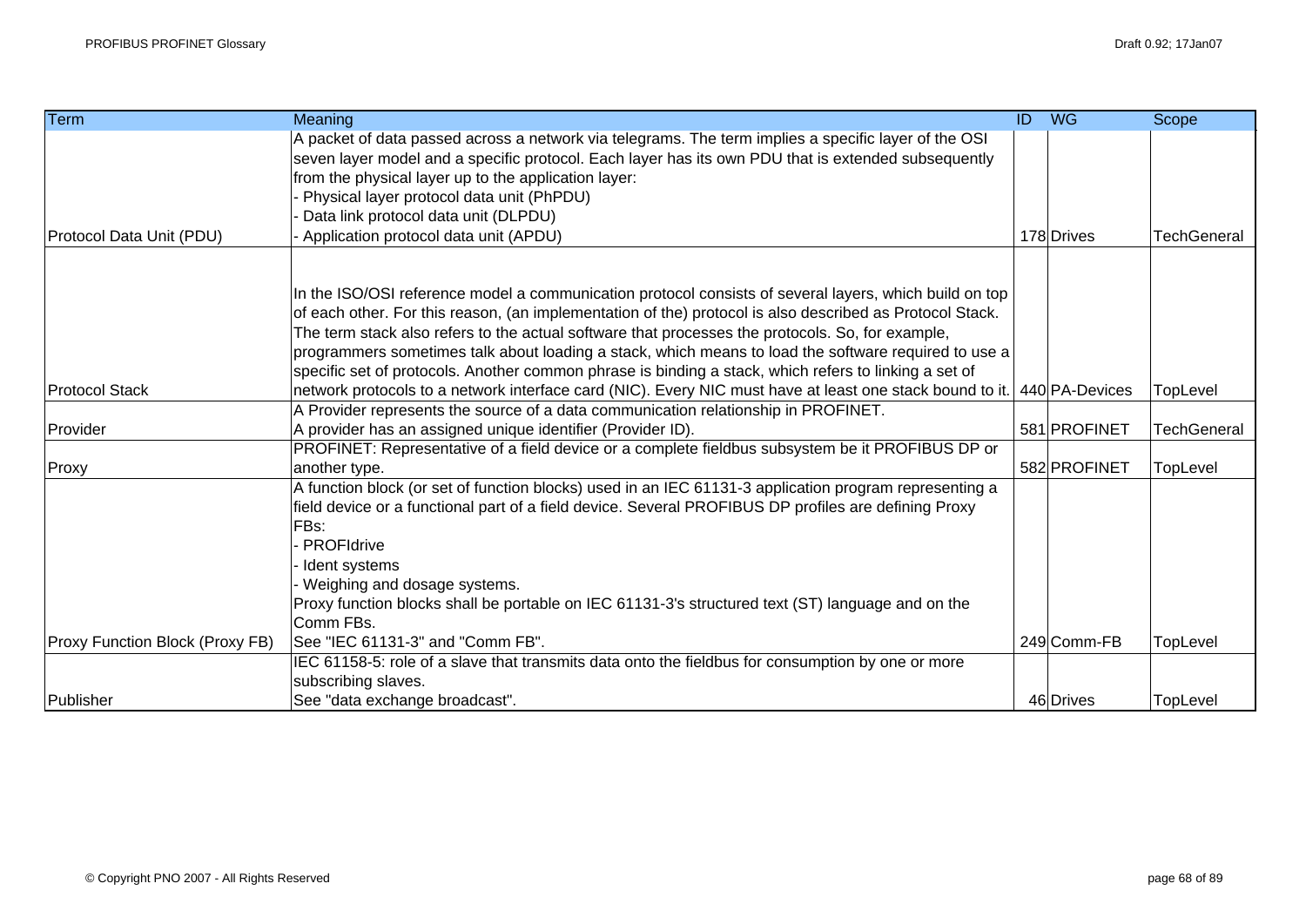| Term | Meaning | ID | WG | Scope |
|---|---|---|---|---|
| Protocol Data Unit (PDU) | A packet of data passed across a network via telegrams. The term implies a specific layer of the OSI seven layer model and a specific protocol. Each layer has its own PDU that is extended subsequently from the physical layer up to the application layer:<br>- Physical layer protocol data unit (PhPDU)<br>- Data link protocol data unit (DLPDU)<br>- Application protocol data unit (APDU) | 178 | Drives | TechGeneral |
| Protocol Stack | In the ISO/OSI reference model a communication protocol consists of several layers, which build on top of each other. For this reason, (an implementation of the) protocol is also described as Protocol Stack. The term stack also refers to the actual software that processes the protocols. So, for example, programmers sometimes talk about loading a stack, which means to load the software required to use a specific set of protocols. Another common phrase is binding a stack, which refers to linking a set of network protocols to a network interface card (NIC). Every NIC must have at least one stack bound to it. | 440 | PA-Devices | TopLevel |
| Provider | A Provider represents the source of a data communication relationship in PROFINET.<br>A provider has an assigned unique identifier (Provider ID). | 581 | PROFINET | TechGeneral |
| Proxy | PROFINET: Representative of a field device or a complete fieldbus subsystem be it PROFIBUS DP or another type. | 582 | PROFINET | TopLevel |
| Proxy Function Block (Proxy FB) | A function block (or set of function blocks) used in an IEC 61131-3 application program representing a field device or a functional part of a field device. Several PROFIBUS DP profiles are defining Proxy FBs:<br>- PROFIdrive<br>- Ident systems<br>- Weighing and dosage systems.<br>Proxy function blocks shall be portable on IEC 61131-3's structured text (ST) language and on the Comm FBs.<br>See "IEC 61131-3" and "Comm FB". | 249 | Comm-FB | TopLevel |
| Publisher | IEC 61158-5: role of a slave that transmits data onto the fieldbus for consumption by one or more subscribing slaves.<br>See "data exchange broadcast". | 46 | Drives | TopLevel |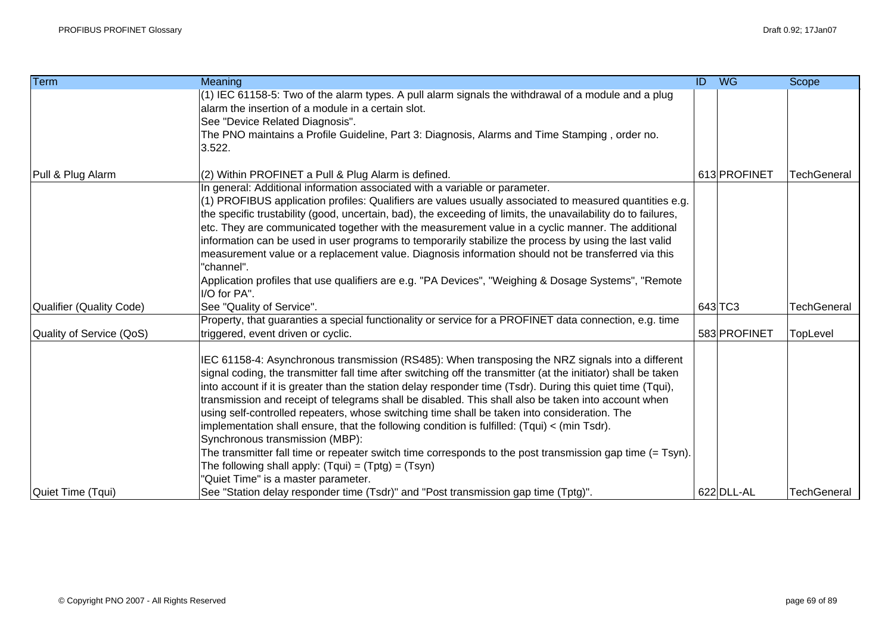| Term | Meaning | ID | WG | Scope |
|---|---|---|---|---|
| Pull & Plug Alarm | (1) IEC 61158-5: Two of the alarm types. A pull alarm signals the withdrawal of a module and a plug alarm the insertion of a module in a certain slot.<br>See "Device Related Diagnosis".<br>The PNO maintains a Profile Guideline, Part 3: Diagnosis, Alarms and Time Stamping , order no. 3.522.<br><br>(2) Within PROFINET a Pull & Plug Alarm is defined. | 613 | PROFINET | TechGeneral |
| Qualifier (Quality Code) | In general: Additional information associated with a variable or parameter.<br>(1) PROFIBUS application profiles: Qualifiers are values usually associated to measured quantities e.g. the specific trustability (good, uncertain, bad), the exceeding of limits, the unavailability do to failures, etc. They are communicated together with the measurement value in a cyclic manner. The additional information can be used in user programs to temporarily stabilize the process by using the last valid measurement value or a replacement value. Diagnosis information should not be transferred via this "channel".<br>Application profiles that use qualifiers are e.g. "PA Devices", "Weighing & Dosage Systems", "Remote I/O for PA".<br>See "Quality of Service". | 643 | TC3 | TechGeneral |
| Quality of Service (QoS) | Property, that guaranties a special functionality or service for a PROFINET data connection, e.g. time triggered, event driven or cyclic. | 583 | PROFINET | TopLevel |
| Quiet Time (Tqui) | IEC 61158-4: Asynchronous transmission (RS485): When transposing the NRZ signals into a different signal coding, the transmitter fall time after switching off the transmitter (at the initiator) shall be taken into account if it is greater than the station delay responder time (Tsdr). During this quiet time (Tqui), transmission and receipt of telegrams shall be disabled. This shall also be taken into account when using self-controlled repeaters, whose switching time shall be taken into consideration. The implementation shall ensure, that the following condition is fulfilled: (Tqui) < (min Tsdr).<br>Synchronous transmission (MBP):<br>The transmitter fall time or repeater switch time corresponds to the post transmission gap time (= Tsyn).<br>The following shall apply: (Tqui) = (Tptg) = (Tsyn)<br>"Quiet Time" is a master parameter.<br>See "Station delay responder time (Tsdr)" and "Post transmission gap time (Tptg)". | 622 | DLL-AL | TechGeneral |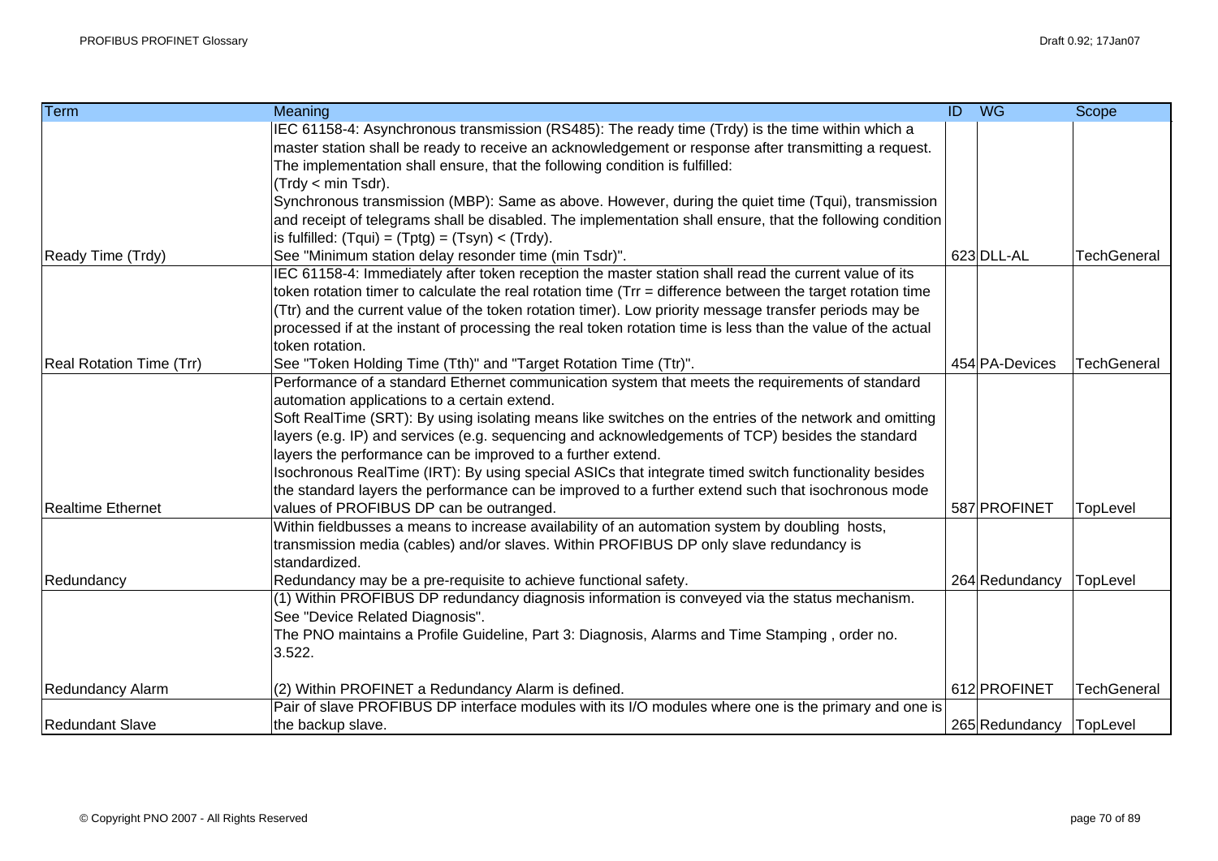| Term | Meaning | ID | WG | Scope |
|---|---|---|---|---|
| Ready Time (Trdy) | IEC 61158-4: Asynchronous transmission (RS485): The ready time (Trdy) is the time within which a master station shall be ready to receive an acknowledgement or response after transmitting a request. The implementation shall ensure, that the following condition is fulfilled: (Trdy < min Tsdr). Synchronous transmission (MBP): Same as above. However, during the quiet time (Tqui), transmission and receipt of telegrams shall be disabled. The implementation shall ensure, that the following condition is fulfilled: (Tqui) = (Tptg) = (Tsyn) < (Trdy). See "Minimum station delay resonder time (min Tsdr)". | 623 | DLL-AL | TechGeneral |
| Real Rotation Time (Trr) | IEC 61158-4: Immediately after token reception the master station shall read the current value of its token rotation timer to calculate the real rotation time (Trr = difference between the target rotation time (Ttr) and the current value of the token rotation timer). Low priority message transfer periods may be processed if at the instant of processing the real token rotation time is less than the value of the actual token rotation. See "Token Holding Time (Tth)" and "Target Rotation Time (Ttr)". | 454 | PA-Devices | TechGeneral |
| Realtime Ethernet | Performance of a standard Ethernet communication system that meets the requirements of standard automation applications to a certain extend. Soft RealTime (SRT): By using isolating means like switches on the entries of the network and omitting layers (e.g. IP) and services (e.g. sequencing and acknowledgements of TCP) besides the standard layers the performance can be improved to a further extend. Isochronous RealTime (IRT): By using special ASICs that integrate timed switch functionality besides the standard layers the performance can be improved to a further extend such that isochronous mode values of PROFIBUS DP can be outranged. | 587 | PROFINET | TopLevel |
| Redundancy | Within fieldbusses a means to increase availability of an automation system by doubling hosts, transmission media (cables) and/or slaves. Within PROFIBUS DP only slave redundancy is standardized. Redundancy may be a pre-requisite to achieve functional safety. | 264 | Redundancy | TopLevel |
| Redundancy Alarm | (1) Within PROFIBUS DP redundancy diagnosis information is conveyed via the status mechanism. See "Device Related Diagnosis". The PNO maintains a Profile Guideline, Part 3: Diagnosis, Alarms and Time Stamping , order no. 3.522. (2) Within PROFINET a Redundancy Alarm is defined. | 612 | PROFINET | TechGeneral |
| Redundant Slave | Pair of slave PROFIBUS DP interface modules with its I/O modules where one is the primary and one is the backup slave. | 265 | Redundancy | TopLevel |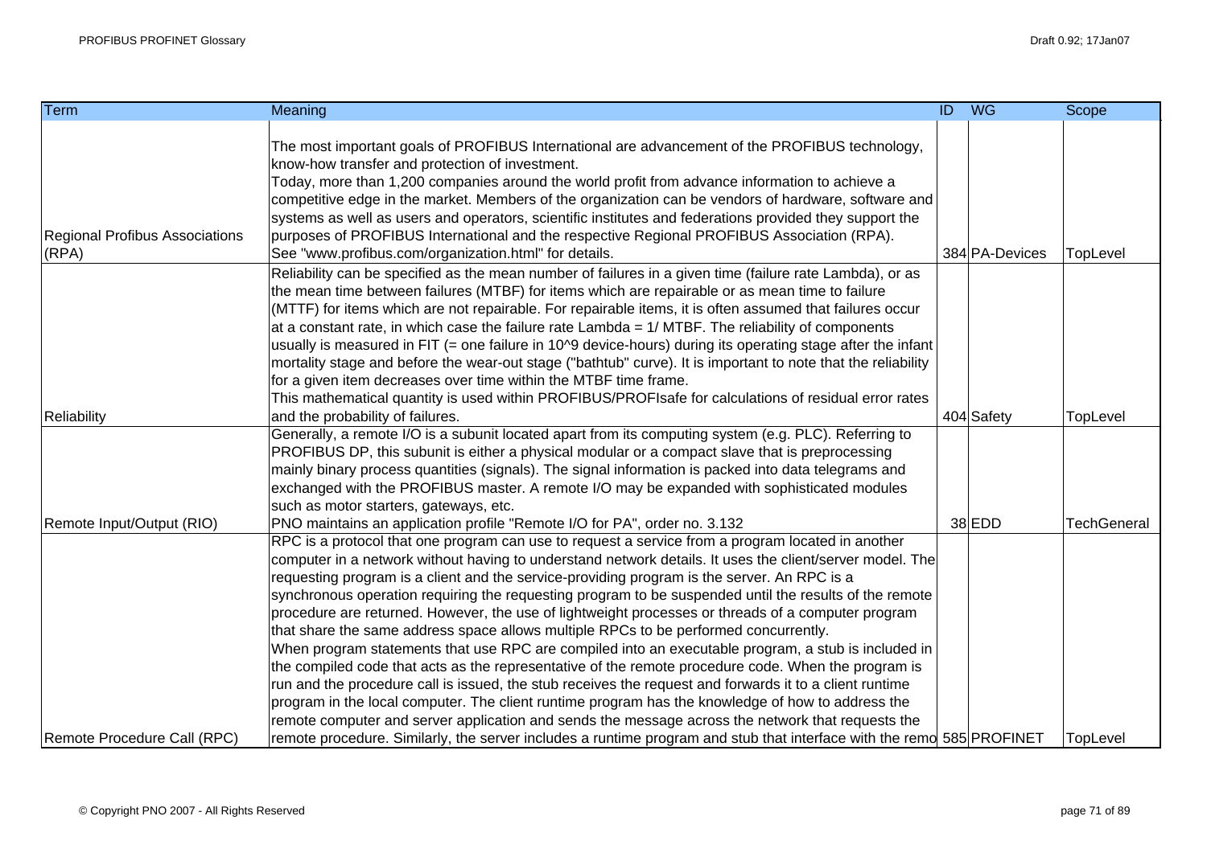| Term | Meaning | ID | WG | Scope |
|---|---|---|---|---|
| Regional Profibus Associations (RPA) | The most important goals of PROFIBUS International are advancement of the PROFIBUS technology, know-how transfer and protection of investment.<br>Today, more than 1,200 companies around the world profit from advance information to achieve a competitive edge in the market. Members of the organization can be vendors of hardware, software and systems as well as users and operators, scientific institutes and federations provided they support the purposes of PROFIBUS International and the respective Regional PROFIBUS Association (RPA).<br>See "www.profibus.com/organization.html" for details. | 384 | PA-Devices | TopLevel |
| Reliability | Reliability can be specified as the mean number of failures in a given time (failure rate Lambda), or as the mean time between failures (MTBF) for items which are repairable or as mean time to failure (MTTF) for items which are not repairable. For repairable items, it is often assumed that failures occur at a constant rate, in which case the failure rate Lambda = 1/ MTBF. The reliability of components usually is measured in FIT (= one failure in 10^9 device-hours) during its operating stage after the infant mortality stage and before the wear-out stage ("bathtub" curve). It is important to note that the reliability for a given item decreases over time within the MTBF time frame.<br>This mathematical quantity is used within PROFIBUS/PROFIsafe for calculations of residual error rates and the probability of failures. | 404 | Safety | TopLevel |
| Remote Input/Output (RIO) | Generally, a remote I/O is a subunit located apart from its computing system (e.g. PLC). Referring to PROFIBUS DP, this subunit is either a physical modular or a compact slave that is preprocessing mainly binary process quantities (signals). The signal information is packed into data telegrams and exchanged with the PROFIBUS master. A remote I/O may be expanded with sophisticated modules such as motor starters, gateways, etc.<br>PNO maintains an application profile "Remote I/O for PA", order no. 3.132 | 38 | EDD | TechGeneral |
| Remote Procedure Call (RPC) | RPC is a protocol that one program can use to request a service from a program located in another computer in a network without having to understand network details. It uses the client/server model. The requesting program is a client and the service-providing program is the server. An RPC is a synchronous operation requiring the requesting program to be suspended until the results of the remote procedure are returned. However, the use of lightweight processes or threads of a computer program that share the same address space allows multiple RPCs to be performed concurrently.<br>When program statements that use RPC are compiled into an executable program, a stub is included in the compiled code that acts as the representative of the remote procedure code. When the program is run and the procedure call is issued, the stub receives the request and forwards it to a client runtime program in the local computer. The client runtime program has the knowledge of how to address the remote computer and server application and sends the message across the network that requests the remote procedure. Similarly, the server includes a runtime program and stub that interface with the remo | 585 | PROFINET | TopLevel |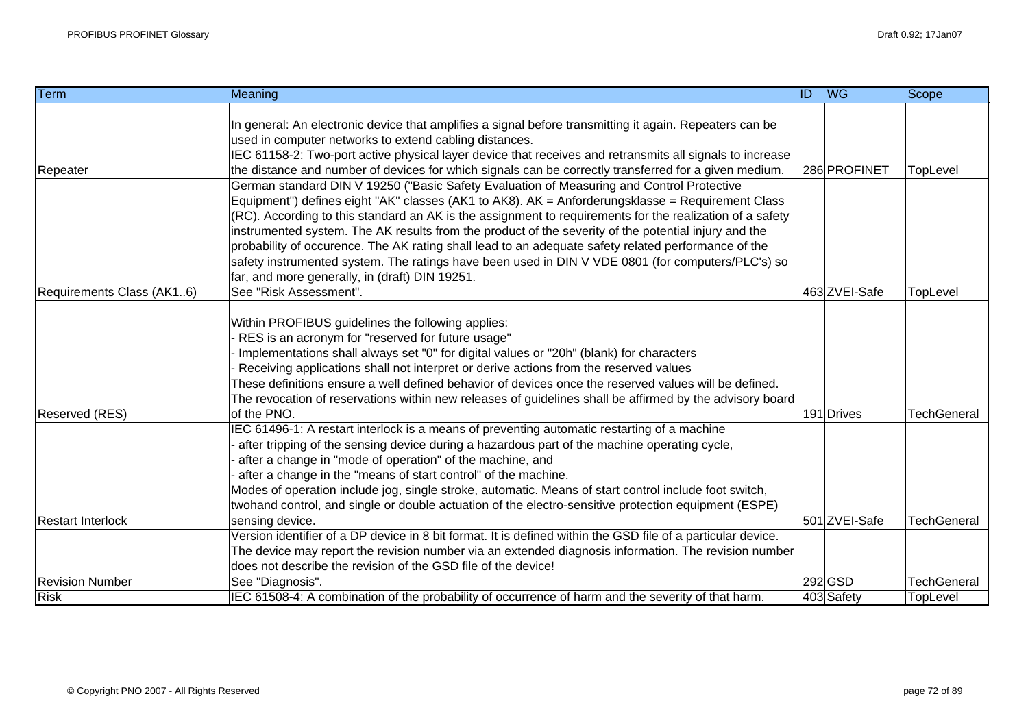| Term | Meaning | ID | WG | Scope |
|---|---|---|---|---|
| Repeater | In general: An electronic device that amplifies a signal before transmitting it again. Repeaters can be used in computer networks to extend cabling distances.<br>IEC 61158-2: Two-port active physical layer device that receives and retransmits all signals to increase the distance and number of devices for which signals can be correctly transferred for a given medium. | 286 | PROFINET | TopLevel |
| Requirements Class (AK1..6) | German standard DIN V 19250 ("Basic Safety Evaluation of Measuring and Control Protective Equipment") defines eight "AK" classes (AK1 to AK8). AK = Anforderungsklasse = Requirement Class (RC). According to this standard an AK is the assignment to requirements for the realization of a safety instrumented system. The AK results from the product of the severity of the potential injury and the probability of occurence. The AK rating shall lead to an adequate safety related performance of the safety instrumented system. The ratings have been used in DIN V VDE 0801 (for computers/PLC's) so far, and more generally, in (draft) DIN 19251.<br>See "Risk Assessment". | 463 | ZVEI-Safe | TopLevel |
| Reserved (RES) | Within PROFIBUS guidelines the following applies:<br>- RES is an acronym for "reserved for future usage"<br>- Implementations shall always set "0" for digital values or "20h" (blank) for characters<br>- Receiving applications shall not interpret or derive actions from the reserved values<br>These definitions ensure a well defined behavior of devices once the reserved values will be defined. The revocation of reservations within new releases of guidelines shall be affirmed by the advisory board of the PNO. | 191 | Drives | TechGeneral |
| Restart Interlock | IEC 61496-1: A restart interlock is a means of preventing automatic restarting of a machine<br>- after tripping of the sensing device during a hazardous part of the machine operating cycle,<br>- after a change in "mode of operation" of the machine, and<br>- after a change in the "means of start control" of the machine.<br>Modes of operation include jog, single stroke, automatic. Means of start control include foot switch, twohand control, and single or double actuation of the electro-sensitive protection equipment (ESPE) sensing device. | 501 | ZVEI-Safe | TechGeneral |
| Revision Number | Version identifier of a DP device in 8 bit format. It is defined within the GSD file of a particular device. The device may report the revision number via an extended diagnosis information. The revision number does not describe the revision of the GSD file of the device!<br>See "Diagnosis". | 292 | GSD | TechGeneral |
| Risk | IEC 61508-4: A combination of the probability of occurrence of harm and the severity of that harm. | 403 | Safety | TopLevel |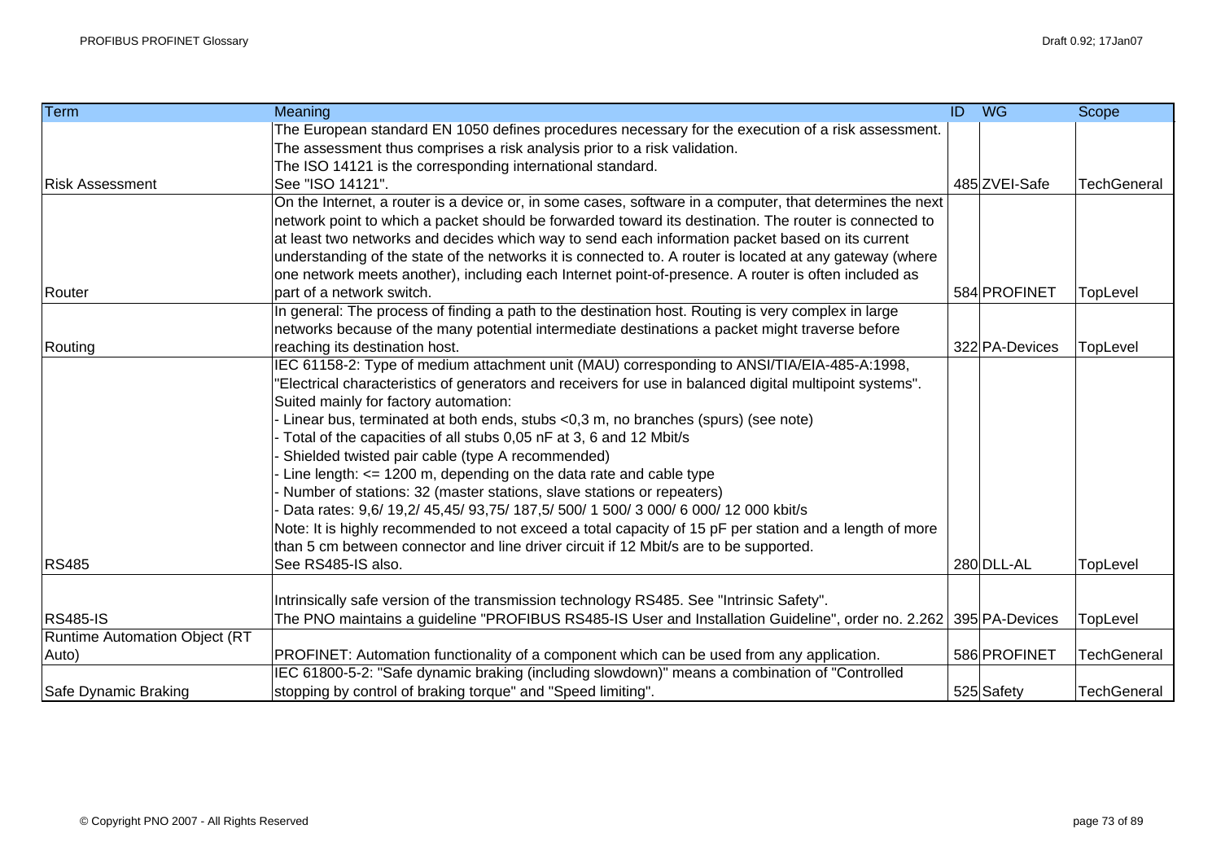| Term | Meaning | ID | WG | Scope |
|---|---|---|---|---|
| Risk Assessment | The European standard EN 1050 defines procedures necessary for the execution of a risk assessment. The assessment thus comprises a risk analysis prior to a risk validation. The ISO 14121 is the corresponding international standard. See "ISO 14121". | 485 | ZVEI-Safe | TechGeneral |
| Router | On the Internet, a router is a device or, in some cases, software in a computer, that determines the next network point to which a packet should be forwarded toward its destination. The router is connected to at least two networks and decides which way to send each information packet based on its current understanding of the state of the networks it is connected to. A router is located at any gateway (where one network meets another), including each Internet point-of-presence. A router is often included as part of a network switch. | 584 | PROFINET | TopLevel |
| Routing | In general: The process of finding a path to the destination host. Routing is very complex in large networks because of the many potential intermediate destinations a packet might traverse before reaching its destination host. | 322 | PA-Devices | TopLevel |
| RS485 | IEC 61158-2: Type of medium attachment unit (MAU) corresponding to ANSI/TIA/EIA-485-A:1998, "Electrical characteristics of generators and receivers for use in balanced digital multipoint systems". Suited mainly for factory automation:<br>- Linear bus, terminated at both ends, stubs <0,3 m, no branches (spurs) (see note)<br>- Total of the capacities of all stubs 0,05 nF at 3, 6 and 12 Mbit/s<br>- Shielded twisted pair cable (type A recommended)<br>- Line length: <= 1200 m, depending on the data rate and cable type<br>- Number of stations: 32 (master stations, slave stations or repeaters)<br>- Data rates: 9,6/ 19,2/ 45,45/ 93,75/ 187,5/ 500/ 1 500/ 3 000/ 6 000/ 12 000 kbit/s<br>Note: It is highly recommended to not exceed a total capacity of 15 pF per station and a length of more than 5 cm between connector and line driver circuit if 12 Mbit/s are to be supported.<br>See RS485-IS also. | 280 | DLL-AL | TopLevel |
| RS485-IS | Intrinsically safe version of the transmission technology RS485. See "Intrinsic Safety".<br>The PNO maintains a guideline "PROFIBUS RS485-IS User and Installation Guideline", order no. 2.262 | 395 | PA-Devices | TopLevel |
| Runtime Automation Object (RT Auto) | PROFINET: Automation functionality of a component which can be used from any application. | 586 | PROFINET | TechGeneral |
| Safe Dynamic Braking | IEC 61800-5-2: "Safe dynamic braking (including slowdown)" means a combination of "Controlled stopping by control of braking torque" and "Speed limiting". | 525 | Safety | TechGeneral |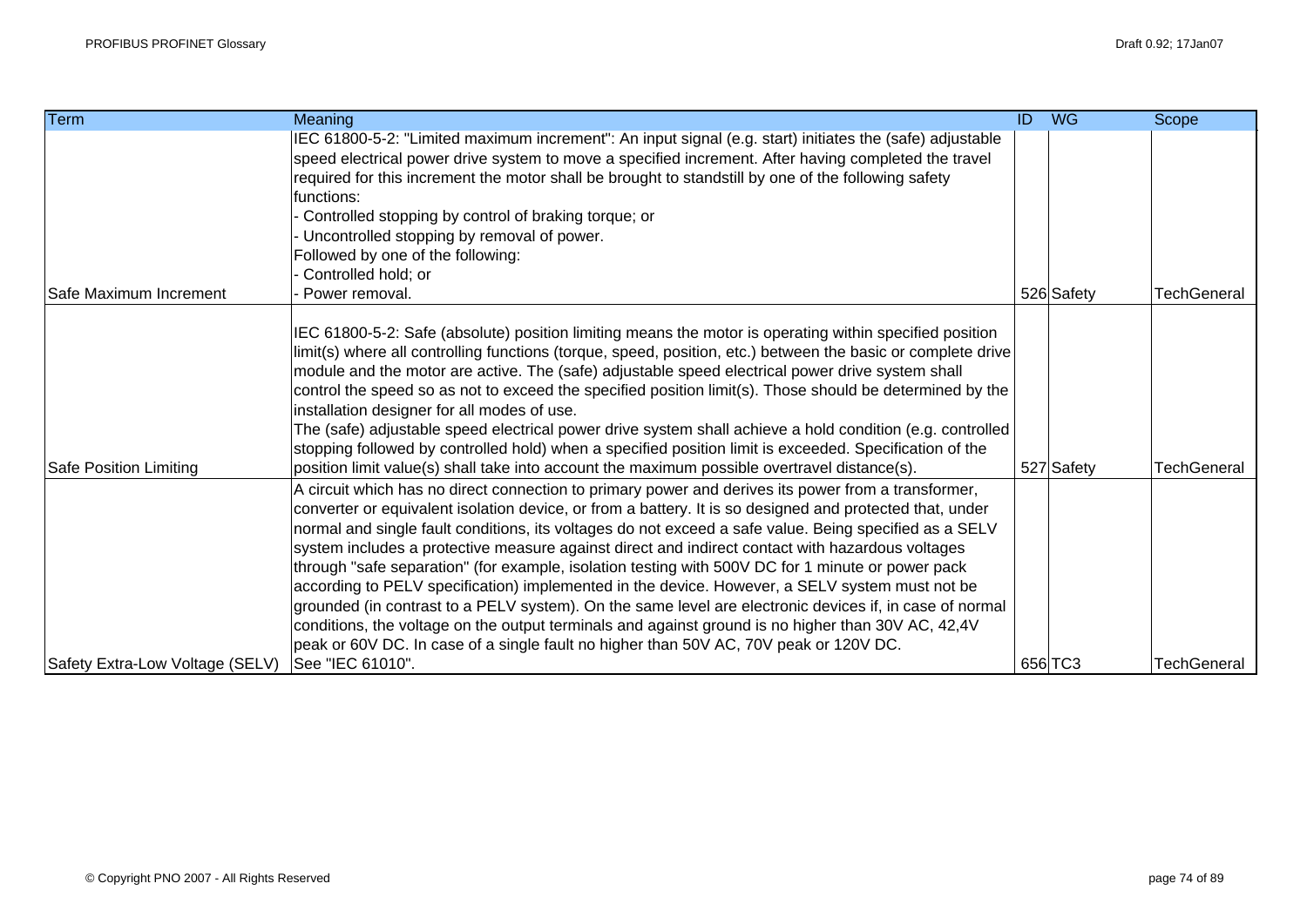| Term | Meaning | ID | WG | Scope |
|---|---|---|---|---|
| Safe Maximum Increment | IEC 61800-5-2: "Limited maximum increment": An input signal (e.g. start) initiates the (safe) adjustable speed electrical power drive system to move a specified increment. After having completed the travel required for this increment the motor shall be brought to standstill by one of the following safety functions:<br>- Controlled stopping by control of braking torque; or<br>- Uncontrolled stopping by removal of power.<br>Followed by one of the following:<br>- Controlled hold; or<br>- Power removal. | 526 | Safety | TechGeneral |
| Safe Position Limiting | IEC 61800-5-2: Safe (absolute) position limiting means the motor is operating within specified position limit(s) where all controlling functions (torque, speed, position, etc.) between the basic or complete drive module and the motor are active. The (safe) adjustable speed electrical power drive system shall control the speed so as not to exceed the specified position limit(s). Those should be determined by the installation designer for all modes of use.<br>The (safe) adjustable speed electrical power drive system shall achieve a hold condition (e.g. controlled stopping followed by controlled hold) when a specified position limit is exceeded. Specification of the position limit value(s) shall take into account the maximum possible overtravel distance(s). | 527 | Safety | TechGeneral |
| Safety Extra-Low Voltage (SELV) | A circuit which has no direct connection to primary power and derives its power from a transformer, converter or equivalent isolation device, or from a battery. It is so designed and protected that, under normal and single fault conditions, its voltages do not exceed a safe value. Being specified as a SELV system includes a protective measure against direct and indirect contact with hazardous voltages through "safe separation" (for example, isolation testing with 500V DC for 1 minute or power pack according to PELV specification) implemented in the device. However, a SELV system must not be grounded (in contrast to a PELV system). On the same level are electronic devices if, in case of normal conditions, the voltage on the output terminals and against ground is no higher than 30V AC, 42,4V peak or 60V DC. In case of a single fault no higher than 50V AC, 70V peak or 120V DC.<br>See "IEC 61010". | 656 | TC3 | TechGeneral |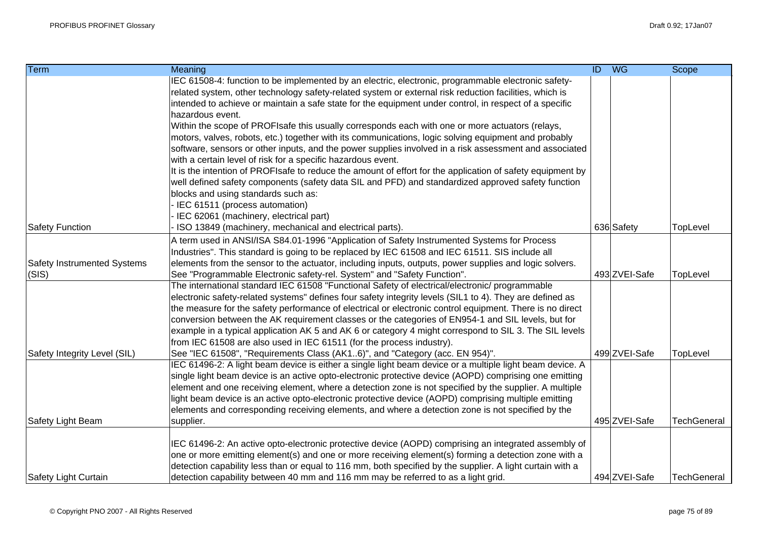| Term | Meaning | ID | WG | Scope |
|---|---|---|---|---|
| Safety Function | IEC 61508-4: function to be implemented by an electric, electronic, programmable electronic safety-related system, other technology safety-related system or external risk reduction facilities, which is intended to achieve or maintain a safe state for the equipment under control, in respect of a specific hazardous event.<br>Within the scope of PROFIsafe this usually corresponds each with one or more actuators (relays, motors, valves, robots, etc.) together with its communications, logic solving equipment and probably software, sensors or other inputs, and the power supplies involved in a risk assessment and associated with a certain level of risk for a specific hazardous event.<br>It is the intention of PROFIsafe to reduce the amount of effort for the application of safety equipment by well defined safety components (safety data SIL and PFD) and standardized approved safety function blocks and using standards such as:<br>- IEC 61511 (process automation)<br>- IEC 62061 (machinery, electrical part)<br>- ISO 13849 (machinery, mechanical and electrical parts). | 636 | Safety | TopLevel |
| Safety Instrumented Systems (SIS) | A term used in ANSI/ISA S84.01-1996 "Application of Safety Instrumented Systems for Process Industries". This standard is going to be replaced by IEC 61508 and IEC 61511. SIS include all elements from the sensor to the actuator, including inputs, outputs, power supplies and logic solvers. See "Programmable Electronic safety-rel. System" and "Safety Function". | 493 | ZVEI-Safe | TopLevel |
| Safety Integrity Level (SIL) | The international standard IEC 61508 "Functional Safety of electrical/electronic/ programmable electronic safety-related systems" defines four safety integrity levels (SIL1 to 4). They are defined as the measure for the safety performance of electrical or electronic control equipment. There is no direct conversion between the AK requirement classes or the categories of EN954-1 and SIL levels, but for example in a typical application AK 5 and AK 6 or category 4 might correspond to SIL 3. The SIL levels from IEC 61508 are also used in IEC 61511 (for the process industry).<br>See "IEC 61508", "Requirements Class (AK1..6)", and "Category (acc. EN 954)". | 499 | ZVEI-Safe | TopLevel |
| Safety Light Beam | IEC 61496-2: A light beam device is either a single light beam device or a multiple light beam device. A single light beam device is an active opto-electronic protective device (AOPD) comprising one emitting element and one receiving element, where a detection zone is not specified by the supplier. A multiple light beam device is an active opto-electronic protective device (AOPD) comprising multiple emitting elements and corresponding receiving elements, and where a detection zone is not specified by the supplier. | 495 | ZVEI-Safe | TechGeneral |
| Safety Light Curtain | IEC 61496-2: An active opto-electronic protective device (AOPD) comprising an integrated assembly of one or more emitting element(s) and one or more receiving element(s) forming a detection zone with a detection capability less than or equal to 116 mm, both specified by the supplier. A light curtain with a detection capability between 40 mm and 116 mm may be referred to as a light grid. | 494 | ZVEI-Safe | TechGeneral |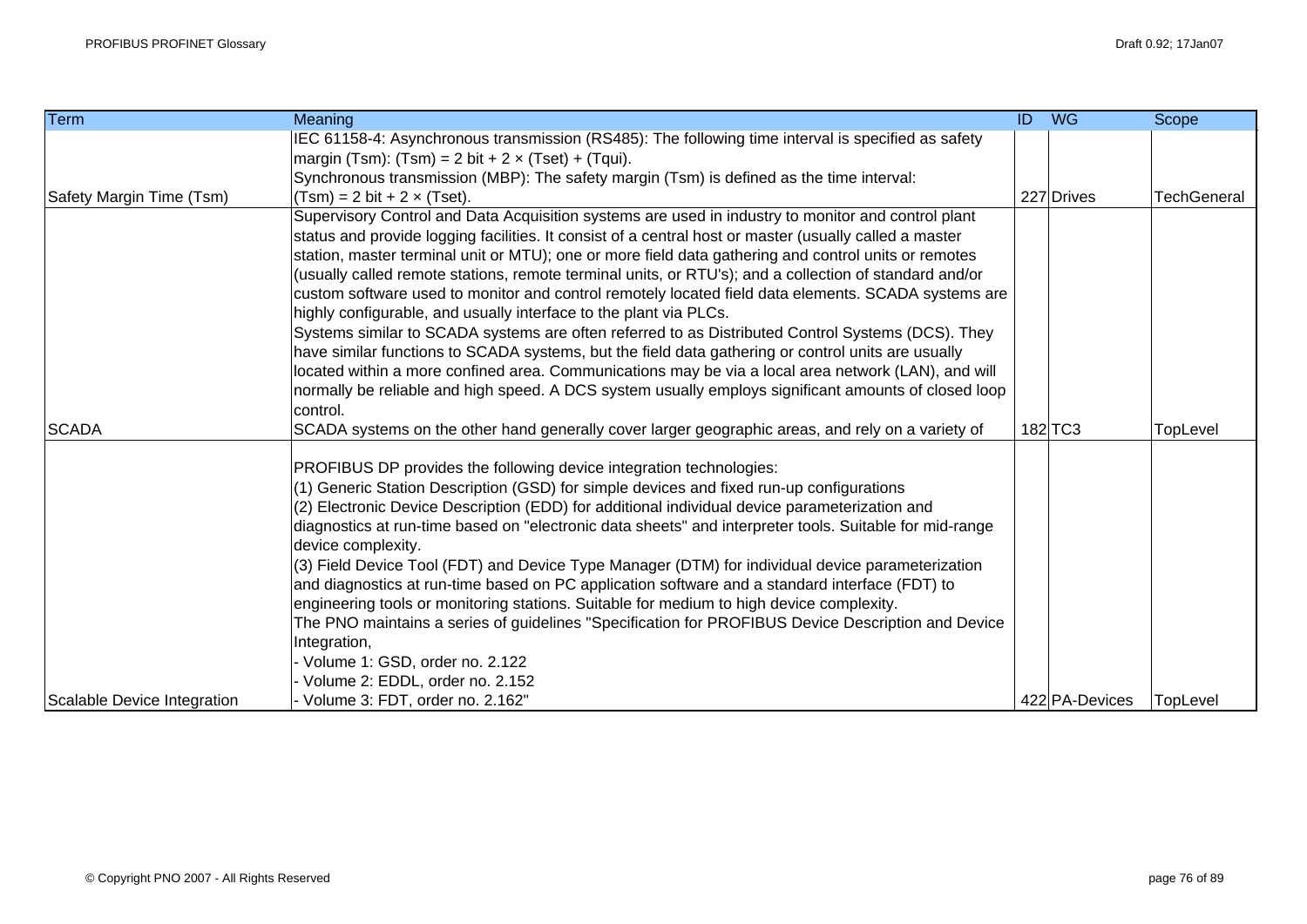| Term | Meaning | ID | WG | Scope |
|---|---|---|---|---|
| Safety Margin Time (Tsm) | IEC 61158-4: Asynchronous transmission (RS485): The following time interval is specified as safety margin (Tsm): (Tsm) = 2 bit + 2 × (Tset) + (Tqui).<br>Synchronous transmission (MBP): The safety margin (Tsm) is defined as the time interval:<br>(Tsm) = 2 bit + 2 × (Tset). | 227 | Drives | TechGeneral |
| SCADA | Supervisory Control and Data Acquisition systems are used in industry to monitor and control plant status and provide logging facilities. It consist of a central host or master (usually called a master station, master terminal unit or MTU); one or more field data gathering and control units or remotes (usually called remote stations, remote terminal units, or RTU's); and a collection of standard and/or custom software used to monitor and control remotely located field data elements. SCADA systems are highly configurable, and usually interface to the plant via PLCs.<br>Systems similar to SCADA systems are often referred to as Distributed Control Systems (DCS). They have similar functions to SCADA systems, but the field data gathering or control units are usually located within a more confined area. Communications may be via a local area network (LAN), and will normally be reliable and high speed. A DCS system usually employs significant amounts of closed loop control.<br>SCADA systems on the other hand generally cover larger geographic areas, and rely on a variety of | 182 | TC3 | TopLevel |
| Scalable Device Integration | PROFIBUS DP provides the following device integration technologies:<br>(1) Generic Station Description (GSD) for simple devices and fixed run-up configurations<br>(2) Electronic Device Description (EDD) for additional individual device parameterization and diagnostics at run-time based on "electronic data sheets" and interpreter tools. Suitable for mid-range device complexity.<br>(3) Field Device Tool (FDT) and Device Type Manager (DTM) for individual device parameterization and diagnostics at run-time based on PC application software and a standard interface (FDT) to engineering tools or monitoring stations. Suitable for medium to high device complexity.<br>The PNO maintains a series of guidelines "Specification for PROFIBUS Device Description and Device Integration,<br>- Volume 1: GSD, order no. 2.122<br>- Volume 2: EDDL, order no. 2.152<br>- Volume 3: FDT, order no. 2.162" | 422 | PA-Devices | TopLevel |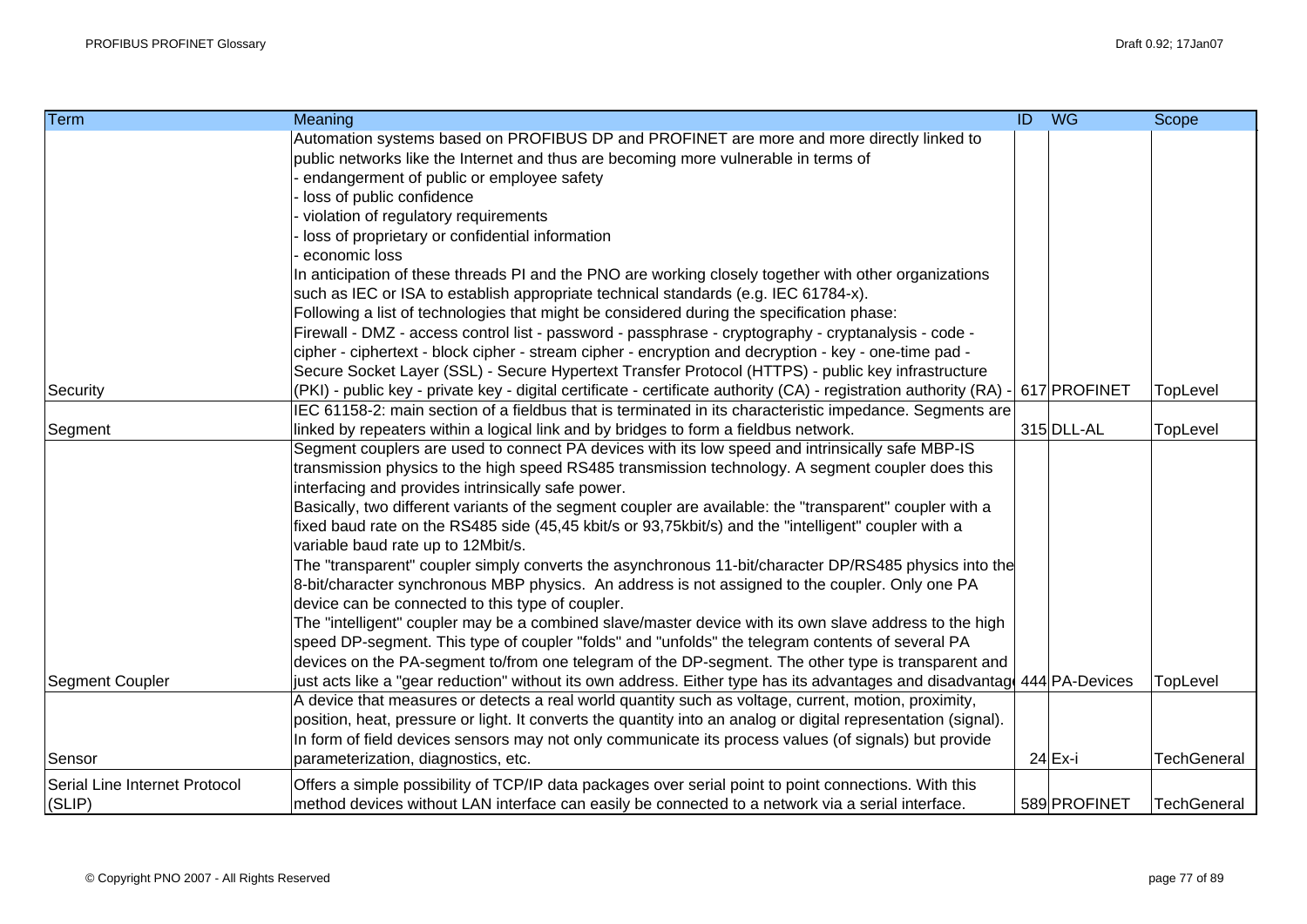| Term | Meaning | ID | WG | Scope |
|---|---|---|---|---|
| Security | Automation systems based on PROFIBUS DP and PROFINET are more and more directly linked to public networks like the Internet and thus are becoming more vulnerable in terms of<br>- endangerment of public or employee safety<br>- loss of public confidence<br>- violation of regulatory requirements<br>- loss of proprietary or confidential information<br>- economic loss<br>In anticipation of these threads PI and the PNO are working closely together with other organizations such as IEC or ISA to establish appropriate technical standards (e.g. IEC 61784-x).<br>Following a list of technologies that might be considered during the specification phase:<br>Firewall - DMZ - access control list - password - passphrase - cryptography - cryptanalysis - code - cipher - ciphertext - block cipher - stream cipher - encryption and decryption - key - one-time pad - Secure Socket Layer (SSL) - Secure Hypertext Transfer Protocol (HTTPS) - public key infrastructure (PKI) - public key - private key - digital certificate - certificate authority (CA) - registration authority (RA) - | 617 | PROFINET | TopLevel |
| Segment | IEC 61158-2: main section of a fieldbus that is terminated in its characteristic impedance. Segments are linked by repeaters within a logical link and by bridges to form a fieldbus network. | 315 | DLL-AL | TopLevel |
| Segment Coupler | Segment couplers are used to connect PA devices with its low speed and intrinsically safe MBP-IS transmission physics to the high speed RS485 transmission technology. A segment coupler does this interfacing and provides intrinsically safe power.<br>Basically, two different variants of the segment coupler are available: the "transparent" coupler with a fixed baud rate on the RS485 side (45,45 kbit/s or 93,75kbit/s) and the "intelligent" coupler with a variable baud rate up to 12Mbit/s.<br>The "transparent" coupler simply converts the asynchronous 11-bit/character DP/RS485 physics into the 8-bit/character synchronous MBP physics. An address is not assigned to the coupler. Only one PA device can be connected to this type of coupler.<br>The "intelligent" coupler may be a combined slave/master device with its own slave address to the high speed DP-segment. This type of coupler "folds" and "unfolds" the telegram contents of several PA devices on the PA-segment to/from one telegram of the DP-segment. The other type is transparent and just acts like a "gear reduction" without its own address. Either type has its advantages and disadvantag | 444 | PA-Devices | TopLevel |
| Sensor | A device that measures or detects a real world quantity such as voltage, current, motion, proximity, position, heat, pressure or light. It converts the quantity into an analog or digital representation (signal). In form of field devices sensors may not only communicate its process values (of signals) but provide parameterization, diagnostics, etc. | 24 | Ex-i | TechGeneral |
| Serial Line Internet Protocol (SLIP) | Offers a simple possibility of TCP/IP data packages over serial point to point connections. With this method devices without LAN interface can easily be connected to a network via a serial interface. | 589 | PROFINET | TechGeneral |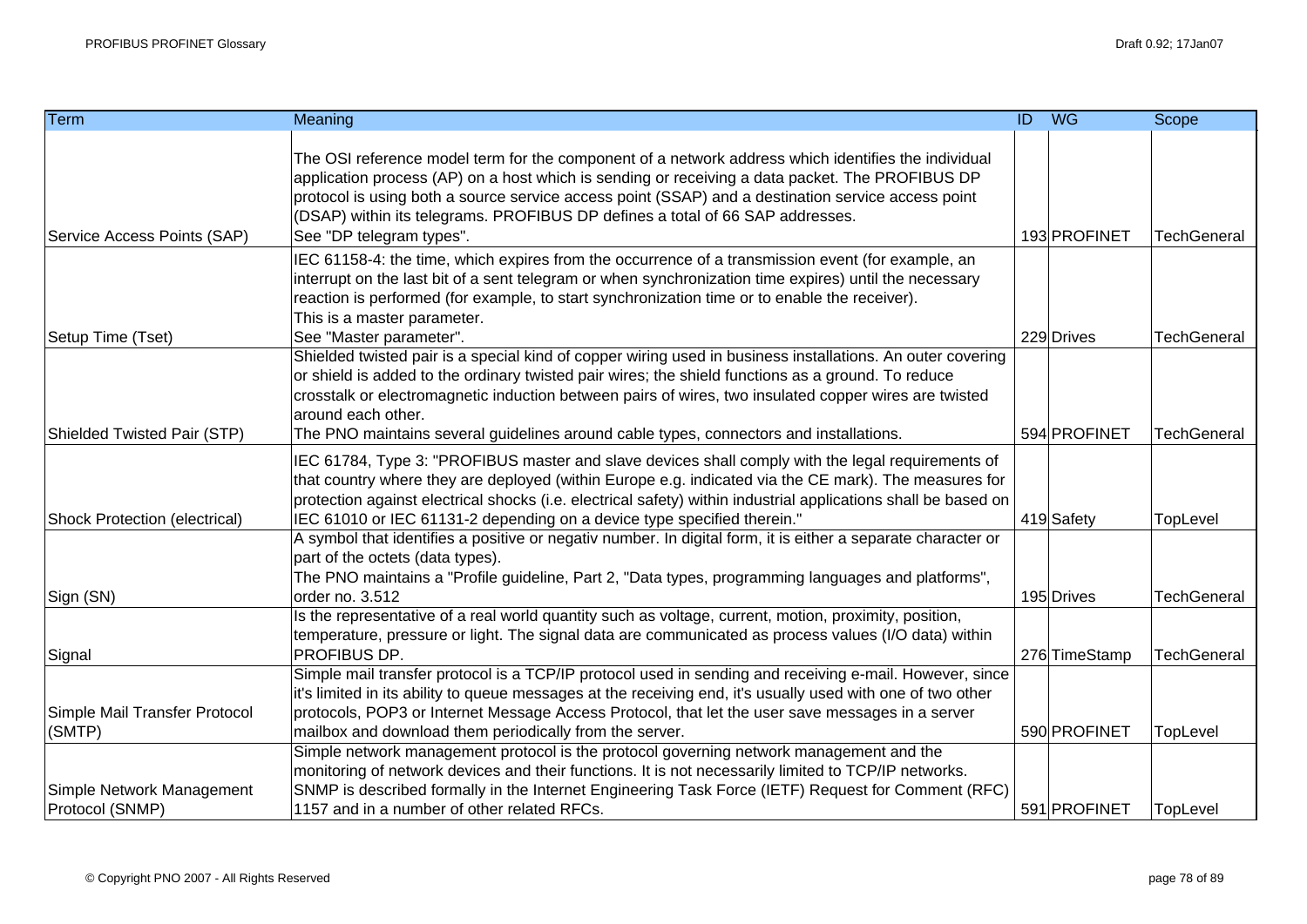| Term | Meaning | ID | WG | Scope |
|---|---|---|---|---|
| Service Access Points (SAP) | The OSI reference model term for the component of a network address which identifies the individual application process (AP) on a host which is sending or receiving a data packet. The PROFIBUS DP protocol is using both a source service access point (SSAP) and a destination service access point (DSAP) within its telegrams. PROFIBUS DP defines a total of 66 SAP addresses. See "DP telegram types". | 193 | PROFINET | TechGeneral |
| Setup Time (Tset) | IEC 61158-4: the time, which expires from the occurrence of a transmission event (for example, an interrupt on the last bit of a sent telegram or when synchronization time expires) until the necessary reaction is performed (for example, to start synchronization time or to enable the receiver). This is a master parameter. See "Master parameter". | 229 | Drives | TechGeneral |
| Shielded Twisted Pair (STP) | Shielded twisted pair is a special kind of copper wiring used in business installations. An outer covering or shield is added to the ordinary twisted pair wires; the shield functions as a ground. To reduce crosstalk or electromagnetic induction between pairs of wires, two insulated copper wires are twisted around each other. The PNO maintains several guidelines around cable types, connectors and installations. | 594 | PROFINET | TechGeneral |
| Shock Protection (electrical) | IEC 61784, Type 3: "PROFIBUS master and slave devices shall comply with the legal requirements of that country where they are deployed (within Europe e.g. indicated via the CE mark). The measures for protection against electrical shocks (i.e. electrical safety) within industrial applications shall be based on IEC 61010 or IEC 61131-2 depending on a device type specified therein." | 419 | Safety | TopLevel |
| Sign (SN) | A symbol that identifies a positive or negativ number. In digital form, it is either a separate character or part of the octets (data types). The PNO maintains a "Profile guideline, Part 2, "Data types, programming languages and platforms", order no. 3.512 | 195 | Drives | TechGeneral |
| Signal | Is the representative of a real world quantity such as voltage, current, motion, proximity, position, temperature, pressure or light. The signal data are communicated as process values (I/O data) within PROFIBUS DP. | 276 | TimeStamp | TechGeneral |
| Simple Mail Transfer Protocol (SMTP) | Simple mail transfer protocol is a TCP/IP protocol used in sending and receiving e-mail. However, since it's limited in its ability to queue messages at the receiving end, it's usually used with one of two other protocols, POP3 or Internet Message Access Protocol, that let the user save messages in a server mailbox and download them periodically from the server. | 590 | PROFINET | TopLevel |
| Simple Network Management Protocol (SNMP) | Simple network management protocol is the protocol governing network management and the monitoring of network devices and their functions. It is not necessarily limited to TCP/IP networks. SNMP is described formally in the Internet Engineering Task Force (IETF) Request for Comment (RFC) 1157 and in a number of other related RFCs. | 591 | PROFINET | TopLevel |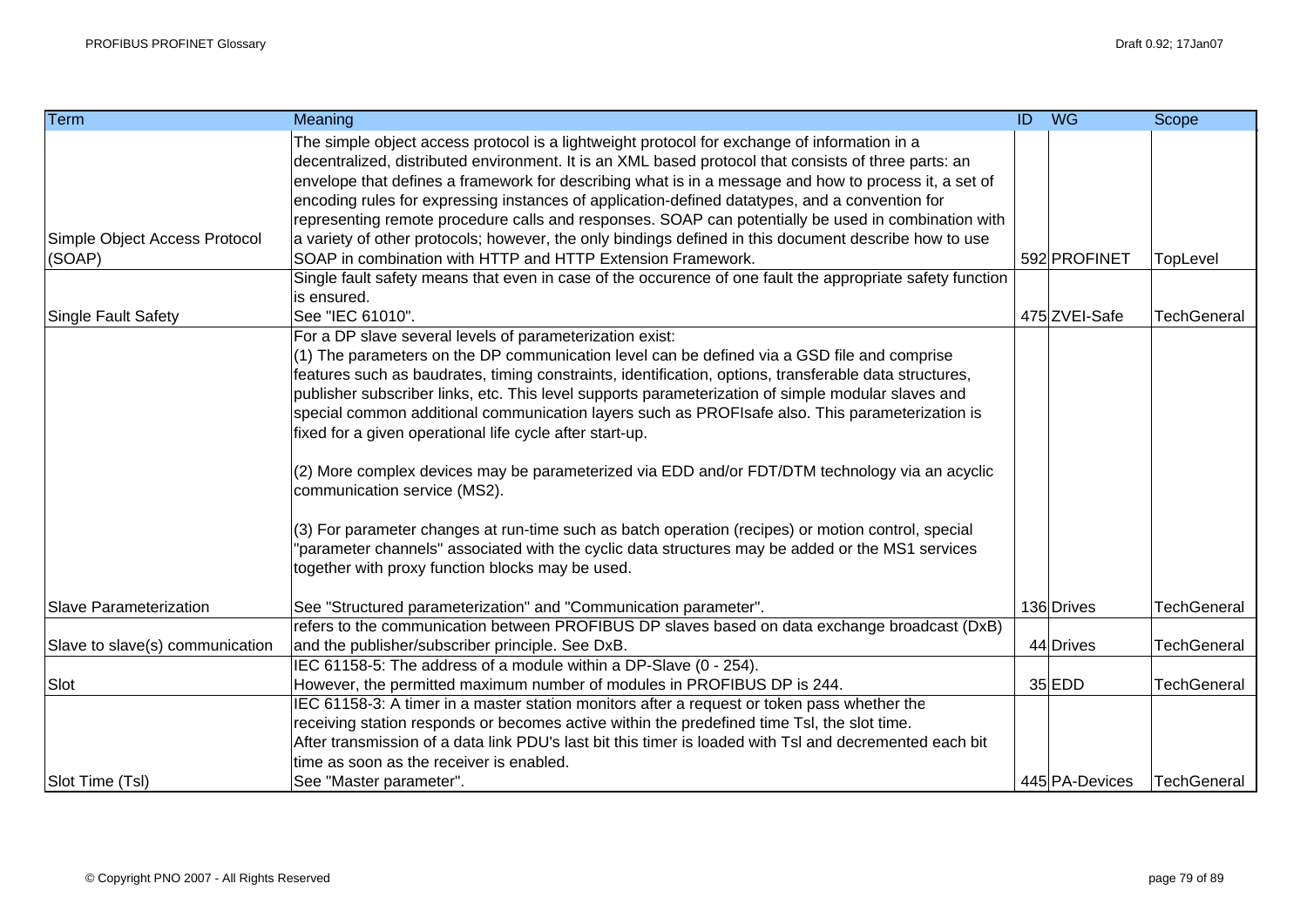| Term | Meaning | ID | WG | Scope |
|---|---|---|---|---|
| Simple Object Access Protocol (SOAP) | The simple object access protocol is a lightweight protocol for exchange of information in a decentralized, distributed environment. It is an XML based protocol that consists of three parts: an envelope that defines a framework for describing what is in a message and how to process it, a set of encoding rules for expressing instances of application-defined datatypes, and a convention for representing remote procedure calls and responses. SOAP can potentially be used in combination with a variety of other protocols; however, the only bindings defined in this document describe how to use SOAP in combination with HTTP and HTTP Extension Framework. | 592 | PROFINET | TopLevel |
| Single Fault Safety | Single fault safety means that even in case of the occurence of one fault the appropriate safety function is ensured.<br>See "IEC 61010". | 475 | ZVEI-Safe | TechGeneral |
| Slave Parameterization | For a DP slave several levels of parameterization exist:<br>(1) The parameters on the DP communication level can be defined via a GSD file and comprise features such as baudrates, timing constraints, identification, options, transferable data structures, publisher subscriber links, etc. This level supports parameterization of simple modular slaves and special common additional communication layers such as PROFIsafe also. This parameterization is fixed for a given operational life cycle after start-up.<br><br>(2) More complex devices may be parameterized via EDD and/or FDT/DTM technology via an acyclic communication service (MS2).<br><br>(3) For parameter changes at run-time such as batch operation (recipes) or motion control, special "parameter channels" associated with the cyclic data structures may be added or the MS1 services together with proxy function blocks may be used.<br><br>See "Structured parameterization" and "Communication parameter". | 136 | Drives | TechGeneral |
| Slave to slave(s) communication | refers to the communication between PROFIBUS DP slaves based on data exchange broadcast (DxB) and the publisher/subscriber principle. See DxB. | 44 | Drives | TechGeneral |
| Slot | IEC 61158-5: The address of a module within a DP-Slave (0 - 254).<br>However, the permitted maximum number of modules in PROFIBUS DP is 244. | 35 | EDD | TechGeneral |
| Slot Time (Tsl) | IEC 61158-3: A timer in a master station monitors after a request or token pass whether the receiving station responds or becomes active within the predefined time Tsl, the slot time.<br>After transmission of a data link PDU's last bit this timer is loaded with Tsl and decremented each bit time as soon as the receiver is enabled.<br>See "Master parameter". | 445 | PA-Devices | TechGeneral |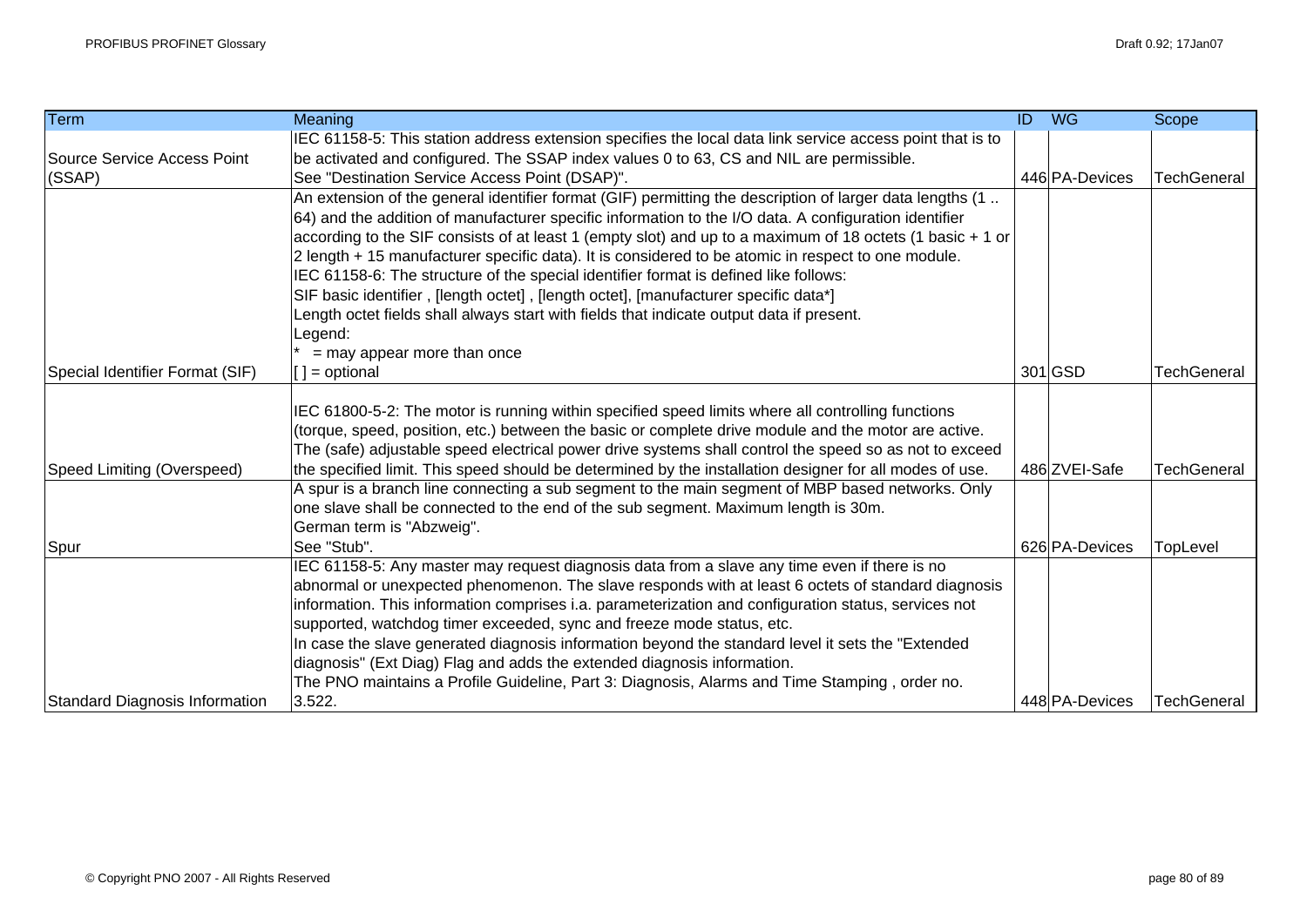| Term | Meaning | ID | WG | Scope |
|---|---|---|---|---|
| Source Service Access Point (SSAP) | IEC 61158-5: This station address extension specifies the local data link service access point that is to be activated and configured. The SSAP index values 0 to 63, CS and NIL are permissible. See "Destination Service Access Point (DSAP)". | 446 | PA-Devices | TechGeneral |
| Special Identifier Format (SIF) | An extension of the general identifier format (GIF) permitting the description of larger data lengths (1 .. 64) and the addition of manufacturer specific information to the I/O data. A configuration identifier according to the SIF consists of at least 1 (empty slot) and up to a maximum of 18 octets (1 basic + 1 or 2 length + 15 manufacturer specific data). It is considered to be atomic in respect to one module. IEC 61158-6: The structure of the special identifier format is defined like follows: SIF basic identifier , [length octet] , [length octet], [manufacturer specific data*] Length octet fields shall always start with fields that indicate output data if present. Legend: * = may appear more than once [ ] = optional | 301 | GSD | TechGeneral |
| Speed Limiting (Overspeed) | IEC 61800-5-2: The motor is running within specified speed limits where all controlling functions (torque, speed, position, etc.) between the basic or complete drive module and the motor are active. The (safe) adjustable speed electrical power drive systems shall control the speed so as not to exceed the specified limit. This speed should be determined by the installation designer for all modes of use. | 486 | ZVEI-Safe | TechGeneral |
| Spur | A spur is a branch line connecting a sub segment to the main segment of MBP based networks. Only one slave shall be connected to the end of the sub segment. Maximum length is 30m. German term is "Abzweig". See "Stub". | 626 | PA-Devices | TopLevel |
| Standard Diagnosis Information | IEC 61158-5: Any master may request diagnosis data from a slave any time even if there is no abnormal or unexpected phenomenon. The slave responds with at least 6 octets of standard diagnosis information. This information comprises i.a. parameterization and configuration status, services not supported, watchdog timer exceeded, sync and freeze mode status, etc. In case the slave generated diagnosis information beyond the standard level it sets the "Extended diagnosis" (Ext Diag) Flag and adds the extended diagnosis information. The PNO maintains a Profile Guideline, Part 3: Diagnosis, Alarms and Time Stamping , order no. 3.522. | 448 | PA-Devices | TechGeneral |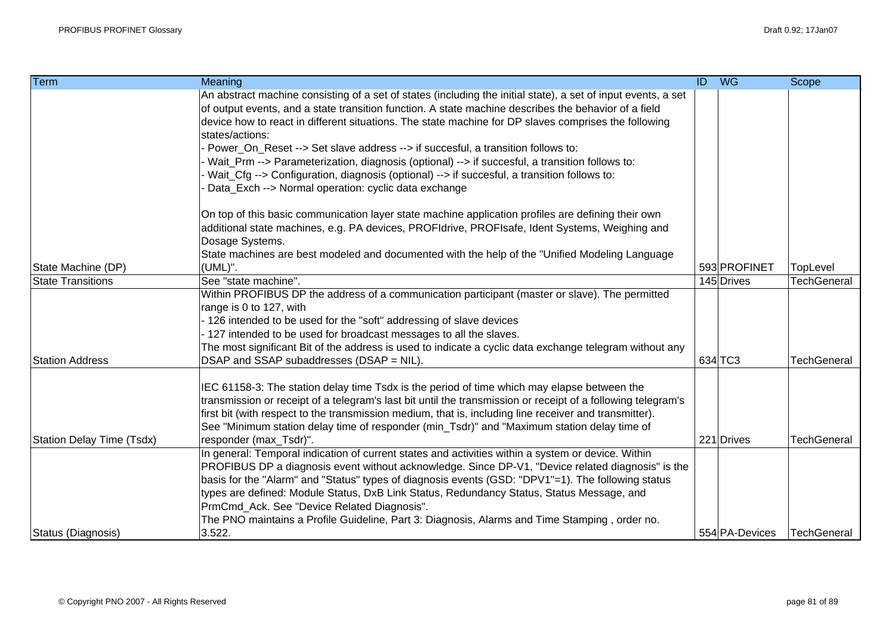| Term | Meaning | ID | WG | Scope |
|---|---|---|---|---|
| State Machine (DP) | An abstract machine consisting of a set of states (including the initial state), a set of input events, a set of output events, and a state transition function. A state machine describes the behavior of a field device how to react in different situations. The state machine for DP slaves comprises the following states/actions:<br>- Power_On_Reset --> Set slave address --> if succesful, a transition follows to:<br>- Wait_Prm --> Parameterization, diagnosis (optional) --> if succesful, a transition follows to:<br>- Wait_Cfg --> Configuration, diagnosis (optional) --> if succesful, a transition follows to:<br>- Data_Exch --> Normal operation: cyclic data exchange<br><br>On top of this basic communication layer state machine application profiles are defining their own additional state machines, e.g. PA devices, PROFIdrive, PROFIsafe, Ident Systems, Weighing and Dosage Systems.<br>State machines are best modeled and documented with the help of the "Unified Modeling Language (UML)". | 593 | PROFINET | TopLevel |
| State Transitions | See "state machine". | 145 | Drives | TechGeneral |
| Station Address | Within PROFIBUS DP the address of a communication participant (master or slave). The permitted range is 0 to 127, with<br>- 126 intended to be used for the "soft" addressing of slave devices<br>- 127 intended to be used for broadcast messages to all the slaves.<br>The most significant Bit of the address is used to indicate a cyclic data exchange telegram without any DSAP and SSAP subaddresses (DSAP = NIL). | 634 | TC3 | TechGeneral |
| Station Delay Time (Tsdx) | IEC 61158-3: The station delay time Tsdx is the period of time which may elapse between the transmission or receipt of a telegram's last bit until the transmission or receipt of a following telegram's first bit (with respect to the transmission medium, that is, including line receiver and transmitter).<br>See "Minimum station delay time of responder (min_Tsdr)" and "Maximum station delay time of responder (max_Tsdr)". | 221 | Drives | TechGeneral |
| Status (Diagnosis) | In general: Temporal indication of current states and activities within a system or device. Within PROFIBUS DP a diagnosis event without acknowledge. Since DP-V1, "Device related diagnosis" is the basis for the "Alarm" and "Status" types of diagnosis events (GSD: "DPV1"=1). The following status types are defined: Module Status, DxB Link Status, Redundancy Status, Status Message, and PrmCmd_Ack. See "Device Related Diagnosis".<br>The PNO maintains a Profile Guideline, Part 3: Diagnosis, Alarms and Time Stamping , order no. 3.522. | 554 | PA-Devices | TechGeneral |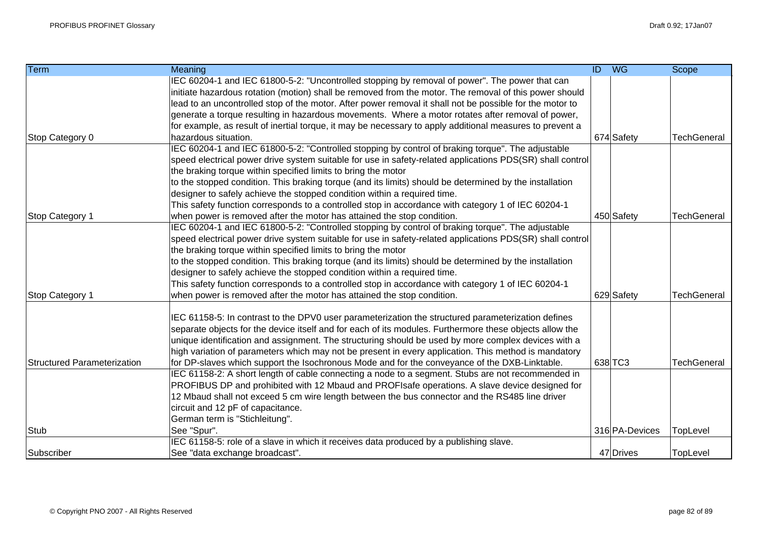| Term | Meaning | ID | WG | Scope |
|---|---|---|---|---|
| Stop Category 0 | IEC 60204-1 and IEC 61800-5-2: "Uncontrolled stopping by removal of power". The power that can initiate hazardous rotation (motion) shall be removed from the motor. The removal of this power should lead to an uncontrolled stop of the motor. After power removal it shall not be possible for the motor to generate a torque resulting in hazardous movements. Where a motor rotates after removal of power, for example, as result of inertial torque, it may be necessary to apply additional measures to prevent a hazardous situation. | 674 | Safety | TechGeneral |
| Stop Category 1 | IEC 60204-1 and IEC 61800-5-2: "Controlled stopping by control of braking torque". The adjustable speed electrical power drive system suitable for use in safety-related applications PDS(SR) shall control the braking torque within specified limits to bring the motor to the stopped condition. This braking torque (and its limits) should be determined by the installation designer to safely achieve the stopped condition within a required time. This safety function corresponds to a controlled stop in accordance with category 1 of IEC 60204-1 when power is removed after the motor has attained the stop condition. | 450 | Safety | TechGeneral |
| Stop Category 1 | IEC 60204-1 and IEC 61800-5-2: "Controlled stopping by control of braking torque". The adjustable speed electrical power drive system suitable for use in safety-related applications PDS(SR) shall control the braking torque within specified limits to bring the motor to the stopped condition. This braking torque (and its limits) should be determined by the installation designer to safely achieve the stopped condition within a required time. This safety function corresponds to a controlled stop in accordance with category 1 of IEC 60204-1 when power is removed after the motor has attained the stop condition. | 629 | Safety | TechGeneral |
| Structured Parameterization | IEC 61158-5: In contrast to the DPV0 user parameterization the structured parameterization defines separate objects for the device itself and for each of its modules. Furthermore these objects allow the unique identification and assignment. The structuring should be used by more complex devices with a high variation of parameters which may not be present in every application. This method is mandatory for DP-slaves which support the Isochronous Mode and for the conveyance of the DXB-Linktable. | 638 | TC3 | TechGeneral |
| Stub | IEC 61158-2: A short length of cable connecting a node to a segment. Stubs are not recommended in PROFIBUS DP and prohibited with 12 Mbaud and PROFIsafe operations. A slave device designed for 12 Mbaud shall not exceed 5 cm wire length between the bus connector and the RS485 line driver circuit and 12 pF of capacitance. German term is "Stichleitung". See "Spur". | 316 | PA-Devices | TopLevel |
| Subscriber | IEC 61158-5: role of a slave in which it receives data produced by a publishing slave. See "data exchange broadcast". | 47 | Drives | TopLevel |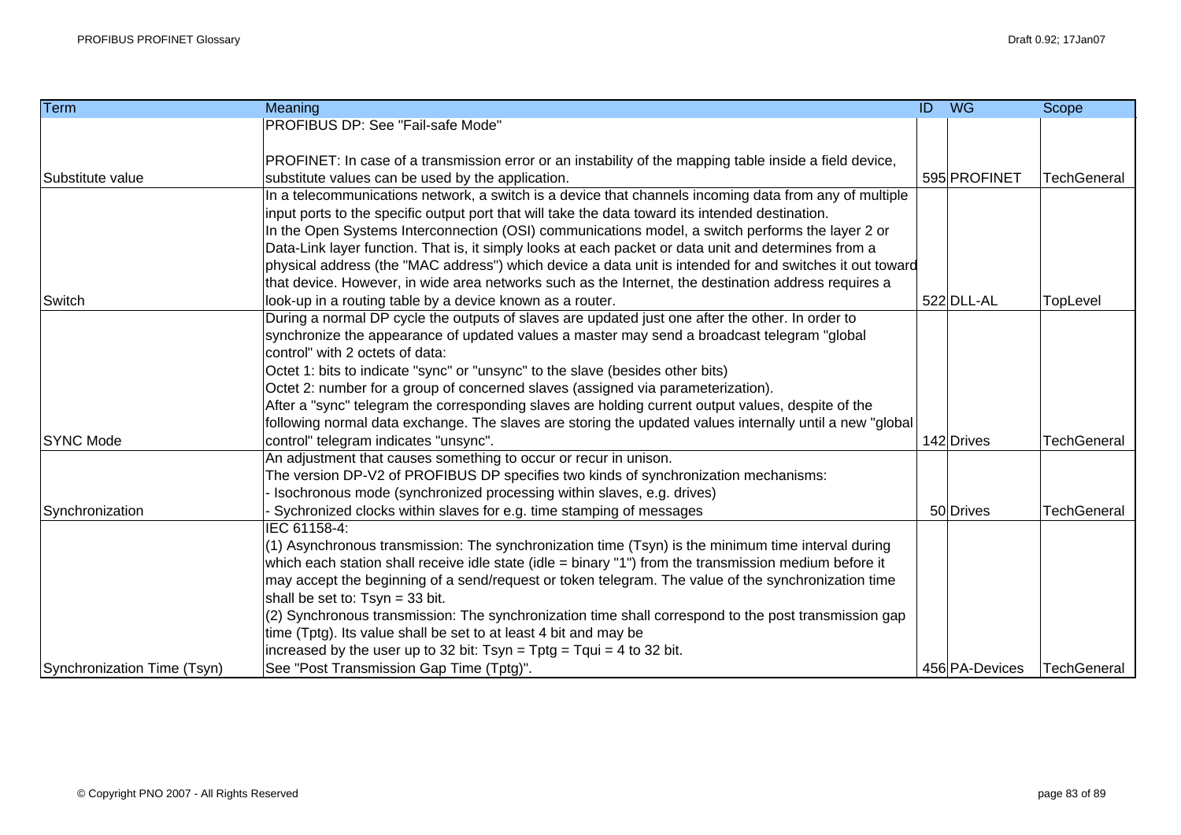| Term | Meaning | ID | WG | Scope |
|---|---|---|---|---|
| Substitute value | PROFIBUS DP: See "Fail-safe Mode"<br><br>PROFINET: In case of a transmission error or an instability of the mapping table inside a field device, substitute values can be used by the application. | 595 | PROFINET | TechGeneral |
| Switch | In a telecommunications network, a switch is a device that channels incoming data from any of multiple input ports to the specific output port that will take the data toward its intended destination.<br>In the Open Systems Interconnection (OSI) communications model, a switch performs the layer 2 or Data-Link layer function. That is, it simply looks at each packet or data unit and determines from a physical address (the "MAC address") which device a data unit is intended for and switches it out toward that device. However, in wide area networks such as the Internet, the destination address requires a look-up in a routing table by a device known as a router. | 522 | DLL-AL | TopLevel |
| SYNC Mode | During a normal DP cycle the outputs of slaves are updated just one after the other. In order to synchronize the appearance of updated values a master may send a broadcast telegram "global control" with 2 octets of data:<br>Octet 1: bits to indicate "sync" or "unsync" to the slave (besides other bits)<br>Octet 2: number for a group of concerned slaves (assigned via parameterization).<br>After a "sync" telegram the corresponding slaves are holding current output values, despite of the following normal data exchange. The slaves are storing the updated values internally until a new "global control" telegram indicates "unsync". | 142 | Drives | TechGeneral |
| Synchronization | An adjustment that causes something to occur or recur in unison.<br>The version DP-V2 of PROFIBUS DP specifies two kinds of synchronization mechanisms:<br>- Isochronous mode (synchronized processing within slaves, e.g. drives)<br>- Sychronized clocks within slaves for e.g. time stamping of messages | 50 | Drives | TechGeneral |
| Synchronization Time (Tsyn) | IEC 61158-4:<br>(1) Asynchronous transmission: The synchronization time (Tsyn) is the minimum time interval during which each station shall receive idle state (idle = binary "1") from the transmission medium before it may accept the beginning of a send/request or token telegram. The value of the synchronization time shall be set to: Tsyn = 33 bit.<br>(2) Synchronous transmission: The synchronization time shall correspond to the post transmission gap time (Tptg). Its value shall be set to at least 4 bit and may be<br>increased by the user up to 32 bit: Tsyn = Tptg = Tqui = 4 to 32 bit.<br>See "Post Transmission Gap Time (Tptg)". | 456 | PA-Devices | TechGeneral |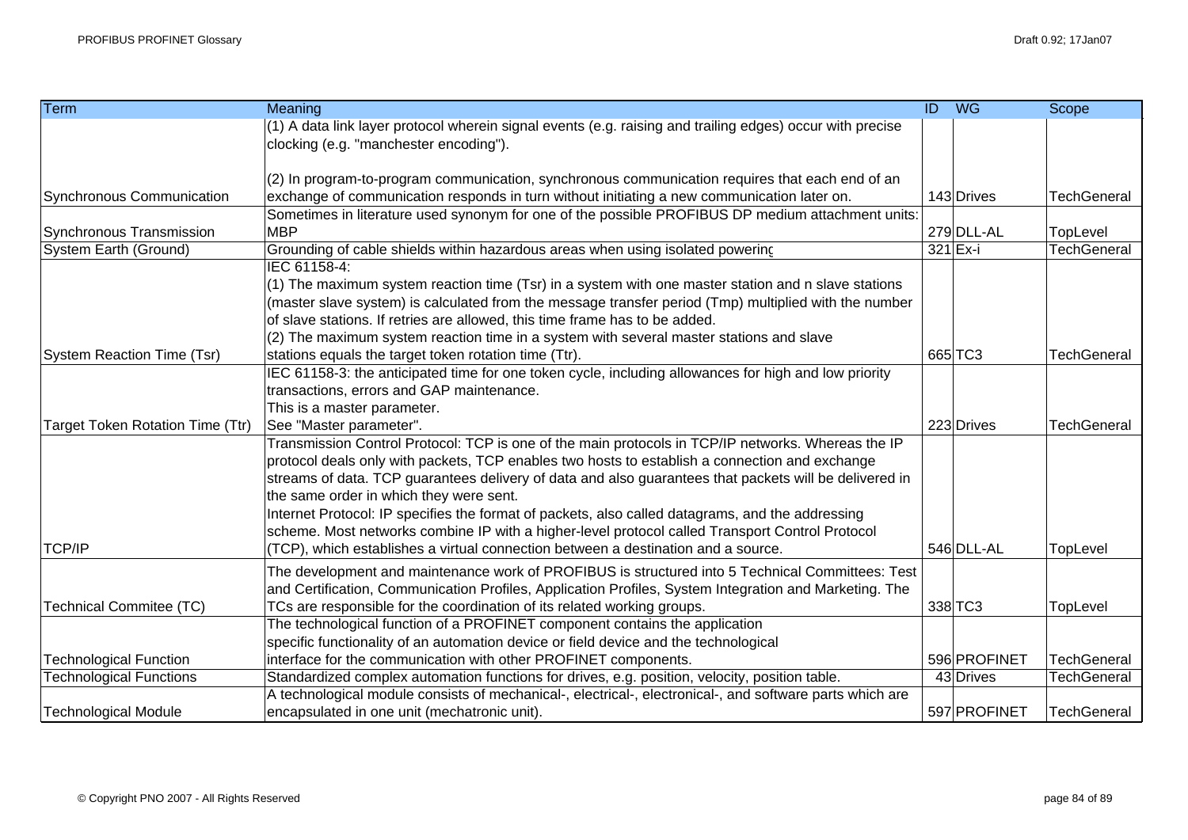| Term | Meaning | ID | WG | Scope |
|---|---|---|---|---|
| Synchronous Communication | (1) A data link layer protocol wherein signal events (e.g. raising and trailing edges) occur with precise clocking (e.g. "manchester encoding").<br><br>(2) In program-to-program communication, synchronous communication requires that each end of an exchange of communication responds in turn without initiating a new communication later on. | 143 | Drives | TechGeneral |
| Synchronous Transmission | Sometimes in literature used synonym for one of the possible PROFIBUS DP medium attachment units: MBP | 279 | DLL-AL | TopLevel |
| System Earth (Ground) | Grounding of cable shields within hazardous areas when using isolated powering | 321 | Ex-i | TechGeneral |
| System Reaction Time (Tsr) | IEC 61158-4:<br>(1) The maximum system reaction time (Tsr) in a system with one master station and n slave stations (master slave system) is calculated from the message transfer period (Tmp) multiplied with the number of slave stations. If retries are allowed, this time frame has to be added.<br>(2) The maximum system reaction time in a system with several master stations and slave stations equals the target token rotation time (Ttr). | 665 | TC3 | TechGeneral |
| Target Token Rotation Time (Ttr) | IEC 61158-3: the anticipated time for one token cycle, including allowances for high and low priority transactions, errors and GAP maintenance.<br>This is a master parameter.<br>See "Master parameter". | 223 | Drives | TechGeneral |
| TCP/IP | Transmission Control Protocol: TCP is one of the main protocols in TCP/IP networks. Whereas the IP protocol deals only with packets, TCP enables two hosts to establish a connection and exchange streams of data. TCP guarantees delivery of data and also guarantees that packets will be delivered in the same order in which they were sent.<br>Internet Protocol: IP specifies the format of packets, also called datagrams, and the addressing scheme. Most networks combine IP with a higher-level protocol called Transport Control Protocol (TCP), which establishes a virtual connection between a destination and a source. | 546 | DLL-AL | TopLevel |
| Technical Commitee (TC) | The development and maintenance work of PROFIBUS is structured into 5 Technical Committees: Test and Certification, Communication Profiles, Application Profiles, System Integration and Marketing. The TCs are responsible for the coordination of its related working groups. | 338 | TC3 | TopLevel |
| Technological Function | The technological function of a PROFINET component contains the application specific functionality of an automation device or field device and the technological interface for the communication with other PROFINET components. | 596 | PROFINET | TechGeneral |
| Technological Functions | Standardized complex automation functions for drives, e.g. position, velocity, position table. | 43 | Drives | TechGeneral |
| Technological Module | A technological module consists of mechanical-, electrical-, electronical-, and software parts which are encapsulated in one unit (mechatronic unit). | 597 | PROFINET | TechGeneral |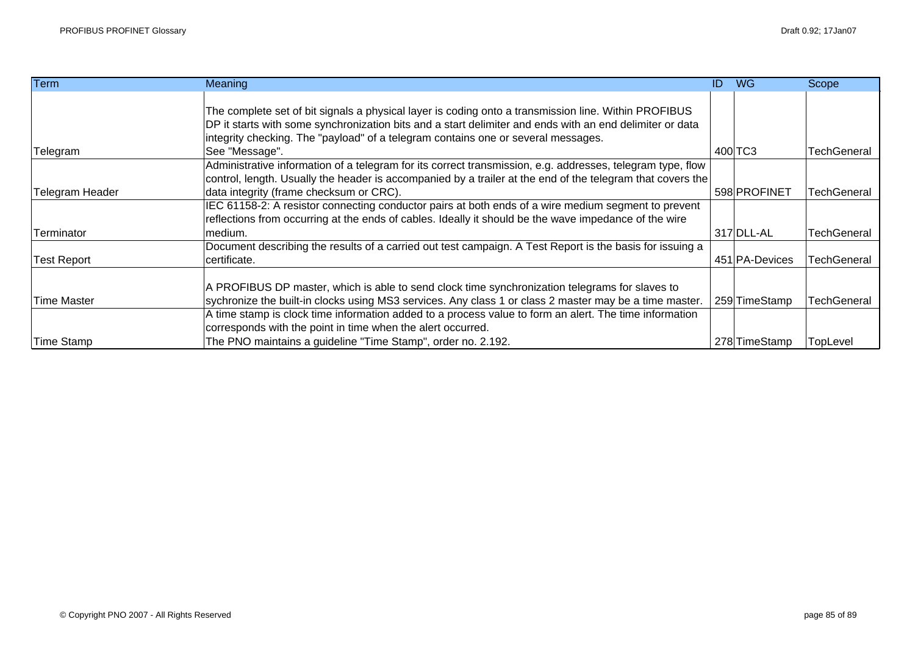| Term | Meaning | ID | WG | Scope |
|---|---|---|---|---|
| Telegram | The complete set of bit signals a physical layer is coding onto a transmission line. Within PROFIBUS DP it starts with some synchronization bits and a start delimiter and ends with an end delimiter or data integrity checking. The "payload" of a telegram contains one or several messages. See "Message". | 400 | TC3 | TechGeneral |
| Telegram Header | Administrative information of a telegram for its correct transmission, e.g. addresses, telegram type, flow control, length. Usually the header is accompanied by a trailer at the end of the telegram that covers the data integrity (frame checksum or CRC). | 598 | PROFINET | TechGeneral |
| Terminator | IEC 61158-2: A resistor connecting conductor pairs at both ends of a wire medium segment to prevent reflections from occurring at the ends of cables. Ideally it should be the wave impedance of the wire medium. | 317 | DLL-AL | TechGeneral |
| Test Report | Document describing the results of a carried out test campaign. A Test Report is the basis for issuing a certificate. | 451 | PA-Devices | TechGeneral |
| Time Master | A PROFIBUS DP master, which is able to send clock time synchronization telegrams for slaves to sychronize the built-in clocks using MS3 services. Any class 1 or class 2 master may be a time master. | 259 | TimeStamp | TechGeneral |
| Time Stamp | A time stamp is clock time information added to a process value to form an alert. The time information corresponds with the point in time when the alert occurred. The PNO maintains a guideline "Time Stamp", order no. 2.192. | 278 | TimeStamp | TopLevel |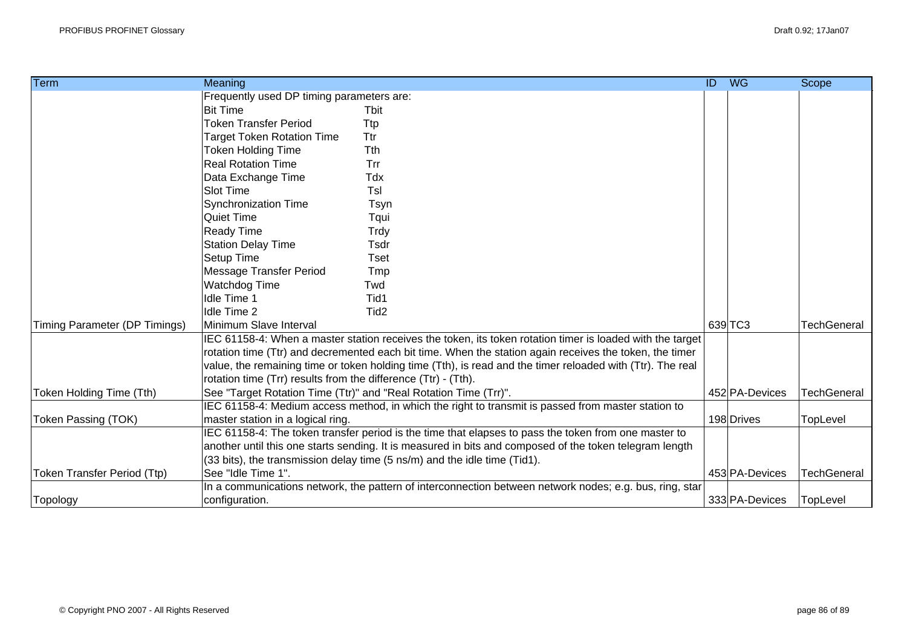| Term | Meaning | ID | WG | Scope |
|---|---|---|---|---|
| Timing Parameter (DP Timings) | Frequently used DP timing parameters are:<br>Bit Time Tbit<br>Token Transfer Period Ttp<br>Target Token Rotation Time Ttr<br>Token Holding Time Tth<br>Real Rotation Time Trr<br>Data Exchange Time Tdx<br>Slot Time Tsl<br>Synchronization Time Tsyn<br>Quiet Time Tqui<br>Ready Time Trdy<br>Station Delay Time Tsdr<br>Setup Time Tset<br>Message Transfer Period Tmp<br>Watchdog Time Twd<br>Idle Time 1 Tid1<br>Idle Time 2 Tid2<br>Minimum Slave Interval | 639 | TC3 | TechGeneral |
| Token Holding Time (Tth) | IEC 61158-4: When a master station receives the token, its token rotation timer is loaded with the target rotation time (Ttr) and decremented each bit time. When the station again receives the token, the timer value, the remaining time or token holding time (Tth), is read and the timer reloaded with (Ttr). The real rotation time (Trr) results from the difference (Ttr) - (Tth).<br>See "Target Rotation Time (Ttr)" and "Real Rotation Time (Trr)". | 452 | PA-Devices | TechGeneral |
| Token Passing (TOK) | IEC 61158-4: Medium access method, in which the right to transmit is passed from master station to master station in a logical ring. | 198 | Drives | TopLevel |
| Token Transfer Period (Ttp) | IEC 61158-4: The token transfer period is the time that elapses to pass the token from one master to another until this one starts sending. It is measured in bits and composed of the token telegram length (33 bits), the transmission delay time (5 ns/m) and the idle time (Tid1).<br>See "Idle Time 1". | 453 | PA-Devices | TechGeneral |
| Topology | In a communications network, the pattern of interconnection between network nodes; e.g. bus, ring, star configuration. | 333 | PA-Devices | TopLevel |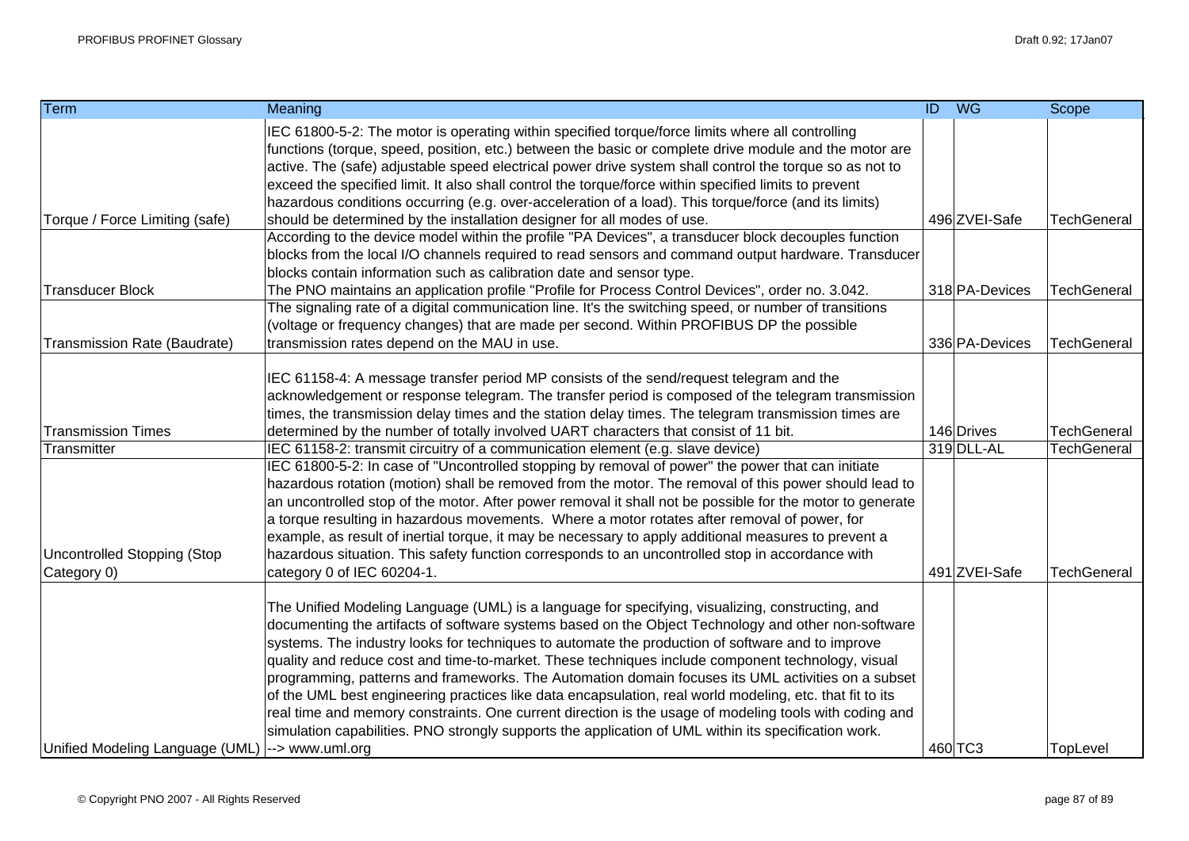| Term | Meaning | ID | WG | Scope |
|---|---|---|---|---|
| Torque / Force Limiting (safe) | IEC 61800-5-2: The motor is operating within specified torque/force limits where all controlling functions (torque, speed, position, etc.) between the basic or complete drive module and the motor are active. The (safe) adjustable speed electrical power drive system shall control the torque so as not to exceed the specified limit. It also shall control the torque/force within specified limits to prevent hazardous conditions occurring (e.g. over-acceleration of a load). This torque/force (and its limits) should be determined by the installation designer for all modes of use. | 496 | ZVEI-Safe | TechGeneral |
| Transducer Block | According to the device model within the profile "PA Devices", a transducer block decouples function blocks from the local I/O channels required to read sensors and command output hardware. Transducer blocks contain information such as calibration date and sensor type. The PNO maintains an application profile "Profile for Process Control Devices", order no. 3.042. | 318 | PA-Devices | TechGeneral |
| Transmission Rate (Baudrate) | The signaling rate of a digital communication line. It's the switching speed, or number of transitions (voltage or frequency changes) that are made per second. Within PROFIBUS DP the possible transmission rates depend on the MAU in use. | 336 | PA-Devices | TechGeneral |
| Transmission Times | IEC 61158-4: A message transfer period MP consists of the send/request telegram and the acknowledgement or response telegram. The transfer period is composed of the telegram transmission times, the transmission delay times and the station delay times. The telegram transmission times are determined by the number of totally involved UART characters that consist of 11 bit. | 146 | Drives | TechGeneral |
| Transmitter | IEC 61158-2: transmit circuitry of a communication element (e.g. slave device) | 319 | DLL-AL | TechGeneral |
| Uncontrolled Stopping (Stop Category 0) | IEC 61800-5-2: In case of "Uncontrolled stopping by removal of power" the power that can initiate hazardous rotation (motion) shall be removed from the motor. The removal of this power should lead to an uncontrolled stop of the motor. After power removal it shall not be possible for the motor to generate a torque resulting in hazardous movements. Where a motor rotates after removal of power, for example, as result of inertial torque, it may be necessary to apply additional measures to prevent a hazardous situation. This safety function corresponds to an uncontrolled stop in accordance with category 0 of IEC 60204-1. | 491 | ZVEI-Safe | TechGeneral |
| Unified Modeling Language (UML) | The Unified Modeling Language (UML) is a language for specifying, visualizing, constructing, and documenting the artifacts of software systems based on the Object Technology and other non-software systems. The industry looks for techniques to automate the production of software and to improve quality and reduce cost and time-to-market. These techniques include component technology, visual programming, patterns and frameworks. The Automation domain focuses its UML activities on a subset of the UML best engineering practices like data encapsulation, real world modeling, etc. that fit to its real time and memory constraints. One current direction is the usage of modeling tools with coding and simulation capabilities. PNO strongly supports the application of UML within its specification work. --> www.uml.org | 460 | TC3 | TopLevel |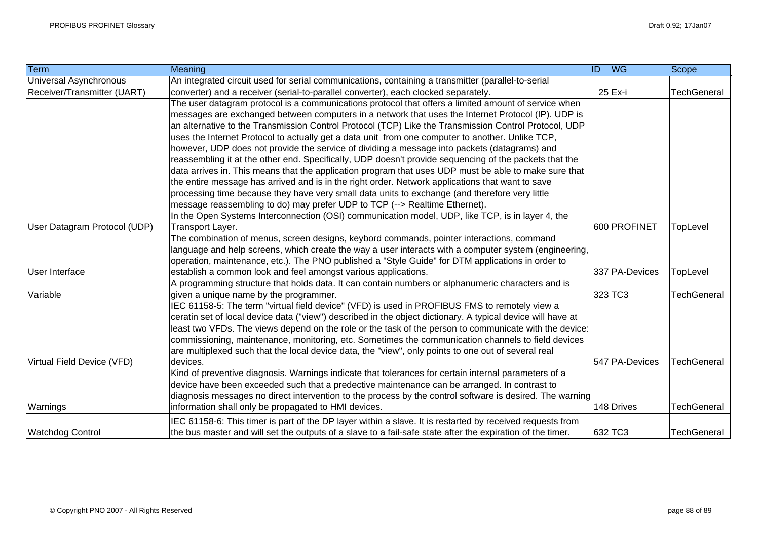| Term | Meaning | ID | WG | Scope |
|---|---|---|---|---|
| Universal Asynchronous Receiver/Transmitter (UART) | An integrated circuit used for serial communications, containing a transmitter (parallel-to-serial converter) and a receiver (serial-to-parallel converter), each clocked separately. | 25 | Ex-i | TechGeneral |
| User Datagram Protocol (UDP) | The user datagram protocol is a communications protocol that offers a limited amount of service when messages are exchanged between computers in a network that uses the Internet Protocol (IP). UDP is an alternative to the Transmission Control Protocol (TCP) Like the Transmission Control Protocol, UDP uses the Internet Protocol to actually get a data unit from one computer to another. Unlike TCP, however, UDP does not provide the service of dividing a message into packets (datagrams) and reassembling it at the other end. Specifically, UDP doesn't provide sequencing of the packets that the data arrives in. This means that the application program that uses UDP must be able to make sure that the entire message has arrived and is in the right order. Network applications that want to save processing time because they have very small data units to exchange (and therefore very little message reassembling to do) may prefer UDP to TCP (--> Realtime Ethernet). In the Open Systems Interconnection (OSI) communication model, UDP, like TCP, is in layer 4, the Transport Layer. | 600 | PROFINET | TopLevel |
| User Interface | The combination of menus, screen designs, keybord commands, pointer interactions, command language and help screens, which create the way a user interacts with a computer system (engineering, operation, maintenance, etc.). The PNO published a "Style Guide" for DTM applications in order to establish a common look and feel amongst various applications. | 337 | PA-Devices | TopLevel |
| Variable | A programming structure that holds data. It can contain numbers or alphanumeric characters and is given a unique name by the programmer. | 323 | TC3 | TechGeneral |
| Virtual Field Device (VFD) | IEC 61158-5: The term "virtual field device" (VFD) is used in PROFIBUS FMS to remotely view a ceratin set of local device data ("view") described in the object dictionary. A typical device will have at least two VFDs. The views depend on the role or the task of the person to communicate with the device: commissioning, maintenance, monitoring, etc. Sometimes the communication channels to field devices are multiplexed such that the local device data, the "view", only points to one out of several real devices. | 547 | PA-Devices | TechGeneral |
| Warnings | Kind of preventive diagnosis. Warnings indicate that tolerances for certain internal parameters of a device have been exceeded such that a predective maintenance can be arranged. In contrast to diagnosis messages no direct intervention to the process by the control software is desired. The warning information shall only be propagated to HMI devices. | 148 | Drives | TechGeneral |
| Watchdog Control | IEC 61158-6: This timer is part of the DP layer within a slave. It is restarted by received requests from the bus master and will set the outputs of a slave to a fail-safe state after the expiration of the timer. | 632 | TC3 | TechGeneral |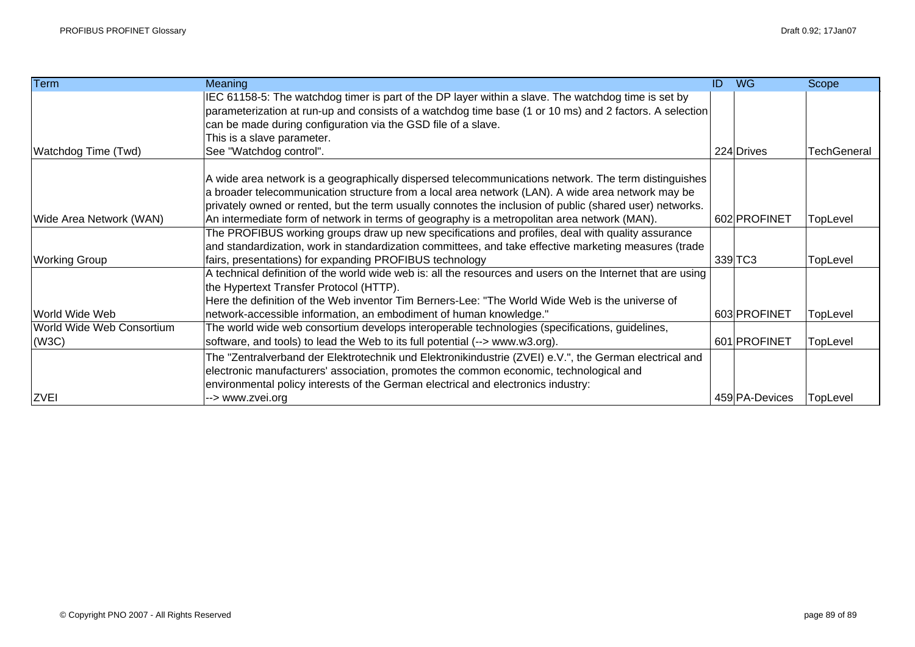| Term | Meaning | ID | WG | Scope |
|---|---|---|---|---|
| Watchdog Time (Twd) | IEC 61158-5: The watchdog timer is part of the DP layer within a slave. The watchdog time is set by parameterization at run-up and consists of a watchdog time base (1 or 10 ms) and 2 factors. A selection can be made during configuration via the GSD file of a slave.<br>This is a slave parameter.<br>See "Watchdog control". | 224 | Drives | TechGeneral |
| Wide Area Network (WAN) | A wide area network is a geographically dispersed telecommunications network. The term distinguishes a broader telecommunication structure from a local area network (LAN). A wide area network may be privately owned or rented, but the term usually connotes the inclusion of public (shared user) networks. An intermediate form of network in terms of geography is a metropolitan area network (MAN). | 602 | PROFINET | TopLevel |
| Working Group | The PROFIBUS working groups draw up new specifications and profiles, deal with quality assurance and standardization, work in standardization committees, and take effective marketing measures (trade fairs, presentations) for expanding PROFIBUS technology | 339 | TC3 | TopLevel |
| World Wide Web | A technical definition of the world wide web is: all the resources and users on the Internet that are using the Hypertext Transfer Protocol (HTTP).<br>Here the definition of the Web inventor Tim Berners-Lee: "The World Wide Web is the universe of network-accessible information, an embodiment of human knowledge." | 603 | PROFINET | TopLevel |
| World Wide Web Consortium (W3C) | The world wide web consortium develops interoperable technologies (specifications, guidelines, software, and tools) to lead the Web to its full potential (--> www.w3.org). | 601 | PROFINET | TopLevel |
| ZVEI | The "Zentralverband der Elektrotechnik und Elektronikindustrie (ZVEI) e.V.", the German electrical and electronic manufacturers' association, promotes the common economic, technological and environmental policy interests of the German electrical and electronics industry:<br>--> www.zvei.org | 459 | PA-Devices | TopLevel |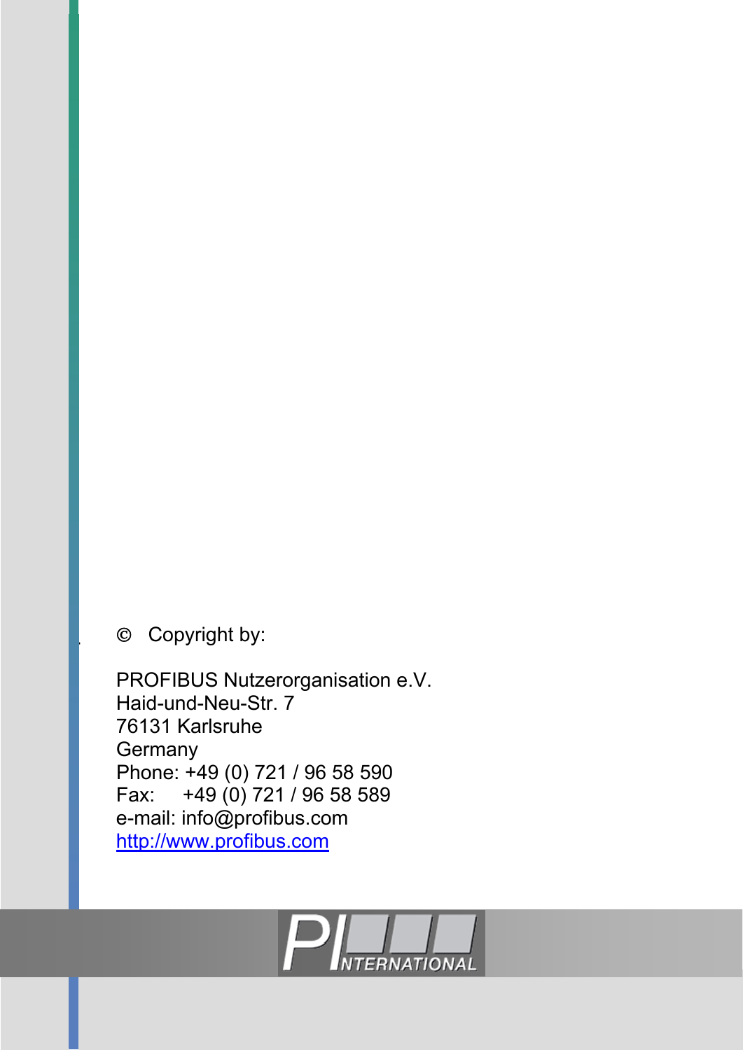© Copyright by:

PROFIBUS Nutzerorganisation e.V.
Haid-und-Neu-Str. 7
76131 Karlsruhe
Germany
Phone: +49 (0) 721 / 96 58 590
Fax: +49 (0) 721 / 96 58 589
e-mail: info@profibus.com
http://www.profibus.com